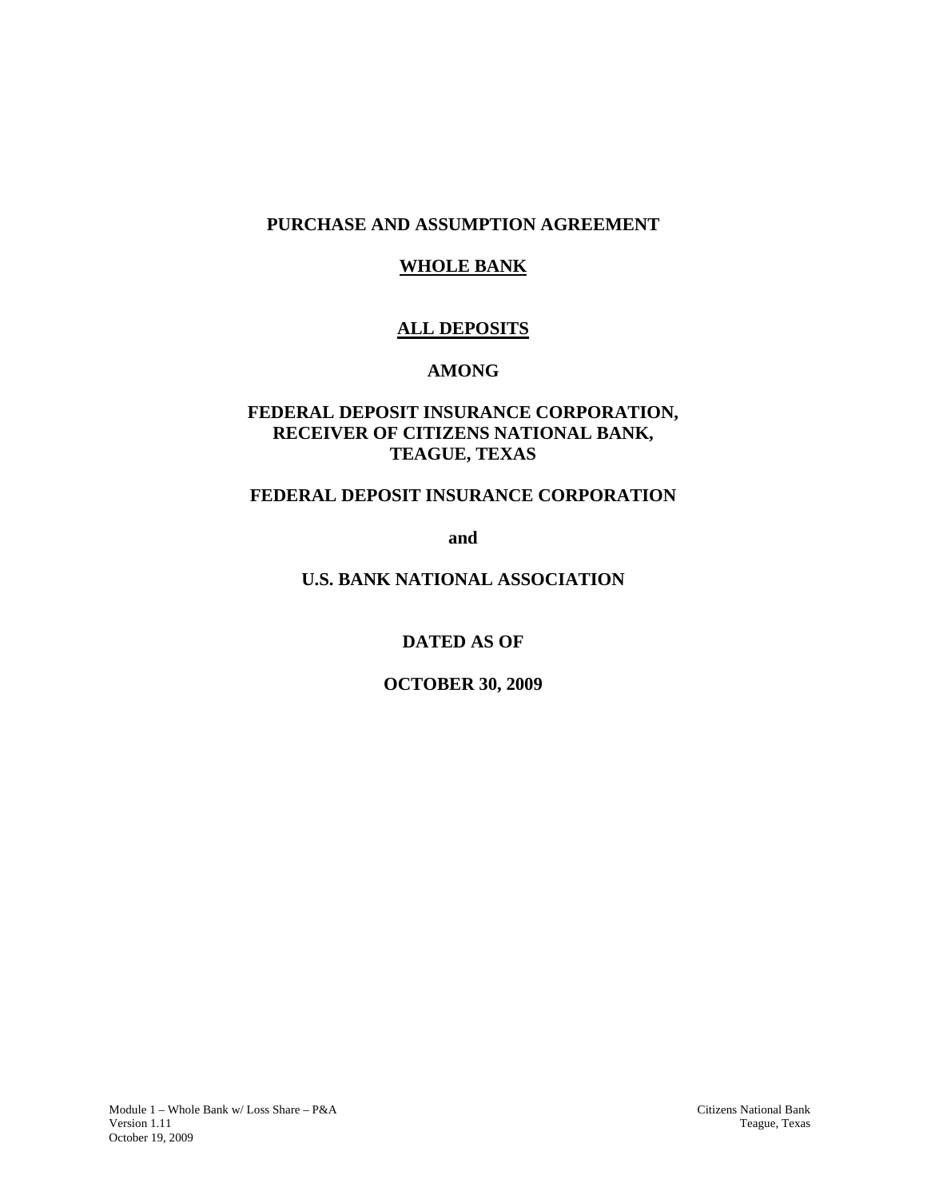**PURCHASE AND ASSUMPTION AGREEMENT**

**WHOLE BANK**

**ALL DEPOSITS**

**AMONG**

**FEDERAL DEPOSIT INSURANCE CORPORATION,
RECEIVER OF CITIZENS NATIONAL BANK,
TEAGUE, TEXAS**

**FEDERAL DEPOSIT INSURANCE CORPORATION**

**and**

**U.S. BANK NATIONAL ASSOCIATION**

**DATED AS OF**

**OCTOBER 30, 2009**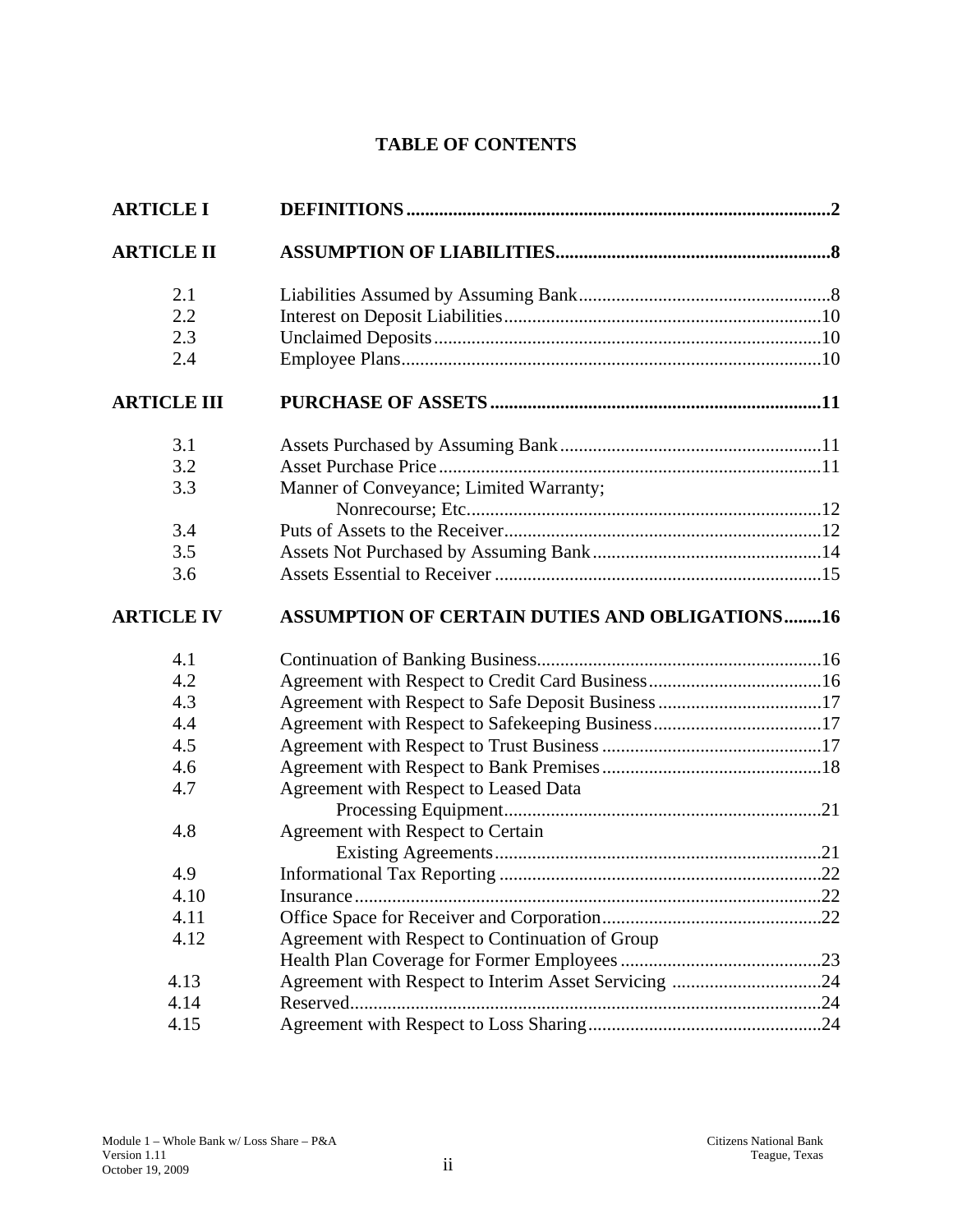## TABLE OF CONTENTS

| | | |
|---|---|---|
| **ARTICLE I** | **DEFINITIONS** | **2** |
| **ARTICLE II** | **ASSUMPTION OF LIABILITIES** | **8** |
| 2.1 | Liabilities Assumed by Assuming Bank | 8 |
| 2.2 | Interest on Deposit Liabilities | 10 |
| 2.3 | Unclaimed Deposits | 10 |
| 2.4 | Employee Plans | 10 |
| **ARTICLE III** | **PURCHASE OF ASSETS** | **11** |
| 3.1 | Assets Purchased by Assuming Bank | 11 |
| 3.2 | Asset Purchase Price | 11 |
| 3.3 | Manner of Conveyance; Limited Warranty; Nonrecourse; Etc. | 12 |
| 3.4 | Puts of Assets to the Receiver | 12 |
| 3.5 | Assets Not Purchased by Assuming Bank | 14 |
| 3.6 | Assets Essential to Receiver | 15 |
| **ARTICLE IV** | **ASSUMPTION OF CERTAIN DUTIES AND OBLIGATIONS** | **16** |
| 4.1 | Continuation of Banking Business | 16 |
| 4.2 | Agreement with Respect to Credit Card Business | 16 |
| 4.3 | Agreement with Respect to Safe Deposit Business | 17 |
| 4.4 | Agreement with Respect to Safekeeping Business | 17 |
| 4.5 | Agreement with Respect to Trust Business | 17 |
| 4.6 | Agreement with Respect to Bank Premises | 18 |
| 4.7 | Agreement with Respect to Leased Data Processing Equipment | 21 |
| 4.8 | Agreement with Respect to Certain Existing Agreements | 21 |
| 4.9 | Informational Tax Reporting | 22 |
| 4.10 | Insurance | 22 |
| 4.11 | Office Space for Receiver and Corporation | 22 |
| 4.12 | Agreement with Respect to Continuation of Group Health Plan Coverage for Former Employees | 23 |
| 4.13 | Agreement with Respect to Interim Asset Servicing | 24 |
| 4.14 | Reserved | 24 |
| 4.15 | Agreement with Respect to Loss Sharing | 24 |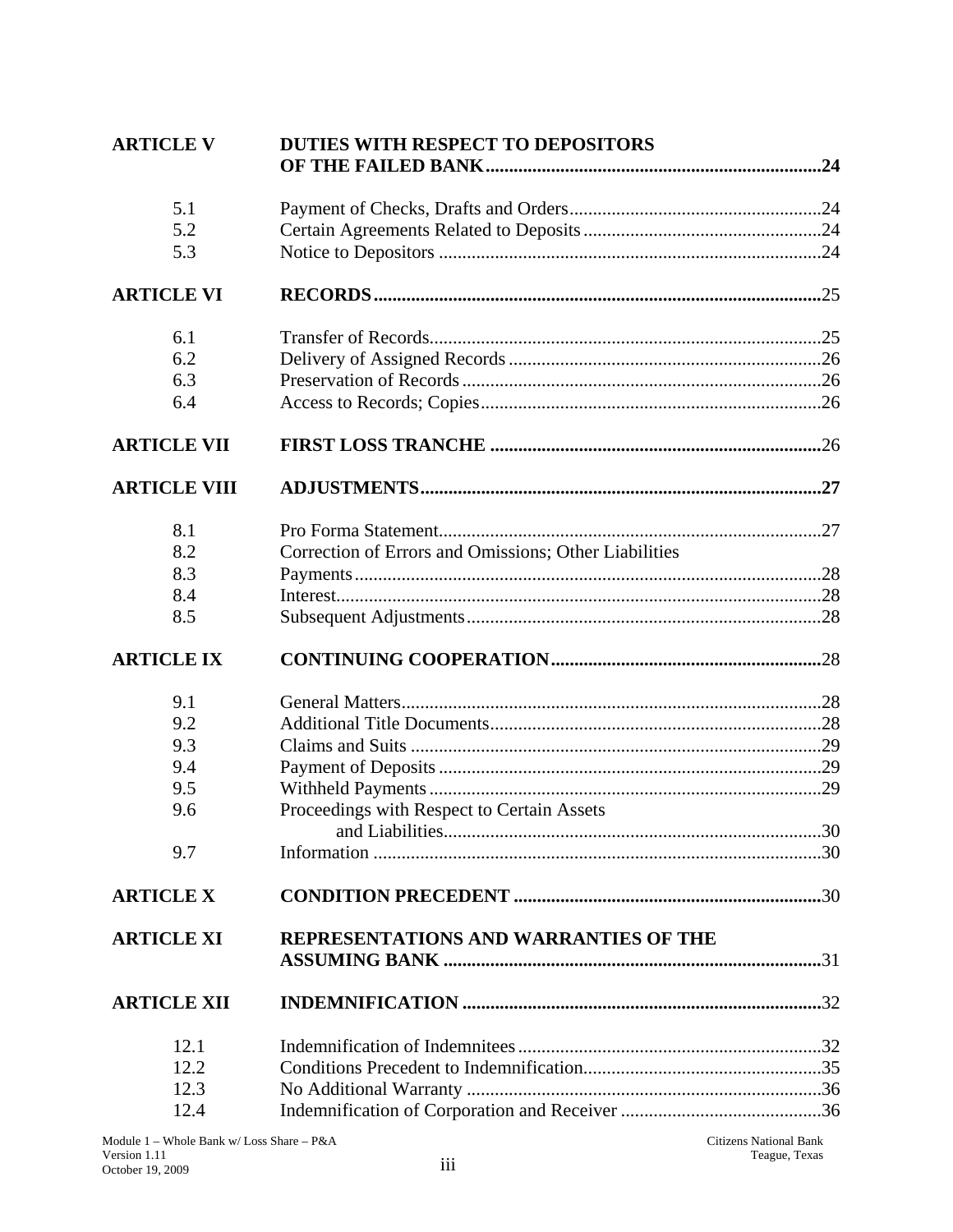| | | |
|---|---|---|
| **ARTICLE V** | **DUTIES WITH RESPECT TO DEPOSITORS OF THE FAILED BANK** | **24** |
| 5.1 | Payment of Checks, Drafts and Orders | 24 |
| 5.2 | Certain Agreements Related to Deposits | 24 |
| 5.3 | Notice to Depositors | 24 |
| **ARTICLE VI** | **RECORDS** | 25 |
| 6.1 | Transfer of Records | 25 |
| 6.2 | Delivery of Assigned Records | 26 |
| 6.3 | Preservation of Records | 26 |
| 6.4 | Access to Records; Copies | 26 |
| **ARTICLE VII** | **FIRST LOSS TRANCHE** | 26 |
| **ARTICLE VIII** | **ADJUSTMENTS** | **27** |
| 8.1 | Pro Forma Statement | 27 |
| 8.2 | Correction of Errors and Omissions; Other Liabilities | |
| 8.3 | Payments | 28 |
| 8.4 | Interest | 28 |
| 8.5 | Subsequent Adjustments | 28 |
| **ARTICLE IX** | **CONTINUING COOPERATION** | 28 |
| 9.1 | General Matters | 28 |
| 9.2 | Additional Title Documents | 28 |
| 9.3 | Claims and Suits | 29 |
| 9.4 | Payment of Deposits | 29 |
| 9.5 | Withheld Payments | 29 |
| 9.6 | Proceedings with Respect to Certain Assets and Liabilities | 30 |
| 9.7 | Information | 30 |
| **ARTICLE X** | **CONDITION PRECEDENT** | 30 |
| **ARTICLE XI** | **REPRESENTATIONS AND WARRANTIES OF THE ASSUMING BANK** | 31 |
| **ARTICLE XII** | **INDEMNIFICATION** | 32 |
| 12.1 | Indemnification of Indemnitees | 32 |
| 12.2 | Conditions Precedent to Indemnification | 35 |
| 12.3 | No Additional Warranty | 36 |
| 12.4 | Indemnification of Corporation and Receiver | 36 |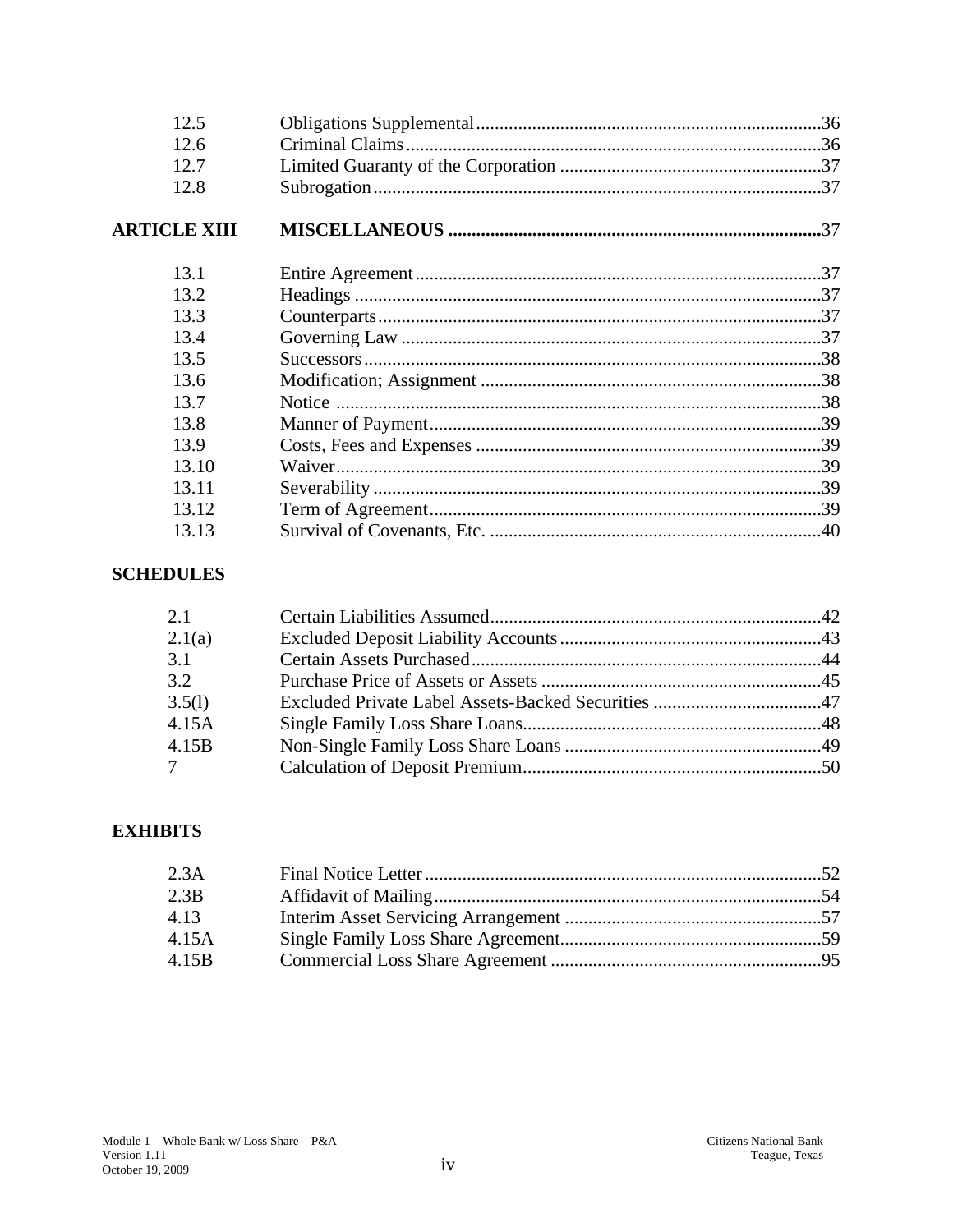| | | |
|---|---|---|
| 12.5 | Obligations Supplemental | 36 |
| 12.6 | Criminal Claims | 36 |
| 12.7 | Limited Guaranty of the Corporation | 37 |
| 12.8 | Subrogation | 37 |

**ARTICLE XIII** **MISCELLANEOUS** ........ 37

| | | |
|---|---|---|
| 13.1 | Entire Agreement | 37 |
| 13.2 | Headings | 37 |
| 13.3 | Counterparts | 37 |
| 13.4 | Governing Law | 37 |
| 13.5 | Successors | 38 |
| 13.6 | Modification; Assignment | 38 |
| 13.7 | Notice | 38 |
| 13.8 | Manner of Payment | 39 |
| 13.9 | Costs, Fees and Expenses | 39 |
| 13.10 | Waiver | 39 |
| 13.11 | Severability | 39 |
| 13.12 | Term of Agreement | 39 |
| 13.13 | Survival of Covenants, Etc. | 40 |

**SCHEDULES**

| | | |
|---|---|---|
| 2.1 | Certain Liabilities Assumed | 42 |
| 2.1(a) | Excluded Deposit Liability Accounts | 43 |
| 3.1 | Certain Assets Purchased | 44 |
| 3.2 | Purchase Price of Assets or Assets | 45 |
| 3.5(l) | Excluded Private Label Assets-Backed Securities | 47 |
| 4.15A | Single Family Loss Share Loans | 48 |
| 4.15B | Non-Single Family Loss Share Loans | 49 |
| 7 | Calculation of Deposit Premium | 50 |

**EXHIBITS**

| | | |
|---|---|---|
| 2.3A | Final Notice Letter | 52 |
| 2.3B | Affidavit of Mailing | 54 |
| 4.13 | Interim Asset Servicing Arrangement | 57 |
| 4.15A | Single Family Loss Share Agreement | 59 |
| 4.15B | Commercial Loss Share Agreement | 95 |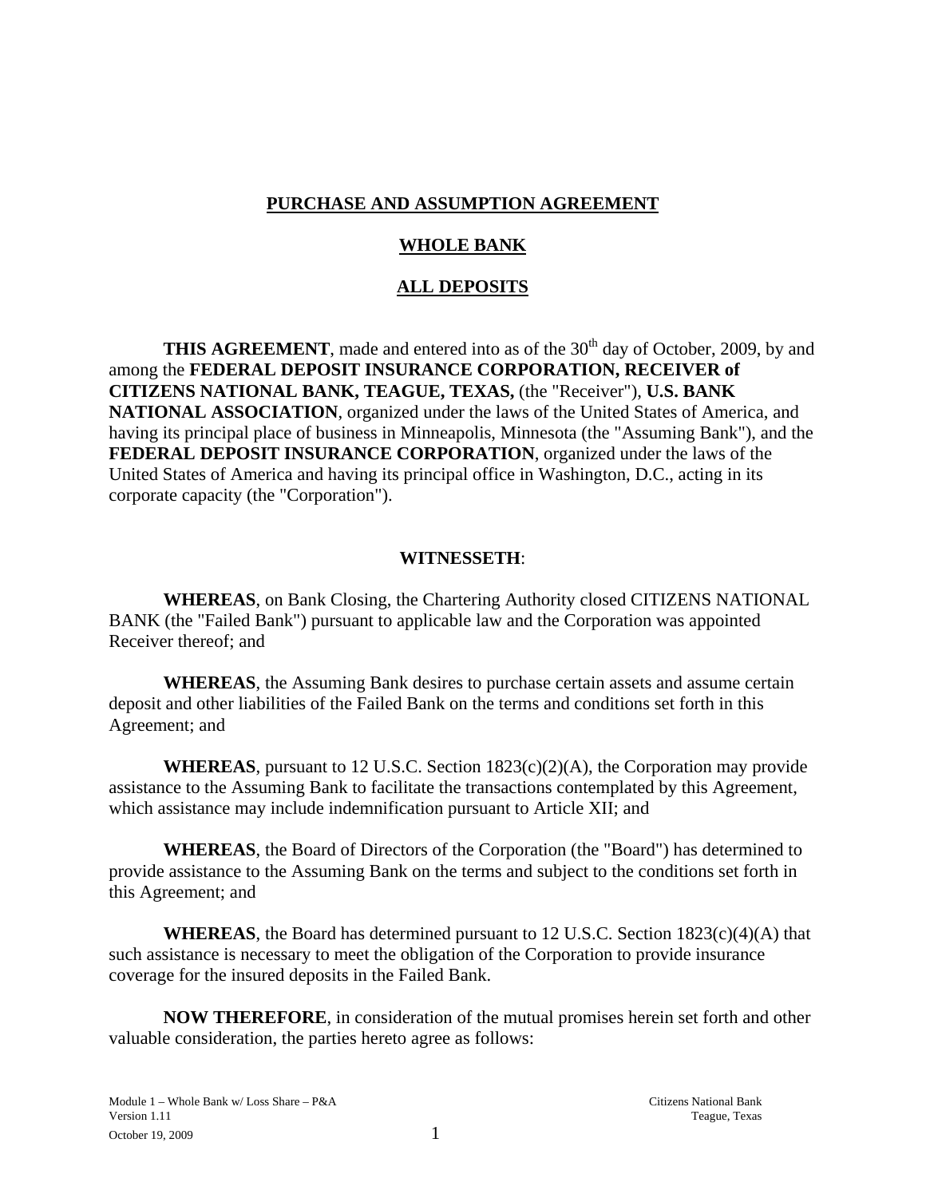**PURCHASE AND ASSUMPTION AGREEMENT**

**WHOLE BANK**

**ALL DEPOSITS**

**THIS AGREEMENT**, made and entered into as of the 30th day of October, 2009, by and among the **FEDERAL DEPOSIT INSURANCE CORPORATION, RECEIVER of CITIZENS NATIONAL BANK, TEAGUE, TEXAS,** (the "Receiver"), **U.S. BANK NATIONAL ASSOCIATION**, organized under the laws of the United States of America, and having its principal place of business in Minneapolis, Minnesota (the "Assuming Bank"), and the **FEDERAL DEPOSIT INSURANCE CORPORATION**, organized under the laws of the United States of America and having its principal office in Washington, D.C., acting in its corporate capacity (the "Corporation").

**WITNESSETH**:

**WHEREAS**, on Bank Closing, the Chartering Authority closed CITIZENS NATIONAL BANK (the "Failed Bank") pursuant to applicable law and the Corporation was appointed Receiver thereof; and

**WHEREAS**, the Assuming Bank desires to purchase certain assets and assume certain deposit and other liabilities of the Failed Bank on the terms and conditions set forth in this Agreement; and

**WHEREAS**, pursuant to 12 U.S.C. Section 1823(c)(2)(A), the Corporation may provide assistance to the Assuming Bank to facilitate the transactions contemplated by this Agreement, which assistance may include indemnification pursuant to Article XII; and

**WHEREAS**, the Board of Directors of the Corporation (the "Board") has determined to provide assistance to the Assuming Bank on the terms and subject to the conditions set forth in this Agreement; and

**WHEREAS**, the Board has determined pursuant to 12 U.S.C. Section 1823(c)(4)(A) that such assistance is necessary to meet the obligation of the Corporation to provide insurance coverage for the insured deposits in the Failed Bank.

**NOW THEREFORE**, in consideration of the mutual promises herein set forth and other valuable consideration, the parties hereto agree as follows: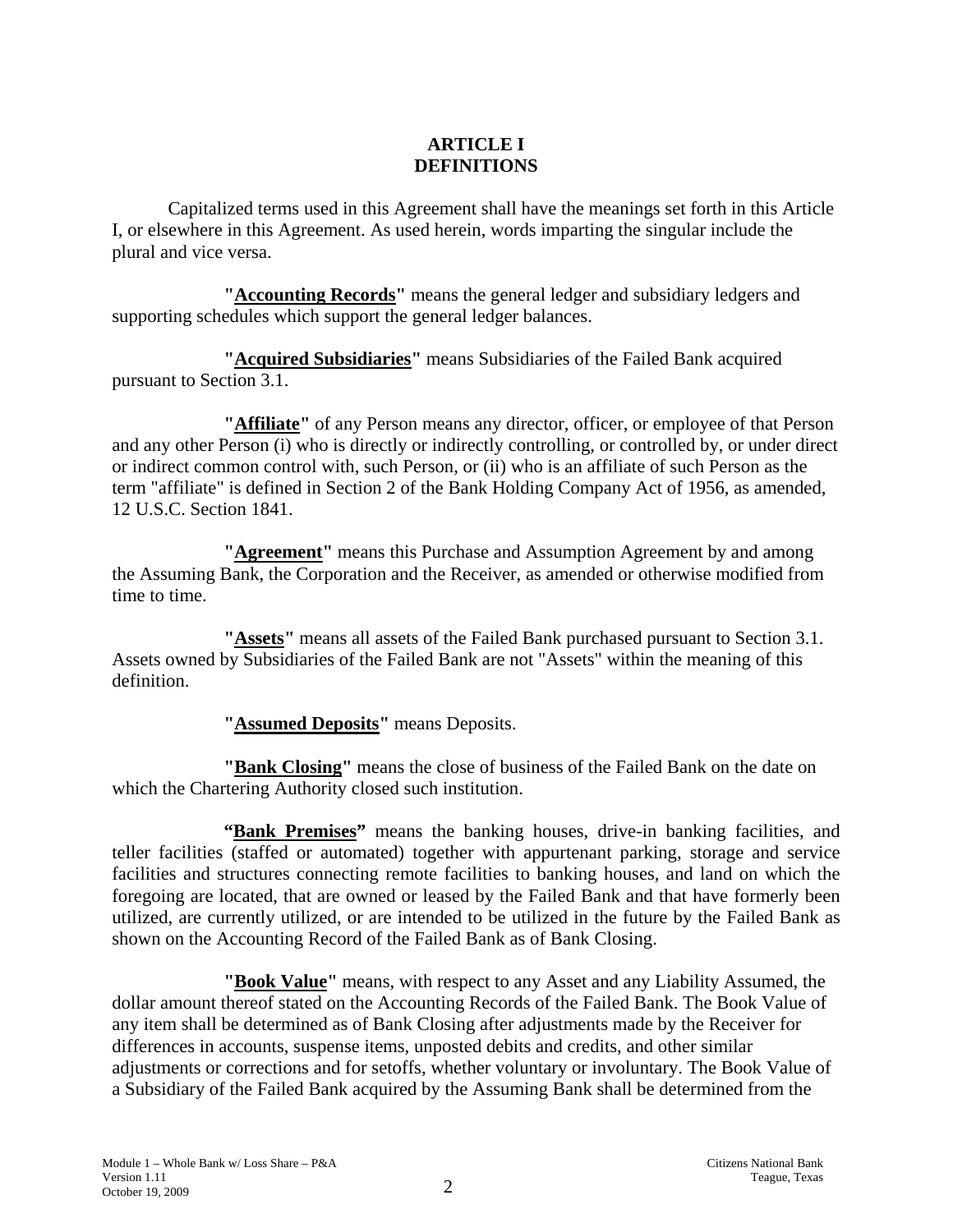# ARTICLE I
# DEFINITIONS

Capitalized terms used in this Agreement shall have the meanings set forth in this Article I, or elsewhere in this Agreement. As used herein, words imparting the singular include the plural and vice versa.

**"Accounting Records"** means the general ledger and subsidiary ledgers and supporting schedules which support the general ledger balances.

**"Acquired Subsidiaries"** means Subsidiaries of the Failed Bank acquired pursuant to Section 3.1.

**"Affiliate"** of any Person means any director, officer, or employee of that Person and any other Person (i) who is directly or indirectly controlling, or controlled by, or under direct or indirect common control with, such Person, or (ii) who is an affiliate of such Person as the term "affiliate" is defined in Section 2 of the Bank Holding Company Act of 1956, as amended, 12 U.S.C. Section 1841.

**"Agreement"** means this Purchase and Assumption Agreement by and among the Assuming Bank, the Corporation and the Receiver, as amended or otherwise modified from time to time.

**"Assets"** means all assets of the Failed Bank purchased pursuant to Section 3.1. Assets owned by Subsidiaries of the Failed Bank are not "Assets" within the meaning of this definition.

**"Assumed Deposits"** means Deposits.

**"Bank Closing"** means the close of business of the Failed Bank on the date on which the Chartering Authority closed such institution.

**"Bank Premises"** means the banking houses, drive-in banking facilities, and teller facilities (staffed or automated) together with appurtenant parking, storage and service facilities and structures connecting remote facilities to banking houses, and land on which the foregoing are located, that are owned or leased by the Failed Bank and that have formerly been utilized, are currently utilized, or are intended to be utilized in the future by the Failed Bank as shown on the Accounting Record of the Failed Bank as of Bank Closing.

**"Book Value"** means, with respect to any Asset and any Liability Assumed, the dollar amount thereof stated on the Accounting Records of the Failed Bank. The Book Value of any item shall be determined as of Bank Closing after adjustments made by the Receiver for differences in accounts, suspense items, unposted debits and credits, and other similar adjustments or corrections and for setoffs, whether voluntary or involuntary. The Book Value of a Subsidiary of the Failed Bank acquired by the Assuming Bank shall be determined from the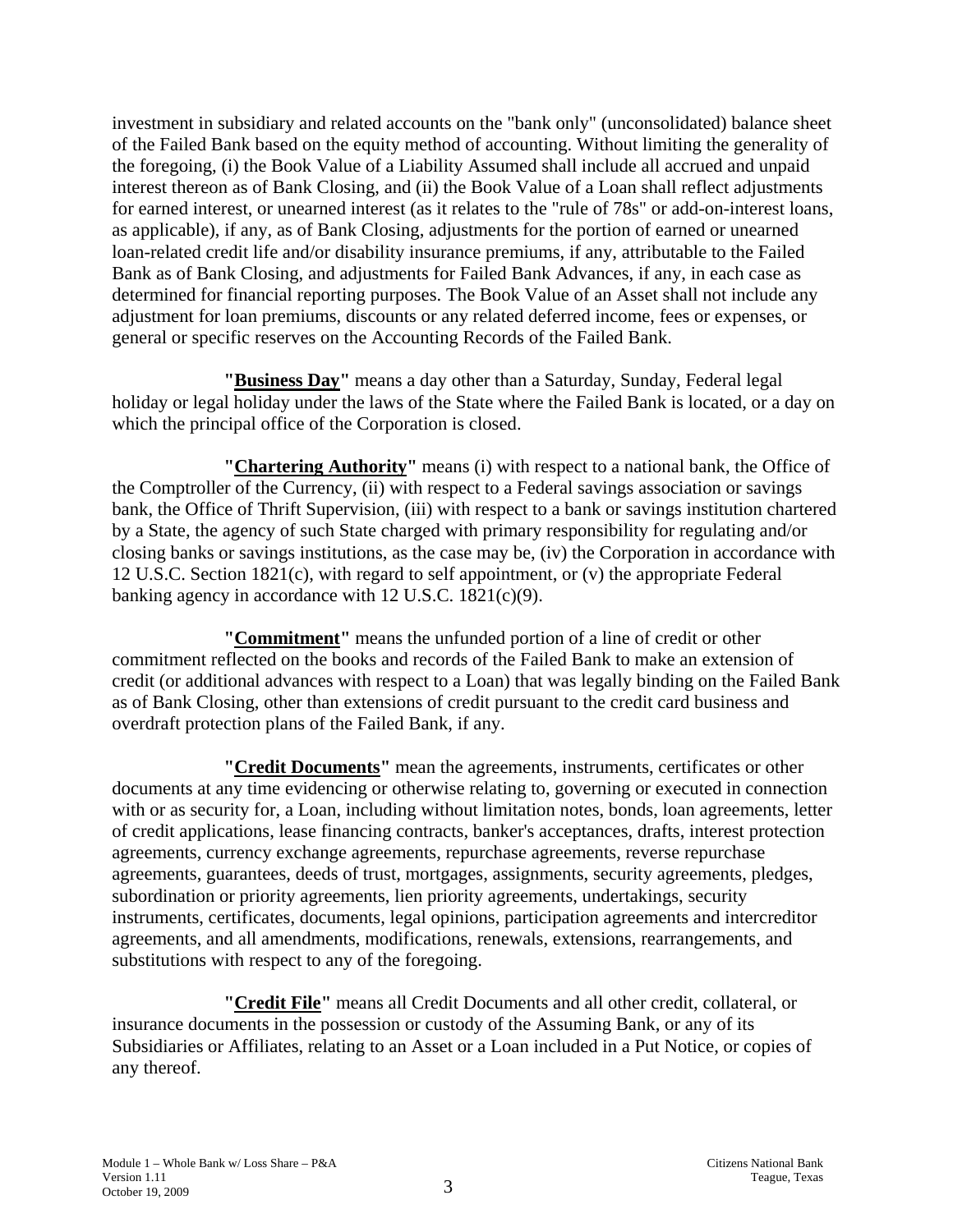investment in subsidiary and related accounts on the "bank only" (unconsolidated) balance sheet of the Failed Bank based on the equity method of accounting. Without limiting the generality of the foregoing, (i) the Book Value of a Liability Assumed shall include all accrued and unpaid interest thereon as of Bank Closing, and (ii) the Book Value of a Loan shall reflect adjustments for earned interest, or unearned interest (as it relates to the "rule of 78s" or add-on-interest loans, as applicable), if any, as of Bank Closing, adjustments for the portion of earned or unearned loan-related credit life and/or disability insurance premiums, if any, attributable to the Failed Bank as of Bank Closing, and adjustments for Failed Bank Advances, if any, in each case as determined for financial reporting purposes. The Book Value of an Asset shall not include any adjustment for loan premiums, discounts or any related deferred income, fees or expenses, or general or specific reserves on the Accounting Records of the Failed Bank.

**"Business Day"** means a day other than a Saturday, Sunday, Federal legal holiday or legal holiday under the laws of the State where the Failed Bank is located, or a day on which the principal office of the Corporation is closed.

**"Chartering Authority"** means (i) with respect to a national bank, the Office of the Comptroller of the Currency, (ii) with respect to a Federal savings association or savings bank, the Office of Thrift Supervision, (iii) with respect to a bank or savings institution chartered by a State, the agency of such State charged with primary responsibility for regulating and/or closing banks or savings institutions, as the case may be, (iv) the Corporation in accordance with 12 U.S.C. Section 1821(c), with regard to self appointment, or (v) the appropriate Federal banking agency in accordance with 12 U.S.C. 1821(c)(9).

**"Commitment"** means the unfunded portion of a line of credit or other commitment reflected on the books and records of the Failed Bank to make an extension of credit (or additional advances with respect to a Loan) that was legally binding on the Failed Bank as of Bank Closing, other than extensions of credit pursuant to the credit card business and overdraft protection plans of the Failed Bank, if any.

**"Credit Documents"** mean the agreements, instruments, certificates or other documents at any time evidencing or otherwise relating to, governing or executed in connection with or as security for, a Loan, including without limitation notes, bonds, loan agreements, letter of credit applications, lease financing contracts, banker's acceptances, drafts, interest protection agreements, currency exchange agreements, repurchase agreements, reverse repurchase agreements, guarantees, deeds of trust, mortgages, assignments, security agreements, pledges, subordination or priority agreements, lien priority agreements, undertakings, security instruments, certificates, documents, legal opinions, participation agreements and intercreditor agreements, and all amendments, modifications, renewals, extensions, rearrangements, and substitutions with respect to any of the foregoing.

**"Credit File"** means all Credit Documents and all other credit, collateral, or insurance documents in the possession or custody of the Assuming Bank, or any of its Subsidiaries or Affiliates, relating to an Asset or a Loan included in a Put Notice, or copies of any thereof.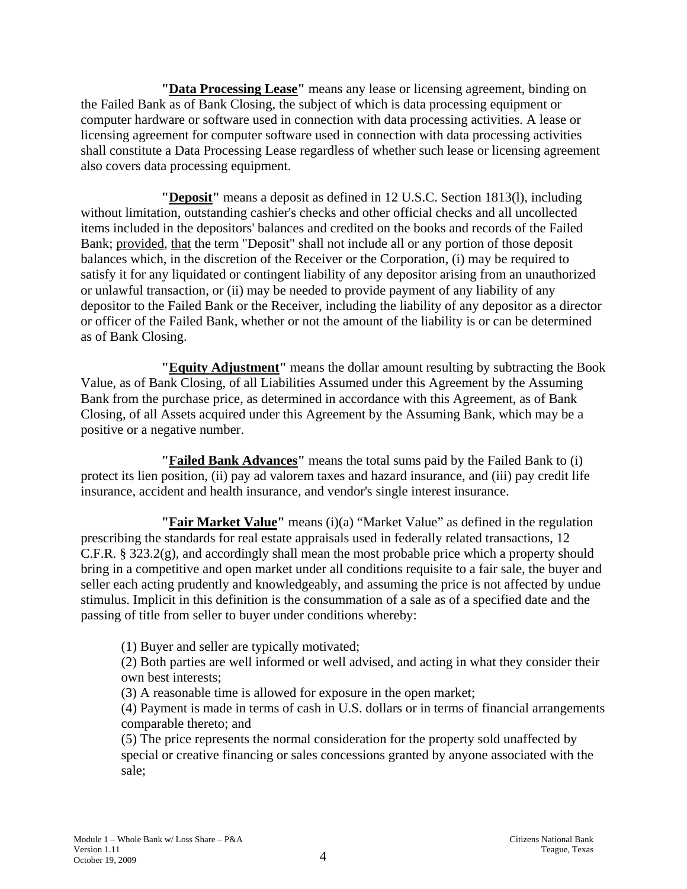**"<u>Data Processing Lease</u>"** means any lease or licensing agreement, binding on the Failed Bank as of Bank Closing, the subject of which is data processing equipment or computer hardware or software used in connection with data processing activities. A lease or licensing agreement for computer software used in connection with data processing activities shall constitute a Data Processing Lease regardless of whether such lease or licensing agreement also covers data processing equipment.

**"<u>Deposit</u>"** means a deposit as defined in 12 U.S.C. Section 1813(l), including without limitation, outstanding cashier's checks and other official checks and all uncollected items included in the depositors' balances and credited on the books and records of the Failed Bank; <u>provided</u>, <u>that</u> the term "Deposit" shall not include all or any portion of those deposit balances which, in the discretion of the Receiver or the Corporation, (i) may be required to satisfy it for any liquidated or contingent liability of any depositor arising from an unauthorized or unlawful transaction, or (ii) may be needed to provide payment of any liability of any depositor to the Failed Bank or the Receiver, including the liability of any depositor as a director or officer of the Failed Bank, whether or not the amount of the liability is or can be determined as of Bank Closing.

**"<u>Equity Adjustment</u>"** means the dollar amount resulting by subtracting the Book Value, as of Bank Closing, of all Liabilities Assumed under this Agreement by the Assuming Bank from the purchase price, as determined in accordance with this Agreement, as of Bank Closing, of all Assets acquired under this Agreement by the Assuming Bank, which may be a positive or a negative number.

**"<u>Failed Bank Advances</u>"** means the total sums paid by the Failed Bank to (i) protect its lien position, (ii) pay ad valorem taxes and hazard insurance, and (iii) pay credit life insurance, accident and health insurance, and vendor's single interest insurance.

**"<u>Fair Market Value</u>"** means (i)(a) "Market Value" as defined in the regulation prescribing the standards for real estate appraisals used in federally related transactions, 12 C.F.R. § 323.2(g), and accordingly shall mean the most probable price which a property should bring in a competitive and open market under all conditions requisite to a fair sale, the buyer and seller each acting prudently and knowledgeably, and assuming the price is not affected by undue stimulus. Implicit in this definition is the consummation of a sale as of a specified date and the passing of title from seller to buyer under conditions whereby:

(1) Buyer and seller are typically motivated;
(2) Both parties are well informed or well advised, and acting in what they consider their own best interests;
(3) A reasonable time is allowed for exposure in the open market;
(4) Payment is made in terms of cash in U.S. dollars or in terms of financial arrangements comparable thereto; and
(5) The price represents the normal consideration for the property sold unaffected by special or creative financing or sales concessions granted by anyone associated with the sale;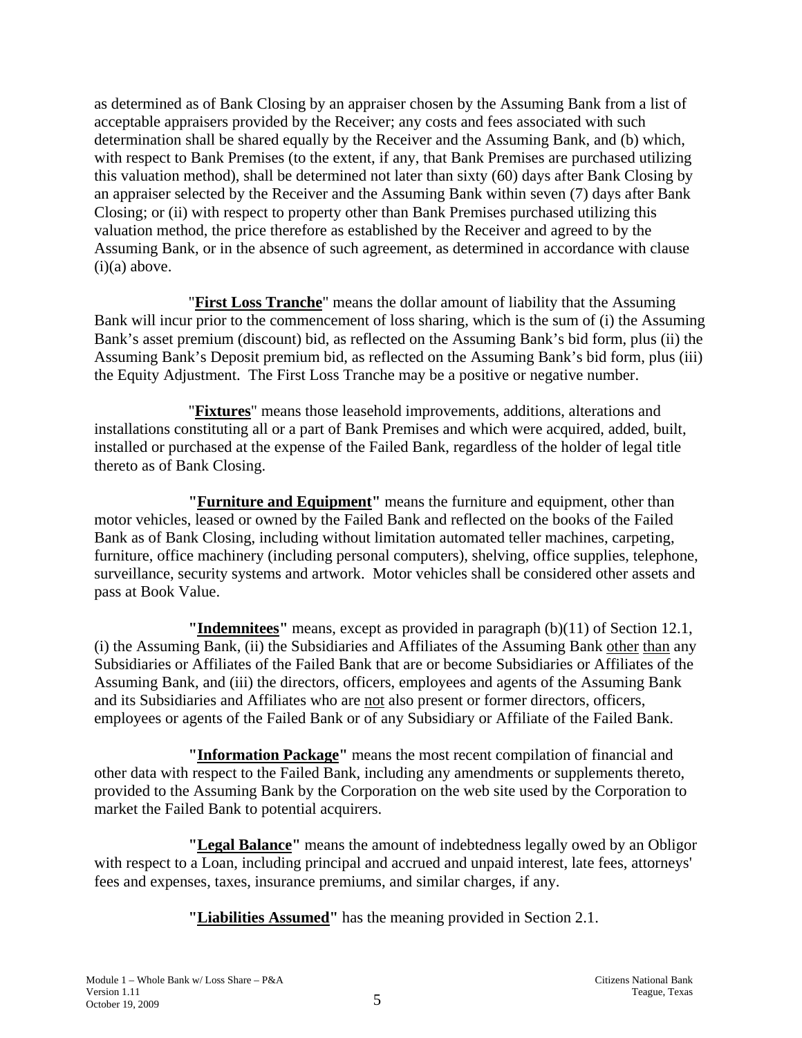as determined as of Bank Closing by an appraiser chosen by the Assuming Bank from a list of acceptable appraisers provided by the Receiver; any costs and fees associated with such determination shall be shared equally by the Receiver and the Assuming Bank, and (b) which, with respect to Bank Premises (to the extent, if any, that Bank Premises are purchased utilizing this valuation method), shall be determined not later than sixty (60) days after Bank Closing by an appraiser selected by the Receiver and the Assuming Bank within seven (7) days after Bank Closing; or (ii) with respect to property other than Bank Premises purchased utilizing this valuation method, the price therefore as established by the Receiver and agreed to by the Assuming Bank, or in the absence of such agreement, as determined in accordance with clause (i)(a) above.

"**First Loss Tranche**" means the dollar amount of liability that the Assuming Bank will incur prior to the commencement of loss sharing, which is the sum of (i) the Assuming Bank's asset premium (discount) bid, as reflected on the Assuming Bank's bid form, plus (ii) the Assuming Bank's Deposit premium bid, as reflected on the Assuming Bank's bid form, plus (iii) the Equity Adjustment. The First Loss Tranche may be a positive or negative number.

"**Fixtures**" means those leasehold improvements, additions, alterations and installations constituting all or a part of Bank Premises and which were acquired, added, built, installed or purchased at the expense of the Failed Bank, regardless of the holder of legal title thereto as of Bank Closing.

**"Furniture and Equipment"** means the furniture and equipment, other than motor vehicles, leased or owned by the Failed Bank and reflected on the books of the Failed Bank as of Bank Closing, including without limitation automated teller machines, carpeting, furniture, office machinery (including personal computers), shelving, office supplies, telephone, surveillance, security systems and artwork. Motor vehicles shall be considered other assets and pass at Book Value.

**"Indemnitees"** means, except as provided in paragraph (b)(11) of Section 12.1, (i) the Assuming Bank, (ii) the Subsidiaries and Affiliates of the Assuming Bank other than any Subsidiaries or Affiliates of the Failed Bank that are or become Subsidiaries or Affiliates of the Assuming Bank, and (iii) the directors, officers, employees and agents of the Assuming Bank and its Subsidiaries and Affiliates who are not also present or former directors, officers, employees or agents of the Failed Bank or of any Subsidiary or Affiliate of the Failed Bank.

**"Information Package"** means the most recent compilation of financial and other data with respect to the Failed Bank, including any amendments or supplements thereto, provided to the Assuming Bank by the Corporation on the web site used by the Corporation to market the Failed Bank to potential acquirers.

**"Legal Balance"** means the amount of indebtedness legally owed by an Obligor with respect to a Loan, including principal and accrued and unpaid interest, late fees, attorneys' fees and expenses, taxes, insurance premiums, and similar charges, if any.

**"Liabilities Assumed"** has the meaning provided in Section 2.1.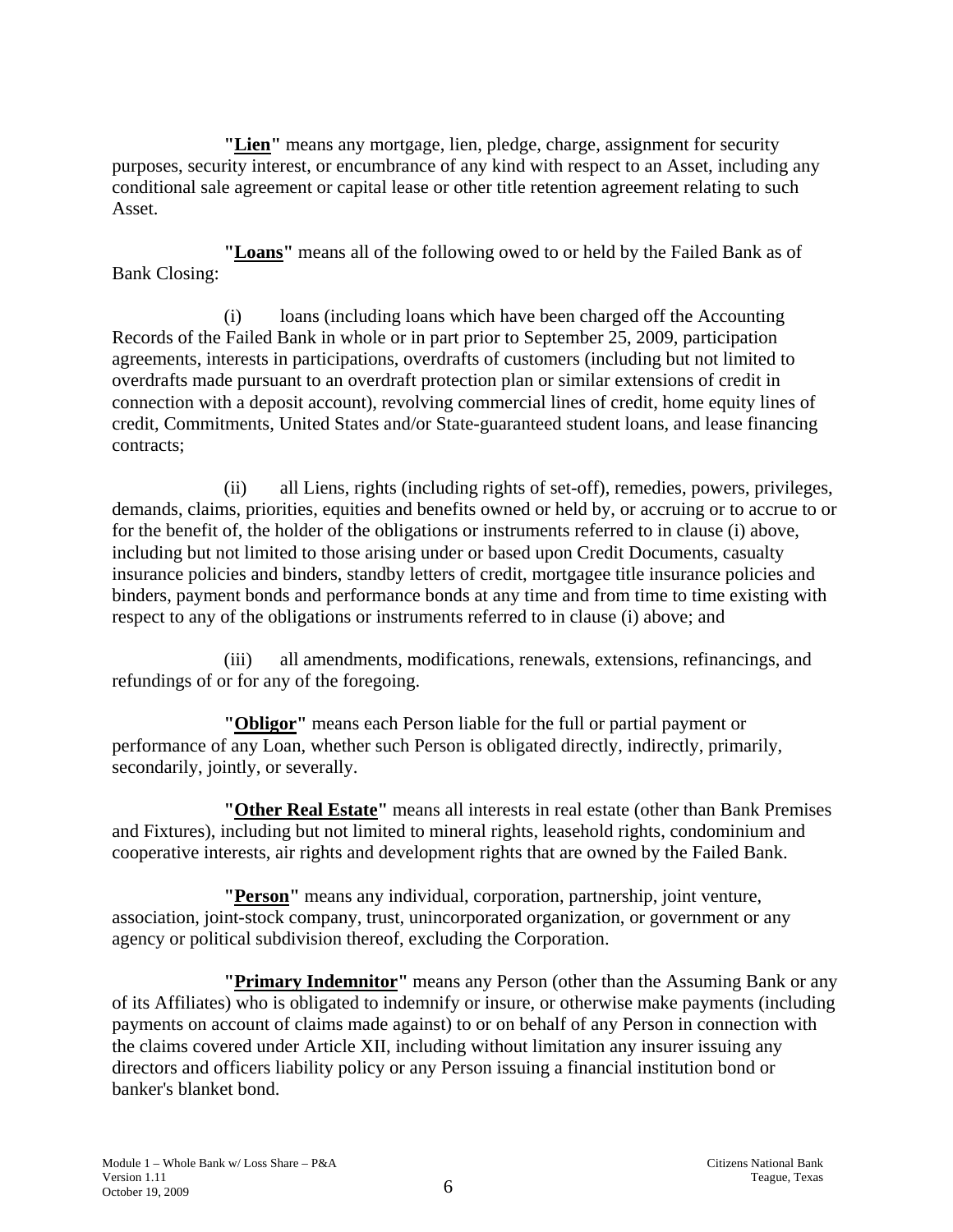**"Lien"** means any mortgage, lien, pledge, charge, assignment for security purposes, security interest, or encumbrance of any kind with respect to an Asset, including any conditional sale agreement or capital lease or other title retention agreement relating to such Asset.

**"Loans"** means all of the following owed to or held by the Failed Bank as of Bank Closing:

(i) loans (including loans which have been charged off the Accounting Records of the Failed Bank in whole or in part prior to September 25, 2009, participation agreements, interests in participations, overdrafts of customers (including but not limited to overdrafts made pursuant to an overdraft protection plan or similar extensions of credit in connection with a deposit account), revolving commercial lines of credit, home equity lines of credit, Commitments, United States and/or State-guaranteed student loans, and lease financing contracts;

(ii) all Liens, rights (including rights of set-off), remedies, powers, privileges, demands, claims, priorities, equities and benefits owned or held by, or accruing or to accrue to or for the benefit of, the holder of the obligations or instruments referred to in clause (i) above, including but not limited to those arising under or based upon Credit Documents, casualty insurance policies and binders, standby letters of credit, mortgagee title insurance policies and binders, payment bonds and performance bonds at any time and from time to time existing with respect to any of the obligations or instruments referred to in clause (i) above; and

(iii) all amendments, modifications, renewals, extensions, refinancings, and refundings of or for any of the foregoing.

**"Obligor"** means each Person liable for the full or partial payment or performance of any Loan, whether such Person is obligated directly, indirectly, primarily, secondarily, jointly, or severally.

**"Other Real Estate"** means all interests in real estate (other than Bank Premises and Fixtures), including but not limited to mineral rights, leasehold rights, condominium and cooperative interests, air rights and development rights that are owned by the Failed Bank.

**"Person"** means any individual, corporation, partnership, joint venture, association, joint-stock company, trust, unincorporated organization, or government or any agency or political subdivision thereof, excluding the Corporation.

**"Primary Indemnitor"** means any Person (other than the Assuming Bank or any of its Affiliates) who is obligated to indemnify or insure, or otherwise make payments (including payments on account of claims made against) to or on behalf of any Person in connection with the claims covered under Article XII, including without limitation any insurer issuing any directors and officers liability policy or any Person issuing a financial institution bond or banker's blanket bond.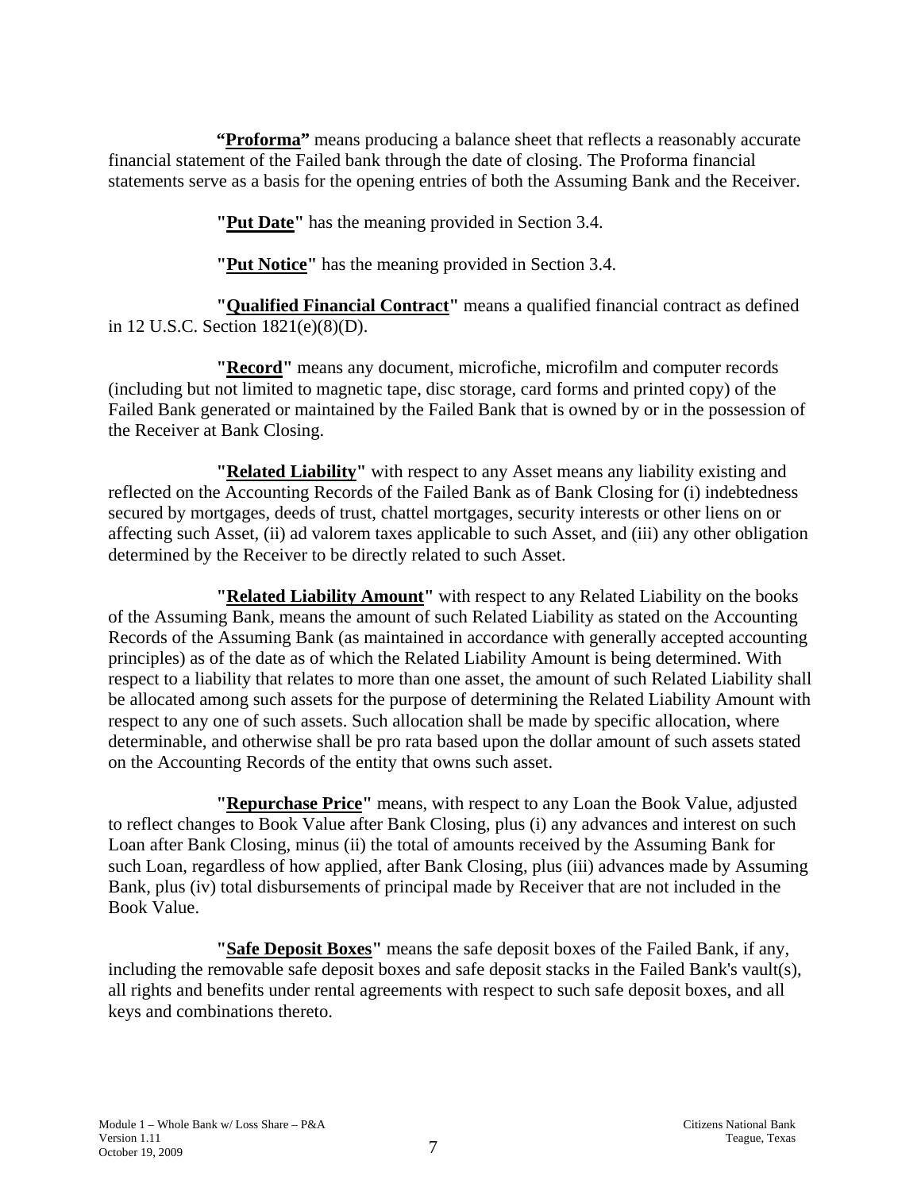**"Proforma"** means producing a balance sheet that reflects a reasonably accurate financial statement of the Failed bank through the date of closing. The Proforma financial statements serve as a basis for the opening entries of both the Assuming Bank and the Receiver.

**"Put Date"** has the meaning provided in Section 3.4.

**"Put Notice"** has the meaning provided in Section 3.4.

**"Qualified Financial Contract"** means a qualified financial contract as defined in 12 U.S.C. Section 1821(e)(8)(D).

**"Record"** means any document, microfiche, microfilm and computer records (including but not limited to magnetic tape, disc storage, card forms and printed copy) of the Failed Bank generated or maintained by the Failed Bank that is owned by or in the possession of the Receiver at Bank Closing.

**"Related Liability"** with respect to any Asset means any liability existing and reflected on the Accounting Records of the Failed Bank as of Bank Closing for (i) indebtedness secured by mortgages, deeds of trust, chattel mortgages, security interests or other liens on or affecting such Asset, (ii) ad valorem taxes applicable to such Asset, and (iii) any other obligation determined by the Receiver to be directly related to such Asset.

**"Related Liability Amount"** with respect to any Related Liability on the books of the Assuming Bank, means the amount of such Related Liability as stated on the Accounting Records of the Assuming Bank (as maintained in accordance with generally accepted accounting principles) as of the date as of which the Related Liability Amount is being determined. With respect to a liability that relates to more than one asset, the amount of such Related Liability shall be allocated among such assets for the purpose of determining the Related Liability Amount with respect to any one of such assets. Such allocation shall be made by specific allocation, where determinable, and otherwise shall be pro rata based upon the dollar amount of such assets stated on the Accounting Records of the entity that owns such asset.

**"Repurchase Price"** means, with respect to any Loan the Book Value, adjusted to reflect changes to Book Value after Bank Closing, plus (i) any advances and interest on such Loan after Bank Closing, minus (ii) the total of amounts received by the Assuming Bank for such Loan, regardless of how applied, after Bank Closing, plus (iii) advances made by Assuming Bank, plus (iv) total disbursements of principal made by Receiver that are not included in the Book Value.

**"Safe Deposit Boxes"** means the safe deposit boxes of the Failed Bank, if any, including the removable safe deposit boxes and safe deposit stacks in the Failed Bank's vault(s), all rights and benefits under rental agreements with respect to such safe deposit boxes, and all keys and combinations thereto.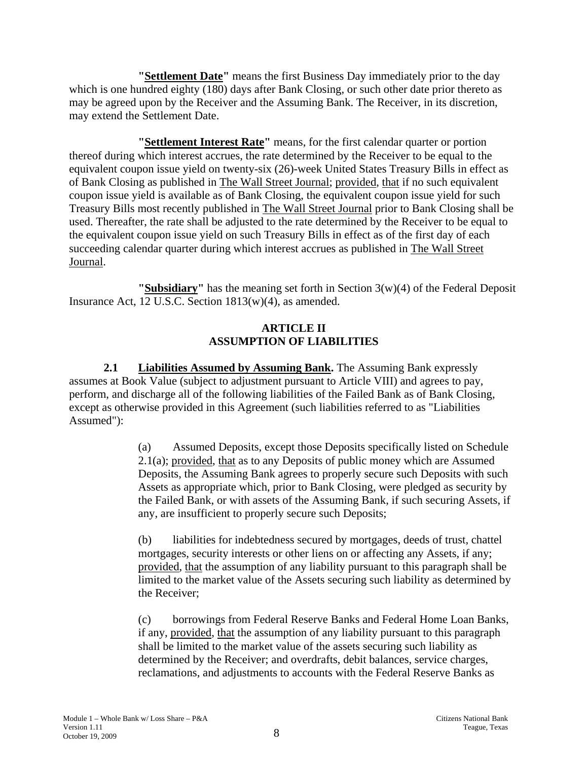**"Settlement Date"** means the first Business Day immediately prior to the day which is one hundred eighty (180) days after Bank Closing, or such other date prior thereto as may be agreed upon by the Receiver and the Assuming Bank. The Receiver, in its discretion, may extend the Settlement Date.

**"Settlement Interest Rate"** means, for the first calendar quarter or portion thereof during which interest accrues, the rate determined by the Receiver to be equal to the equivalent coupon issue yield on twenty-six (26)-week United States Treasury Bills in effect as of Bank Closing as published in The Wall Street Journal; provided, that if no such equivalent coupon issue yield is available as of Bank Closing, the equivalent coupon issue yield for such Treasury Bills most recently published in The Wall Street Journal prior to Bank Closing shall be used. Thereafter, the rate shall be adjusted to the rate determined by the Receiver to be equal to the equivalent coupon issue yield on such Treasury Bills in effect as of the first day of each succeeding calendar quarter during which interest accrues as published in The Wall Street Journal.

**"Subsidiary"** has the meaning set forth in Section 3(w)(4) of the Federal Deposit Insurance Act, 12 U.S.C. Section 1813(w)(4), as amended.

## ARTICLE II
## ASSUMPTION OF LIABILITIES

**2.1 Liabilities Assumed by Assuming Bank.** The Assuming Bank expressly assumes at Book Value (subject to adjustment pursuant to Article VIII) and agrees to pay, perform, and discharge all of the following liabilities of the Failed Bank as of Bank Closing, except as otherwise provided in this Agreement (such liabilities referred to as "Liabilities Assumed"):

(a) Assumed Deposits, except those Deposits specifically listed on Schedule 2.1(a); provided, that as to any Deposits of public money which are Assumed Deposits, the Assuming Bank agrees to properly secure such Deposits with such Assets as appropriate which, prior to Bank Closing, were pledged as security by the Failed Bank, or with assets of the Assuming Bank, if such securing Assets, if any, are insufficient to properly secure such Deposits;

(b) liabilities for indebtedness secured by mortgages, deeds of trust, chattel mortgages, security interests or other liens on or affecting any Assets, if any; provided, that the assumption of any liability pursuant to this paragraph shall be limited to the market value of the Assets securing such liability as determined by the Receiver;

(c) borrowings from Federal Reserve Banks and Federal Home Loan Banks, if any, provided, that the assumption of any liability pursuant to this paragraph shall be limited to the market value of the assets securing such liability as determined by the Receiver; and overdrafts, debit balances, service charges, reclamations, and adjustments to accounts with the Federal Reserve Banks as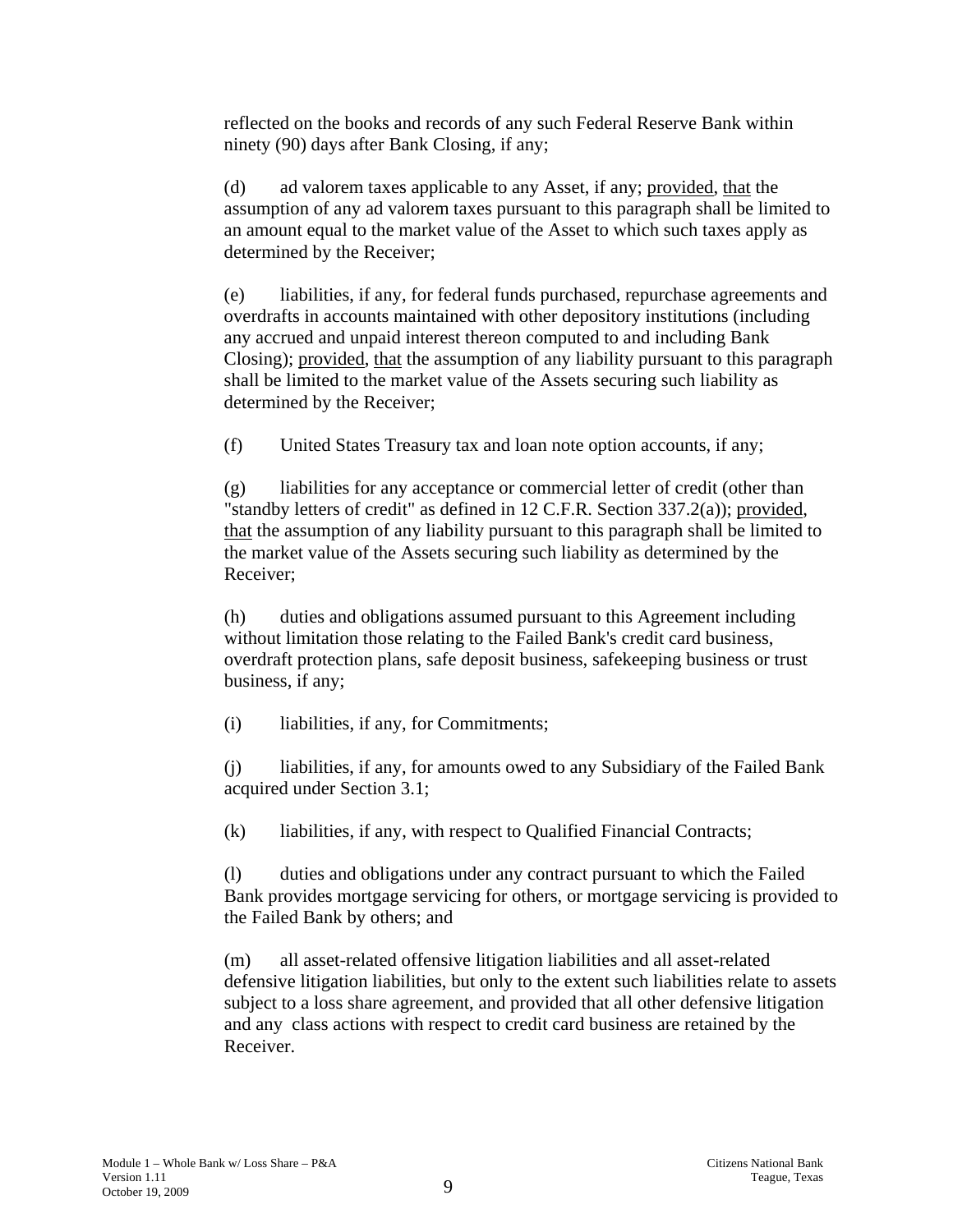reflected on the books and records of any such Federal Reserve Bank within ninety (90) days after Bank Closing, if any;

(d) ad valorem taxes applicable to any Asset, if any; provided, that the assumption of any ad valorem taxes pursuant to this paragraph shall be limited to an amount equal to the market value of the Asset to which such taxes apply as determined by the Receiver;

(e) liabilities, if any, for federal funds purchased, repurchase agreements and overdrafts in accounts maintained with other depository institutions (including any accrued and unpaid interest thereon computed to and including Bank Closing); provided, that the assumption of any liability pursuant to this paragraph shall be limited to the market value of the Assets securing such liability as determined by the Receiver;

(f) United States Treasury tax and loan note option accounts, if any;

(g) liabilities for any acceptance or commercial letter of credit (other than "standby letters of credit" as defined in 12 C.F.R. Section 337.2(a)); provided, that the assumption of any liability pursuant to this paragraph shall be limited to the market value of the Assets securing such liability as determined by the Receiver;

(h) duties and obligations assumed pursuant to this Agreement including without limitation those relating to the Failed Bank's credit card business, overdraft protection plans, safe deposit business, safekeeping business or trust business, if any;

(i) liabilities, if any, for Commitments;

(j) liabilities, if any, for amounts owed to any Subsidiary of the Failed Bank acquired under Section 3.1;

(k) liabilities, if any, with respect to Qualified Financial Contracts;

(l) duties and obligations under any contract pursuant to which the Failed Bank provides mortgage servicing for others, or mortgage servicing is provided to the Failed Bank by others; and

(m) all asset-related offensive litigation liabilities and all asset-related defensive litigation liabilities, but only to the extent such liabilities relate to assets subject to a loss share agreement, and provided that all other defensive litigation and any class actions with respect to credit card business are retained by the Receiver.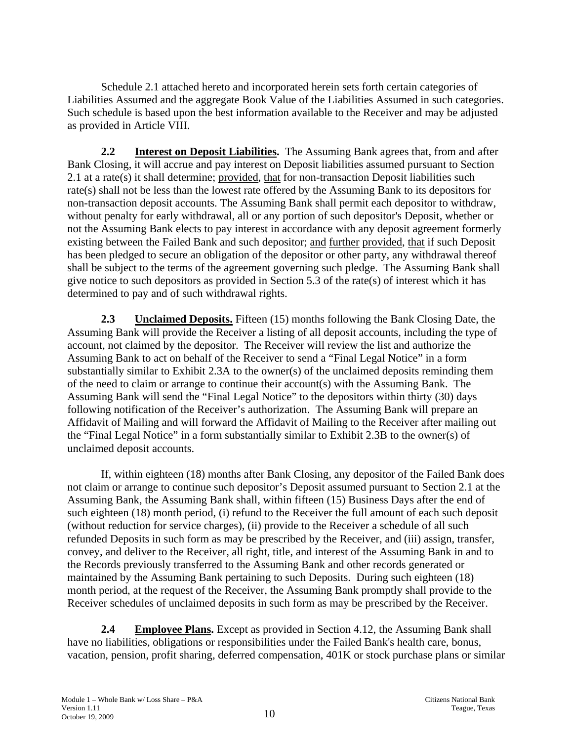Schedule 2.1 attached hereto and incorporated herein sets forth certain categories of Liabilities Assumed and the aggregate Book Value of the Liabilities Assumed in such categories. Such schedule is based upon the best information available to the Receiver and may be adjusted as provided in Article VIII.

**2.2 Interest on Deposit Liabilities.** The Assuming Bank agrees that, from and after Bank Closing, it will accrue and pay interest on Deposit liabilities assumed pursuant to Section 2.1 at a rate(s) it shall determine; provided, that for non-transaction Deposit liabilities such rate(s) shall not be less than the lowest rate offered by the Assuming Bank to its depositors for non-transaction deposit accounts. The Assuming Bank shall permit each depositor to withdraw, without penalty for early withdrawal, all or any portion of such depositor's Deposit, whether or not the Assuming Bank elects to pay interest in accordance with any deposit agreement formerly existing between the Failed Bank and such depositor; and further provided, that if such Deposit has been pledged to secure an obligation of the depositor or other party, any withdrawal thereof shall be subject to the terms of the agreement governing such pledge. The Assuming Bank shall give notice to such depositors as provided in Section 5.3 of the rate(s) of interest which it has determined to pay and of such withdrawal rights.

**2.3 Unclaimed Deposits.** Fifteen (15) months following the Bank Closing Date, the Assuming Bank will provide the Receiver a listing of all deposit accounts, including the type of account, not claimed by the depositor. The Receiver will review the list and authorize the Assuming Bank to act on behalf of the Receiver to send a "Final Legal Notice" in a form substantially similar to Exhibit 2.3A to the owner(s) of the unclaimed deposits reminding them of the need to claim or arrange to continue their account(s) with the Assuming Bank. The Assuming Bank will send the "Final Legal Notice" to the depositors within thirty (30) days following notification of the Receiver's authorization. The Assuming Bank will prepare an Affidavit of Mailing and will forward the Affidavit of Mailing to the Receiver after mailing out the "Final Legal Notice" in a form substantially similar to Exhibit 2.3B to the owner(s) of unclaimed deposit accounts.

If, within eighteen (18) months after Bank Closing, any depositor of the Failed Bank does not claim or arrange to continue such depositor's Deposit assumed pursuant to Section 2.1 at the Assuming Bank, the Assuming Bank shall, within fifteen (15) Business Days after the end of such eighteen (18) month period, (i) refund to the Receiver the full amount of each such deposit (without reduction for service charges), (ii) provide to the Receiver a schedule of all such refunded Deposits in such form as may be prescribed by the Receiver, and (iii) assign, transfer, convey, and deliver to the Receiver, all right, title, and interest of the Assuming Bank in and to the Records previously transferred to the Assuming Bank and other records generated or maintained by the Assuming Bank pertaining to such Deposits. During such eighteen (18) month period, at the request of the Receiver, the Assuming Bank promptly shall provide to the Receiver schedules of unclaimed deposits in such form as may be prescribed by the Receiver.

**2.4 Employee Plans.** Except as provided in Section 4.12, the Assuming Bank shall have no liabilities, obligations or responsibilities under the Failed Bank's health care, bonus, vacation, pension, profit sharing, deferred compensation, 401K or stock purchase plans or similar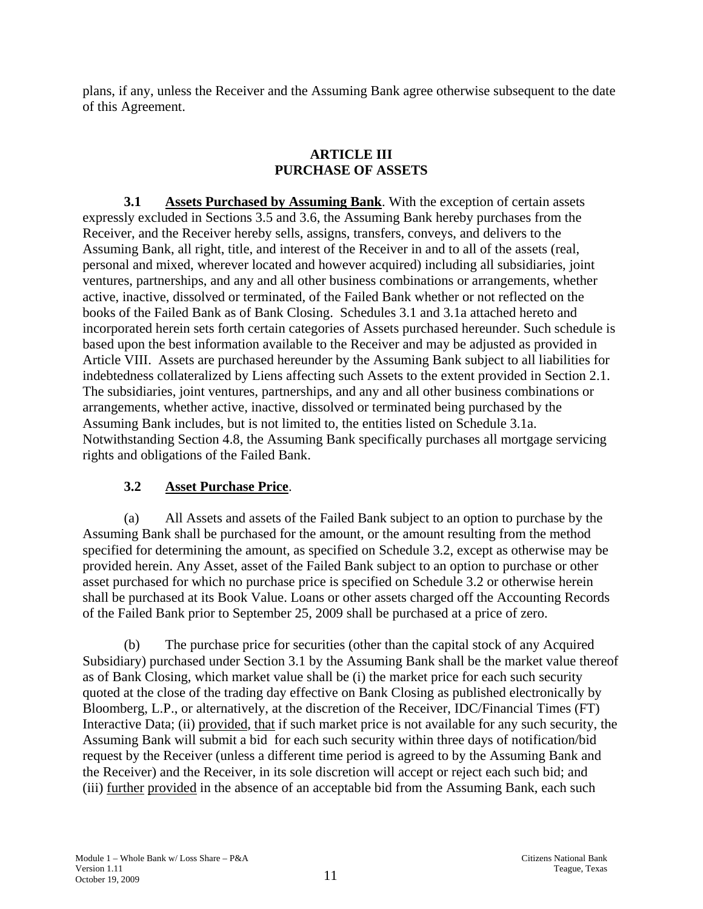plans, if any, unless the Receiver and the Assuming Bank agree otherwise subsequent to the date of this Agreement.

## ARTICLE III
## PURCHASE OF ASSETS

**3.1 Assets Purchased by Assuming Bank**. With the exception of certain assets expressly excluded in Sections 3.5 and 3.6, the Assuming Bank hereby purchases from the Receiver, and the Receiver hereby sells, assigns, transfers, conveys, and delivers to the Assuming Bank, all right, title, and interest of the Receiver in and to all of the assets (real, personal and mixed, wherever located and however acquired) including all subsidiaries, joint ventures, partnerships, and any and all other business combinations or arrangements, whether active, inactive, dissolved or terminated, of the Failed Bank whether or not reflected on the books of the Failed Bank as of Bank Closing. Schedules 3.1 and 3.1a attached hereto and incorporated herein sets forth certain categories of Assets purchased hereunder. Such schedule is based upon the best information available to the Receiver and may be adjusted as provided in Article VIII. Assets are purchased hereunder by the Assuming Bank subject to all liabilities for indebtedness collateralized by Liens affecting such Assets to the extent provided in Section 2.1. The subsidiaries, joint ventures, partnerships, and any and all other business combinations or arrangements, whether active, inactive, dissolved or terminated being purchased by the Assuming Bank includes, but is not limited to, the entities listed on Schedule 3.1a. Notwithstanding Section 4.8, the Assuming Bank specifically purchases all mortgage servicing rights and obligations of the Failed Bank.

**3.2 Asset Purchase Price**.

(a) All Assets and assets of the Failed Bank subject to an option to purchase by the Assuming Bank shall be purchased for the amount, or the amount resulting from the method specified for determining the amount, as specified on Schedule 3.2, except as otherwise may be provided herein. Any Asset, asset of the Failed Bank subject to an option to purchase or other asset purchased for which no purchase price is specified on Schedule 3.2 or otherwise herein shall be purchased at its Book Value. Loans or other assets charged off the Accounting Records of the Failed Bank prior to September 25, 2009 shall be purchased at a price of zero.

(b) The purchase price for securities (other than the capital stock of any Acquired Subsidiary) purchased under Section 3.1 by the Assuming Bank shall be the market value thereof as of Bank Closing, which market value shall be (i) the market price for each such security quoted at the close of the trading day effective on Bank Closing as published electronically by Bloomberg, L.P., or alternatively, at the discretion of the Receiver, IDC/Financial Times (FT) Interactive Data; (ii) provided, that if such market price is not available for any such security, the Assuming Bank will submit a bid for each such security within three days of notification/bid request by the Receiver (unless a different time period is agreed to by the Assuming Bank and the Receiver) and the Receiver, in its sole discretion will accept or reject each such bid; and (iii) further provided in the absence of an acceptable bid from the Assuming Bank, each such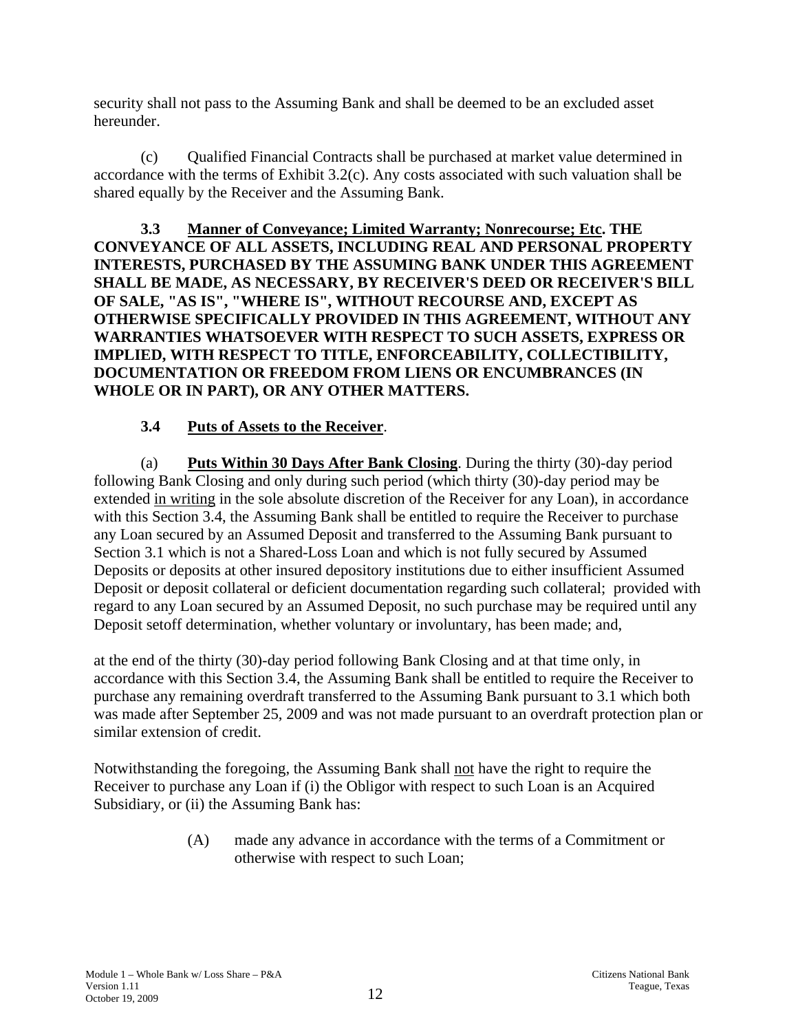security shall not pass to the Assuming Bank and shall be deemed to be an excluded asset hereunder.

(c) Qualified Financial Contracts shall be purchased at market value determined in accordance with the terms of Exhibit 3.2(c). Any costs associated with such valuation shall be shared equally by the Receiver and the Assuming Bank.

**3.3 Manner of Conveyance; Limited Warranty; Nonrecourse; Etc. THE CONVEYANCE OF ALL ASSETS, INCLUDING REAL AND PERSONAL PROPERTY INTERESTS, PURCHASED BY THE ASSUMING BANK UNDER THIS AGREEMENT SHALL BE MADE, AS NECESSARY, BY RECEIVER'S DEED OR RECEIVER'S BILL OF SALE, "AS IS", "WHERE IS", WITHOUT RECOURSE AND, EXCEPT AS OTHERWISE SPECIFICALLY PROVIDED IN THIS AGREEMENT, WITHOUT ANY WARRANTIES WHATSOEVER WITH RESPECT TO SUCH ASSETS, EXPRESS OR IMPLIED, WITH RESPECT TO TITLE, ENFORCEABILITY, COLLECTIBILITY, DOCUMENTATION OR FREEDOM FROM LIENS OR ENCUMBRANCES (IN WHOLE OR IN PART), OR ANY OTHER MATTERS.**

**3.4 Puts of Assets to the Receiver**.

(a) **Puts Within 30 Days After Bank Closing**. During the thirty (30)-day period following Bank Closing and only during such period (which thirty (30)-day period may be extended in writing in the sole absolute discretion of the Receiver for any Loan), in accordance with this Section 3.4, the Assuming Bank shall be entitled to require the Receiver to purchase any Loan secured by an Assumed Deposit and transferred to the Assuming Bank pursuant to Section 3.1 which is not a Shared-Loss Loan and which is not fully secured by Assumed Deposits or deposits at other insured depository institutions due to either insufficient Assumed Deposit or deposit collateral or deficient documentation regarding such collateral; provided with regard to any Loan secured by an Assumed Deposit, no such purchase may be required until any Deposit setoff determination, whether voluntary or involuntary, has been made; and,

at the end of the thirty (30)-day period following Bank Closing and at that time only, in accordance with this Section 3.4, the Assuming Bank shall be entitled to require the Receiver to purchase any remaining overdraft transferred to the Assuming Bank pursuant to 3.1 which both was made after September 25, 2009 and was not made pursuant to an overdraft protection plan or similar extension of credit.

Notwithstanding the foregoing, the Assuming Bank shall not have the right to require the Receiver to purchase any Loan if (i) the Obligor with respect to such Loan is an Acquired Subsidiary, or (ii) the Assuming Bank has:

(A) made any advance in accordance with the terms of a Commitment or otherwise with respect to such Loan;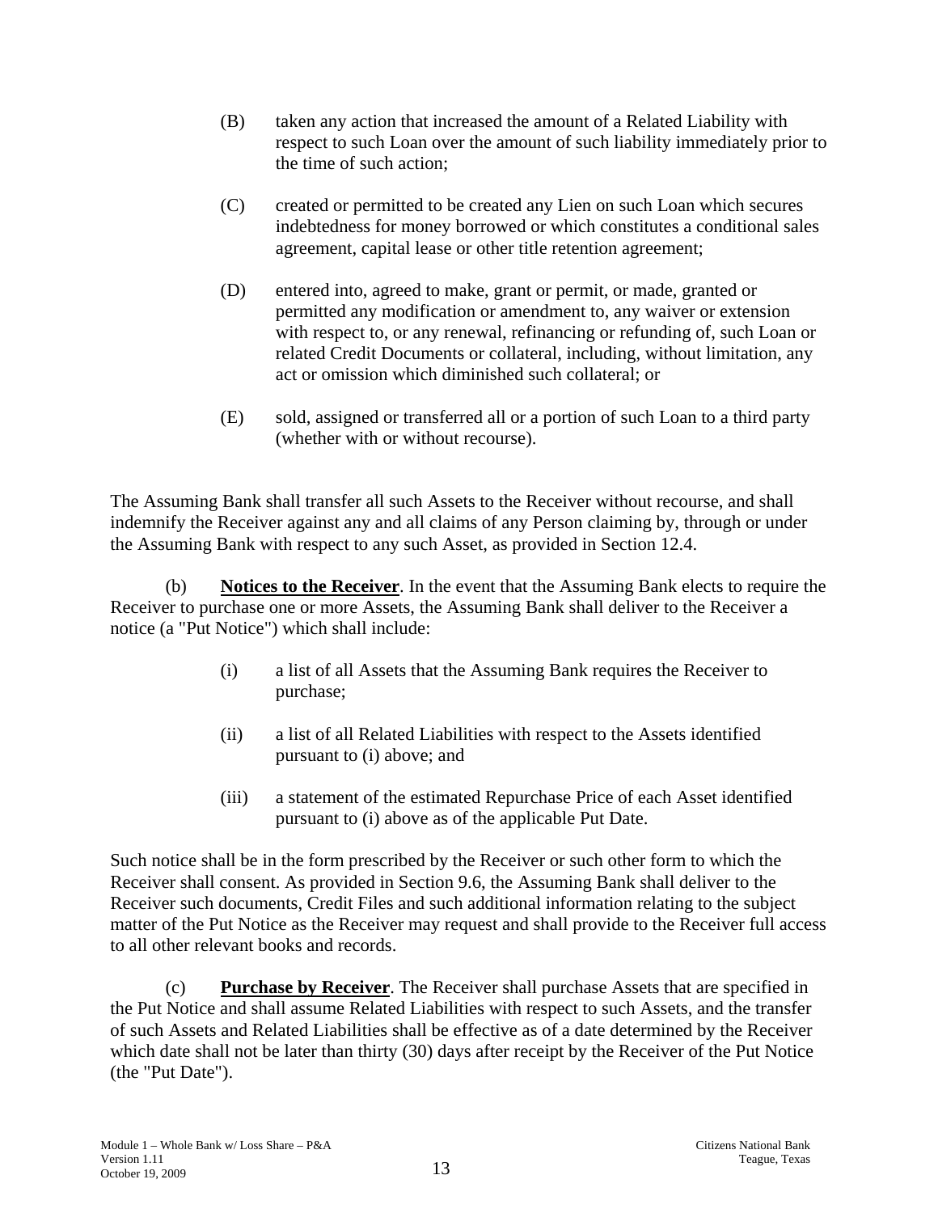(B) taken any action that increased the amount of a Related Liability with respect to such Loan over the amount of such liability immediately prior to the time of such action;

(C) created or permitted to be created any Lien on such Loan which secures indebtedness for money borrowed or which constitutes a conditional sales agreement, capital lease or other title retention agreement;

(D) entered into, agreed to make, grant or permit, or made, granted or permitted any modification or amendment to, any waiver or extension with respect to, or any renewal, refinancing or refunding of, such Loan or related Credit Documents or collateral, including, without limitation, any act or omission which diminished such collateral; or

(E) sold, assigned or transferred all or a portion of such Loan to a third party (whether with or without recourse).

The Assuming Bank shall transfer all such Assets to the Receiver without recourse, and shall indemnify the Receiver against any and all claims of any Person claiming by, through or under the Assuming Bank with respect to any such Asset, as provided in Section 12.4.

(b) **Notices to the Receiver**. In the event that the Assuming Bank elects to require the Receiver to purchase one or more Assets, the Assuming Bank shall deliver to the Receiver a notice (a "Put Notice") which shall include:

(i) a list of all Assets that the Assuming Bank requires the Receiver to purchase;

(ii) a list of all Related Liabilities with respect to the Assets identified pursuant to (i) above; and

(iii) a statement of the estimated Repurchase Price of each Asset identified pursuant to (i) above as of the applicable Put Date.

Such notice shall be in the form prescribed by the Receiver or such other form to which the Receiver shall consent. As provided in Section 9.6, the Assuming Bank shall deliver to the Receiver such documents, Credit Files and such additional information relating to the subject matter of the Put Notice as the Receiver may request and shall provide to the Receiver full access to all other relevant books and records.

(c) **Purchase by Receiver**. The Receiver shall purchase Assets that are specified in the Put Notice and shall assume Related Liabilities with respect to such Assets, and the transfer of such Assets and Related Liabilities shall be effective as of a date determined by the Receiver which date shall not be later than thirty (30) days after receipt by the Receiver of the Put Notice (the "Put Date").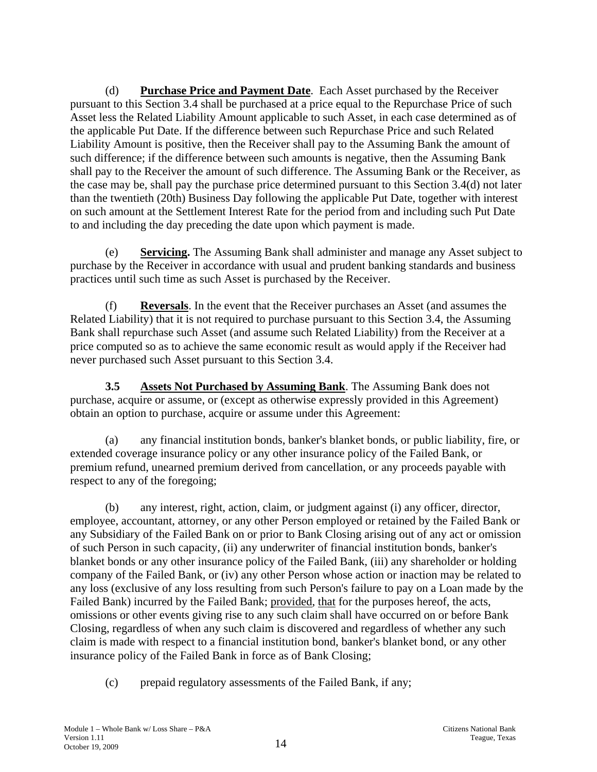(d) **Purchase Price and Payment Date**. Each Asset purchased by the Receiver pursuant to this Section 3.4 shall be purchased at a price equal to the Repurchase Price of such Asset less the Related Liability Amount applicable to such Asset, in each case determined as of the applicable Put Date. If the difference between such Repurchase Price and such Related Liability Amount is positive, then the Receiver shall pay to the Assuming Bank the amount of such difference; if the difference between such amounts is negative, then the Assuming Bank shall pay to the Receiver the amount of such difference. The Assuming Bank or the Receiver, as the case may be, shall pay the purchase price determined pursuant to this Section 3.4(d) not later than the twentieth (20th) Business Day following the applicable Put Date, together with interest on such amount at the Settlement Interest Rate for the period from and including such Put Date to and including the day preceding the date upon which payment is made.

(e) **Servicing.** The Assuming Bank shall administer and manage any Asset subject to purchase by the Receiver in accordance with usual and prudent banking standards and business practices until such time as such Asset is purchased by the Receiver.

(f) **Reversals**. In the event that the Receiver purchases an Asset (and assumes the Related Liability) that it is not required to purchase pursuant to this Section 3.4, the Assuming Bank shall repurchase such Asset (and assume such Related Liability) from the Receiver at a price computed so as to achieve the same economic result as would apply if the Receiver had never purchased such Asset pursuant to this Section 3.4.

**3.5 Assets Not Purchased by Assuming Bank**. The Assuming Bank does not purchase, acquire or assume, or (except as otherwise expressly provided in this Agreement) obtain an option to purchase, acquire or assume under this Agreement:

(a) any financial institution bonds, banker's blanket bonds, or public liability, fire, or extended coverage insurance policy or any other insurance policy of the Failed Bank, or premium refund, unearned premium derived from cancellation, or any proceeds payable with respect to any of the foregoing;

(b) any interest, right, action, claim, or judgment against (i) any officer, director, employee, accountant, attorney, or any other Person employed or retained by the Failed Bank or any Subsidiary of the Failed Bank on or prior to Bank Closing arising out of any act or omission of such Person in such capacity, (ii) any underwriter of financial institution bonds, banker's blanket bonds or any other insurance policy of the Failed Bank, (iii) any shareholder or holding company of the Failed Bank, or (iv) any other Person whose action or inaction may be related to any loss (exclusive of any loss resulting from such Person's failure to pay on a Loan made by the Failed Bank) incurred by the Failed Bank; provided, that for the purposes hereof, the acts, omissions or other events giving rise to any such claim shall have occurred on or before Bank Closing, regardless of when any such claim is discovered and regardless of whether any such claim is made with respect to a financial institution bond, banker's blanket bond, or any other insurance policy of the Failed Bank in force as of Bank Closing;

(c) prepaid regulatory assessments of the Failed Bank, if any;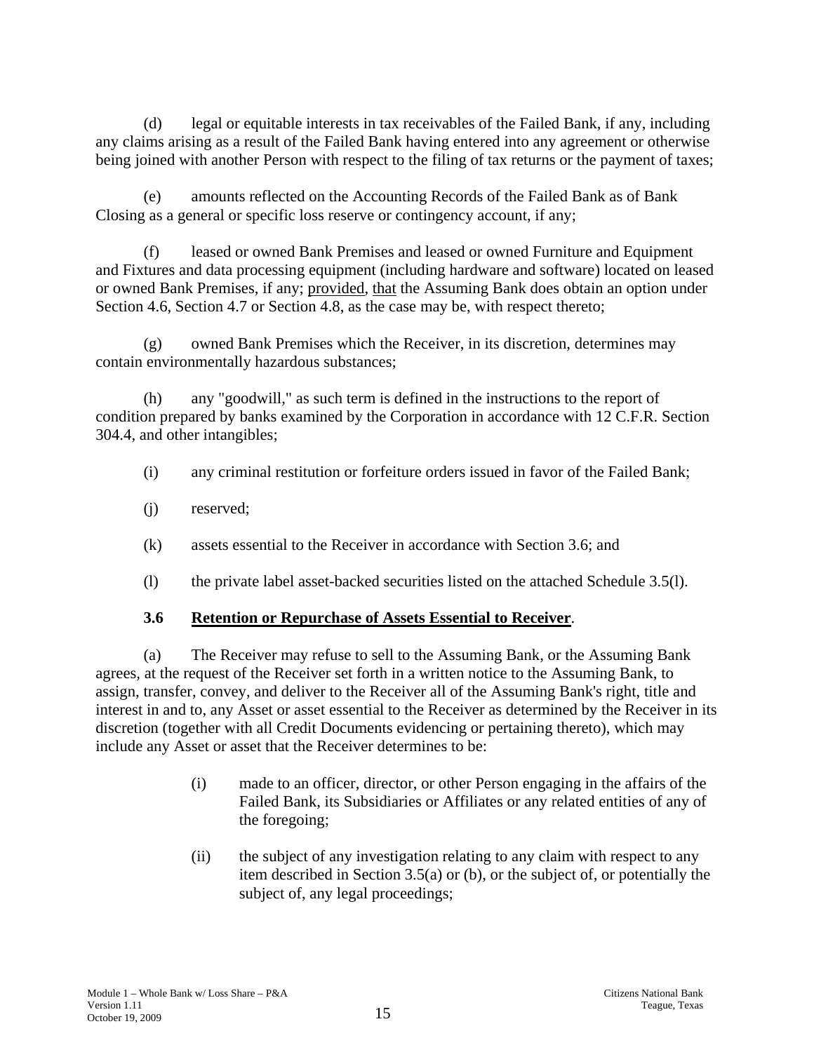(d) legal or equitable interests in tax receivables of the Failed Bank, if any, including any claims arising as a result of the Failed Bank having entered into any agreement or otherwise being joined with another Person with respect to the filing of tax returns or the payment of taxes;

(e) amounts reflected on the Accounting Records of the Failed Bank as of Bank Closing as a general or specific loss reserve or contingency account, if any;

(f) leased or owned Bank Premises and leased or owned Furniture and Equipment and Fixtures and data processing equipment (including hardware and software) located on leased or owned Bank Premises, if any; provided, that the Assuming Bank does obtain an option under Section 4.6, Section 4.7 or Section 4.8, as the case may be, with respect thereto;

(g) owned Bank Premises which the Receiver, in its discretion, determines may contain environmentally hazardous substances;

(h) any "goodwill," as such term is defined in the instructions to the report of condition prepared by banks examined by the Corporation in accordance with 12 C.F.R. Section 304.4, and other intangibles;

(i) any criminal restitution or forfeiture orders issued in favor of the Failed Bank;

(j) reserved;

(k) assets essential to the Receiver in accordance with Section 3.6; and

(l) the private label asset-backed securities listed on the attached Schedule 3.5(l).

**3.6 Retention or Repurchase of Assets Essential to Receiver**.

(a) The Receiver may refuse to sell to the Assuming Bank, or the Assuming Bank agrees, at the request of the Receiver set forth in a written notice to the Assuming Bank, to assign, transfer, convey, and deliver to the Receiver all of the Assuming Bank's right, title and interest in and to, any Asset or asset essential to the Receiver as determined by the Receiver in its discretion (together with all Credit Documents evidencing or pertaining thereto), which may include any Asset or asset that the Receiver determines to be:

(i) made to an officer, director, or other Person engaging in the affairs of the Failed Bank, its Subsidiaries or Affiliates or any related entities of any of the foregoing;

(ii) the subject of any investigation relating to any claim with respect to any item described in Section 3.5(a) or (b), or the subject of, or potentially the subject of, any legal proceedings;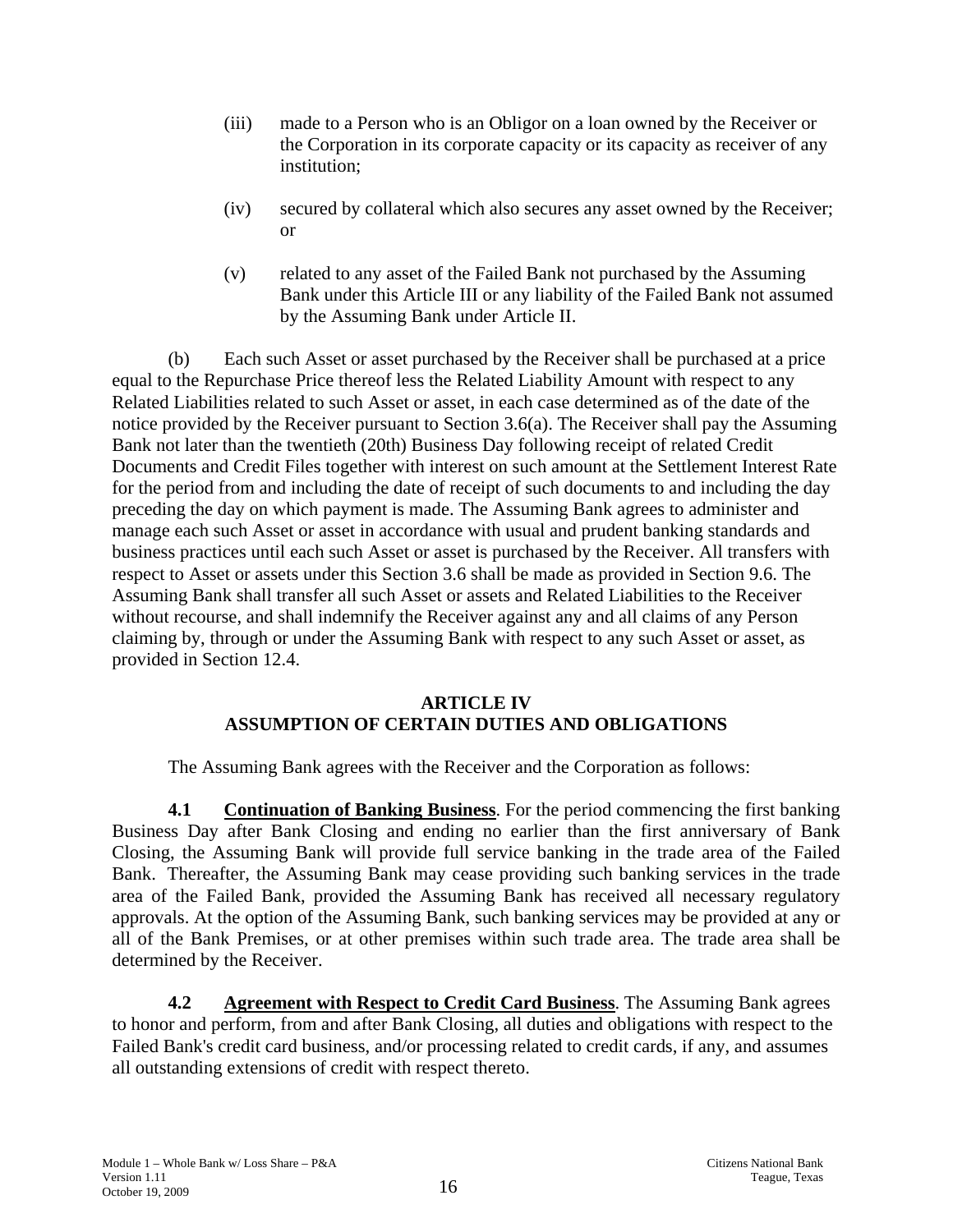(iii) made to a Person who is an Obligor on a loan owned by the Receiver or the Corporation in its corporate capacity or its capacity as receiver of any institution;

(iv) secured by collateral which also secures any asset owned by the Receiver; or

(v) related to any asset of the Failed Bank not purchased by the Assuming Bank under this Article III or any liability of the Failed Bank not assumed by the Assuming Bank under Article II.

(b) Each such Asset or asset purchased by the Receiver shall be purchased at a price equal to the Repurchase Price thereof less the Related Liability Amount with respect to any Related Liabilities related to such Asset or asset, in each case determined as of the date of the notice provided by the Receiver pursuant to Section 3.6(a). The Receiver shall pay the Assuming Bank not later than the twentieth (20th) Business Day following receipt of related Credit Documents and Credit Files together with interest on such amount at the Settlement Interest Rate for the period from and including the date of receipt of such documents to and including the day preceding the day on which payment is made. The Assuming Bank agrees to administer and manage each such Asset or asset in accordance with usual and prudent banking standards and business practices until each such Asset or asset is purchased by the Receiver. All transfers with respect to Asset or assets under this Section 3.6 shall be made as provided in Section 9.6. The Assuming Bank shall transfer all such Asset or assets and Related Liabilities to the Receiver without recourse, and shall indemnify the Receiver against any and all claims of any Person claiming by, through or under the Assuming Bank with respect to any such Asset or asset, as provided in Section 12.4.

## ARTICLE IV
## ASSUMPTION OF CERTAIN DUTIES AND OBLIGATIONS

The Assuming Bank agrees with the Receiver and the Corporation as follows:

**4.1 Continuation of Banking Business**. For the period commencing the first banking Business Day after Bank Closing and ending no earlier than the first anniversary of Bank Closing, the Assuming Bank will provide full service banking in the trade area of the Failed Bank. Thereafter, the Assuming Bank may cease providing such banking services in the trade area of the Failed Bank, provided the Assuming Bank has received all necessary regulatory approvals. At the option of the Assuming Bank, such banking services may be provided at any or all of the Bank Premises, or at other premises within such trade area. The trade area shall be determined by the Receiver.

**4.2 Agreement with Respect to Credit Card Business**. The Assuming Bank agrees to honor and perform, from and after Bank Closing, all duties and obligations with respect to the Failed Bank's credit card business, and/or processing related to credit cards, if any, and assumes all outstanding extensions of credit with respect thereto.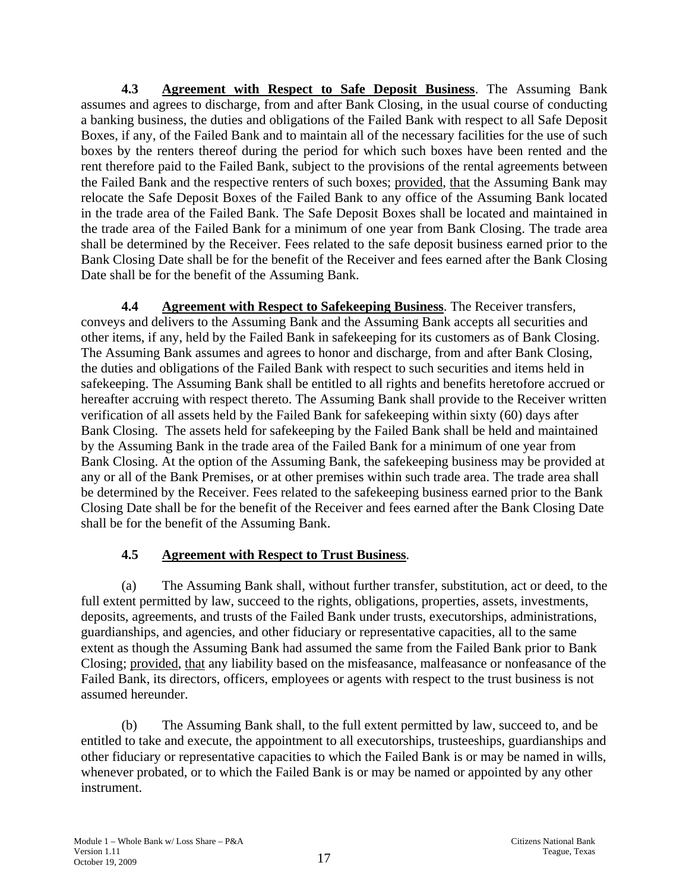**4.3 Agreement with Respect to Safe Deposit Business**. The Assuming Bank assumes and agrees to discharge, from and after Bank Closing, in the usual course of conducting a banking business, the duties and obligations of the Failed Bank with respect to all Safe Deposit Boxes, if any, of the Failed Bank and to maintain all of the necessary facilities for the use of such boxes by the renters thereof during the period for which such boxes have been rented and the rent therefore paid to the Failed Bank, subject to the provisions of the rental agreements between the Failed Bank and the respective renters of such boxes; provided, that the Assuming Bank may relocate the Safe Deposit Boxes of the Failed Bank to any office of the Assuming Bank located in the trade area of the Failed Bank. The Safe Deposit Boxes shall be located and maintained in the trade area of the Failed Bank for a minimum of one year from Bank Closing. The trade area shall be determined by the Receiver. Fees related to the safe deposit business earned prior to the Bank Closing Date shall be for the benefit of the Receiver and fees earned after the Bank Closing Date shall be for the benefit of the Assuming Bank.

**4.4 Agreement with Respect to Safekeeping Business**. The Receiver transfers, conveys and delivers to the Assuming Bank and the Assuming Bank accepts all securities and other items, if any, held by the Failed Bank in safekeeping for its customers as of Bank Closing. The Assuming Bank assumes and agrees to honor and discharge, from and after Bank Closing, the duties and obligations of the Failed Bank with respect to such securities and items held in safekeeping. The Assuming Bank shall be entitled to all rights and benefits heretofore accrued or hereafter accruing with respect thereto. The Assuming Bank shall provide to the Receiver written verification of all assets held by the Failed Bank for safekeeping within sixty (60) days after Bank Closing. The assets held for safekeeping by the Failed Bank shall be held and maintained by the Assuming Bank in the trade area of the Failed Bank for a minimum of one year from Bank Closing. At the option of the Assuming Bank, the safekeeping business may be provided at any or all of the Bank Premises, or at other premises within such trade area. The trade area shall be determined by the Receiver. Fees related to the safekeeping business earned prior to the Bank Closing Date shall be for the benefit of the Receiver and fees earned after the Bank Closing Date shall be for the benefit of the Assuming Bank.

**4.5 Agreement with Respect to Trust Business**.

(a) The Assuming Bank shall, without further transfer, substitution, act or deed, to the full extent permitted by law, succeed to the rights, obligations, properties, assets, investments, deposits, agreements, and trusts of the Failed Bank under trusts, executorships, administrations, guardianships, and agencies, and other fiduciary or representative capacities, all to the same extent as though the Assuming Bank had assumed the same from the Failed Bank prior to Bank Closing; provided, that any liability based on the misfeasance, malfeasance or nonfeasance of the Failed Bank, its directors, officers, employees or agents with respect to the trust business is not assumed hereunder.

(b) The Assuming Bank shall, to the full extent permitted by law, succeed to, and be entitled to take and execute, the appointment to all executorships, trusteeships, guardianships and other fiduciary or representative capacities to which the Failed Bank is or may be named in wills, whenever probated, or to which the Failed Bank is or may be named or appointed by any other instrument.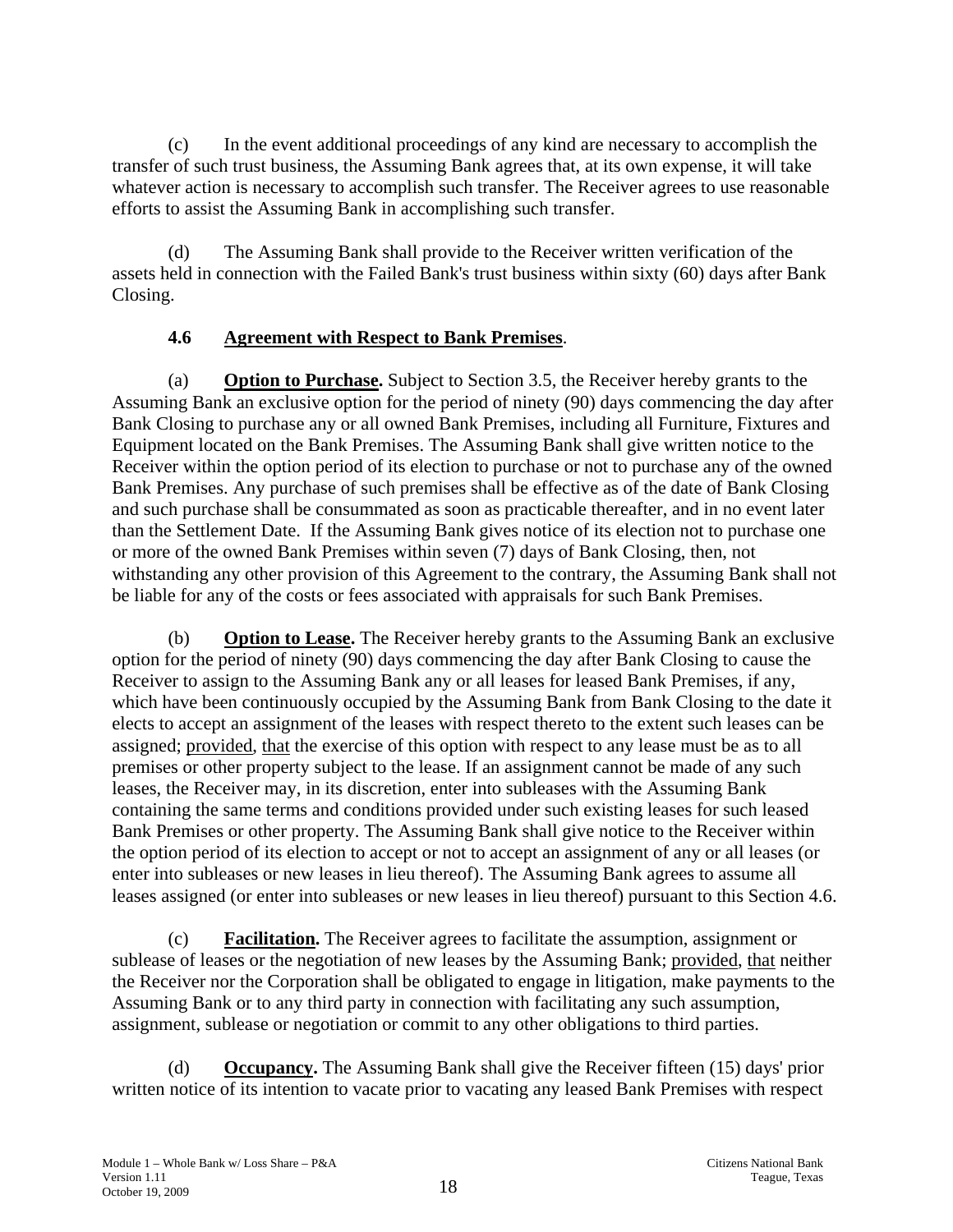(c) In the event additional proceedings of any kind are necessary to accomplish the transfer of such trust business, the Assuming Bank agrees that, at its own expense, it will take whatever action is necessary to accomplish such transfer. The Receiver agrees to use reasonable efforts to assist the Assuming Bank in accomplishing such transfer.

(d) The Assuming Bank shall provide to the Receiver written verification of the assets held in connection with the Failed Bank's trust business within sixty (60) days after Bank Closing.

### 4.6 <u>Agreement with Respect to Bank Premises</u>.

(a) **<u>Option to Purchase</u>.** Subject to Section 3.5, the Receiver hereby grants to the Assuming Bank an exclusive option for the period of ninety (90) days commencing the day after Bank Closing to purchase any or all owned Bank Premises, including all Furniture, Fixtures and Equipment located on the Bank Premises. The Assuming Bank shall give written notice to the Receiver within the option period of its election to purchase or not to purchase any of the owned Bank Premises. Any purchase of such premises shall be effective as of the date of Bank Closing and such purchase shall be consummated as soon as practicable thereafter, and in no event later than the Settlement Date. If the Assuming Bank gives notice of its election not to purchase one or more of the owned Bank Premises within seven (7) days of Bank Closing, then, not withstanding any other provision of this Agreement to the contrary, the Assuming Bank shall not be liable for any of the costs or fees associated with appraisals for such Bank Premises.

(b) **<u>Option to Lease</u>.** The Receiver hereby grants to the Assuming Bank an exclusive option for the period of ninety (90) days commencing the day after Bank Closing to cause the Receiver to assign to the Assuming Bank any or all leases for leased Bank Premises, if any, which have been continuously occupied by the Assuming Bank from Bank Closing to the date it elects to accept an assignment of the leases with respect thereto to the extent such leases can be assigned; <u>provided</u>, <u>that</u> the exercise of this option with respect to any lease must be as to all premises or other property subject to the lease. If an assignment cannot be made of any such leases, the Receiver may, in its discretion, enter into subleases with the Assuming Bank containing the same terms and conditions provided under such existing leases for such leased Bank Premises or other property. The Assuming Bank shall give notice to the Receiver within the option period of its election to accept or not to accept an assignment of any or all leases (or enter into subleases or new leases in lieu thereof). The Assuming Bank agrees to assume all leases assigned (or enter into subleases or new leases in lieu thereof) pursuant to this Section 4.6.

(c) **<u>Facilitation</u>.** The Receiver agrees to facilitate the assumption, assignment or sublease of leases or the negotiation of new leases by the Assuming Bank; <u>provided</u>, <u>that</u> neither the Receiver nor the Corporation shall be obligated to engage in litigation, make payments to the Assuming Bank or to any third party in connection with facilitating any such assumption, assignment, sublease or negotiation or commit to any other obligations to third parties.

(d) **<u>Occupancy</u>.** The Assuming Bank shall give the Receiver fifteen (15) days' prior written notice of its intention to vacate prior to vacating any leased Bank Premises with respect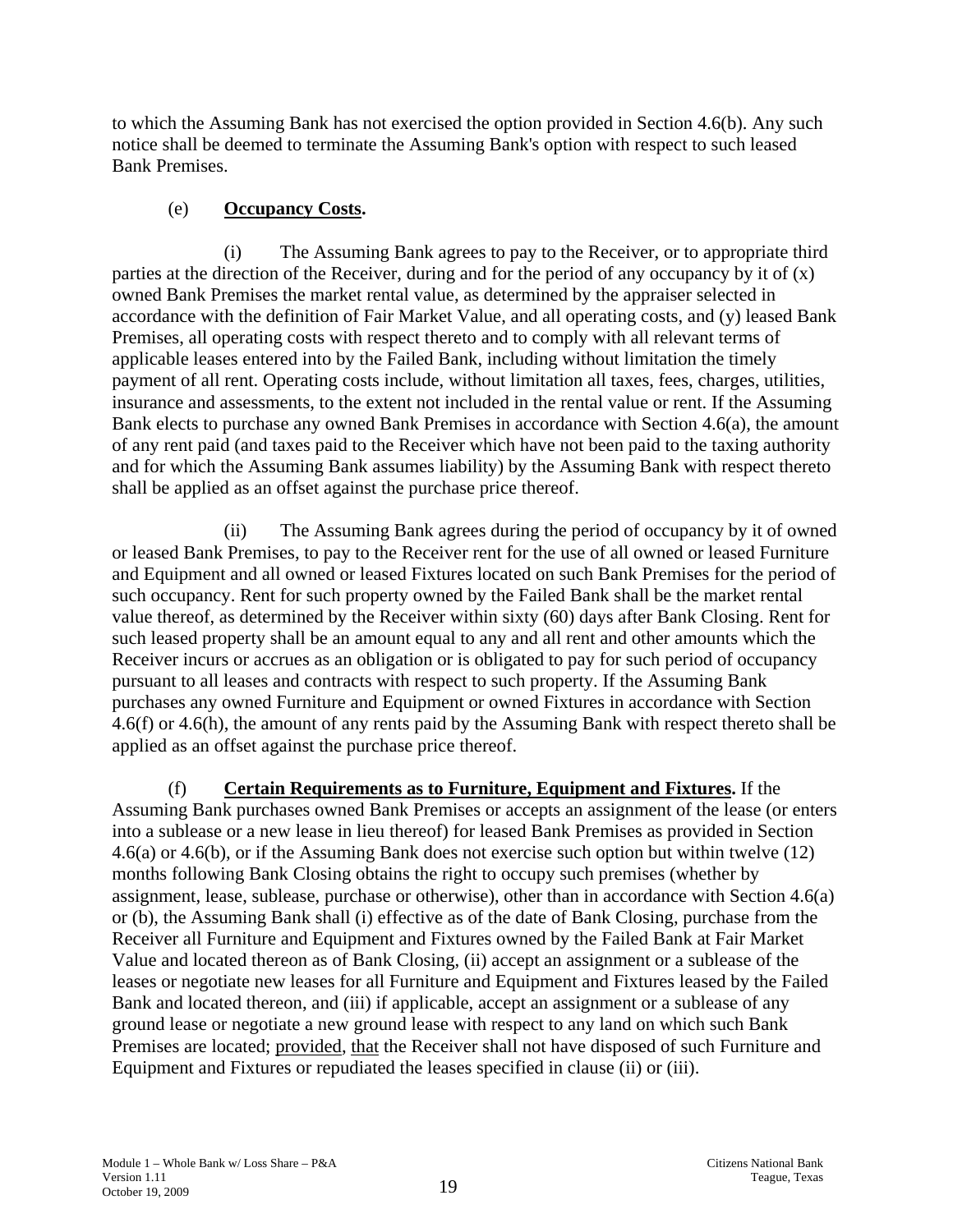to which the Assuming Bank has not exercised the option provided in Section 4.6(b). Any such notice shall be deemed to terminate the Assuming Bank's option with respect to such leased Bank Premises.

(e) **Occupancy Costs.**

(i) The Assuming Bank agrees to pay to the Receiver, or to appropriate third parties at the direction of the Receiver, during and for the period of any occupancy by it of (x) owned Bank Premises the market rental value, as determined by the appraiser selected in accordance with the definition of Fair Market Value, and all operating costs, and (y) leased Bank Premises, all operating costs with respect thereto and to comply with all relevant terms of applicable leases entered into by the Failed Bank, including without limitation the timely payment of all rent. Operating costs include, without limitation all taxes, fees, charges, utilities, insurance and assessments, to the extent not included in the rental value or rent. If the Assuming Bank elects to purchase any owned Bank Premises in accordance with Section 4.6(a), the amount of any rent paid (and taxes paid to the Receiver which have not been paid to the taxing authority and for which the Assuming Bank assumes liability) by the Assuming Bank with respect thereto shall be applied as an offset against the purchase price thereof.

(ii) The Assuming Bank agrees during the period of occupancy by it of owned or leased Bank Premises, to pay to the Receiver rent for the use of all owned or leased Furniture and Equipment and all owned or leased Fixtures located on such Bank Premises for the period of such occupancy. Rent for such property owned by the Failed Bank shall be the market rental value thereof, as determined by the Receiver within sixty (60) days after Bank Closing. Rent for such leased property shall be an amount equal to any and all rent and other amounts which the Receiver incurs or accrues as an obligation or is obligated to pay for such period of occupancy pursuant to all leases and contracts with respect to such property. If the Assuming Bank purchases any owned Furniture and Equipment or owned Fixtures in accordance with Section 4.6(f) or 4.6(h), the amount of any rents paid by the Assuming Bank with respect thereto shall be applied as an offset against the purchase price thereof.

(f) **Certain Requirements as to Furniture, Equipment and Fixtures.** If the Assuming Bank purchases owned Bank Premises or accepts an assignment of the lease (or enters into a sublease or a new lease in lieu thereof) for leased Bank Premises as provided in Section 4.6(a) or 4.6(b), or if the Assuming Bank does not exercise such option but within twelve (12) months following Bank Closing obtains the right to occupy such premises (whether by assignment, lease, sublease, purchase or otherwise), other than in accordance with Section 4.6(a) or (b), the Assuming Bank shall (i) effective as of the date of Bank Closing, purchase from the Receiver all Furniture and Equipment and Fixtures owned by the Failed Bank at Fair Market Value and located thereon as of Bank Closing, (ii) accept an assignment or a sublease of the leases or negotiate new leases for all Furniture and Equipment and Fixtures leased by the Failed Bank and located thereon, and (iii) if applicable, accept an assignment or a sublease of any ground lease or negotiate a new ground lease with respect to any land on which such Bank Premises are located; provided, that the Receiver shall not have disposed of such Furniture and Equipment and Fixtures or repudiated the leases specified in clause (ii) or (iii).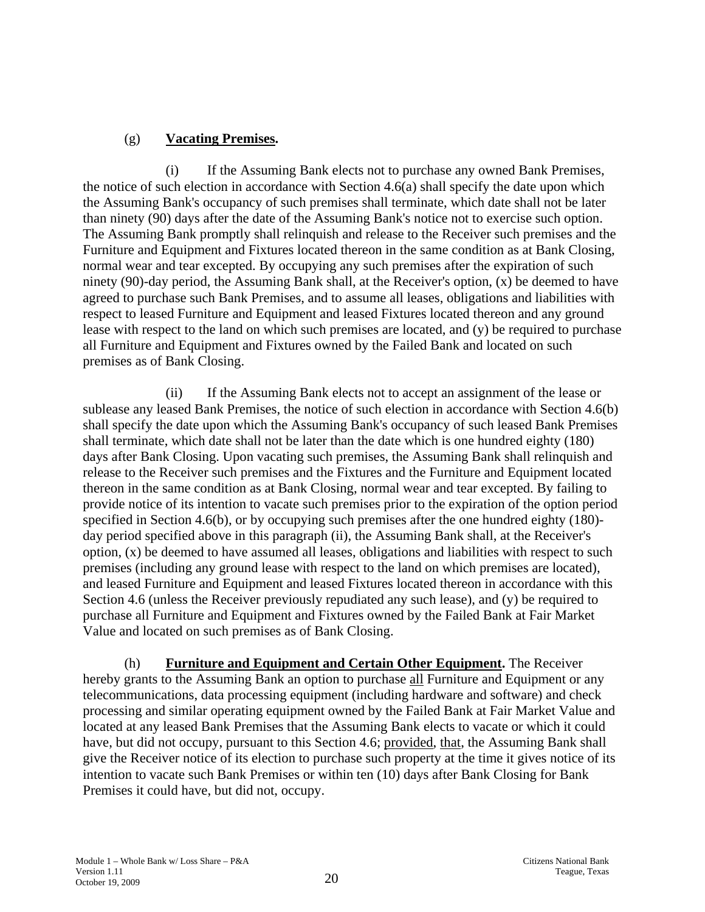(g) **Vacating Premises.**

(i) If the Assuming Bank elects not to purchase any owned Bank Premises, the notice of such election in accordance with Section 4.6(a) shall specify the date upon which the Assuming Bank's occupancy of such premises shall terminate, which date shall not be later than ninety (90) days after the date of the Assuming Bank's notice not to exercise such option. The Assuming Bank promptly shall relinquish and release to the Receiver such premises and the Furniture and Equipment and Fixtures located thereon in the same condition as at Bank Closing, normal wear and tear excepted. By occupying any such premises after the expiration of such ninety (90)-day period, the Assuming Bank shall, at the Receiver's option, (x) be deemed to have agreed to purchase such Bank Premises, and to assume all leases, obligations and liabilities with respect to leased Furniture and Equipment and leased Fixtures located thereon and any ground lease with respect to the land on which such premises are located, and (y) be required to purchase all Furniture and Equipment and Fixtures owned by the Failed Bank and located on such premises as of Bank Closing.

(ii) If the Assuming Bank elects not to accept an assignment of the lease or sublease any leased Bank Premises, the notice of such election in accordance with Section 4.6(b) shall specify the date upon which the Assuming Bank's occupancy of such leased Bank Premises shall terminate, which date shall not be later than the date which is one hundred eighty (180) days after Bank Closing. Upon vacating such premises, the Assuming Bank shall relinquish and release to the Receiver such premises and the Fixtures and the Furniture and Equipment located thereon in the same condition as at Bank Closing, normal wear and tear excepted. By failing to provide notice of its intention to vacate such premises prior to the expiration of the option period specified in Section 4.6(b), or by occupying such premises after the one hundred eighty (180)-day period specified above in this paragraph (ii), the Assuming Bank shall, at the Receiver's option, (x) be deemed to have assumed all leases, obligations and liabilities with respect to such premises (including any ground lease with respect to the land on which premises are located), and leased Furniture and Equipment and leased Fixtures located thereon in accordance with this Section 4.6 (unless the Receiver previously repudiated any such lease), and (y) be required to purchase all Furniture and Equipment and Fixtures owned by the Failed Bank at Fair Market Value and located on such premises as of Bank Closing.

(h) **Furniture and Equipment and Certain Other Equipment.** The Receiver hereby grants to the Assuming Bank an option to purchase all Furniture and Equipment or any telecommunications, data processing equipment (including hardware and software) and check processing and similar operating equipment owned by the Failed Bank at Fair Market Value and located at any leased Bank Premises that the Assuming Bank elects to vacate or which it could have, but did not occupy, pursuant to this Section 4.6; provided, that, the Assuming Bank shall give the Receiver notice of its election to purchase such property at the time it gives notice of its intention to vacate such Bank Premises or within ten (10) days after Bank Closing for Bank Premises it could have, but did not, occupy.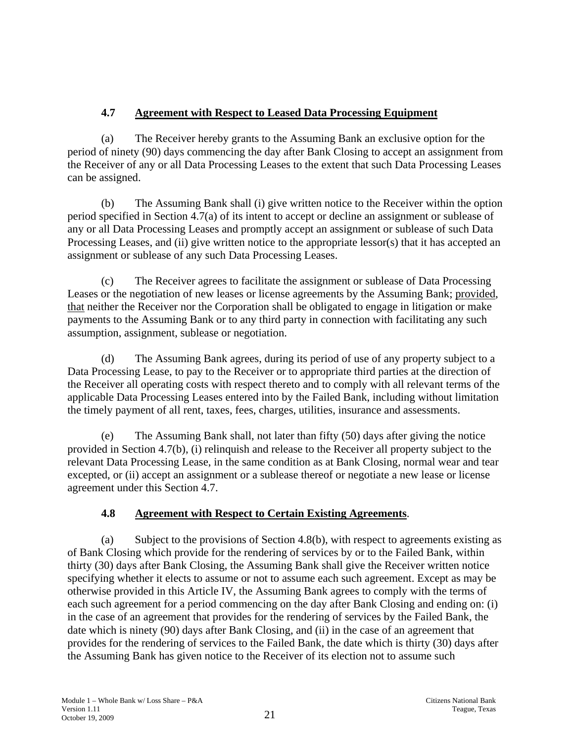### 4.7 Agreement with Respect to Leased Data Processing Equipment

(a) The Receiver hereby grants to the Assuming Bank an exclusive option for the period of ninety (90) days commencing the day after Bank Closing to accept an assignment from the Receiver of any or all Data Processing Leases to the extent that such Data Processing Leases can be assigned.

(b) The Assuming Bank shall (i) give written notice to the Receiver within the option period specified in Section 4.7(a) of its intent to accept or decline an assignment or sublease of any or all Data Processing Leases and promptly accept an assignment or sublease of such Data Processing Leases, and (ii) give written notice to the appropriate lessor(s) that it has accepted an assignment or sublease of any such Data Processing Leases.

(c) The Receiver agrees to facilitate the assignment or sublease of Data Processing Leases or the negotiation of new leases or license agreements by the Assuming Bank; provided, that neither the Receiver nor the Corporation shall be obligated to engage in litigation or make payments to the Assuming Bank or to any third party in connection with facilitating any such assumption, assignment, sublease or negotiation.

(d) The Assuming Bank agrees, during its period of use of any property subject to a Data Processing Lease, to pay to the Receiver or to appropriate third parties at the direction of the Receiver all operating costs with respect thereto and to comply with all relevant terms of the applicable Data Processing Leases entered into by the Failed Bank, including without limitation the timely payment of all rent, taxes, fees, charges, utilities, insurance and assessments.

(e) The Assuming Bank shall, not later than fifty (50) days after giving the notice provided in Section 4.7(b), (i) relinquish and release to the Receiver all property subject to the relevant Data Processing Lease, in the same condition as at Bank Closing, normal wear and tear excepted, or (ii) accept an assignment or a sublease thereof or negotiate a new lease or license agreement under this Section 4.7.

### 4.8 Agreement with Respect to Certain Existing Agreements.

(a) Subject to the provisions of Section 4.8(b), with respect to agreements existing as of Bank Closing which provide for the rendering of services by or to the Failed Bank, within thirty (30) days after Bank Closing, the Assuming Bank shall give the Receiver written notice specifying whether it elects to assume or not to assume each such agreement. Except as may be otherwise provided in this Article IV, the Assuming Bank agrees to comply with the terms of each such agreement for a period commencing on the day after Bank Closing and ending on: (i) in the case of an agreement that provides for the rendering of services by the Failed Bank, the date which is ninety (90) days after Bank Closing, and (ii) in the case of an agreement that provides for the rendering of services to the Failed Bank, the date which is thirty (30) days after the Assuming Bank has given notice to the Receiver of its election not to assume such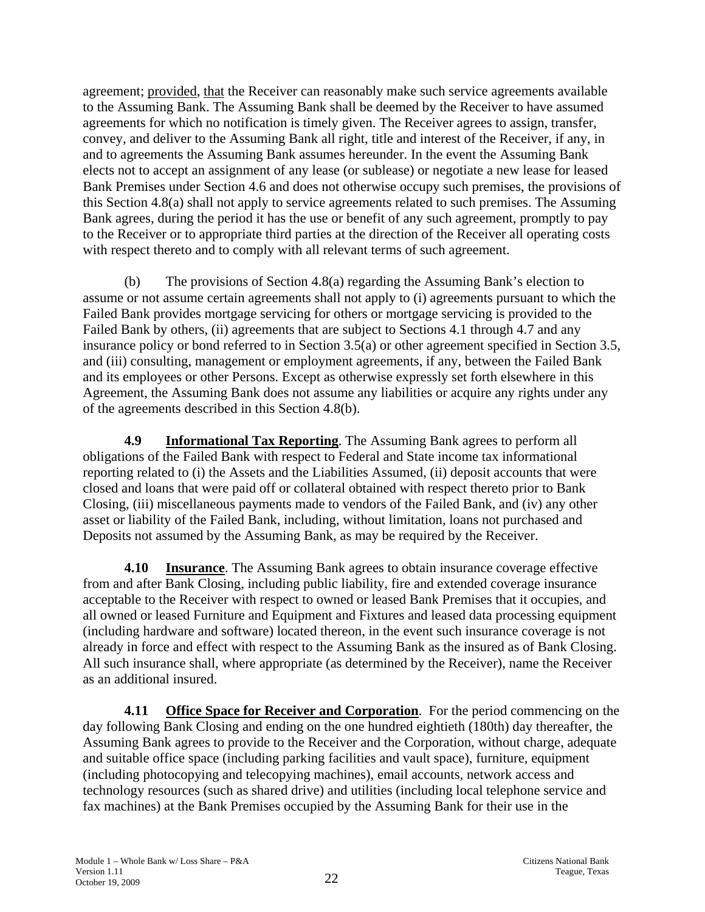agreement; provided, that the Receiver can reasonably make such service agreements available to the Assuming Bank. The Assuming Bank shall be deemed by the Receiver to have assumed agreements for which no notification is timely given. The Receiver agrees to assign, transfer, convey, and deliver to the Assuming Bank all right, title and interest of the Receiver, if any, in and to agreements the Assuming Bank assumes hereunder. In the event the Assuming Bank elects not to accept an assignment of any lease (or sublease) or negotiate a new lease for leased Bank Premises under Section 4.6 and does not otherwise occupy such premises, the provisions of this Section 4.8(a) shall not apply to service agreements related to such premises. The Assuming Bank agrees, during the period it has the use or benefit of any such agreement, promptly to pay to the Receiver or to appropriate third parties at the direction of the Receiver all operating costs with respect thereto and to comply with all relevant terms of such agreement.

(b) The provisions of Section 4.8(a) regarding the Assuming Bank's election to assume or not assume certain agreements shall not apply to (i) agreements pursuant to which the Failed Bank provides mortgage servicing for others or mortgage servicing is provided to the Failed Bank by others, (ii) agreements that are subject to Sections 4.1 through 4.7 and any insurance policy or bond referred to in Section 3.5(a) or other agreement specified in Section 3.5, and (iii) consulting, management or employment agreements, if any, between the Failed Bank and its employees or other Persons. Except as otherwise expressly set forth elsewhere in this Agreement, the Assuming Bank does not assume any liabilities or acquire any rights under any of the agreements described in this Section 4.8(b).

**4.9 Informational Tax Reporting**. The Assuming Bank agrees to perform all obligations of the Failed Bank with respect to Federal and State income tax informational reporting related to (i) the Assets and the Liabilities Assumed, (ii) deposit accounts that were closed and loans that were paid off or collateral obtained with respect thereto prior to Bank Closing, (iii) miscellaneous payments made to vendors of the Failed Bank, and (iv) any other asset or liability of the Failed Bank, including, without limitation, loans not purchased and Deposits not assumed by the Assuming Bank, as may be required by the Receiver.

**4.10 Insurance**. The Assuming Bank agrees to obtain insurance coverage effective from and after Bank Closing, including public liability, fire and extended coverage insurance acceptable to the Receiver with respect to owned or leased Bank Premises that it occupies, and all owned or leased Furniture and Equipment and Fixtures and leased data processing equipment (including hardware and software) located thereon, in the event such insurance coverage is not already in force and effect with respect to the Assuming Bank as the insured as of Bank Closing. All such insurance shall, where appropriate (as determined by the Receiver), name the Receiver as an additional insured.

**4.11 Office Space for Receiver and Corporation**. For the period commencing on the day following Bank Closing and ending on the one hundred eightieth (180th) day thereafter, the Assuming Bank agrees to provide to the Receiver and the Corporation, without charge, adequate and suitable office space (including parking facilities and vault space), furniture, equipment (including photocopying and telecopying machines), email accounts, network access and technology resources (such as shared drive) and utilities (including local telephone service and fax machines) at the Bank Premises occupied by the Assuming Bank for their use in the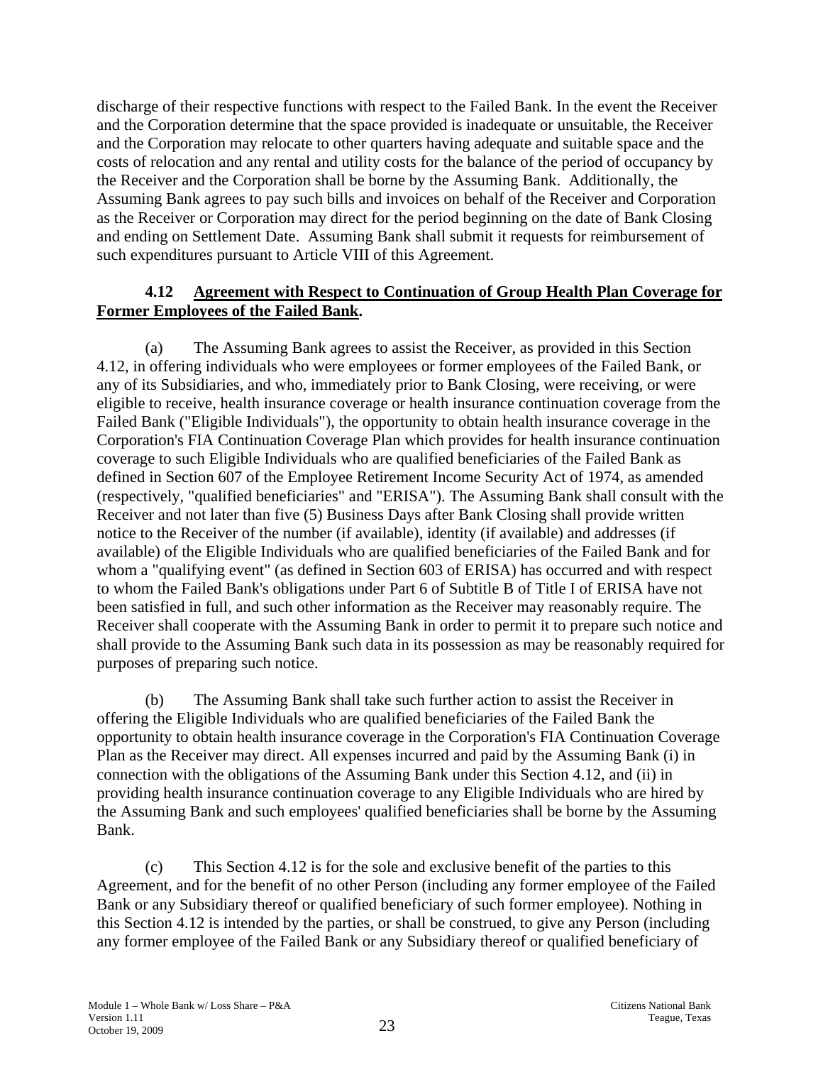discharge of their respective functions with respect to the Failed Bank. In the event the Receiver and the Corporation determine that the space provided is inadequate or unsuitable, the Receiver and the Corporation may relocate to other quarters having adequate and suitable space and the costs of relocation and any rental and utility costs for the balance of the period of occupancy by the Receiver and the Corporation shall be borne by the Assuming Bank. Additionally, the Assuming Bank agrees to pay such bills and invoices on behalf of the Receiver and Corporation as the Receiver or Corporation may direct for the period beginning on the date of Bank Closing and ending on Settlement Date. Assuming Bank shall submit it requests for reimbursement of such expenditures pursuant to Article VIII of this Agreement.

**4.12 Agreement with Respect to Continuation of Group Health Plan Coverage for Former Employees of the Failed Bank.**

(a) The Assuming Bank agrees to assist the Receiver, as provided in this Section 4.12, in offering individuals who were employees or former employees of the Failed Bank, or any of its Subsidiaries, and who, immediately prior to Bank Closing, were receiving, or were eligible to receive, health insurance coverage or health insurance continuation coverage from the Failed Bank ("Eligible Individuals"), the opportunity to obtain health insurance coverage in the Corporation's FIA Continuation Coverage Plan which provides for health insurance continuation coverage to such Eligible Individuals who are qualified beneficiaries of the Failed Bank as defined in Section 607 of the Employee Retirement Income Security Act of 1974, as amended (respectively, "qualified beneficiaries" and "ERISA"). The Assuming Bank shall consult with the Receiver and not later than five (5) Business Days after Bank Closing shall provide written notice to the Receiver of the number (if available), identity (if available) and addresses (if available) of the Eligible Individuals who are qualified beneficiaries of the Failed Bank and for whom a "qualifying event" (as defined in Section 603 of ERISA) has occurred and with respect to whom the Failed Bank's obligations under Part 6 of Subtitle B of Title I of ERISA have not been satisfied in full, and such other information as the Receiver may reasonably require. The Receiver shall cooperate with the Assuming Bank in order to permit it to prepare such notice and shall provide to the Assuming Bank such data in its possession as may be reasonably required for purposes of preparing such notice.

(b) The Assuming Bank shall take such further action to assist the Receiver in offering the Eligible Individuals who are qualified beneficiaries of the Failed Bank the opportunity to obtain health insurance coverage in the Corporation's FIA Continuation Coverage Plan as the Receiver may direct. All expenses incurred and paid by the Assuming Bank (i) in connection with the obligations of the Assuming Bank under this Section 4.12, and (ii) in providing health insurance continuation coverage to any Eligible Individuals who are hired by the Assuming Bank and such employees' qualified beneficiaries shall be borne by the Assuming Bank.

(c) This Section 4.12 is for the sole and exclusive benefit of the parties to this Agreement, and for the benefit of no other Person (including any former employee of the Failed Bank or any Subsidiary thereof or qualified beneficiary of such former employee). Nothing in this Section 4.12 is intended by the parties, or shall be construed, to give any Person (including any former employee of the Failed Bank or any Subsidiary thereof or qualified beneficiary of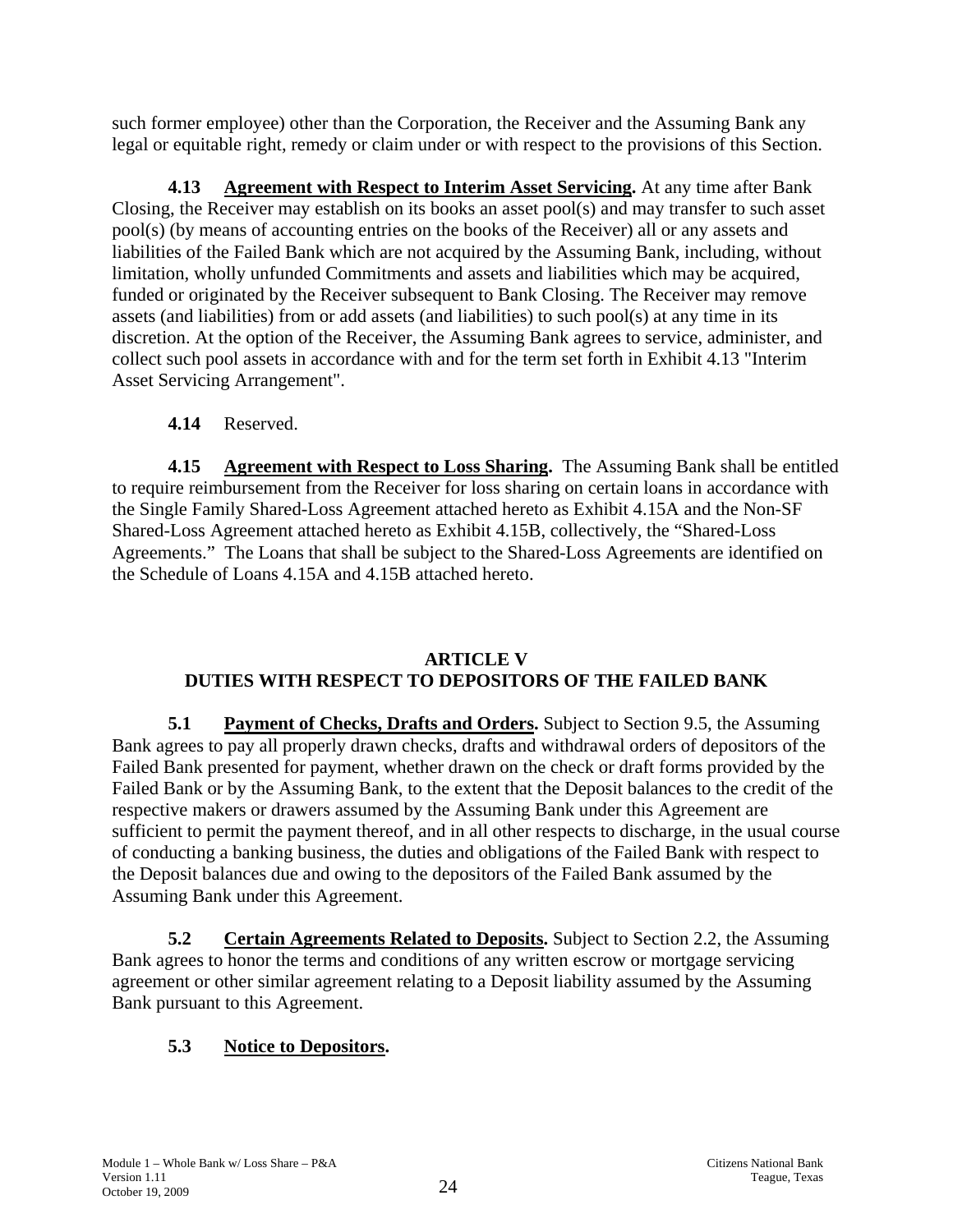such former employee) other than the Corporation, the Receiver and the Assuming Bank any legal or equitable right, remedy or claim under or with respect to the provisions of this Section.

**4.13 Agreement with Respect to Interim Asset Servicing.** At any time after Bank Closing, the Receiver may establish on its books an asset pool(s) and may transfer to such asset pool(s) (by means of accounting entries on the books of the Receiver) all or any assets and liabilities of the Failed Bank which are not acquired by the Assuming Bank, including, without limitation, wholly unfunded Commitments and assets and liabilities which may be acquired, funded or originated by the Receiver subsequent to Bank Closing. The Receiver may remove assets (and liabilities) from or add assets (and liabilities) to such pool(s) at any time in its discretion. At the option of the Receiver, the Assuming Bank agrees to service, administer, and collect such pool assets in accordance with and for the term set forth in Exhibit 4.13 "Interim Asset Servicing Arrangement".

**4.14** Reserved.

**4.15 Agreement with Respect to Loss Sharing.** The Assuming Bank shall be entitled to require reimbursement from the Receiver for loss sharing on certain loans in accordance with the Single Family Shared-Loss Agreement attached hereto as Exhibit 4.15A and the Non-SF Shared-Loss Agreement attached hereto as Exhibit 4.15B, collectively, the "Shared-Loss Agreements." The Loans that shall be subject to the Shared-Loss Agreements are identified on the Schedule of Loans 4.15A and 4.15B attached hereto.

## ARTICLE V
## DUTIES WITH RESPECT TO DEPOSITORS OF THE FAILED BANK

**5.1 Payment of Checks, Drafts and Orders.** Subject to Section 9.5, the Assuming Bank agrees to pay all properly drawn checks, drafts and withdrawal orders of depositors of the Failed Bank presented for payment, whether drawn on the check or draft forms provided by the Failed Bank or by the Assuming Bank, to the extent that the Deposit balances to the credit of the respective makers or drawers assumed by the Assuming Bank under this Agreement are sufficient to permit the payment thereof, and in all other respects to discharge, in the usual course of conducting a banking business, the duties and obligations of the Failed Bank with respect to the Deposit balances due and owing to the depositors of the Failed Bank assumed by the Assuming Bank under this Agreement.

**5.2 Certain Agreements Related to Deposits.** Subject to Section 2.2, the Assuming Bank agrees to honor the terms and conditions of any written escrow or mortgage servicing agreement or other similar agreement relating to a Deposit liability assumed by the Assuming Bank pursuant to this Agreement.

**5.3 Notice to Depositors.**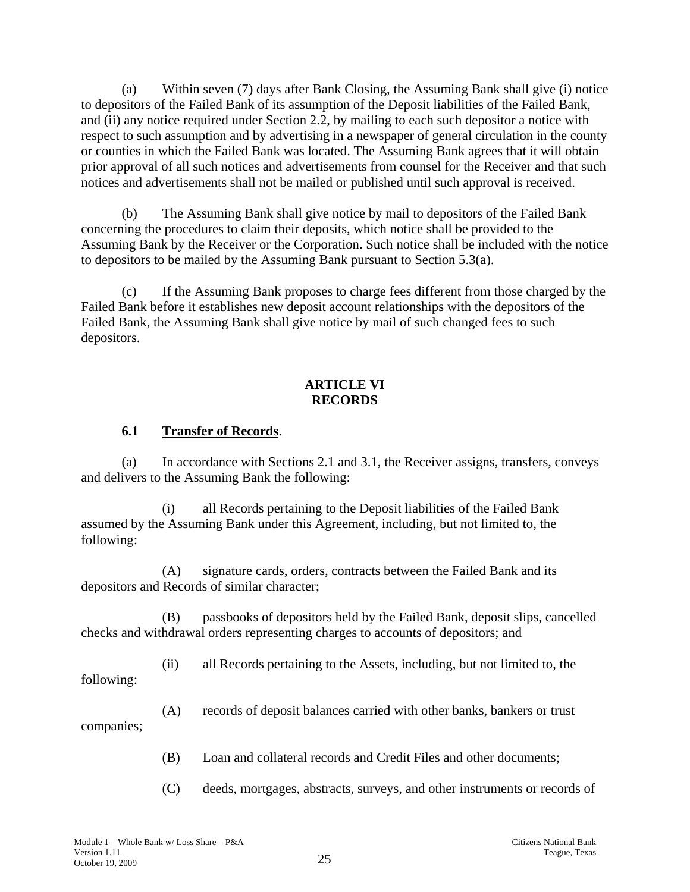(a) Within seven (7) days after Bank Closing, the Assuming Bank shall give (i) notice to depositors of the Failed Bank of its assumption of the Deposit liabilities of the Failed Bank, and (ii) any notice required under Section 2.2, by mailing to each such depositor a notice with respect to such assumption and by advertising in a newspaper of general circulation in the county or counties in which the Failed Bank was located. The Assuming Bank agrees that it will obtain prior approval of all such notices and advertisements from counsel for the Receiver and that such notices and advertisements shall not be mailed or published until such approval is received.

(b) The Assuming Bank shall give notice by mail to depositors of the Failed Bank concerning the procedures to claim their deposits, which notice shall be provided to the Assuming Bank by the Receiver or the Corporation. Such notice shall be included with the notice to depositors to be mailed by the Assuming Bank pursuant to Section 5.3(a).

(c) If the Assuming Bank proposes to charge fees different from those charged by the Failed Bank before it establishes new deposit account relationships with the depositors of the Failed Bank, the Assuming Bank shall give notice by mail of such changed fees to such depositors.

## ARTICLE VI
## RECORDS

### 6.1 Transfer of Records.

(a) In accordance with Sections 2.1 and 3.1, the Receiver assigns, transfers, conveys and delivers to the Assuming Bank the following:

(i) all Records pertaining to the Deposit liabilities of the Failed Bank assumed by the Assuming Bank under this Agreement, including, but not limited to, the following:

(A) signature cards, orders, contracts between the Failed Bank and its depositors and Records of similar character;

(B) passbooks of depositors held by the Failed Bank, deposit slips, cancelled checks and withdrawal orders representing charges to accounts of depositors; and

(ii) all Records pertaining to the Assets, including, but not limited to, the following:

(A) records of deposit balances carried with other banks, bankers or trust companies;

(B) Loan and collateral records and Credit Files and other documents;

(C) deeds, mortgages, abstracts, surveys, and other instruments or records of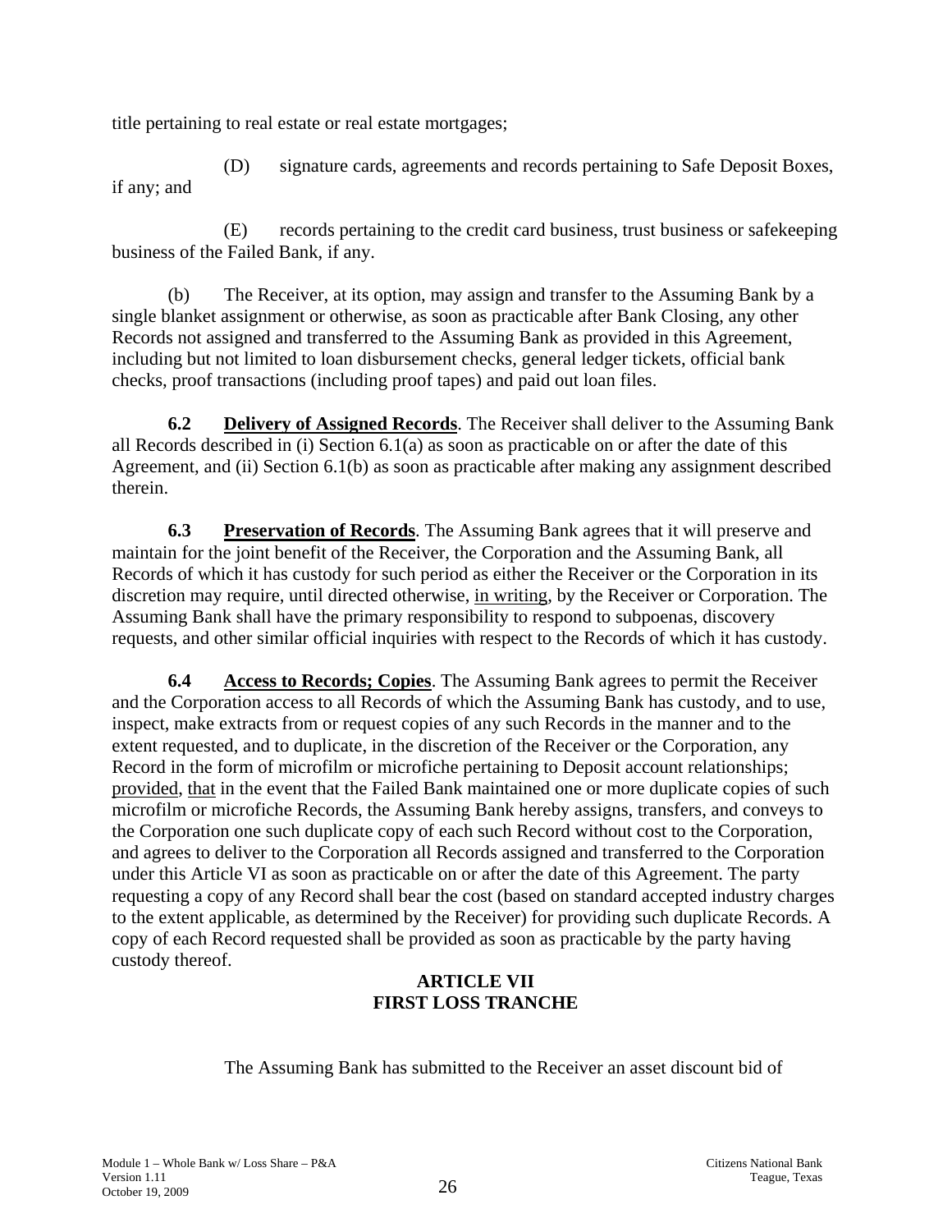title pertaining to real estate or real estate mortgages;

(D) signature cards, agreements and records pertaining to Safe Deposit Boxes, if any; and

(E) records pertaining to the credit card business, trust business or safekeeping business of the Failed Bank, if any.

(b) The Receiver, at its option, may assign and transfer to the Assuming Bank by a single blanket assignment or otherwise, as soon as practicable after Bank Closing, any other Records not assigned and transferred to the Assuming Bank as provided in this Agreement, including but not limited to loan disbursement checks, general ledger tickets, official bank checks, proof transactions (including proof tapes) and paid out loan files.

**6.2 Delivery of Assigned Records**. The Receiver shall deliver to the Assuming Bank all Records described in (i) Section 6.1(a) as soon as practicable on or after the date of this Agreement, and (ii) Section 6.1(b) as soon as practicable after making any assignment described therein.

**6.3 Preservation of Records**. The Assuming Bank agrees that it will preserve and maintain for the joint benefit of the Receiver, the Corporation and the Assuming Bank, all Records of which it has custody for such period as either the Receiver or the Corporation in its discretion may require, until directed otherwise, in writing, by the Receiver or Corporation. The Assuming Bank shall have the primary responsibility to respond to subpoenas, discovery requests, and other similar official inquiries with respect to the Records of which it has custody.

**6.4 Access to Records; Copies**. The Assuming Bank agrees to permit the Receiver and the Corporation access to all Records of which the Assuming Bank has custody, and to use, inspect, make extracts from or request copies of any such Records in the manner and to the extent requested, and to duplicate, in the discretion of the Receiver or the Corporation, any Record in the form of microfilm or microfiche pertaining to Deposit account relationships; provided, that in the event that the Failed Bank maintained one or more duplicate copies of such microfilm or microfiche Records, the Assuming Bank hereby assigns, transfers, and conveys to the Corporation one such duplicate copy of each such Record without cost to the Corporation, and agrees to deliver to the Corporation all Records assigned and transferred to the Corporation under this Article VI as soon as practicable on or after the date of this Agreement. The party requesting a copy of any Record shall bear the cost (based on standard accepted industry charges to the extent applicable, as determined by the Receiver) for providing such duplicate Records. A copy of each Record requested shall be provided as soon as practicable by the party having custody thereof.

## ARTICLE VII
## FIRST LOSS TRANCHE

The Assuming Bank has submitted to the Receiver an asset discount bid of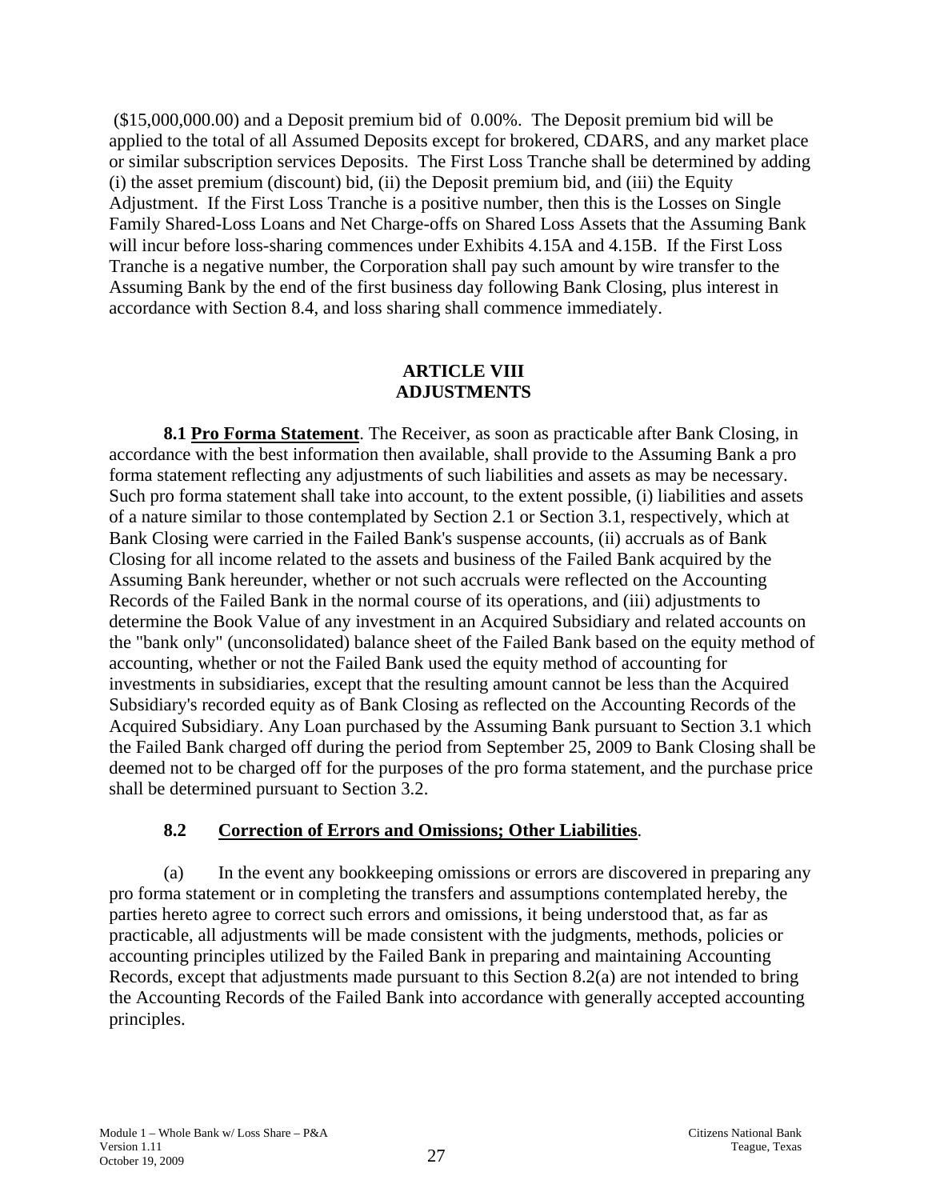($15,000,000.00) and a Deposit premium bid of 0.00%. The Deposit premium bid will be applied to the total of all Assumed Deposits except for brokered, CDARS, and any market place or similar subscription services Deposits. The First Loss Tranche shall be determined by adding (i) the asset premium (discount) bid, (ii) the Deposit premium bid, and (iii) the Equity Adjustment. If the First Loss Tranche is a positive number, then this is the Losses on Single Family Shared-Loss Loans and Net Charge-offs on Shared Loss Assets that the Assuming Bank will incur before loss-sharing commences under Exhibits 4.15A and 4.15B. If the First Loss Tranche is a negative number, the Corporation shall pay such amount by wire transfer to the Assuming Bank by the end of the first business day following Bank Closing, plus interest in accordance with Section 8.4, and loss sharing shall commence immediately.

## ARTICLE VIII
## ADJUSTMENTS

**8.1 Pro Forma Statement**. The Receiver, as soon as practicable after Bank Closing, in accordance with the best information then available, shall provide to the Assuming Bank a pro forma statement reflecting any adjustments of such liabilities and assets as may be necessary. Such pro forma statement shall take into account, to the extent possible, (i) liabilities and assets of a nature similar to those contemplated by Section 2.1 or Section 3.1, respectively, which at Bank Closing were carried in the Failed Bank's suspense accounts, (ii) accruals as of Bank Closing for all income related to the assets and business of the Failed Bank acquired by the Assuming Bank hereunder, whether or not such accruals were reflected on the Accounting Records of the Failed Bank in the normal course of its operations, and (iii) adjustments to determine the Book Value of any investment in an Acquired Subsidiary and related accounts on the "bank only" (unconsolidated) balance sheet of the Failed Bank based on the equity method of accounting, whether or not the Failed Bank used the equity method of accounting for investments in subsidiaries, except that the resulting amount cannot be less than the Acquired Subsidiary's recorded equity as of Bank Closing as reflected on the Accounting Records of the Acquired Subsidiary. Any Loan purchased by the Assuming Bank pursuant to Section 3.1 which the Failed Bank charged off during the period from September 25, 2009 to Bank Closing shall be deemed not to be charged off for the purposes of the pro forma statement, and the purchase price shall be determined pursuant to Section 3.2.

### 8.2 Correction of Errors and Omissions; Other Liabilities.

(a) In the event any bookkeeping omissions or errors are discovered in preparing any pro forma statement or in completing the transfers and assumptions contemplated hereby, the parties hereto agree to correct such errors and omissions, it being understood that, as far as practicable, all adjustments will be made consistent with the judgments, methods, policies or accounting principles utilized by the Failed Bank in preparing and maintaining Accounting Records, except that adjustments made pursuant to this Section 8.2(a) are not intended to bring the Accounting Records of the Failed Bank into accordance with generally accepted accounting principles.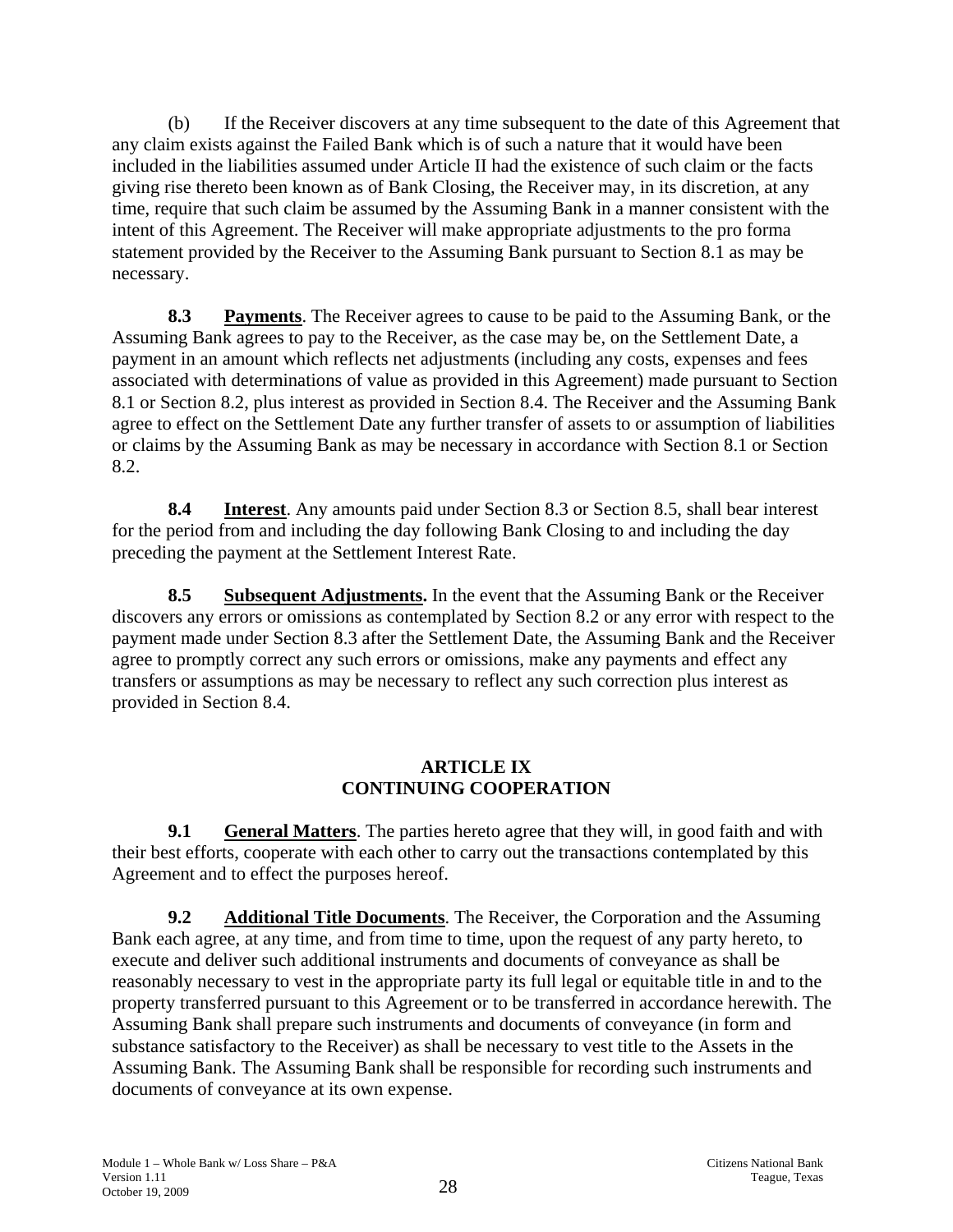(b) If the Receiver discovers at any time subsequent to the date of this Agreement that any claim exists against the Failed Bank which is of such a nature that it would have been included in the liabilities assumed under Article II had the existence of such claim or the facts giving rise thereto been known as of Bank Closing, the Receiver may, in its discretion, at any time, require that such claim be assumed by the Assuming Bank in a manner consistent with the intent of this Agreement. The Receiver will make appropriate adjustments to the pro forma statement provided by the Receiver to the Assuming Bank pursuant to Section 8.1 as may be necessary.

**8.3 Payments**. The Receiver agrees to cause to be paid to the Assuming Bank, or the Assuming Bank agrees to pay to the Receiver, as the case may be, on the Settlement Date, a payment in an amount which reflects net adjustments (including any costs, expenses and fees associated with determinations of value as provided in this Agreement) made pursuant to Section 8.1 or Section 8.2, plus interest as provided in Section 8.4. The Receiver and the Assuming Bank agree to effect on the Settlement Date any further transfer of assets to or assumption of liabilities or claims by the Assuming Bank as may be necessary in accordance with Section 8.1 or Section 8.2.

**8.4 Interest**. Any amounts paid under Section 8.3 or Section 8.5, shall bear interest for the period from and including the day following Bank Closing to and including the day preceding the payment at the Settlement Interest Rate.

**8.5 Subsequent Adjustments.** In the event that the Assuming Bank or the Receiver discovers any errors or omissions as contemplated by Section 8.2 or any error with respect to the payment made under Section 8.3 after the Settlement Date, the Assuming Bank and the Receiver agree to promptly correct any such errors or omissions, make any payments and effect any transfers or assumptions as may be necessary to reflect any such correction plus interest as provided in Section 8.4.

## ARTICLE IX
## CONTINUING COOPERATION

**9.1 General Matters**. The parties hereto agree that they will, in good faith and with their best efforts, cooperate with each other to carry out the transactions contemplated by this Agreement and to effect the purposes hereof.

**9.2 Additional Title Documents**. The Receiver, the Corporation and the Assuming Bank each agree, at any time, and from time to time, upon the request of any party hereto, to execute and deliver such additional instruments and documents of conveyance as shall be reasonably necessary to vest in the appropriate party its full legal or equitable title in and to the property transferred pursuant to this Agreement or to be transferred in accordance herewith. The Assuming Bank shall prepare such instruments and documents of conveyance (in form and substance satisfactory to the Receiver) as shall be necessary to vest title to the Assets in the Assuming Bank. The Assuming Bank shall be responsible for recording such instruments and documents of conveyance at its own expense.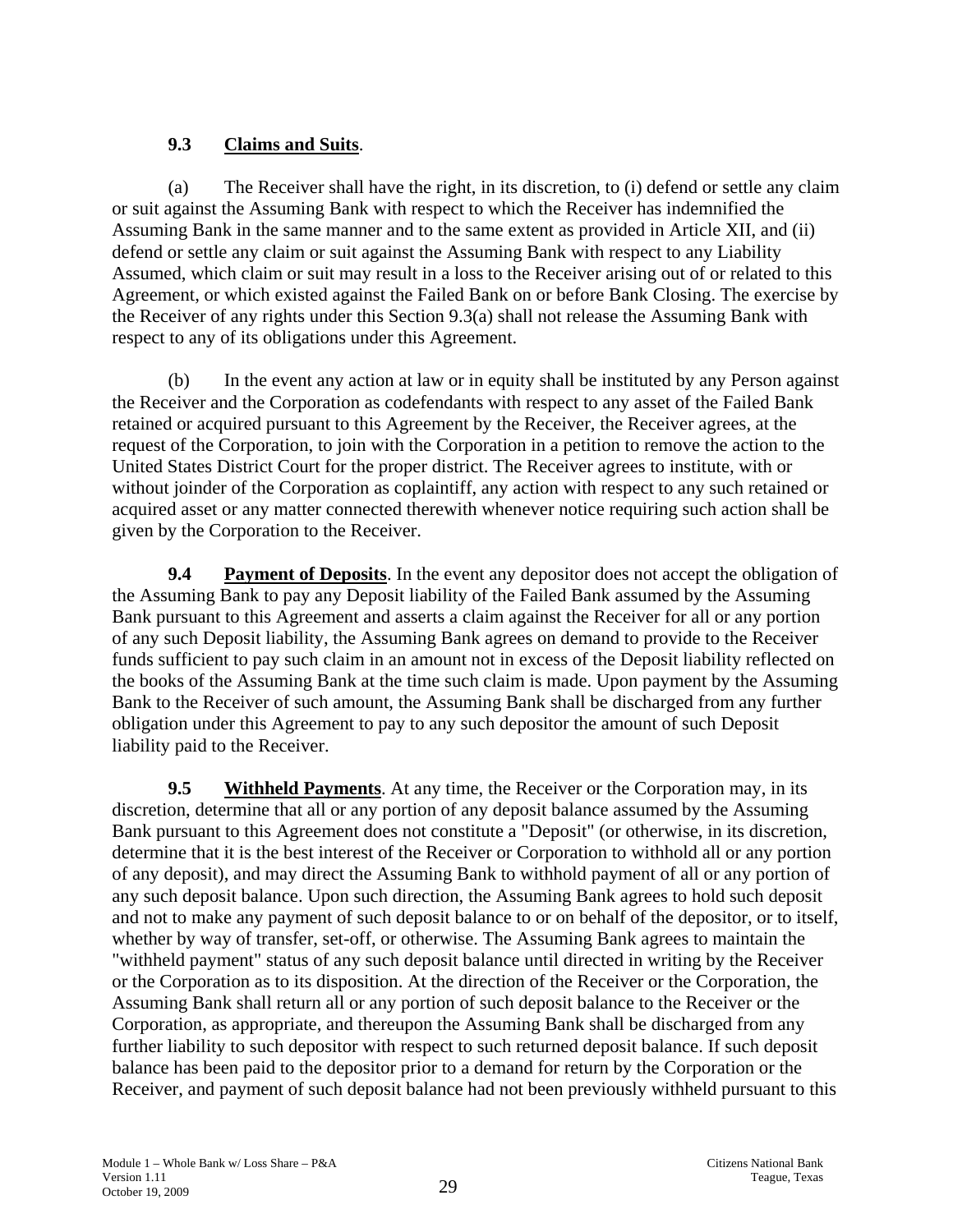**9.3 Claims and Suits**.

(a) The Receiver shall have the right, in its discretion, to (i) defend or settle any claim or suit against the Assuming Bank with respect to which the Receiver has indemnified the Assuming Bank in the same manner and to the same extent as provided in Article XII, and (ii) defend or settle any claim or suit against the Assuming Bank with respect to any Liability Assumed, which claim or suit may result in a loss to the Receiver arising out of or related to this Agreement, or which existed against the Failed Bank on or before Bank Closing. The exercise by the Receiver of any rights under this Section 9.3(a) shall not release the Assuming Bank with respect to any of its obligations under this Agreement.

(b) In the event any action at law or in equity shall be instituted by any Person against the Receiver and the Corporation as codefendants with respect to any asset of the Failed Bank retained or acquired pursuant to this Agreement by the Receiver, the Receiver agrees, at the request of the Corporation, to join with the Corporation in a petition to remove the action to the United States District Court for the proper district. The Receiver agrees to institute, with or without joinder of the Corporation as coplaintiff, any action with respect to any such retained or acquired asset or any matter connected therewith whenever notice requiring such action shall be given by the Corporation to the Receiver.

**9.4 Payment of Deposits**. In the event any depositor does not accept the obligation of the Assuming Bank to pay any Deposit liability of the Failed Bank assumed by the Assuming Bank pursuant to this Agreement and asserts a claim against the Receiver for all or any portion of any such Deposit liability, the Assuming Bank agrees on demand to provide to the Receiver funds sufficient to pay such claim in an amount not in excess of the Deposit liability reflected on the books of the Assuming Bank at the time such claim is made. Upon payment by the Assuming Bank to the Receiver of such amount, the Assuming Bank shall be discharged from any further obligation under this Agreement to pay to any such depositor the amount of such Deposit liability paid to the Receiver.

**9.5 Withheld Payments**. At any time, the Receiver or the Corporation may, in its discretion, determine that all or any portion of any deposit balance assumed by the Assuming Bank pursuant to this Agreement does not constitute a "Deposit" (or otherwise, in its discretion, determine that it is the best interest of the Receiver or Corporation to withhold all or any portion of any deposit), and may direct the Assuming Bank to withhold payment of all or any portion of any such deposit balance. Upon such direction, the Assuming Bank agrees to hold such deposit and not to make any payment of such deposit balance to or on behalf of the depositor, or to itself, whether by way of transfer, set-off, or otherwise. The Assuming Bank agrees to maintain the "withheld payment" status of any such deposit balance until directed in writing by the Receiver or the Corporation as to its disposition. At the direction of the Receiver or the Corporation, the Assuming Bank shall return all or any portion of such deposit balance to the Receiver or the Corporation, as appropriate, and thereupon the Assuming Bank shall be discharged from any further liability to such depositor with respect to such returned deposit balance. If such deposit balance has been paid to the depositor prior to a demand for return by the Corporation or the Receiver, and payment of such deposit balance had not been previously withheld pursuant to this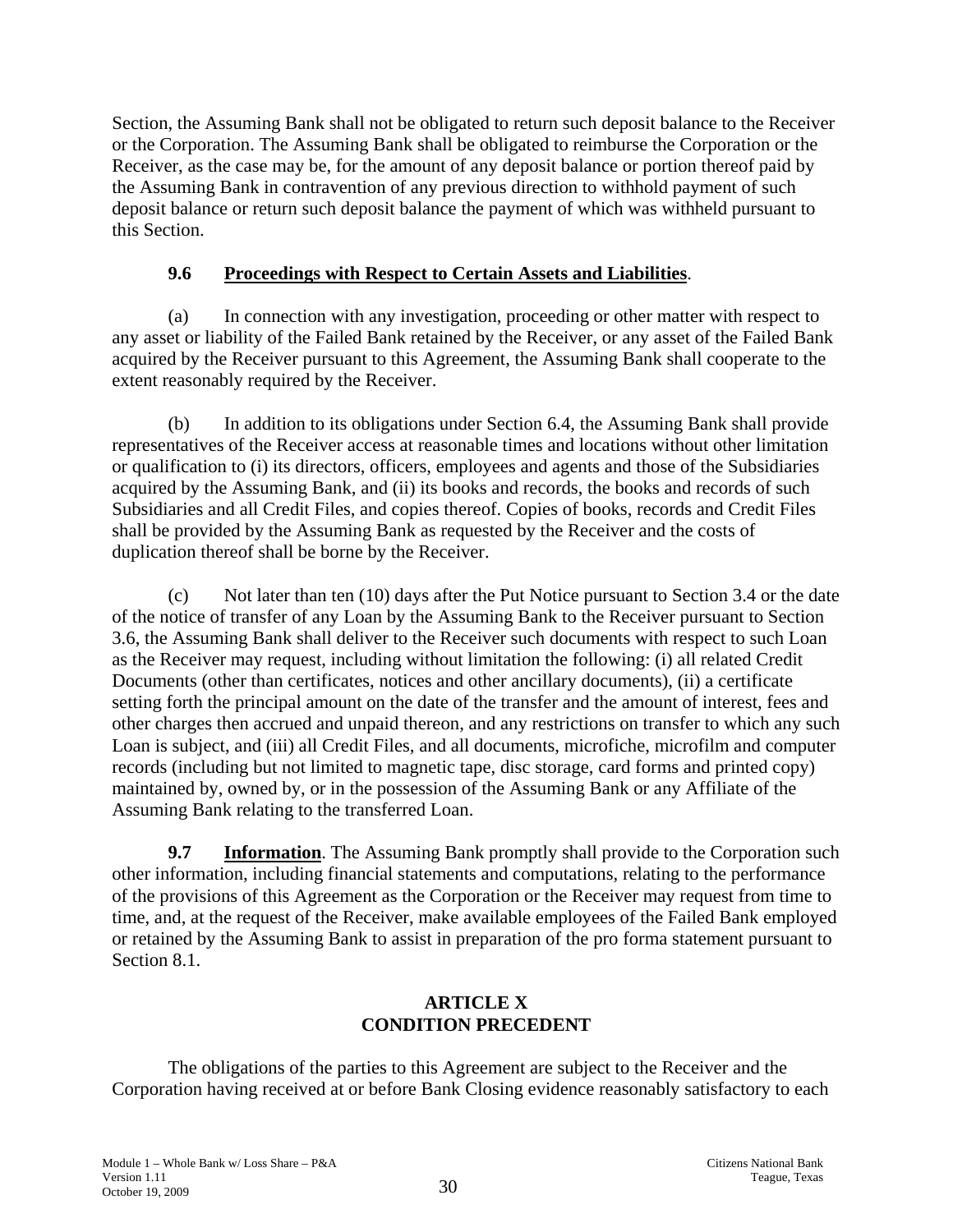Section, the Assuming Bank shall not be obligated to return such deposit balance to the Receiver or the Corporation. The Assuming Bank shall be obligated to reimburse the Corporation or the Receiver, as the case may be, for the amount of any deposit balance or portion thereof paid by the Assuming Bank in contravention of any previous direction to withhold payment of such deposit balance or return such deposit balance the payment of which was withheld pursuant to this Section.

### 9.6 Proceedings with Respect to Certain Assets and Liabilities.

(a) In connection with any investigation, proceeding or other matter with respect to any asset or liability of the Failed Bank retained by the Receiver, or any asset of the Failed Bank acquired by the Receiver pursuant to this Agreement, the Assuming Bank shall cooperate to the extent reasonably required by the Receiver.

(b) In addition to its obligations under Section 6.4, the Assuming Bank shall provide representatives of the Receiver access at reasonable times and locations without other limitation or qualification to (i) its directors, officers, employees and agents and those of the Subsidiaries acquired by the Assuming Bank, and (ii) its books and records, the books and records of such Subsidiaries and all Credit Files, and copies thereof. Copies of books, records and Credit Files shall be provided by the Assuming Bank as requested by the Receiver and the costs of duplication thereof shall be borne by the Receiver.

(c) Not later than ten (10) days after the Put Notice pursuant to Section 3.4 or the date of the notice of transfer of any Loan by the Assuming Bank to the Receiver pursuant to Section 3.6, the Assuming Bank shall deliver to the Receiver such documents with respect to such Loan as the Receiver may request, including without limitation the following: (i) all related Credit Documents (other than certificates, notices and other ancillary documents), (ii) a certificate setting forth the principal amount on the date of the transfer and the amount of interest, fees and other charges then accrued and unpaid thereon, and any restrictions on transfer to which any such Loan is subject, and (iii) all Credit Files, and all documents, microfiche, microfilm and computer records (including but not limited to magnetic tape, disc storage, card forms and printed copy) maintained by, owned by, or in the possession of the Assuming Bank or any Affiliate of the Assuming Bank relating to the transferred Loan.

**9.7 Information**. The Assuming Bank promptly shall provide to the Corporation such other information, including financial statements and computations, relating to the performance of the provisions of this Agreement as the Corporation or the Receiver may request from time to time, and, at the request of the Receiver, make available employees of the Failed Bank employed or retained by the Assuming Bank to assist in preparation of the pro forma statement pursuant to Section 8.1.

## ARTICLE X
## CONDITION PRECEDENT

The obligations of the parties to this Agreement are subject to the Receiver and the Corporation having received at or before Bank Closing evidence reasonably satisfactory to each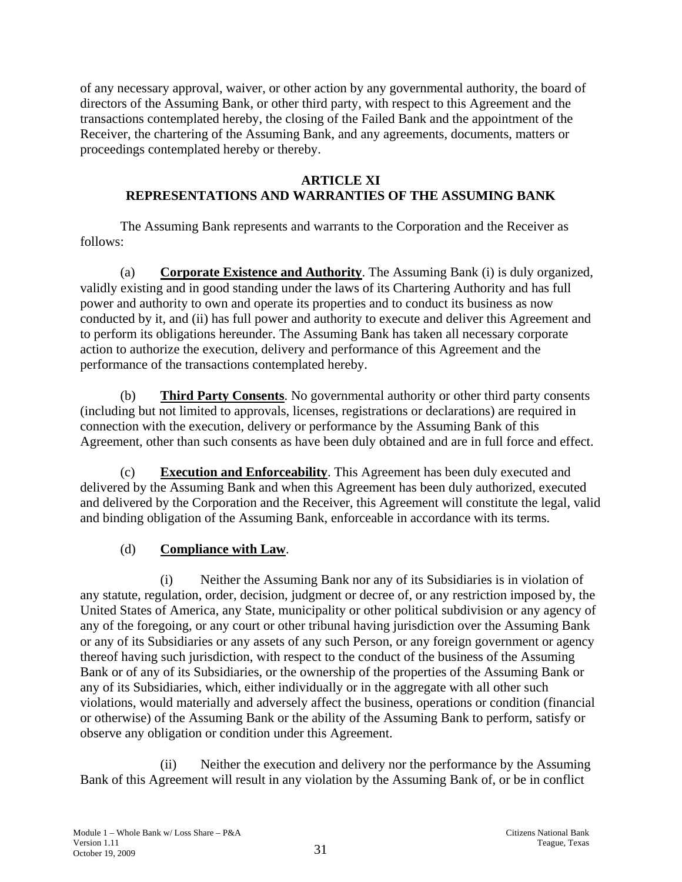of any necessary approval, waiver, or other action by any governmental authority, the board of directors of the Assuming Bank, or other third party, with respect to this Agreement and the transactions contemplated hereby, the closing of the Failed Bank and the appointment of the Receiver, the chartering of the Assuming Bank, and any agreements, documents, matters or proceedings contemplated hereby or thereby.

## ARTICLE XI
## REPRESENTATIONS AND WARRANTIES OF THE ASSUMING BANK

The Assuming Bank represents and warrants to the Corporation and the Receiver as follows:

(a) **Corporate Existence and Authority**. The Assuming Bank (i) is duly organized, validly existing and in good standing under the laws of its Chartering Authority and has full power and authority to own and operate its properties and to conduct its business as now conducted by it, and (ii) has full power and authority to execute and deliver this Agreement and to perform its obligations hereunder. The Assuming Bank has taken all necessary corporate action to authorize the execution, delivery and performance of this Agreement and the performance of the transactions contemplated hereby.

(b) **Third Party Consents**. No governmental authority or other third party consents (including but not limited to approvals, licenses, registrations or declarations) are required in connection with the execution, delivery or performance by the Assuming Bank of this Agreement, other than such consents as have been duly obtained and are in full force and effect.

(c) **Execution and Enforceability**. This Agreement has been duly executed and delivered by the Assuming Bank and when this Agreement has been duly authorized, executed and delivered by the Corporation and the Receiver, this Agreement will constitute the legal, valid and binding obligation of the Assuming Bank, enforceable in accordance with its terms.

(d) **Compliance with Law**.

(i) Neither the Assuming Bank nor any of its Subsidiaries is in violation of any statute, regulation, order, decision, judgment or decree of, or any restriction imposed by, the United States of America, any State, municipality or other political subdivision or any agency of any of the foregoing, or any court or other tribunal having jurisdiction over the Assuming Bank or any of its Subsidiaries or any assets of any such Person, or any foreign government or agency thereof having such jurisdiction, with respect to the conduct of the business of the Assuming Bank or of any of its Subsidiaries, or the ownership of the properties of the Assuming Bank or any of its Subsidiaries, which, either individually or in the aggregate with all other such violations, would materially and adversely affect the business, operations or condition (financial or otherwise) of the Assuming Bank or the ability of the Assuming Bank to perform, satisfy or observe any obligation or condition under this Agreement.

(ii) Neither the execution and delivery nor the performance by the Assuming Bank of this Agreement will result in any violation by the Assuming Bank of, or be in conflict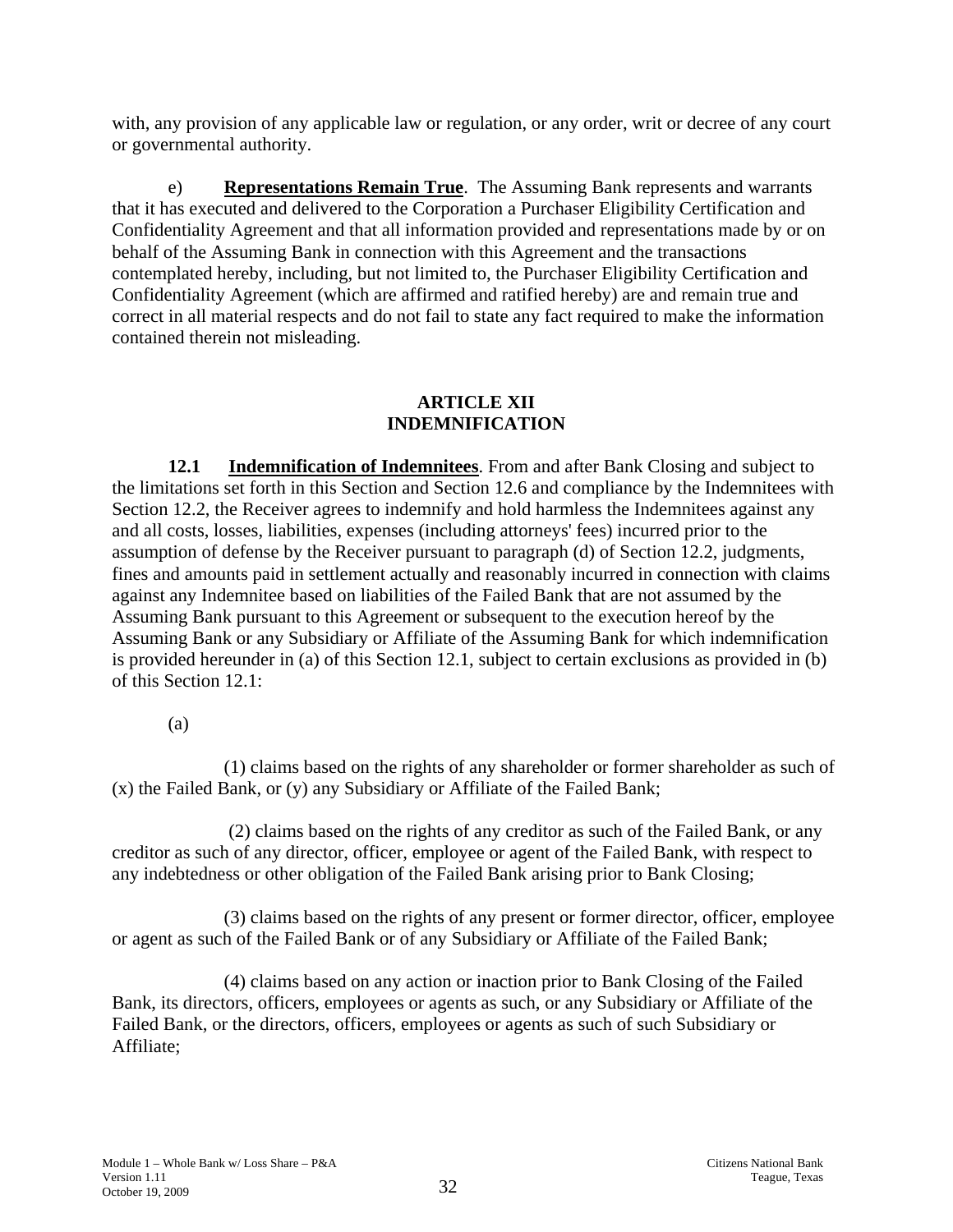with, any provision of any applicable law or regulation, or any order, writ or decree of any court or governmental authority.

e) **Representations Remain True**. The Assuming Bank represents and warrants that it has executed and delivered to the Corporation a Purchaser Eligibility Certification and Confidentiality Agreement and that all information provided and representations made by or on behalf of the Assuming Bank in connection with this Agreement and the transactions contemplated hereby, including, but not limited to, the Purchaser Eligibility Certification and Confidentiality Agreement (which are affirmed and ratified hereby) are and remain true and correct in all material respects and do not fail to state any fact required to make the information contained therein not misleading.

## ARTICLE XII
## INDEMNIFICATION

**12.1 Indemnification of Indemnitees**. From and after Bank Closing and subject to the limitations set forth in this Section and Section 12.6 and compliance by the Indemnitees with Section 12.2, the Receiver agrees to indemnify and hold harmless the Indemnitees against any and all costs, losses, liabilities, expenses (including attorneys' fees) incurred prior to the assumption of defense by the Receiver pursuant to paragraph (d) of Section 12.2, judgments, fines and amounts paid in settlement actually and reasonably incurred in connection with claims against any Indemnitee based on liabilities of the Failed Bank that are not assumed by the Assuming Bank pursuant to this Agreement or subsequent to the execution hereof by the Assuming Bank or any Subsidiary or Affiliate of the Assuming Bank for which indemnification is provided hereunder in (a) of this Section 12.1, subject to certain exclusions as provided in (b) of this Section 12.1:

(a)

(1) claims based on the rights of any shareholder or former shareholder as such of (x) the Failed Bank, or (y) any Subsidiary or Affiliate of the Failed Bank;

(2) claims based on the rights of any creditor as such of the Failed Bank, or any creditor as such of any director, officer, employee or agent of the Failed Bank, with respect to any indebtedness or other obligation of the Failed Bank arising prior to Bank Closing;

(3) claims based on the rights of any present or former director, officer, employee or agent as such of the Failed Bank or of any Subsidiary or Affiliate of the Failed Bank;

(4) claims based on any action or inaction prior to Bank Closing of the Failed Bank, its directors, officers, employees or agents as such, or any Subsidiary or Affiliate of the Failed Bank, or the directors, officers, employees or agents as such of such Subsidiary or Affiliate;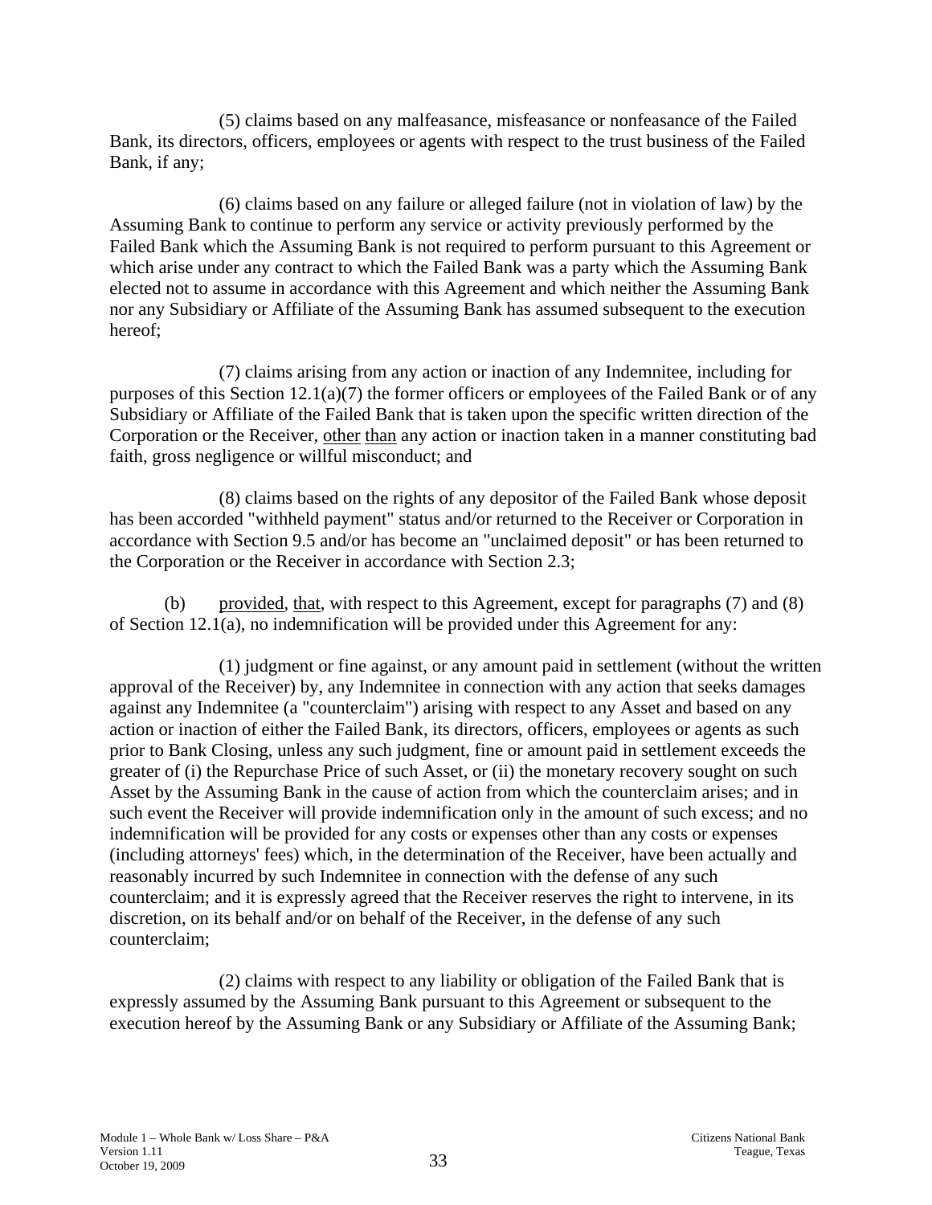(5) claims based on any malfeasance, misfeasance or nonfeasance of the Failed Bank, its directors, officers, employees or agents with respect to the trust business of the Failed Bank, if any;

(6) claims based on any failure or alleged failure (not in violation of law) by the Assuming Bank to continue to perform any service or activity previously performed by the Failed Bank which the Assuming Bank is not required to perform pursuant to this Agreement or which arise under any contract to which the Failed Bank was a party which the Assuming Bank elected not to assume in accordance with this Agreement and which neither the Assuming Bank nor any Subsidiary or Affiliate of the Assuming Bank has assumed subsequent to the execution hereof;

(7) claims arising from any action or inaction of any Indemnitee, including for purposes of this Section 12.1(a)(7) the former officers or employees of the Failed Bank or of any Subsidiary or Affiliate of the Failed Bank that is taken upon the specific written direction of the Corporation or the Receiver, other than any action or inaction taken in a manner constituting bad faith, gross negligence or willful misconduct; and

(8) claims based on the rights of any depositor of the Failed Bank whose deposit has been accorded "withheld payment" status and/or returned to the Receiver or Corporation in accordance with Section 9.5 and/or has become an "unclaimed deposit" or has been returned to the Corporation or the Receiver in accordance with Section 2.3;

(b) provided, that, with respect to this Agreement, except for paragraphs (7) and (8) of Section 12.1(a), no indemnification will be provided under this Agreement for any:

(1) judgment or fine against, or any amount paid in settlement (without the written approval of the Receiver) by, any Indemnitee in connection with any action that seeks damages against any Indemnitee (a "counterclaim") arising with respect to any Asset and based on any action or inaction of either the Failed Bank, its directors, officers, employees or agents as such prior to Bank Closing, unless any such judgment, fine or amount paid in settlement exceeds the greater of (i) the Repurchase Price of such Asset, or (ii) the monetary recovery sought on such Asset by the Assuming Bank in the cause of action from which the counterclaim arises; and in such event the Receiver will provide indemnification only in the amount of such excess; and no indemnification will be provided for any costs or expenses other than any costs or expenses (including attorneys' fees) which, in the determination of the Receiver, have been actually and reasonably incurred by such Indemnitee in connection with the defense of any such counterclaim; and it is expressly agreed that the Receiver reserves the right to intervene, in its discretion, on its behalf and/or on behalf of the Receiver, in the defense of any such counterclaim;

(2) claims with respect to any liability or obligation of the Failed Bank that is expressly assumed by the Assuming Bank pursuant to this Agreement or subsequent to the execution hereof by the Assuming Bank or any Subsidiary or Affiliate of the Assuming Bank;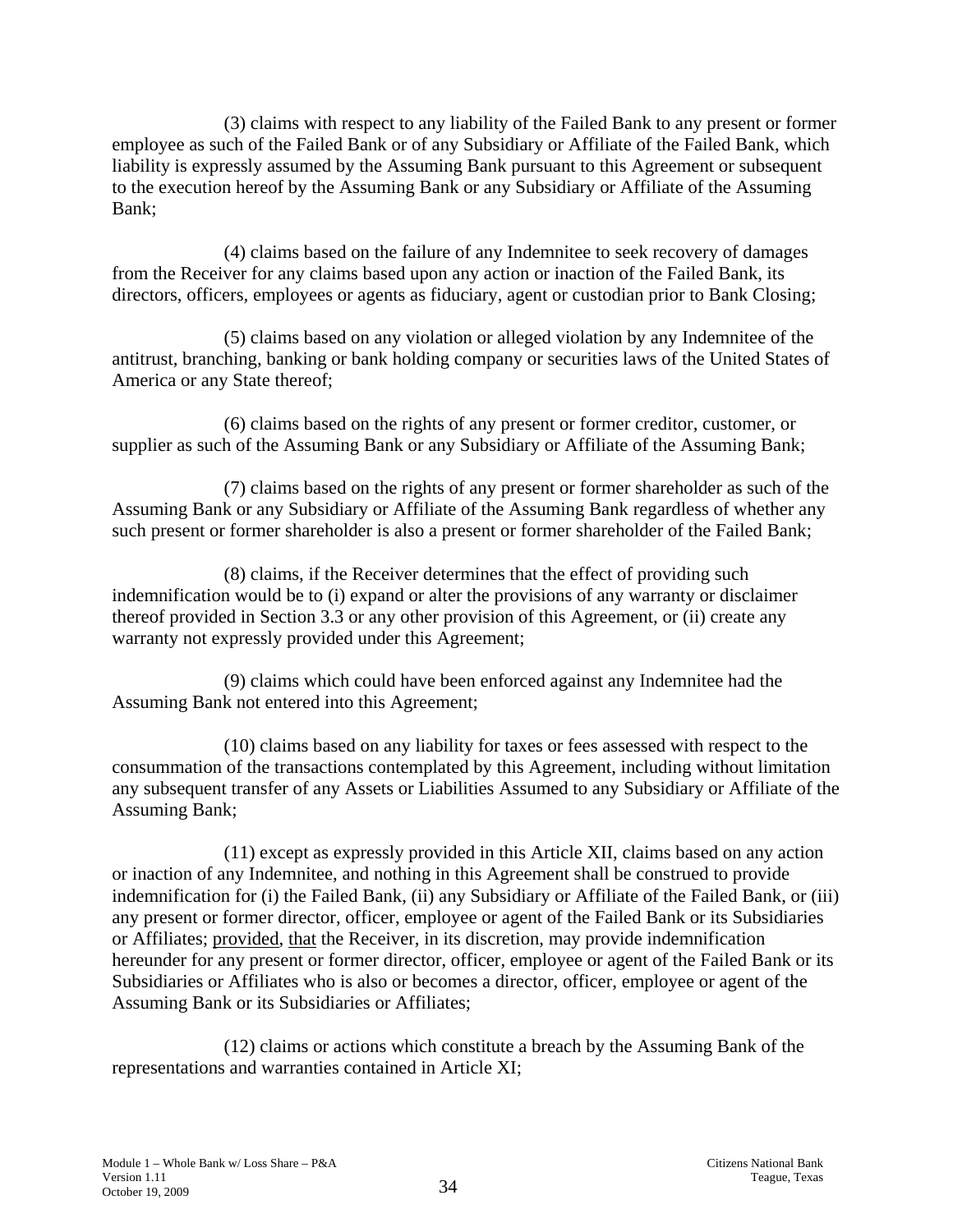(3) claims with respect to any liability of the Failed Bank to any present or former employee as such of the Failed Bank or of any Subsidiary or Affiliate of the Failed Bank, which liability is expressly assumed by the Assuming Bank pursuant to this Agreement or subsequent to the execution hereof by the Assuming Bank or any Subsidiary or Affiliate of the Assuming Bank;

(4) claims based on the failure of any Indemnitee to seek recovery of damages from the Receiver for any claims based upon any action or inaction of the Failed Bank, its directors, officers, employees or agents as fiduciary, agent or custodian prior to Bank Closing;

(5) claims based on any violation or alleged violation by any Indemnitee of the antitrust, branching, banking or bank holding company or securities laws of the United States of America or any State thereof;

(6) claims based on the rights of any present or former creditor, customer, or supplier as such of the Assuming Bank or any Subsidiary or Affiliate of the Assuming Bank;

(7) claims based on the rights of any present or former shareholder as such of the Assuming Bank or any Subsidiary or Affiliate of the Assuming Bank regardless of whether any such present or former shareholder is also a present or former shareholder of the Failed Bank;

(8) claims, if the Receiver determines that the effect of providing such indemnification would be to (i) expand or alter the provisions of any warranty or disclaimer thereof provided in Section 3.3 or any other provision of this Agreement, or (ii) create any warranty not expressly provided under this Agreement;

(9) claims which could have been enforced against any Indemnitee had the Assuming Bank not entered into this Agreement;

(10) claims based on any liability for taxes or fees assessed with respect to the consummation of the transactions contemplated by this Agreement, including without limitation any subsequent transfer of any Assets or Liabilities Assumed to any Subsidiary or Affiliate of the Assuming Bank;

(11) except as expressly provided in this Article XII, claims based on any action or inaction of any Indemnitee, and nothing in this Agreement shall be construed to provide indemnification for (i) the Failed Bank, (ii) any Subsidiary or Affiliate of the Failed Bank, or (iii) any present or former director, officer, employee or agent of the Failed Bank or its Subsidiaries or Affiliates; provided, that the Receiver, in its discretion, may provide indemnification hereunder for any present or former director, officer, employee or agent of the Failed Bank or its Subsidiaries or Affiliates who is also or becomes a director, officer, employee or agent of the Assuming Bank or its Subsidiaries or Affiliates;

(12) claims or actions which constitute a breach by the Assuming Bank of the representations and warranties contained in Article XI;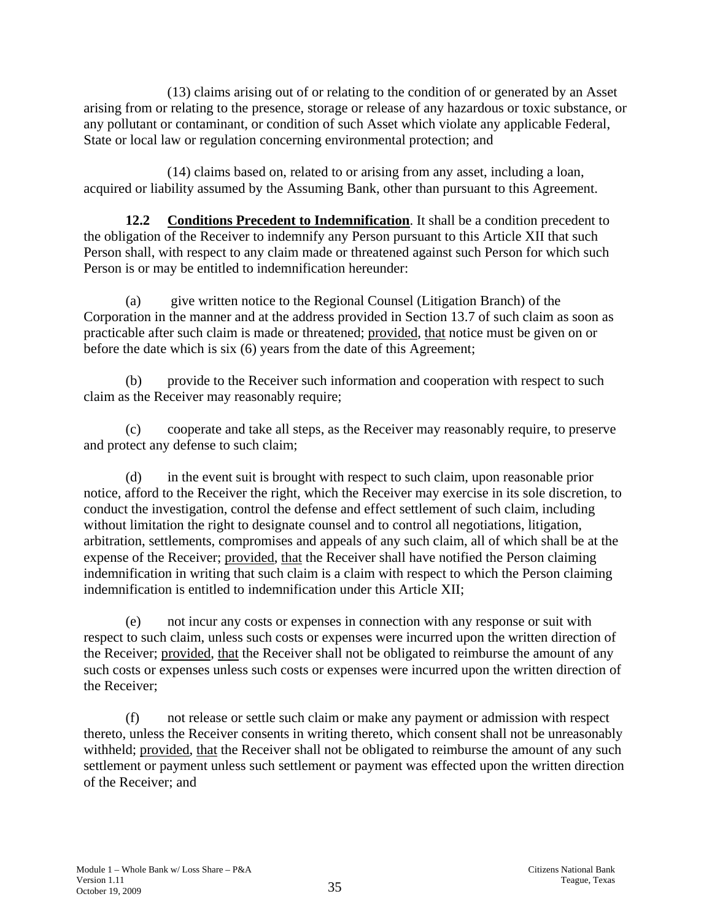(13) claims arising out of or relating to the condition of or generated by an Asset arising from or relating to the presence, storage or release of any hazardous or toxic substance, or any pollutant or contaminant, or condition of such Asset which violate any applicable Federal, State or local law or regulation concerning environmental protection; and

(14) claims based on, related to or arising from any asset, including a loan, acquired or liability assumed by the Assuming Bank, other than pursuant to this Agreement.

**12.2 Conditions Precedent to Indemnification**. It shall be a condition precedent to the obligation of the Receiver to indemnify any Person pursuant to this Article XII that such Person shall, with respect to any claim made or threatened against such Person for which such Person is or may be entitled to indemnification hereunder:

(a) give written notice to the Regional Counsel (Litigation Branch) of the Corporation in the manner and at the address provided in Section 13.7 of such claim as soon as practicable after such claim is made or threatened; provided, that notice must be given on or before the date which is six (6) years from the date of this Agreement;

(b) provide to the Receiver such information and cooperation with respect to such claim as the Receiver may reasonably require;

(c) cooperate and take all steps, as the Receiver may reasonably require, to preserve and protect any defense to such claim;

(d) in the event suit is brought with respect to such claim, upon reasonable prior notice, afford to the Receiver the right, which the Receiver may exercise in its sole discretion, to conduct the investigation, control the defense and effect settlement of such claim, including without limitation the right to designate counsel and to control all negotiations, litigation, arbitration, settlements, compromises and appeals of any such claim, all of which shall be at the expense of the Receiver; provided, that the Receiver shall have notified the Person claiming indemnification in writing that such claim is a claim with respect to which the Person claiming indemnification is entitled to indemnification under this Article XII;

(e) not incur any costs or expenses in connection with any response or suit with respect to such claim, unless such costs or expenses were incurred upon the written direction of the Receiver; provided, that the Receiver shall not be obligated to reimburse the amount of any such costs or expenses unless such costs or expenses were incurred upon the written direction of the Receiver;

(f) not release or settle such claim or make any payment or admission with respect thereto, unless the Receiver consents in writing thereto, which consent shall not be unreasonably withheld; provided, that the Receiver shall not be obligated to reimburse the amount of any such settlement or payment unless such settlement or payment was effected upon the written direction of the Receiver; and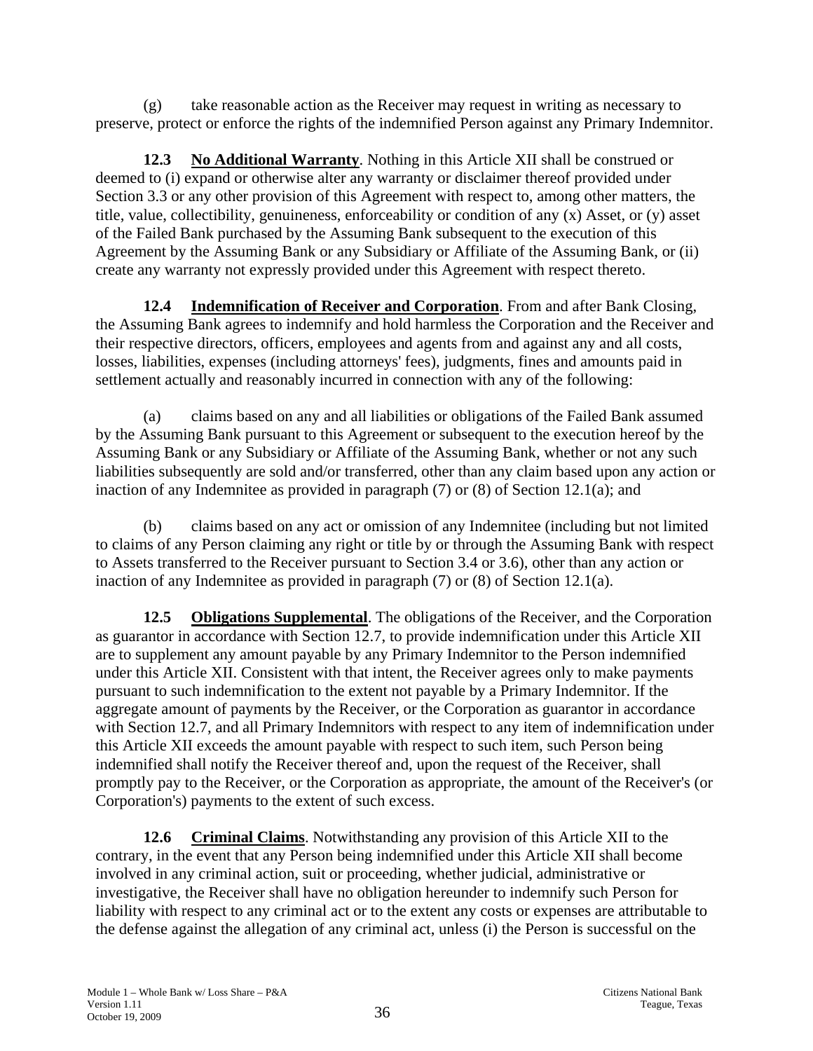(g) take reasonable action as the Receiver may request in writing as necessary to preserve, protect or enforce the rights of the indemnified Person against any Primary Indemnitor.

**12.3 No Additional Warranty**. Nothing in this Article XII shall be construed or deemed to (i) expand or otherwise alter any warranty or disclaimer thereof provided under Section 3.3 or any other provision of this Agreement with respect to, among other matters, the title, value, collectibility, genuineness, enforceability or condition of any (x) Asset, or (y) asset of the Failed Bank purchased by the Assuming Bank subsequent to the execution of this Agreement by the Assuming Bank or any Subsidiary or Affiliate of the Assuming Bank, or (ii) create any warranty not expressly provided under this Agreement with respect thereto.

**12.4 Indemnification of Receiver and Corporation**. From and after Bank Closing, the Assuming Bank agrees to indemnify and hold harmless the Corporation and the Receiver and their respective directors, officers, employees and agents from and against any and all costs, losses, liabilities, expenses (including attorneys' fees), judgments, fines and amounts paid in settlement actually and reasonably incurred in connection with any of the following:

(a) claims based on any and all liabilities or obligations of the Failed Bank assumed by the Assuming Bank pursuant to this Agreement or subsequent to the execution hereof by the Assuming Bank or any Subsidiary or Affiliate of the Assuming Bank, whether or not any such liabilities subsequently are sold and/or transferred, other than any claim based upon any action or inaction of any Indemnitee as provided in paragraph (7) or (8) of Section 12.1(a); and

(b) claims based on any act or omission of any Indemnitee (including but not limited to claims of any Person claiming any right or title by or through the Assuming Bank with respect to Assets transferred to the Receiver pursuant to Section 3.4 or 3.6), other than any action or inaction of any Indemnitee as provided in paragraph (7) or (8) of Section 12.1(a).

**12.5 Obligations Supplemental**. The obligations of the Receiver, and the Corporation as guarantor in accordance with Section 12.7, to provide indemnification under this Article XII are to supplement any amount payable by any Primary Indemnitor to the Person indemnified under this Article XII. Consistent with that intent, the Receiver agrees only to make payments pursuant to such indemnification to the extent not payable by a Primary Indemnitor. If the aggregate amount of payments by the Receiver, or the Corporation as guarantor in accordance with Section 12.7, and all Primary Indemnitors with respect to any item of indemnification under this Article XII exceeds the amount payable with respect to such item, such Person being indemnified shall notify the Receiver thereof and, upon the request of the Receiver, shall promptly pay to the Receiver, or the Corporation as appropriate, the amount of the Receiver's (or Corporation's) payments to the extent of such excess.

**12.6 Criminal Claims**. Notwithstanding any provision of this Article XII to the contrary, in the event that any Person being indemnified under this Article XII shall become involved in any criminal action, suit or proceeding, whether judicial, administrative or investigative, the Receiver shall have no obligation hereunder to indemnify such Person for liability with respect to any criminal act or to the extent any costs or expenses are attributable to the defense against the allegation of any criminal act, unless (i) the Person is successful on the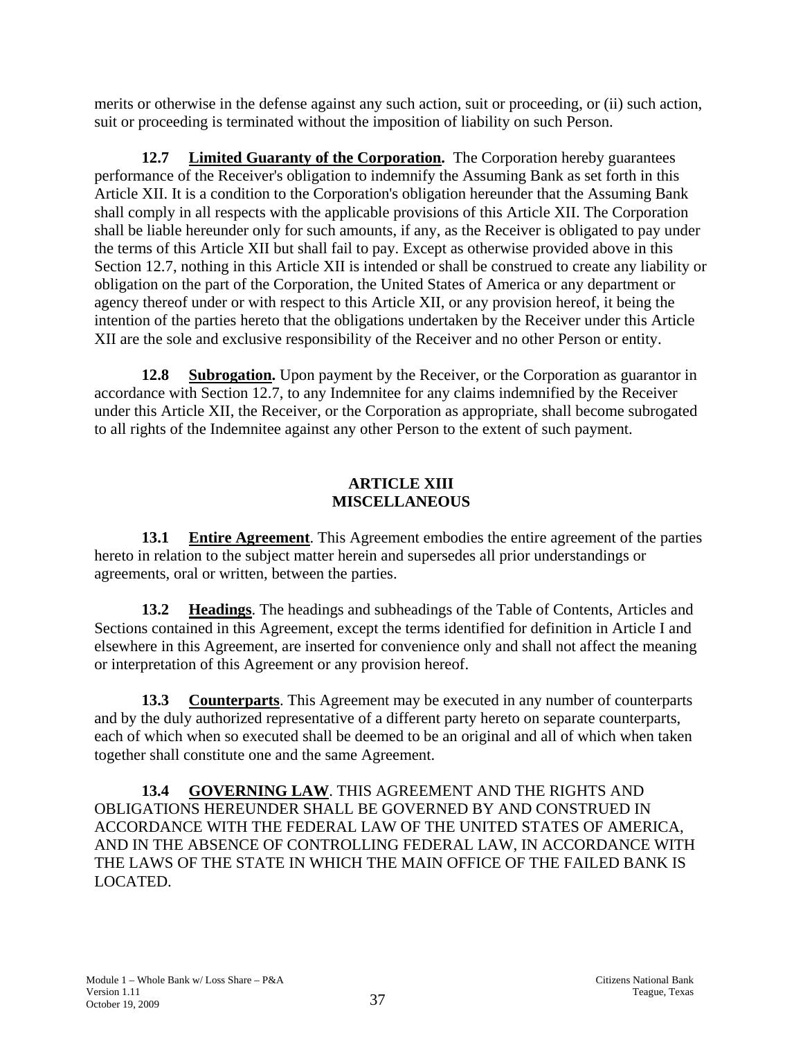merits or otherwise in the defense against any such action, suit or proceeding, or (ii) such action, suit or proceeding is terminated without the imposition of liability on such Person.

**12.7 Limited Guaranty of the Corporation.** The Corporation hereby guarantees performance of the Receiver's obligation to indemnify the Assuming Bank as set forth in this Article XII. It is a condition to the Corporation's obligation hereunder that the Assuming Bank shall comply in all respects with the applicable provisions of this Article XII. The Corporation shall be liable hereunder only for such amounts, if any, as the Receiver is obligated to pay under the terms of this Article XII but shall fail to pay. Except as otherwise provided above in this Section 12.7, nothing in this Article XII is intended or shall be construed to create any liability or obligation on the part of the Corporation, the United States of America or any department or agency thereof under or with respect to this Article XII, or any provision hereof, it being the intention of the parties hereto that the obligations undertaken by the Receiver under this Article XII are the sole and exclusive responsibility of the Receiver and no other Person or entity.

**12.8 Subrogation.** Upon payment by the Receiver, or the Corporation as guarantor in accordance with Section 12.7, to any Indemnitee for any claims indemnified by the Receiver under this Article XII, the Receiver, or the Corporation as appropriate, shall become subrogated to all rights of the Indemnitee against any other Person to the extent of such payment.

## ARTICLE XIII
## MISCELLANEOUS

**13.1 Entire Agreement**. This Agreement embodies the entire agreement of the parties hereto in relation to the subject matter herein and supersedes all prior understandings or agreements, oral or written, between the parties.

**13.2 Headings**. The headings and subheadings of the Table of Contents, Articles and Sections contained in this Agreement, except the terms identified for definition in Article I and elsewhere in this Agreement, are inserted for convenience only and shall not affect the meaning or interpretation of this Agreement or any provision hereof.

**13.3 Counterparts**. This Agreement may be executed in any number of counterparts and by the duly authorized representative of a different party hereto on separate counterparts, each of which when so executed shall be deemed to be an original and all of which when taken together shall constitute one and the same Agreement.

**13.4 GOVERNING LAW**. THIS AGREEMENT AND THE RIGHTS AND OBLIGATIONS HEREUNDER SHALL BE GOVERNED BY AND CONSTRUED IN ACCORDANCE WITH THE FEDERAL LAW OF THE UNITED STATES OF AMERICA, AND IN THE ABSENCE OF CONTROLLING FEDERAL LAW, IN ACCORDANCE WITH THE LAWS OF THE STATE IN WHICH THE MAIN OFFICE OF THE FAILED BANK IS LOCATED.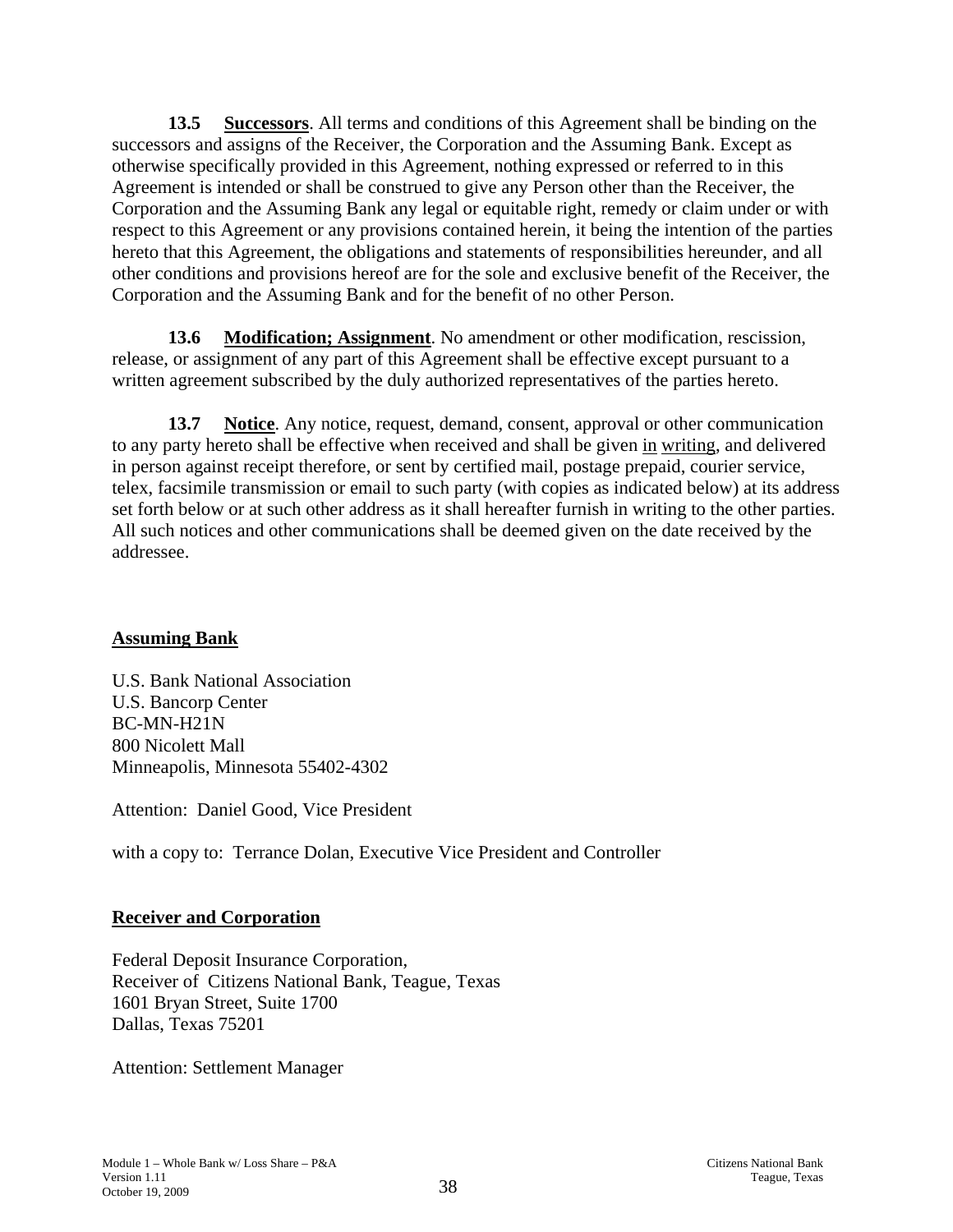**13.5 Successors**. All terms and conditions of this Agreement shall be binding on the successors and assigns of the Receiver, the Corporation and the Assuming Bank. Except as otherwise specifically provided in this Agreement, nothing expressed or referred to in this Agreement is intended or shall be construed to give any Person other than the Receiver, the Corporation and the Assuming Bank any legal or equitable right, remedy or claim under or with respect to this Agreement or any provisions contained herein, it being the intention of the parties hereto that this Agreement, the obligations and statements of responsibilities hereunder, and all other conditions and provisions hereof are for the sole and exclusive benefit of the Receiver, the Corporation and the Assuming Bank and for the benefit of no other Person.

**13.6 Modification; Assignment**. No amendment or other modification, rescission, release, or assignment of any part of this Agreement shall be effective except pursuant to a written agreement subscribed by the duly authorized representatives of the parties hereto.

**13.7 Notice**. Any notice, request, demand, consent, approval or other communication to any party hereto shall be effective when received and shall be given in writing, and delivered in person against receipt therefore, or sent by certified mail, postage prepaid, courier service, telex, facsimile transmission or email to such party (with copies as indicated below) at its address set forth below or at such other address as it shall hereafter furnish in writing to the other parties. All such notices and other communications shall be deemed given on the date received by the addressee.

**Assuming Bank**

U.S. Bank National Association
U.S. Bancorp Center
BC-MN-H21N
800 Nicolett Mall
Minneapolis, Minnesota 55402-4302

Attention: Daniel Good, Vice President

with a copy to: Terrance Dolan, Executive Vice President and Controller

**Receiver and Corporation**

Federal Deposit Insurance Corporation,
Receiver of Citizens National Bank, Teague, Texas
1601 Bryan Street, Suite 1700
Dallas, Texas 75201

Attention: Settlement Manager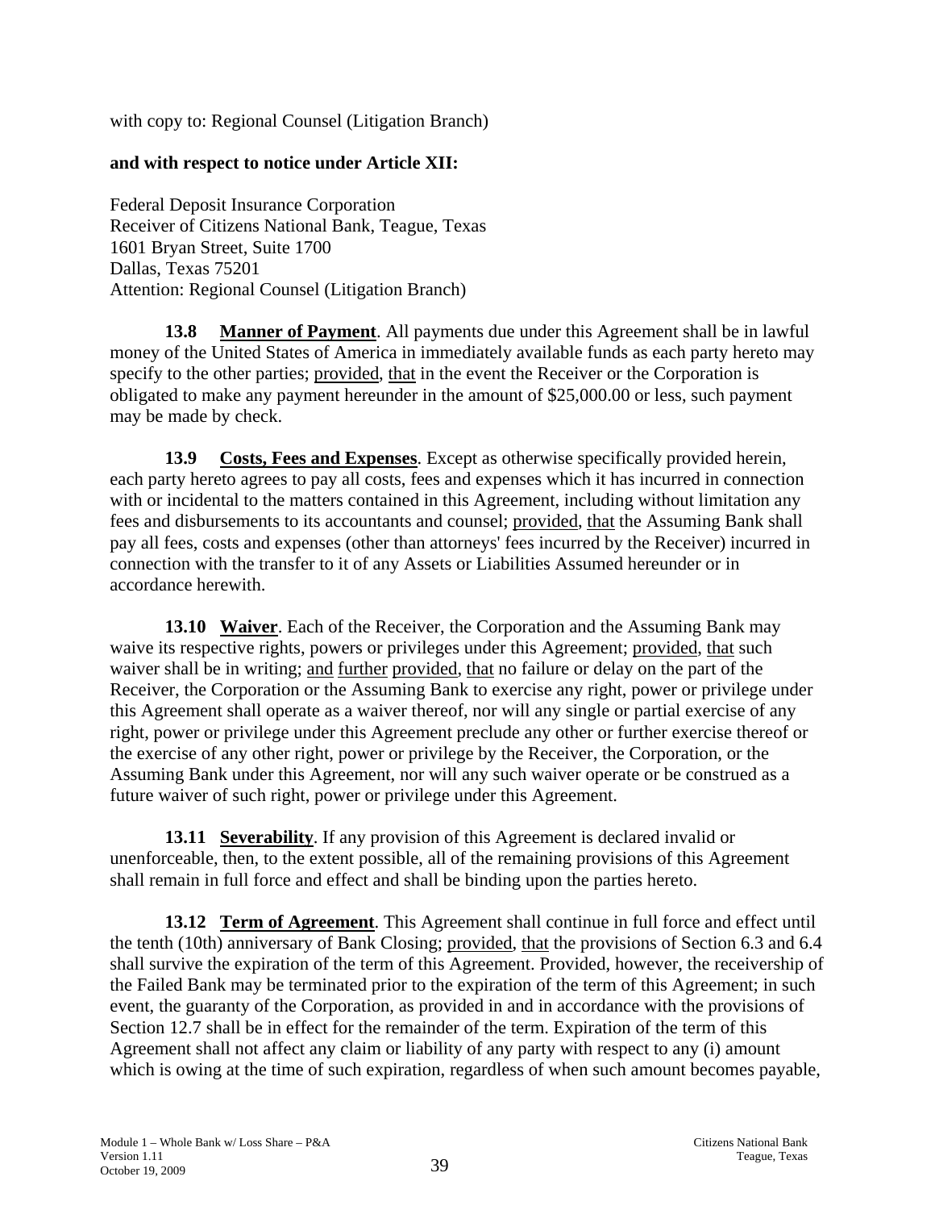with copy to: Regional Counsel (Litigation Branch)

**and with respect to notice under Article XII:**

Federal Deposit Insurance Corporation
Receiver of Citizens National Bank, Teague, Texas
1601 Bryan Street, Suite 1700
Dallas, Texas 75201
Attention: Regional Counsel (Litigation Branch)

**13.8 Manner of Payment**. All payments due under this Agreement shall be in lawful money of the United States of America in immediately available funds as each party hereto may specify to the other parties; provided, that in the event the Receiver or the Corporation is obligated to make any payment hereunder in the amount of $25,000.00 or less, such payment may be made by check.

**13.9 Costs, Fees and Expenses**. Except as otherwise specifically provided herein, each party hereto agrees to pay all costs, fees and expenses which it has incurred in connection with or incidental to the matters contained in this Agreement, including without limitation any fees and disbursements to its accountants and counsel; provided, that the Assuming Bank shall pay all fees, costs and expenses (other than attorneys' fees incurred by the Receiver) incurred in connection with the transfer to it of any Assets or Liabilities Assumed hereunder or in accordance herewith.

**13.10 Waiver**. Each of the Receiver, the Corporation and the Assuming Bank may waive its respective rights, powers or privileges under this Agreement; provided, that such waiver shall be in writing; and further provided, that no failure or delay on the part of the Receiver, the Corporation or the Assuming Bank to exercise any right, power or privilege under this Agreement shall operate as a waiver thereof, nor will any single or partial exercise of any right, power or privilege under this Agreement preclude any other or further exercise thereof or the exercise of any other right, power or privilege by the Receiver, the Corporation, or the Assuming Bank under this Agreement, nor will any such waiver operate or be construed as a future waiver of such right, power or privilege under this Agreement.

**13.11 Severability**. If any provision of this Agreement is declared invalid or unenforceable, then, to the extent possible, all of the remaining provisions of this Agreement shall remain in full force and effect and shall be binding upon the parties hereto.

**13.12 Term of Agreement**. This Agreement shall continue in full force and effect until the tenth (10th) anniversary of Bank Closing; provided, that the provisions of Section 6.3 and 6.4 shall survive the expiration of the term of this Agreement. Provided, however, the receivership of the Failed Bank may be terminated prior to the expiration of the term of this Agreement; in such event, the guaranty of the Corporation, as provided in and in accordance with the provisions of Section 12.7 shall be in effect for the remainder of the term. Expiration of the term of this Agreement shall not affect any claim or liability of any party with respect to any (i) amount which is owing at the time of such expiration, regardless of when such amount becomes payable,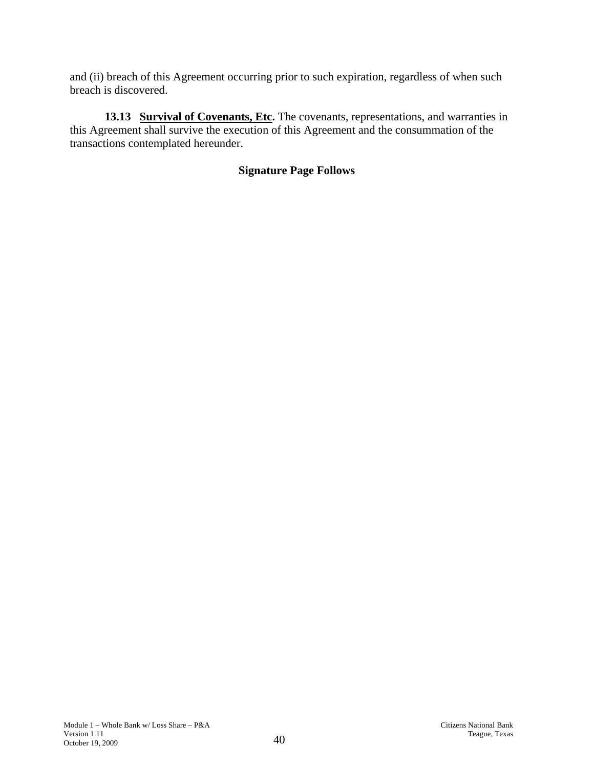and (ii) breach of this Agreement occurring prior to such expiration, regardless of when such breach is discovered.

**13.13 Survival of Covenants, Etc.** The covenants, representations, and warranties in this Agreement shall survive the execution of this Agreement and the consummation of the transactions contemplated hereunder.

**Signature Page Follows**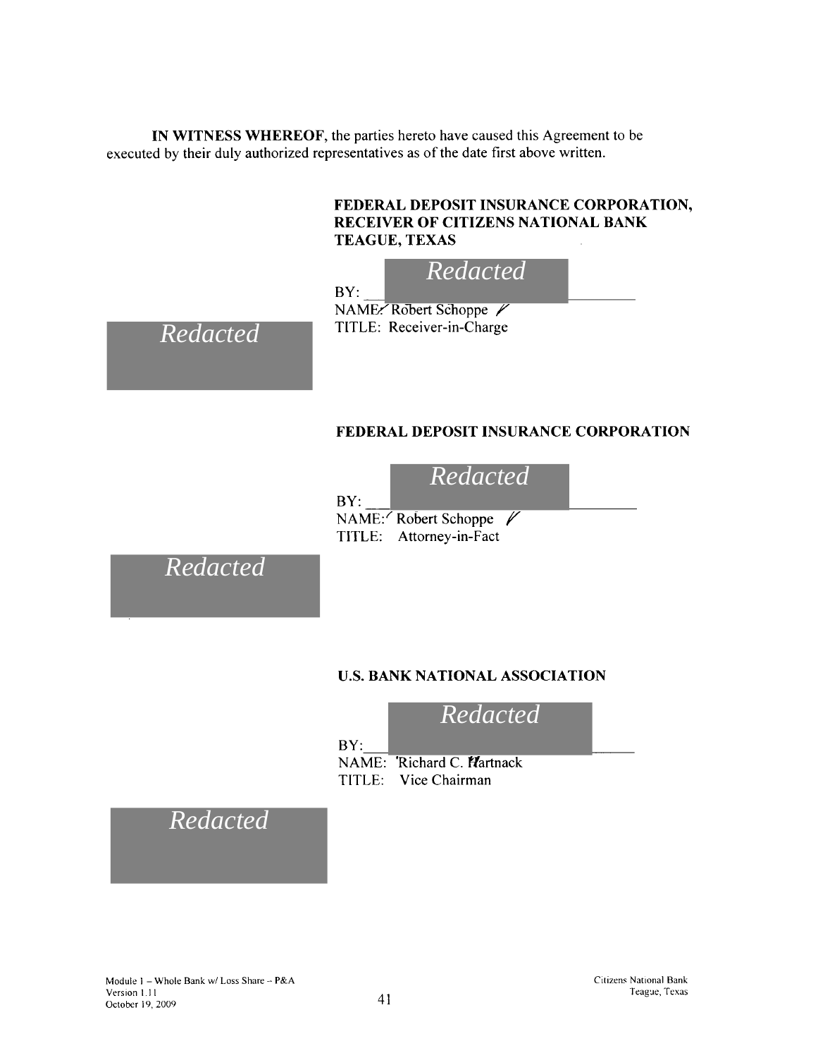**IN WITNESS WHEREOF**, the parties hereto have caused this Agreement to be executed by their duly authorized representatives as of the date first above written.

**FEDERAL DEPOSIT INSURANCE CORPORATION, RECEIVER OF CITIZENS NATIONAL BANK TEAGUE, TEXAS**

*Redacted*

BY: \_\_\_\_\_\_\_\_\_\_\_\_\_\_\_\_\_\_\_\_\_\_\_\_\_\_\_\_\_\_\_\_\_\_

NAME: Robert Schoppe

TITLE: Receiver-in-Charge

*Redacted*

**FEDERAL DEPOSIT INSURANCE CORPORATION**

*Redacted*

BY: \_\_\_\_\_\_\_\_\_\_\_\_\_\_\_\_\_\_\_\_\_\_\_\_\_\_\_\_\_\_\_\_\_\_

NAME: Robert Schoppe

TITLE: Attorney-in-Fact

*Redacted*

**U.S. BANK NATIONAL ASSOCIATION**

*Redacted*

BY: \_\_\_\_\_\_\_\_\_\_\_\_\_\_\_\_\_\_\_\_\_\_\_\_\_\_\_\_\_\_\_\_\_\_

NAME: Richard C. Hartnack

TITLE: Vice Chairman

*Redacted*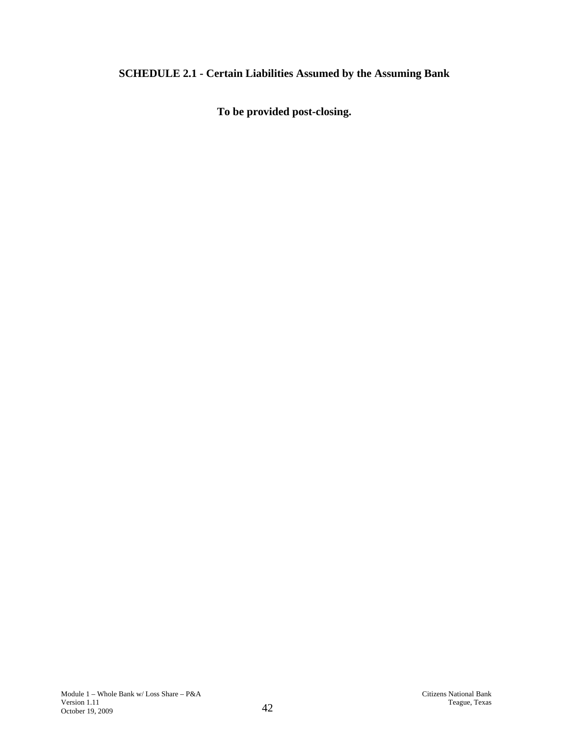## SCHEDULE 2.1 - Certain Liabilities Assumed by the Assuming Bank

**To be provided post-closing.**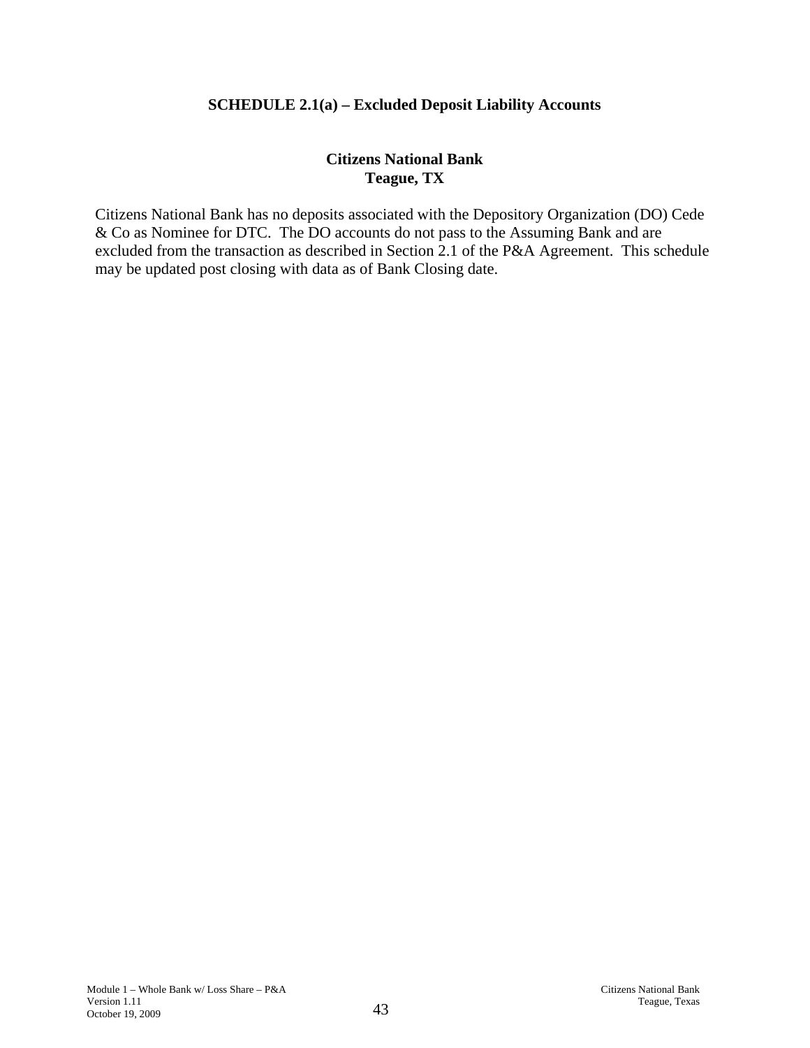## SCHEDULE 2.1(a) – Excluded Deposit Liability Accounts

**Citizens National Bank**
**Teague, TX**

Citizens National Bank has no deposits associated with the Depository Organization (DO) Cede & Co as Nominee for DTC. The DO accounts do not pass to the Assuming Bank and are excluded from the transaction as described in Section 2.1 of the P&A Agreement. This schedule may be updated post closing with data as of Bank Closing date.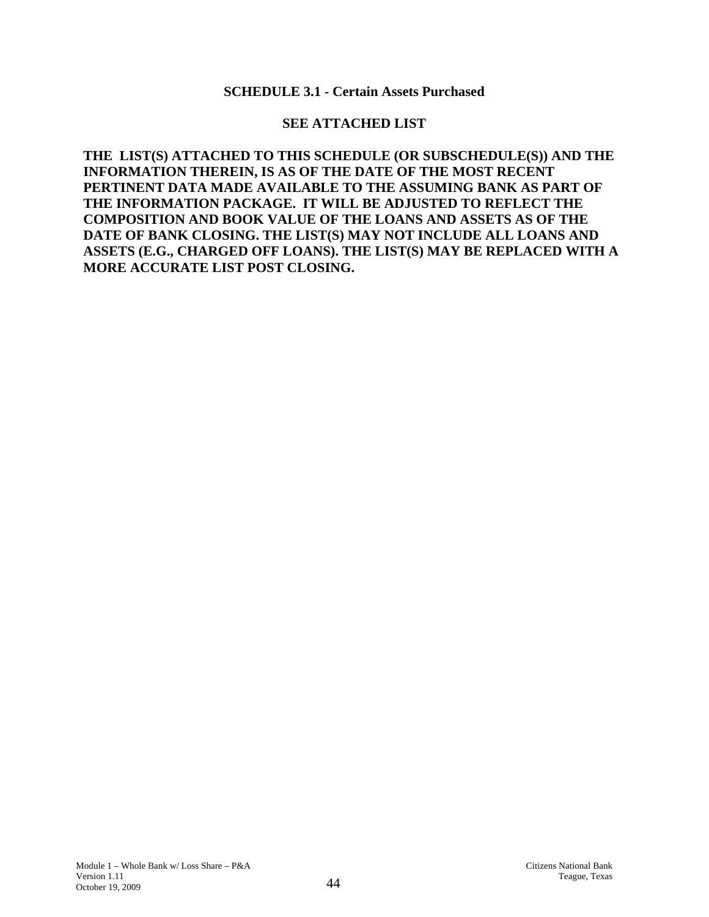## SCHEDULE 3.1 - Certain Assets Purchased

**SEE ATTACHED LIST**

**THE LIST(S) ATTACHED TO THIS SCHEDULE (OR SUBSCHEDULE(S)) AND THE INFORMATION THEREIN, IS AS OF THE DATE OF THE MOST RECENT PERTINENT DATA MADE AVAILABLE TO THE ASSUMING BANK AS PART OF THE INFORMATION PACKAGE. IT WILL BE ADJUSTED TO REFLECT THE COMPOSITION AND BOOK VALUE OF THE LOANS AND ASSETS AS OF THE DATE OF BANK CLOSING. THE LIST(S) MAY NOT INCLUDE ALL LOANS AND ASSETS (E.G., CHARGED OFF LOANS). THE LIST(S) MAY BE REPLACED WITH A MORE ACCURATE LIST POST CLOSING.**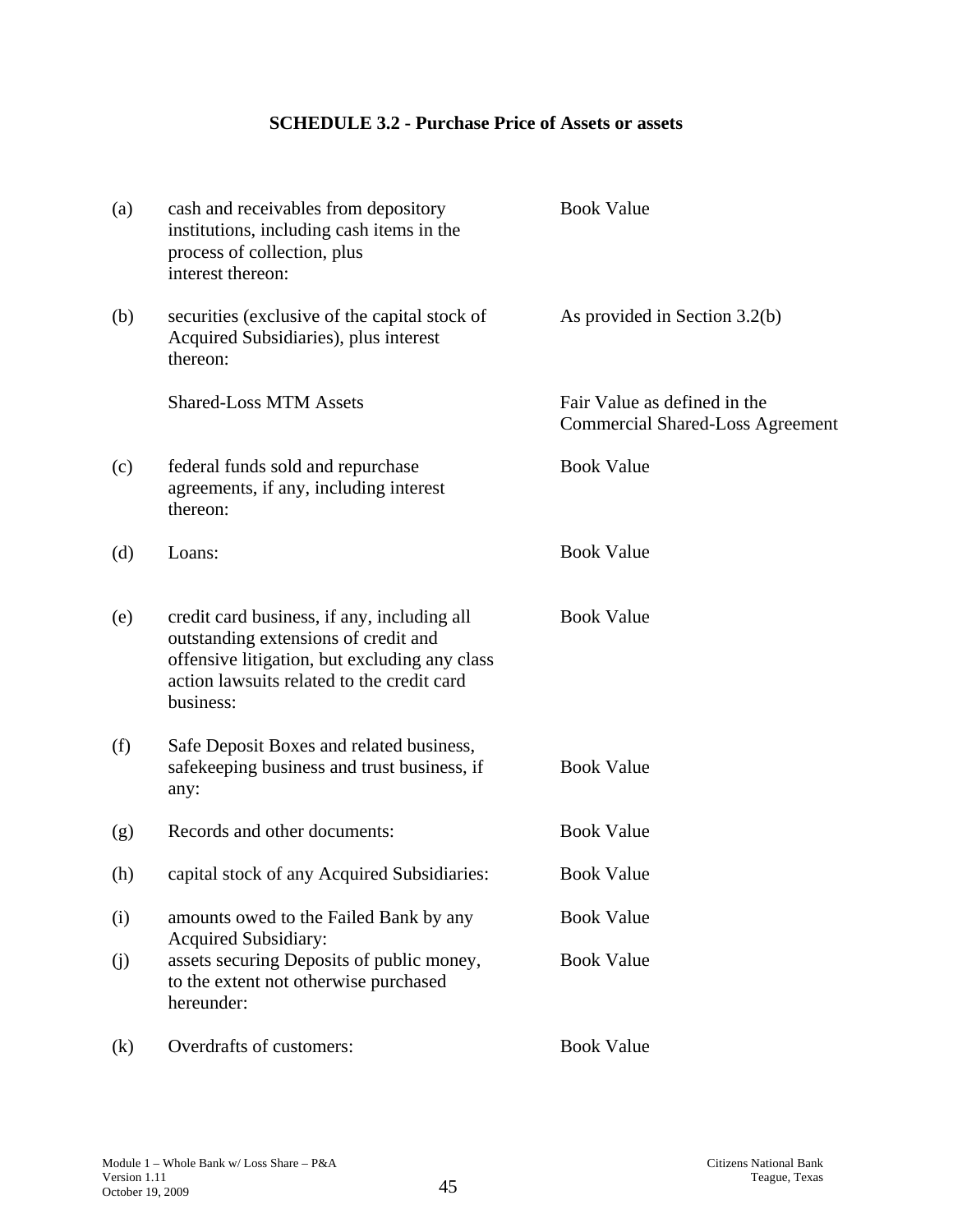## SCHEDULE 3.2 - Purchase Price of Assets or assets

| | | |
|---|---|---|
| (a) | cash and receivables from depository institutions, including cash items in the process of collection, plus interest thereon: | Book Value |
| (b) | securities (exclusive of the capital stock of Acquired Subsidiaries), plus interest thereon: | As provided in Section 3.2(b) |
| | Shared-Loss MTM Assets | Fair Value as defined in the Commercial Shared-Loss Agreement |
| (c) | federal funds sold and repurchase agreements, if any, including interest thereon: | Book Value |
| (d) | Loans: | Book Value |
| (e) | credit card business, if any, including all outstanding extensions of credit and offensive litigation, but excluding any class action lawsuits related to the credit card business: | Book Value |
| (f) | Safe Deposit Boxes and related business, safekeeping business and trust business, if any: | Book Value |
| (g) | Records and other documents: | Book Value |
| (h) | capital stock of any Acquired Subsidiaries: | Book Value |
| (i) | amounts owed to the Failed Bank by any Acquired Subsidiary: | Book Value |
| (j) | assets securing Deposits of public money, to the extent not otherwise purchased hereunder: | Book Value |
| (k) | Overdrafts of customers: | Book Value |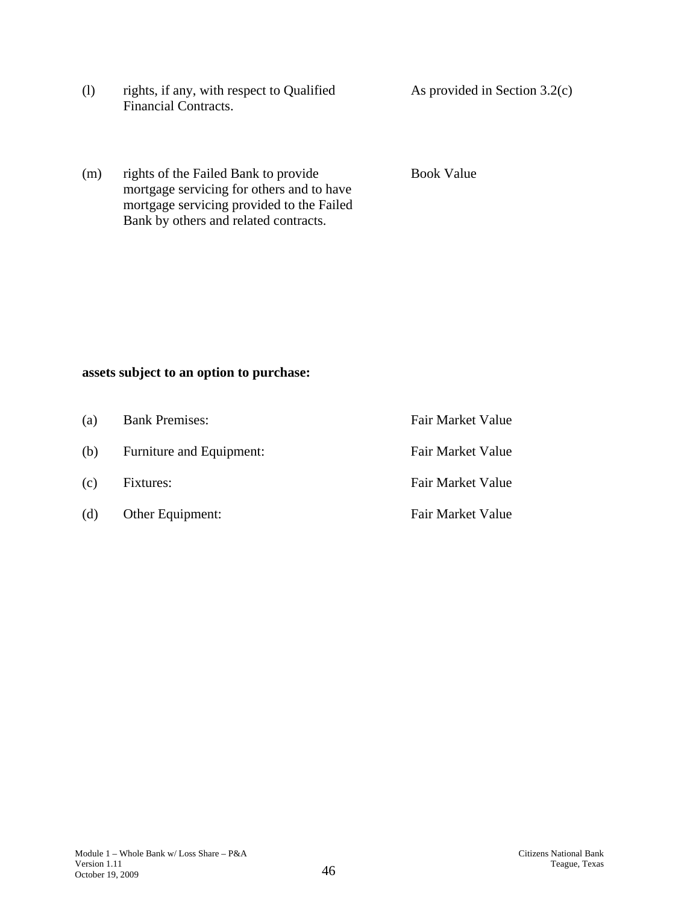| | | |
|---|---|---|
| (l) | rights, if any, with respect to Qualified Financial Contracts. | As provided in Section 3.2(c) |
| (m) | rights of the Failed Bank to provide mortgage servicing for others and to have mortgage servicing provided to the Failed Bank by others and related contracts. | Book Value |

**assets subject to an option to purchase:**

| | | |
|---|---|---|
| (a) | Bank Premises: | Fair Market Value |
| (b) | Furniture and Equipment: | Fair Market Value |
| (c) | Fixtures: | Fair Market Value |
| (d) | Other Equipment: | Fair Market Value |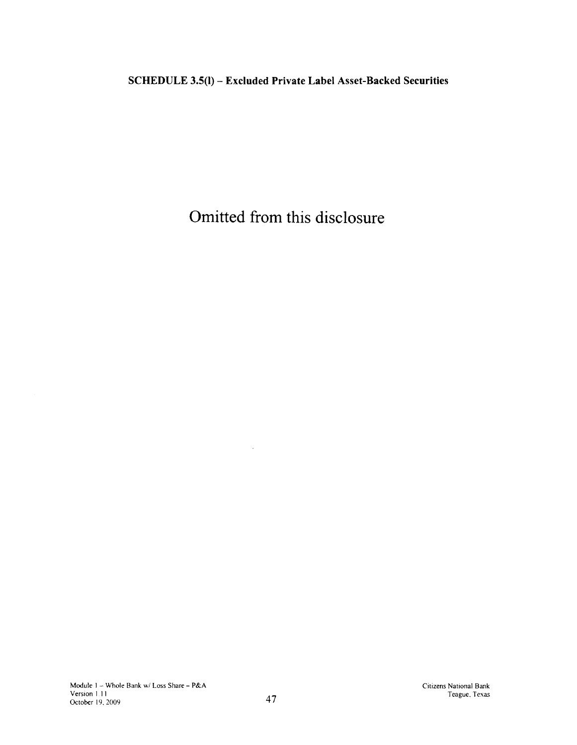**SCHEDULE 3.5(l) – Excluded Private Label Asset-Backed Securities**

Omitted from this disclosure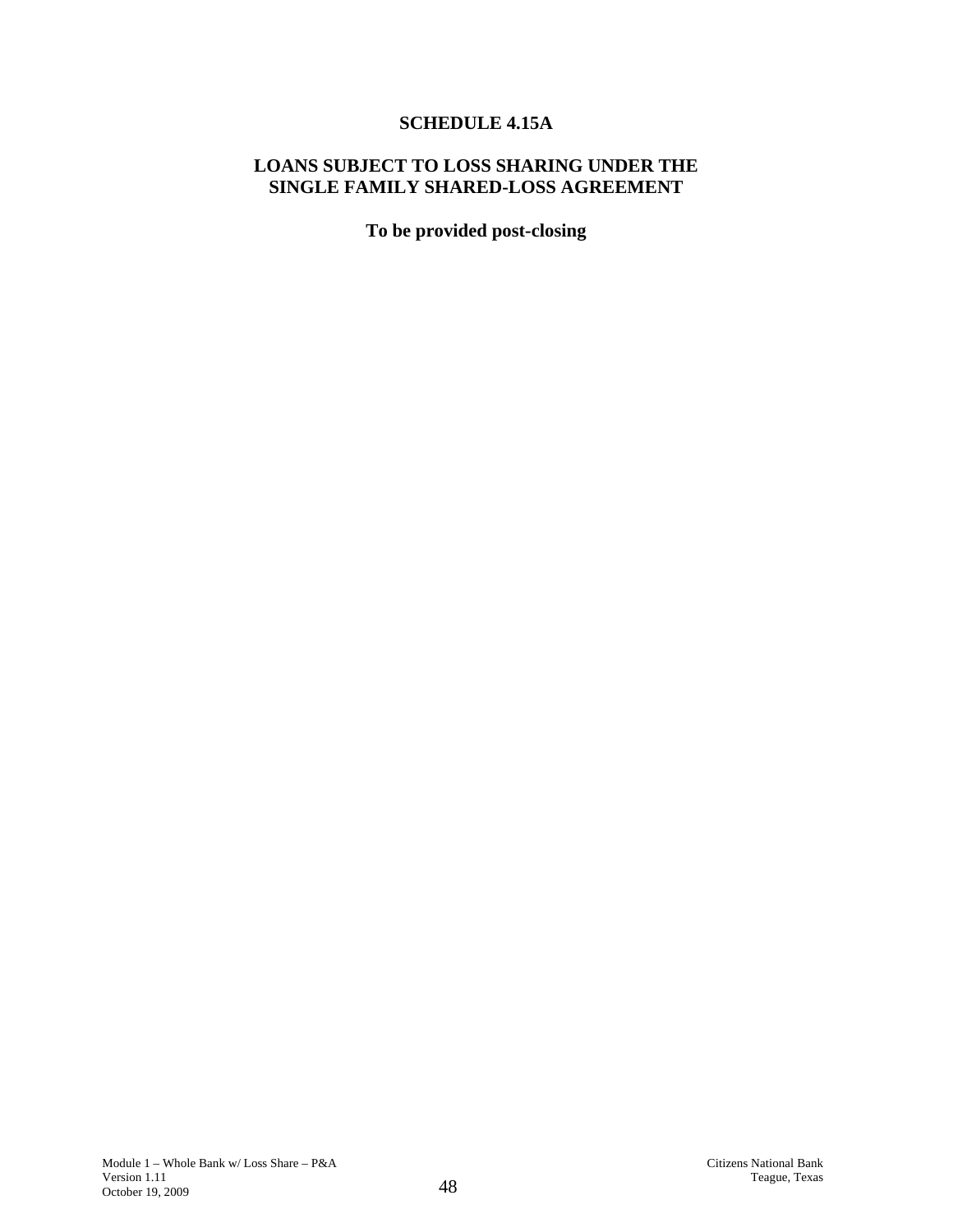# SCHEDULE 4.15A

## LOANS SUBJECT TO LOSS SHARING UNDER THE SINGLE FAMILY SHARED-LOSS AGREEMENT

**To be provided post-closing**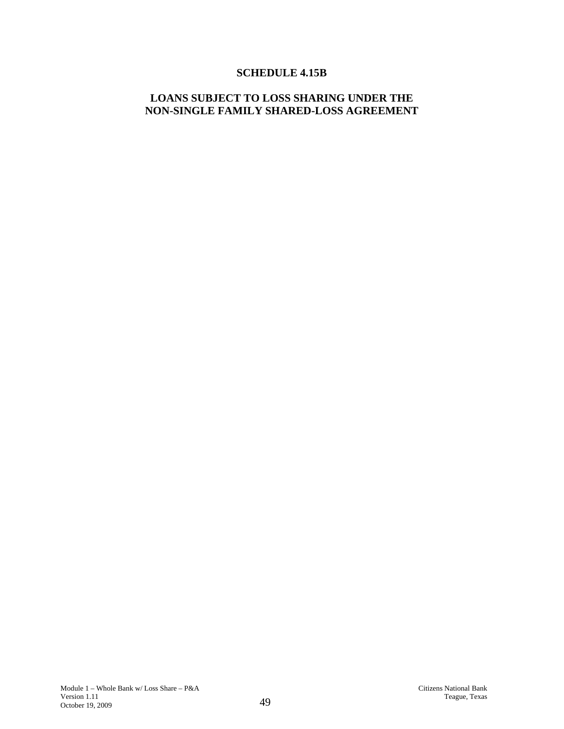# SCHEDULE 4.15B

## LOANS SUBJECT TO LOSS SHARING UNDER THE NON-SINGLE FAMILY SHARED-LOSS AGREEMENT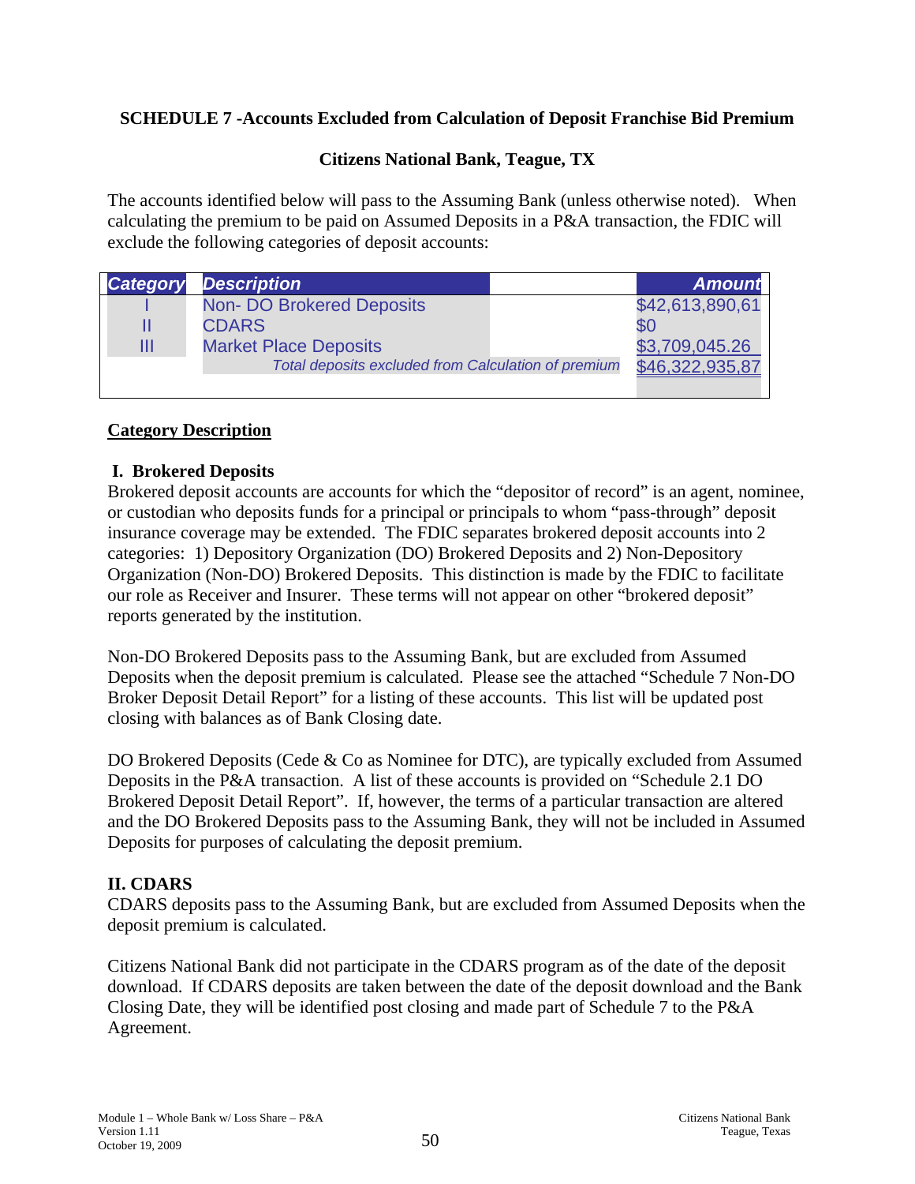**SCHEDULE 7 -Accounts Excluded from Calculation of Deposit Franchise Bid Premium**

**Citizens National Bank, Teague, TX**

The accounts identified below will pass to the Assuming Bank (unless otherwise noted). When calculating the premium to be paid on Assumed Deposits in a P&A transaction, the FDIC will exclude the following categories of deposit accounts:

| Category | Description | Amount |
|---|---|---|
| I | Non- DO Brokered Deposits | $42,613,890,61 |
| II | CDARS | $0 |
| III | Market Place Deposits | $3,709,045.26 |
| | *Total deposits excluded from Calculation of premium* | $46,322,935,87 |

**Category Description**

**I. Brokered Deposits**

Brokered deposit accounts are accounts for which the "depositor of record" is an agent, nominee, or custodian who deposits funds for a principal or principals to whom "pass-through" deposit insurance coverage may be extended. The FDIC separates brokered deposit accounts into 2 categories: 1) Depository Organization (DO) Brokered Deposits and 2) Non-Depository Organization (Non-DO) Brokered Deposits. This distinction is made by the FDIC to facilitate our role as Receiver and Insurer. These terms will not appear on other "brokered deposit" reports generated by the institution.

Non-DO Brokered Deposits pass to the Assuming Bank, but are excluded from Assumed Deposits when the deposit premium is calculated. Please see the attached "Schedule 7 Non-DO Broker Deposit Detail Report" for a listing of these accounts. This list will be updated post closing with balances as of Bank Closing date.

DO Brokered Deposits (Cede & Co as Nominee for DTC), are typically excluded from Assumed Deposits in the P&A transaction. A list of these accounts is provided on "Schedule 2.1 DO Brokered Deposit Detail Report". If, however, the terms of a particular transaction are altered and the DO Brokered Deposits pass to the Assuming Bank, they will not be included in Assumed Deposits for purposes of calculating the deposit premium.

**II. CDARS**

CDARS deposits pass to the Assuming Bank, but are excluded from Assumed Deposits when the deposit premium is calculated.

Citizens National Bank did not participate in the CDARS program as of the date of the deposit download. If CDARS deposits are taken between the date of the deposit download and the Bank Closing Date, they will be identified post closing and made part of Schedule 7 to the P&A Agreement.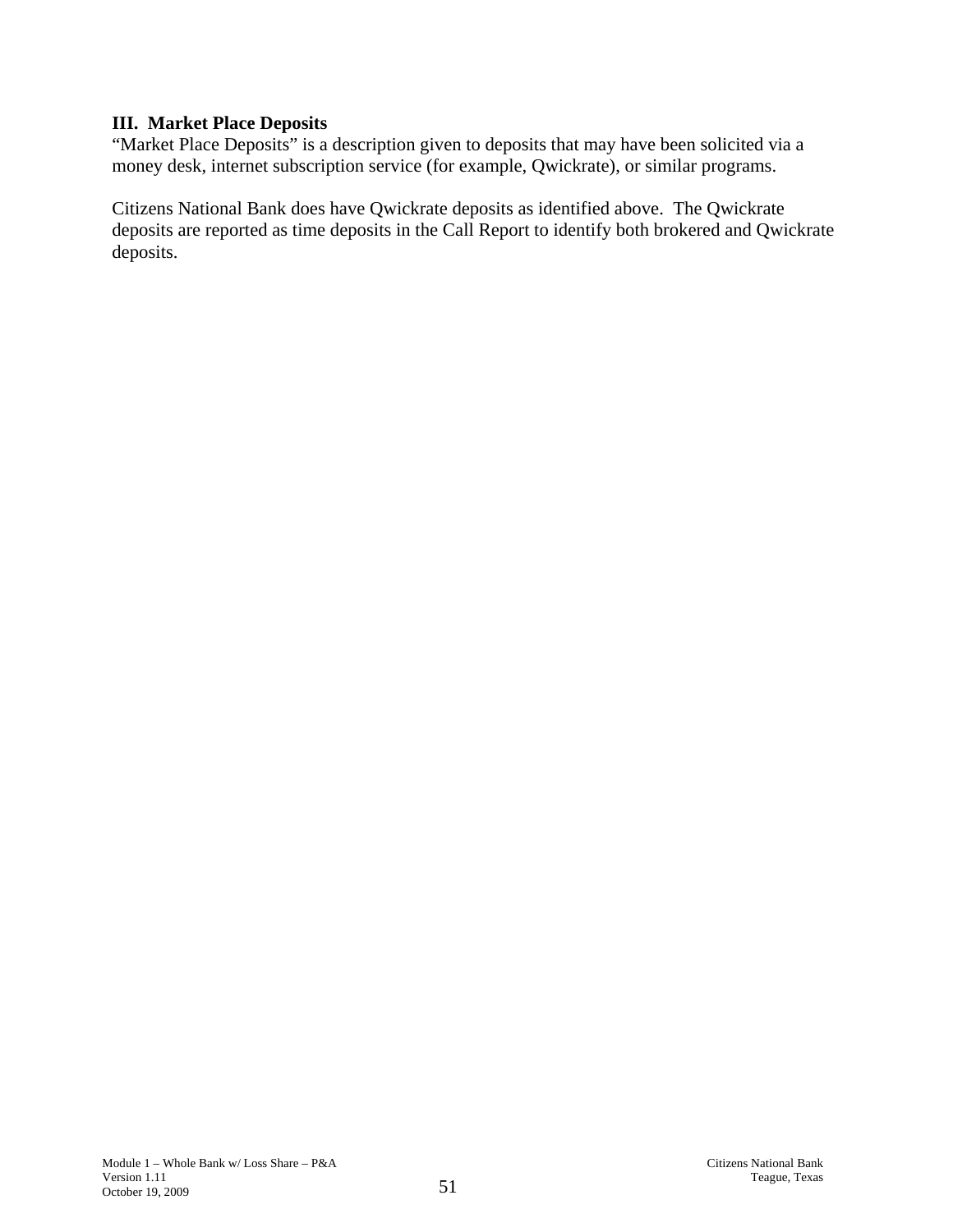### III. Market Place Deposits

"Market Place Deposits" is a description given to deposits that may have been solicited via a money desk, internet subscription service (for example, Qwickrate), or similar programs.

Citizens National Bank does have Qwickrate deposits as identified above. The Qwickrate deposits are reported as time deposits in the Call Report to identify both brokered and Qwickrate deposits.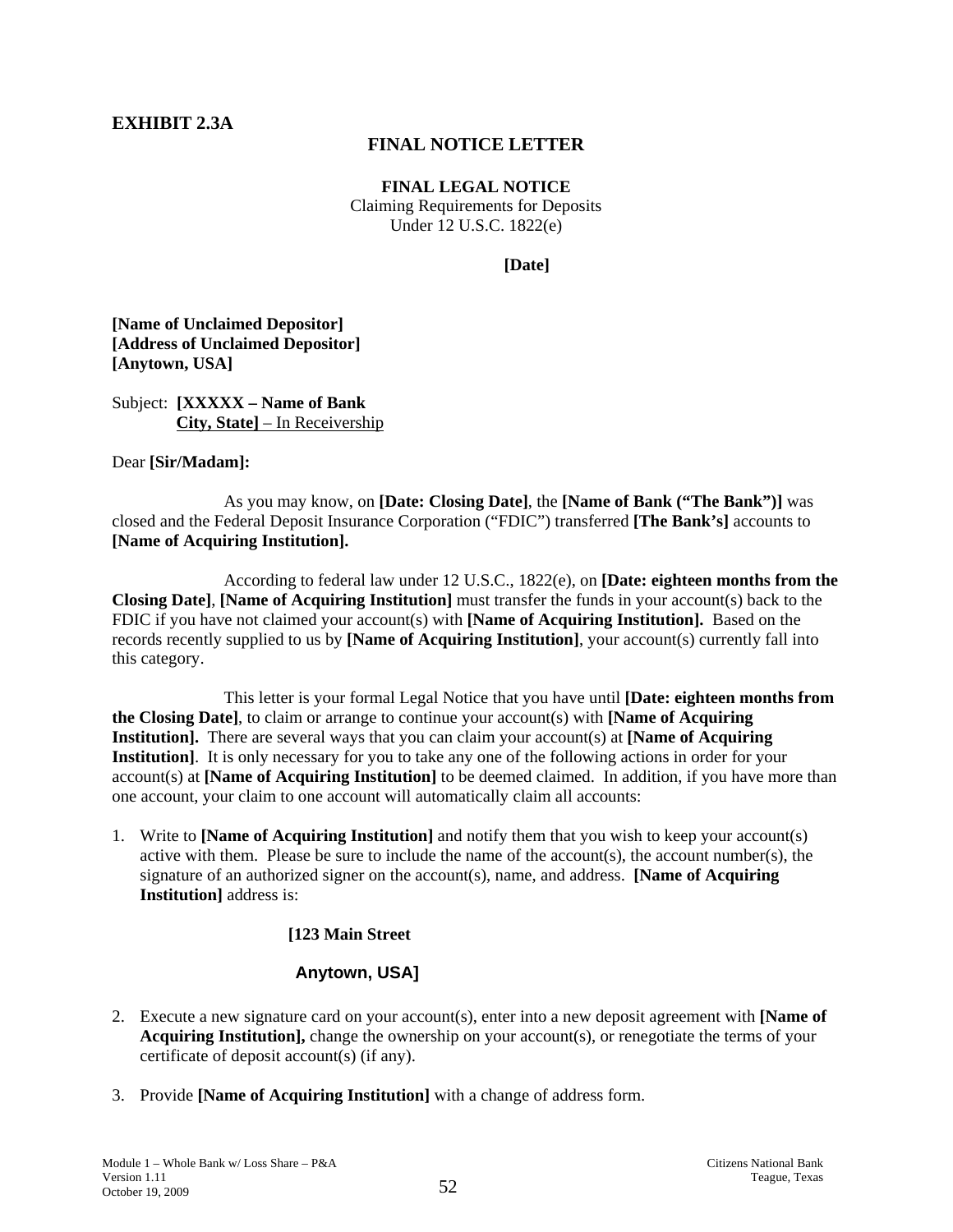**EXHIBIT 2.3A**

## FINAL NOTICE LETTER

**FINAL LEGAL NOTICE**
Claiming Requirements for Deposits
Under 12 U.S.C. 1822(e)

**[Date]**

**[Name of Unclaimed Depositor]**
**[Address of Unclaimed Depositor]**
**[Anytown, USA]**

Subject: **[XXXXX – Name of Bank**
**City, State]** – In Receivership

Dear **[Sir/Madam]:**

As you may know, on **[Date: Closing Date]**, the **[Name of Bank ("The Bank")]** was closed and the Federal Deposit Insurance Corporation ("FDIC") transferred **[The Bank's]** accounts to **[Name of Acquiring Institution].**

According to federal law under 12 U.S.C., 1822(e), on **[Date: eighteen months from the Closing Date]**, **[Name of Acquiring Institution]** must transfer the funds in your account(s) back to the FDIC if you have not claimed your account(s) with **[Name of Acquiring Institution].** Based on the records recently supplied to us by **[Name of Acquiring Institution]**, your account(s) currently fall into this category.

This letter is your formal Legal Notice that you have until **[Date: eighteen months from the Closing Date]**, to claim or arrange to continue your account(s) with **[Name of Acquiring Institution].** There are several ways that you can claim your account(s) at **[Name of Acquiring Institution]**. It is only necessary for you to take any one of the following actions in order for your account(s) at **[Name of Acquiring Institution]** to be deemed claimed. In addition, if you have more than one account, your claim to one account will automatically claim all accounts:

1. Write to **[Name of Acquiring Institution]** and notify them that you wish to keep your account(s) active with them. Please be sure to include the name of the account(s), the account number(s), the signature of an authorized signer on the account(s), name, and address. **[Name of Acquiring Institution]** address is:

   **[123 Main Street**

   **Anytown, USA]**

2. Execute a new signature card on your account(s), enter into a new deposit agreement with **[Name of Acquiring Institution],** change the ownership on your account(s), or renegotiate the terms of your certificate of deposit account(s) (if any).

3. Provide **[Name of Acquiring Institution]** with a change of address form.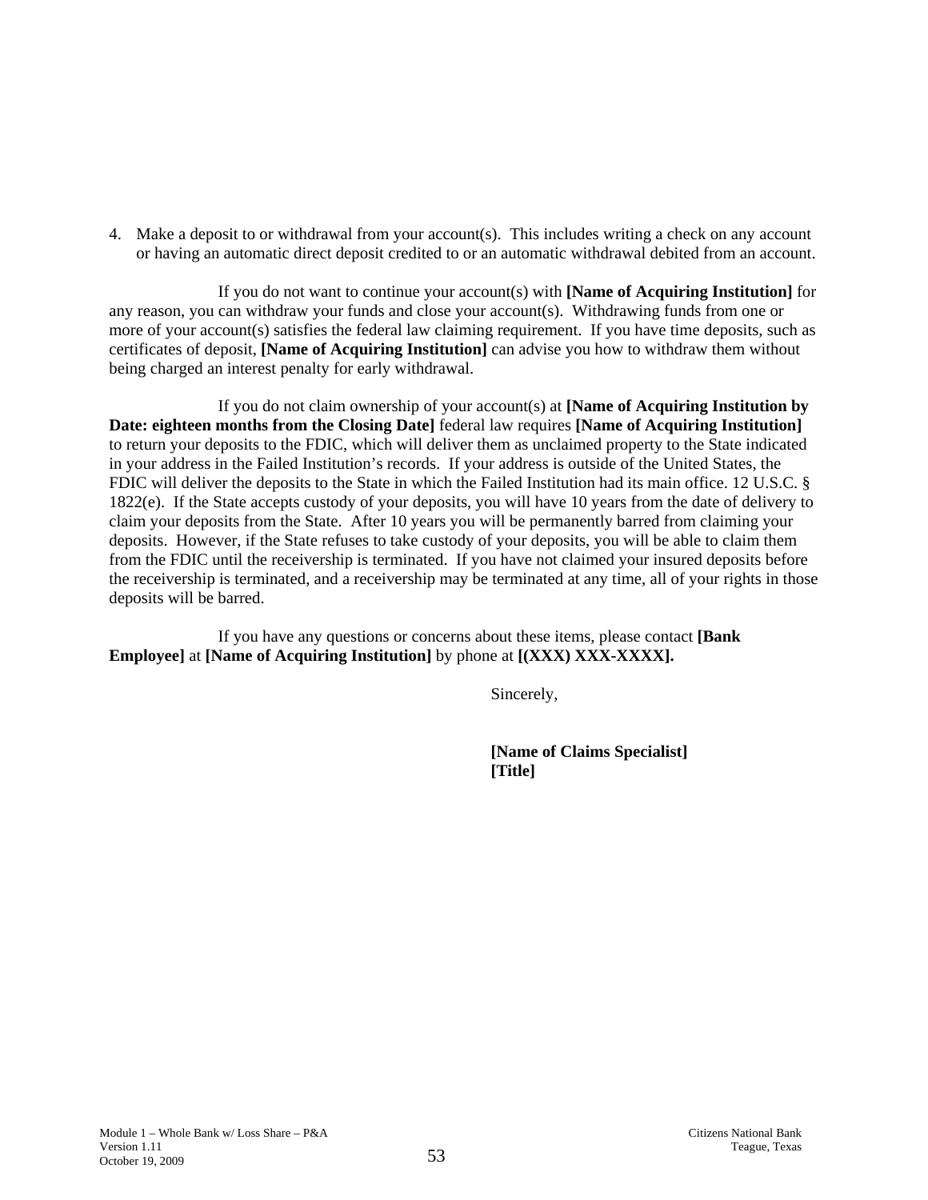4. Make a deposit to or withdrawal from your account(s). This includes writing a check on any account or having an automatic direct deposit credited to or an automatic withdrawal debited from an account.

If you do not want to continue your account(s) with **[Name of Acquiring Institution]** for any reason, you can withdraw your funds and close your account(s). Withdrawing funds from one or more of your account(s) satisfies the federal law claiming requirement. If you have time deposits, such as certificates of deposit, **[Name of Acquiring Institution]** can advise you how to withdraw them without being charged an interest penalty for early withdrawal.

If you do not claim ownership of your account(s) at **[Name of Acquiring Institution by Date: eighteen months from the Closing Date]** federal law requires **[Name of Acquiring Institution]** to return your deposits to the FDIC, which will deliver them as unclaimed property to the State indicated in your address in the Failed Institution's records. If your address is outside of the United States, the FDIC will deliver the deposits to the State in which the Failed Institution had its main office. 12 U.S.C. § 1822(e). If the State accepts custody of your deposits, you will have 10 years from the date of delivery to claim your deposits from the State. After 10 years you will be permanently barred from claiming your deposits. However, if the State refuses to take custody of your deposits, you will be able to claim them from the FDIC until the receivership is terminated. If you have not claimed your insured deposits before the receivership is terminated, and a receivership may be terminated at any time, all of your rights in those deposits will be barred.

If you have any questions or concerns about these items, please contact **[Bank Employee]** at **[Name of Acquiring Institution]** by phone at **[(XXX) XXX-XXXX].**

Sincerely,

**[Name of Claims Specialist]**
**[Title]**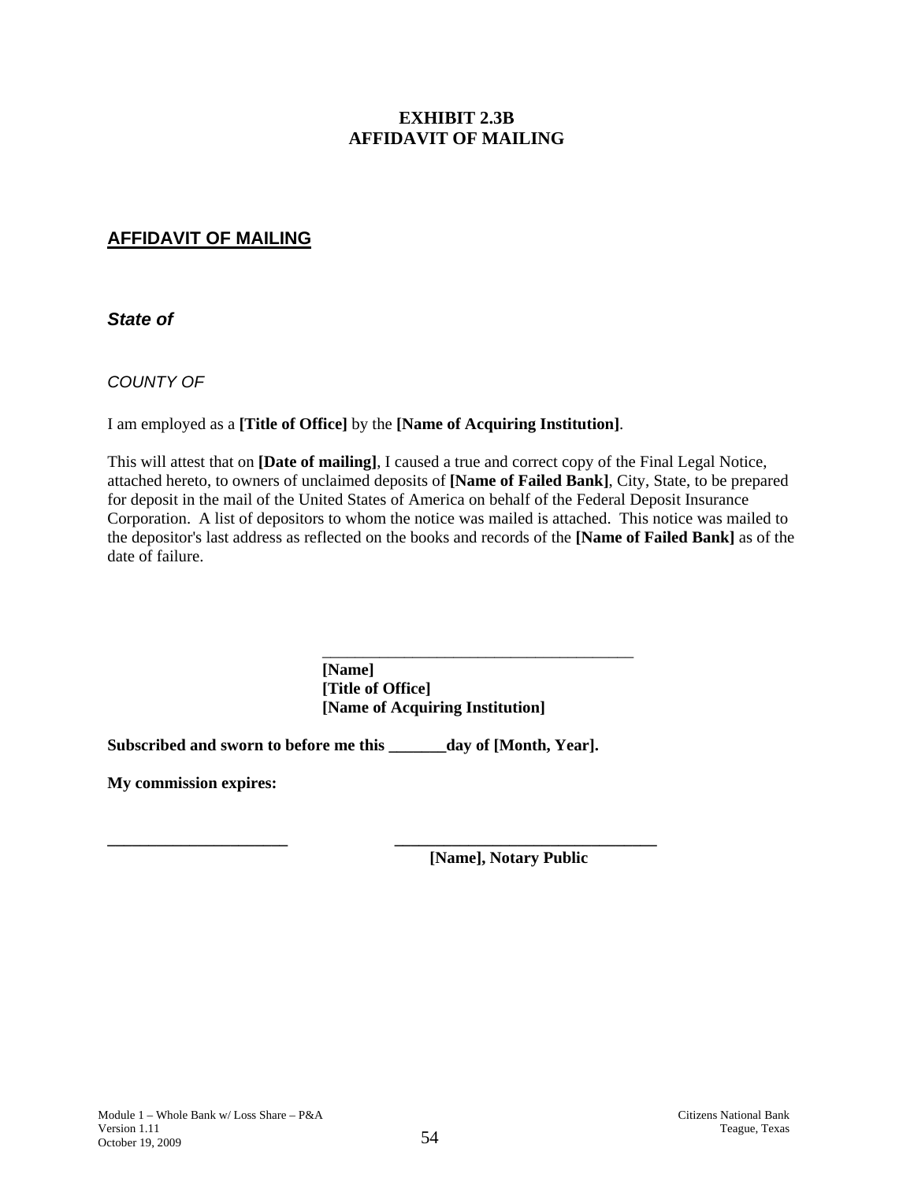# EXHIBIT 2.3B
# AFFIDAVIT OF MAILING

## AFFIDAVIT OF MAILING

***State of***

*COUNTY OF*

I am employed as a **[Title of Office]** by the **[Name of Acquiring Institution]**.

This will attest that on **[Date of mailing]**, I caused a true and correct copy of the Final Legal Notice, attached hereto, to owners of unclaimed deposits of **[Name of Failed Bank]**, City, State, to be prepared for deposit in the mail of the United States of America on behalf of the Federal Deposit Insurance Corporation. A list of depositors to whom the notice was mailed is attached. This notice was mailed to the depositor's last address as reflected on the books and records of the **[Name of Failed Bank]** as of the date of failure.

\_\_\_\_\_\_\_\_\_\_\_\_\_\_\_\_\_\_\_\_\_\_\_\_\_\_\_\_\_\_\_\_\_\_\_\_\_\_\_\_
**[Name]**
**[Title of Office]**
**[Name of Acquiring Institution]**

**Subscribed and sworn to before me this \_\_\_\_\_\_\_day of [Month, Year].**

**My commission expires:**

\_\_\_\_\_\_\_\_\_\_\_\_\_\_\_\_\_\_\_\_\_\_\_ \_\_\_\_\_\_\_\_\_\_\_\_\_\_\_\_\_\_\_\_\_\_\_\_\_\_\_\_\_\_\_\_\_\_
**[Name], Notary Public**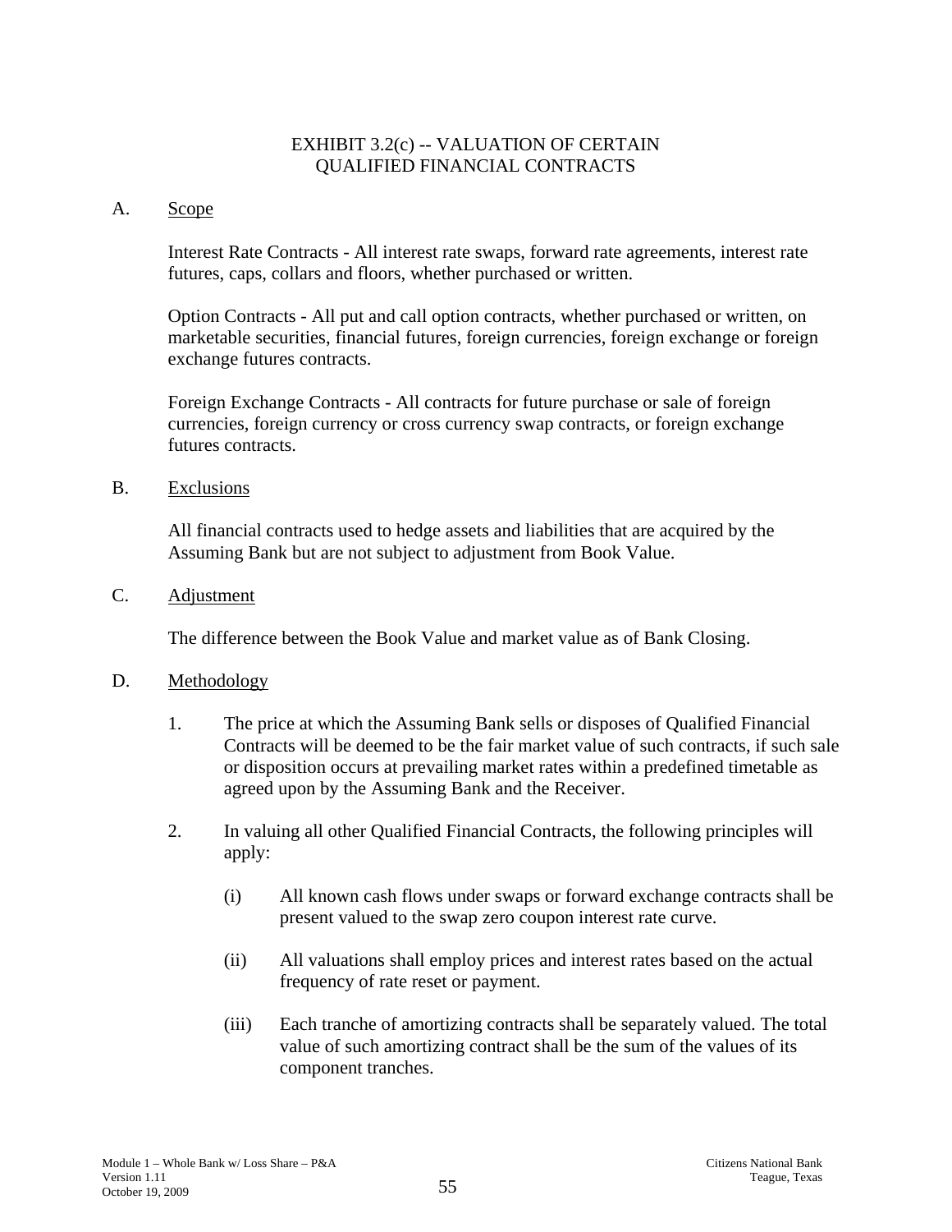# EXHIBIT 3.2(c) -- VALUATION OF CERTAIN QUALIFIED FINANCIAL CONTRACTS

A. Scope

Interest Rate Contracts - All interest rate swaps, forward rate agreements, interest rate futures, caps, collars and floors, whether purchased or written.

Option Contracts - All put and call option contracts, whether purchased or written, on marketable securities, financial futures, foreign currencies, foreign exchange or foreign exchange futures contracts.

Foreign Exchange Contracts - All contracts for future purchase or sale of foreign currencies, foreign currency or cross currency swap contracts, or foreign exchange futures contracts.

B. Exclusions

All financial contracts used to hedge assets and liabilities that are acquired by the Assuming Bank but are not subject to adjustment from Book Value.

C. Adjustment

The difference between the Book Value and market value as of Bank Closing.

D. Methodology

1. The price at which the Assuming Bank sells or disposes of Qualified Financial Contracts will be deemed to be the fair market value of such contracts, if such sale or disposition occurs at prevailing market rates within a predefined timetable as agreed upon by the Assuming Bank and the Receiver.

2. In valuing all other Qualified Financial Contracts, the following principles will apply:

   (i) All known cash flows under swaps or forward exchange contracts shall be present valued to the swap zero coupon interest rate curve.

   (ii) All valuations shall employ prices and interest rates based on the actual frequency of rate reset or payment.

   (iii) Each tranche of amortizing contracts shall be separately valued. The total value of such amortizing contract shall be the sum of the values of its component tranches.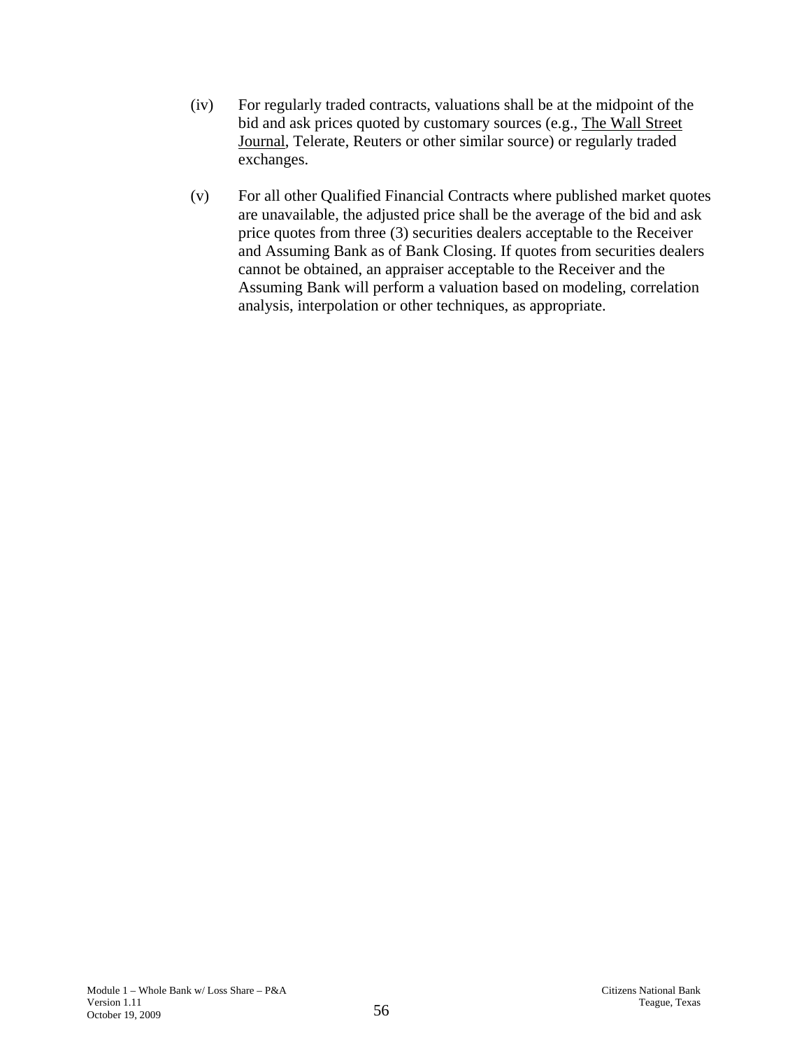(iv) For regularly traded contracts, valuations shall be at the midpoint of the bid and ask prices quoted by customary sources (e.g., The Wall Street Journal, Telerate, Reuters or other similar source) or regularly traded exchanges.

(v) For all other Qualified Financial Contracts where published market quotes are unavailable, the adjusted price shall be the average of the bid and ask price quotes from three (3) securities dealers acceptable to the Receiver and Assuming Bank as of Bank Closing. If quotes from securities dealers cannot be obtained, an appraiser acceptable to the Receiver and the Assuming Bank will perform a valuation based on modeling, correlation analysis, interpolation or other techniques, as appropriate.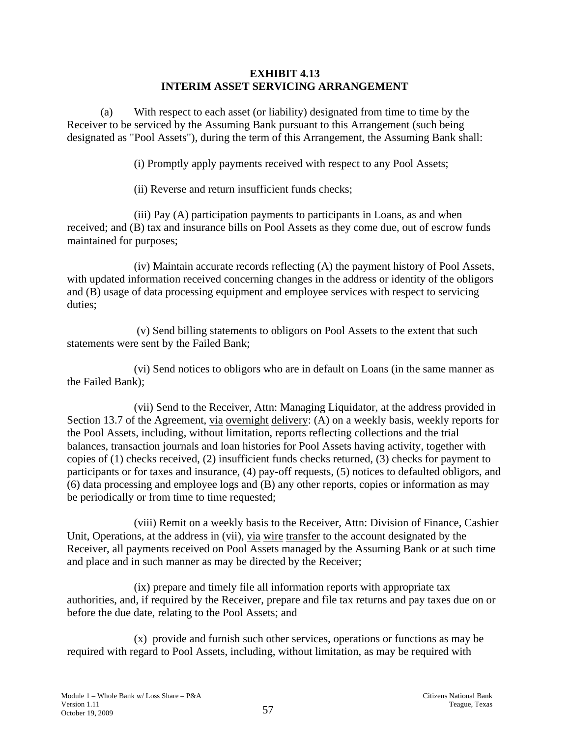**EXHIBIT 4.13**
**INTERIM ASSET SERVICING ARRANGEMENT**

(a) With respect to each asset (or liability) designated from time to time by the Receiver to be serviced by the Assuming Bank pursuant to this Arrangement (such being designated as "Pool Assets"), during the term of this Arrangement, the Assuming Bank shall:

(i) Promptly apply payments received with respect to any Pool Assets;

(ii) Reverse and return insufficient funds checks;

(iii) Pay (A) participation payments to participants in Loans, as and when received; and (B) tax and insurance bills on Pool Assets as they come due, out of escrow funds maintained for purposes;

(iv) Maintain accurate records reflecting (A) the payment history of Pool Assets, with updated information received concerning changes in the address or identity of the obligors and (B) usage of data processing equipment and employee services with respect to servicing duties;

(v) Send billing statements to obligors on Pool Assets to the extent that such statements were sent by the Failed Bank;

(vi) Send notices to obligors who are in default on Loans (in the same manner as the Failed Bank);

(vii) Send to the Receiver, Attn: Managing Liquidator, at the address provided in Section 13.7 of the Agreement, via overnight delivery: (A) on a weekly basis, weekly reports for the Pool Assets, including, without limitation, reports reflecting collections and the trial balances, transaction journals and loan histories for Pool Assets having activity, together with copies of (1) checks received, (2) insufficient funds checks returned, (3) checks for payment to participants or for taxes and insurance, (4) pay-off requests, (5) notices to defaulted obligors, and (6) data processing and employee logs and (B) any other reports, copies or information as may be periodically or from time to time requested;

(viii) Remit on a weekly basis to the Receiver, Attn: Division of Finance, Cashier Unit, Operations, at the address in (vii), via wire transfer to the account designated by the Receiver, all payments received on Pool Assets managed by the Assuming Bank or at such time and place and in such manner as may be directed by the Receiver;

(ix) prepare and timely file all information reports with appropriate tax authorities, and, if required by the Receiver, prepare and file tax returns and pay taxes due on or before the due date, relating to the Pool Assets; and

(x) provide and furnish such other services, operations or functions as may be required with regard to Pool Assets, including, without limitation, as may be required with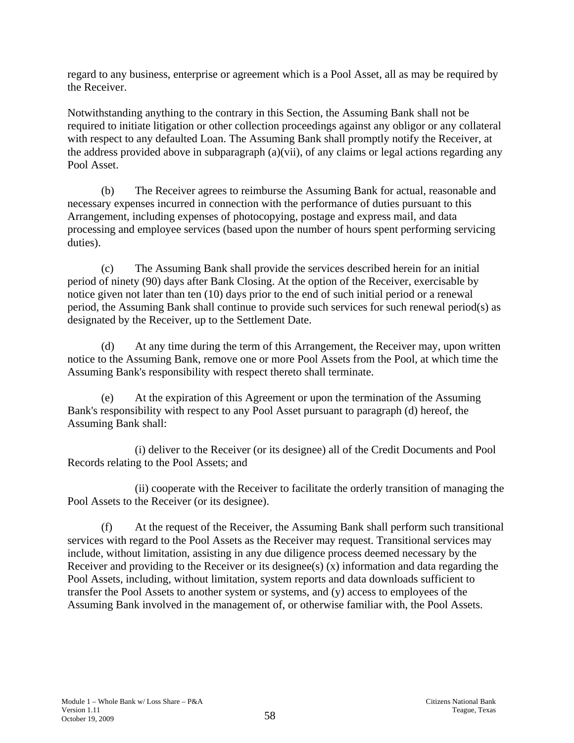regard to any business, enterprise or agreement which is a Pool Asset, all as may be required by the Receiver.

Notwithstanding anything to the contrary in this Section, the Assuming Bank shall not be required to initiate litigation or other collection proceedings against any obligor or any collateral with respect to any defaulted Loan. The Assuming Bank shall promptly notify the Receiver, at the address provided above in subparagraph (a)(vii), of any claims or legal actions regarding any Pool Asset.

(b) The Receiver agrees to reimburse the Assuming Bank for actual, reasonable and necessary expenses incurred in connection with the performance of duties pursuant to this Arrangement, including expenses of photocopying, postage and express mail, and data processing and employee services (based upon the number of hours spent performing servicing duties).

(c) The Assuming Bank shall provide the services described herein for an initial period of ninety (90) days after Bank Closing. At the option of the Receiver, exercisable by notice given not later than ten (10) days prior to the end of such initial period or a renewal period, the Assuming Bank shall continue to provide such services for such renewal period(s) as designated by the Receiver, up to the Settlement Date.

(d) At any time during the term of this Arrangement, the Receiver may, upon written notice to the Assuming Bank, remove one or more Pool Assets from the Pool, at which time the Assuming Bank's responsibility with respect thereto shall terminate.

(e) At the expiration of this Agreement or upon the termination of the Assuming Bank's responsibility with respect to any Pool Asset pursuant to paragraph (d) hereof, the Assuming Bank shall:

(i) deliver to the Receiver (or its designee) all of the Credit Documents and Pool Records relating to the Pool Assets; and

(ii) cooperate with the Receiver to facilitate the orderly transition of managing the Pool Assets to the Receiver (or its designee).

(f) At the request of the Receiver, the Assuming Bank shall perform such transitional services with regard to the Pool Assets as the Receiver may request. Transitional services may include, without limitation, assisting in any due diligence process deemed necessary by the Receiver and providing to the Receiver or its designee(s) (x) information and data regarding the Pool Assets, including, without limitation, system reports and data downloads sufficient to transfer the Pool Assets to another system or systems, and (y) access to employees of the Assuming Bank involved in the management of, or otherwise familiar with, the Pool Assets.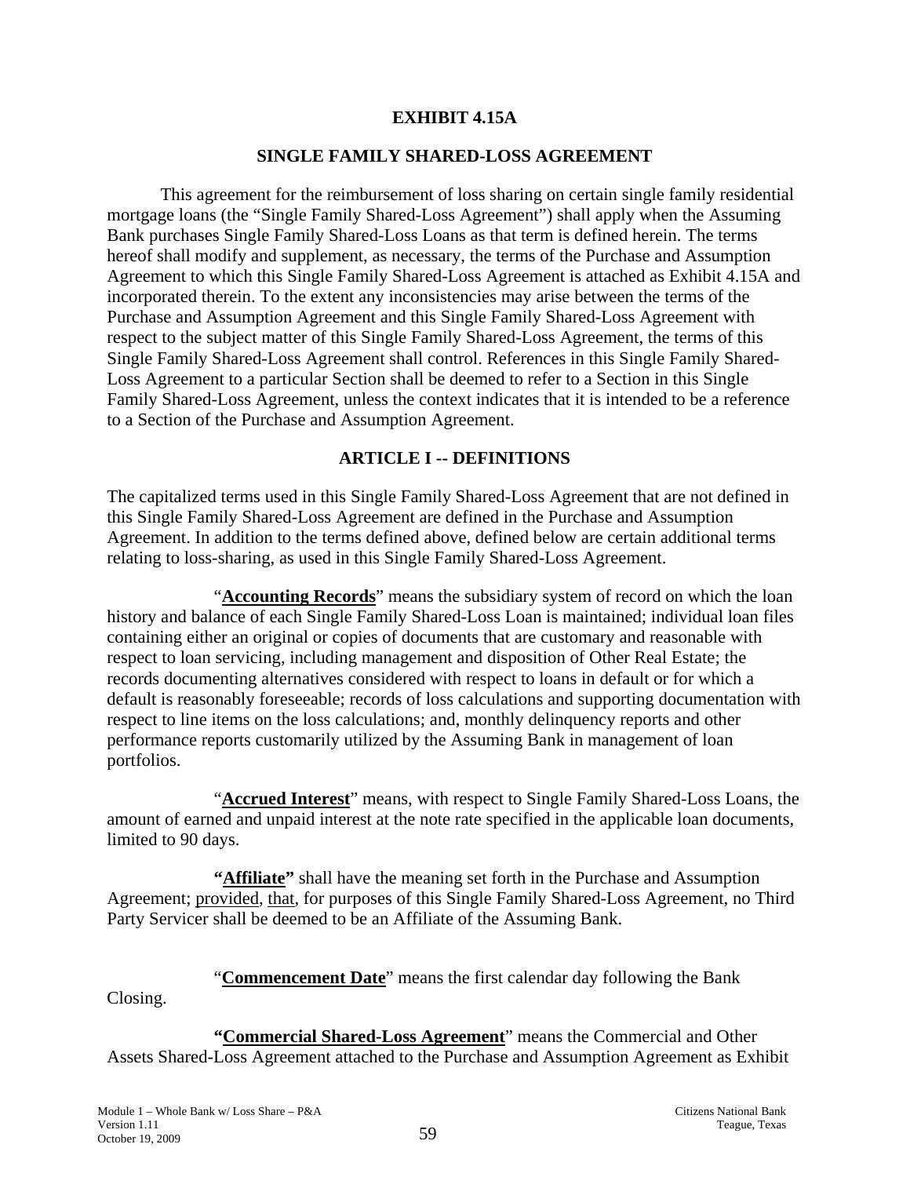# EXHIBIT 4.15A

## SINGLE FAMILY SHARED-LOSS AGREEMENT

This agreement for the reimbursement of loss sharing on certain single family residential mortgage loans (the "Single Family Shared-Loss Agreement") shall apply when the Assuming Bank purchases Single Family Shared-Loss Loans as that term is defined herein. The terms hereof shall modify and supplement, as necessary, the terms of the Purchase and Assumption Agreement to which this Single Family Shared-Loss Agreement is attached as Exhibit 4.15A and incorporated therein. To the extent any inconsistencies may arise between the terms of the Purchase and Assumption Agreement and this Single Family Shared-Loss Agreement with respect to the subject matter of this Single Family Shared-Loss Agreement, the terms of this Single Family Shared-Loss Agreement shall control. References in this Single Family Shared-Loss Agreement to a particular Section shall be deemed to refer to a Section in this Single Family Shared-Loss Agreement, unless the context indicates that it is intended to be a reference to a Section of the Purchase and Assumption Agreement.

## ARTICLE I -- DEFINITIONS

The capitalized terms used in this Single Family Shared-Loss Agreement that are not defined in this Single Family Shared-Loss Agreement are defined in the Purchase and Assumption Agreement. In addition to the terms defined above, defined below are certain additional terms relating to loss-sharing, as used in this Single Family Shared-Loss Agreement.

"**Accounting Records**" means the subsidiary system of record on which the loan history and balance of each Single Family Shared-Loss Loan is maintained; individual loan files containing either an original or copies of documents that are customary and reasonable with respect to loan servicing, including management and disposition of Other Real Estate; the records documenting alternatives considered with respect to loans in default or for which a default is reasonably foreseeable; records of loss calculations and supporting documentation with respect to line items on the loss calculations; and, monthly delinquency reports and other performance reports customarily utilized by the Assuming Bank in management of loan portfolios.

"**Accrued Interest**" means, with respect to Single Family Shared-Loss Loans, the amount of earned and unpaid interest at the note rate specified in the applicable loan documents, limited to 90 days.

**"Affiliate"** shall have the meaning set forth in the Purchase and Assumption Agreement; provided, that, for purposes of this Single Family Shared-Loss Agreement, no Third Party Servicer shall be deemed to be an Affiliate of the Assuming Bank.

"**Commencement Date**" means the first calendar day following the Bank Closing.

**"Commercial Shared-Loss Agreement"** means the Commercial and Other Assets Shared-Loss Agreement attached to the Purchase and Assumption Agreement as Exhibit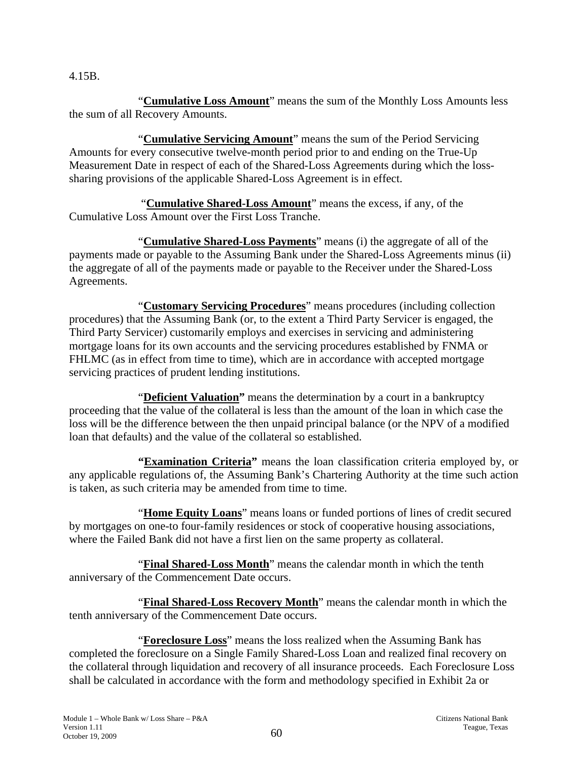4.15B.

"**Cumulative Loss Amount**" means the sum of the Monthly Loss Amounts less the sum of all Recovery Amounts.

"**Cumulative Servicing Amount**" means the sum of the Period Servicing Amounts for every consecutive twelve-month period prior to and ending on the True-Up Measurement Date in respect of each of the Shared-Loss Agreements during which the loss-sharing provisions of the applicable Shared-Loss Agreement is in effect.

"**Cumulative Shared-Loss Amount**" means the excess, if any, of the Cumulative Loss Amount over the First Loss Tranche.

"**Cumulative Shared-Loss Payments**" means (i) the aggregate of all of the payments made or payable to the Assuming Bank under the Shared-Loss Agreements minus (ii) the aggregate of all of the payments made or payable to the Receiver under the Shared-Loss Agreements.

"**Customary Servicing Procedures**" means procedures (including collection procedures) that the Assuming Bank (or, to the extent a Third Party Servicer is engaged, the Third Party Servicer) customarily employs and exercises in servicing and administering mortgage loans for its own accounts and the servicing procedures established by FNMA or FHLMC (as in effect from time to time), which are in accordance with accepted mortgage servicing practices of prudent lending institutions.

"**Deficient Valuation**" means the determination by a court in a bankruptcy proceeding that the value of the collateral is less than the amount of the loan in which case the loss will be the difference between the then unpaid principal balance (or the NPV of a modified loan that defaults) and the value of the collateral so established.

**"Examination Criteria"** means the loan classification criteria employed by, or any applicable regulations of, the Assuming Bank's Chartering Authority at the time such action is taken, as such criteria may be amended from time to time.

"**Home Equity Loans**" means loans or funded portions of lines of credit secured by mortgages on one-to four-family residences or stock of cooperative housing associations, where the Failed Bank did not have a first lien on the same property as collateral.

"**Final Shared-Loss Month**" means the calendar month in which the tenth anniversary of the Commencement Date occurs.

"**Final Shared-Loss Recovery Month**" means the calendar month in which the tenth anniversary of the Commencement Date occurs.

"**Foreclosure Loss**" means the loss realized when the Assuming Bank has completed the foreclosure on a Single Family Shared-Loss Loan and realized final recovery on the collateral through liquidation and recovery of all insurance proceeds. Each Foreclosure Loss shall be calculated in accordance with the form and methodology specified in Exhibit 2a or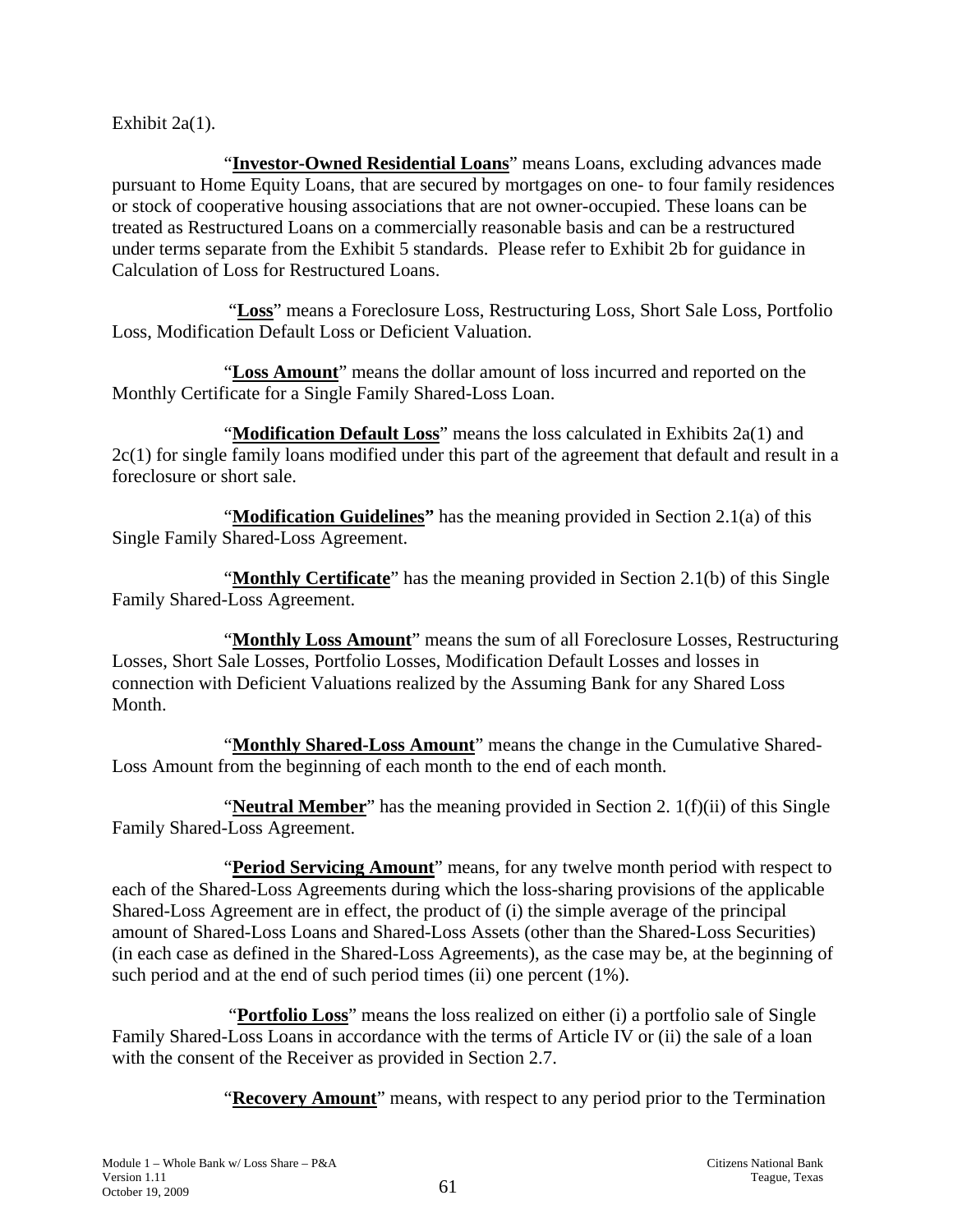Exhibit 2a(1).

"**Investor-Owned Residential Loans**" means Loans, excluding advances made pursuant to Home Equity Loans, that are secured by mortgages on one- to four family residences or stock of cooperative housing associations that are not owner-occupied. These loans can be treated as Restructured Loans on a commercially reasonable basis and can be a restructured under terms separate from the Exhibit 5 standards. Please refer to Exhibit 2b for guidance in Calculation of Loss for Restructured Loans.

"**Loss**" means a Foreclosure Loss, Restructuring Loss, Short Sale Loss, Portfolio Loss, Modification Default Loss or Deficient Valuation.

"**Loss Amount**" means the dollar amount of loss incurred and reported on the Monthly Certificate for a Single Family Shared-Loss Loan.

"**Modification Default Loss**" means the loss calculated in Exhibits 2a(1) and 2c(1) for single family loans modified under this part of the agreement that default and result in a foreclosure or short sale.

"**Modification Guidelines"** has the meaning provided in Section 2.1(a) of this Single Family Shared-Loss Agreement.

"**Monthly Certificate**" has the meaning provided in Section 2.1(b) of this Single Family Shared-Loss Agreement.

"**Monthly Loss Amount**" means the sum of all Foreclosure Losses, Restructuring Losses, Short Sale Losses, Portfolio Losses, Modification Default Losses and losses in connection with Deficient Valuations realized by the Assuming Bank for any Shared Loss Month.

"**Monthly Shared-Loss Amount**" means the change in the Cumulative Shared-Loss Amount from the beginning of each month to the end of each month.

"**Neutral Member**" has the meaning provided in Section 2. 1(f)(ii) of this Single Family Shared-Loss Agreement.

"**Period Servicing Amount**" means, for any twelve month period with respect to each of the Shared-Loss Agreements during which the loss-sharing provisions of the applicable Shared-Loss Agreement are in effect, the product of (i) the simple average of the principal amount of Shared-Loss Loans and Shared-Loss Assets (other than the Shared-Loss Securities) (in each case as defined in the Shared-Loss Agreements), as the case may be, at the beginning of such period and at the end of such period times (ii) one percent (1%).

"**Portfolio Loss**" means the loss realized on either (i) a portfolio sale of Single Family Shared-Loss Loans in accordance with the terms of Article IV or (ii) the sale of a loan with the consent of the Receiver as provided in Section 2.7.

"**Recovery Amount**" means, with respect to any period prior to the Termination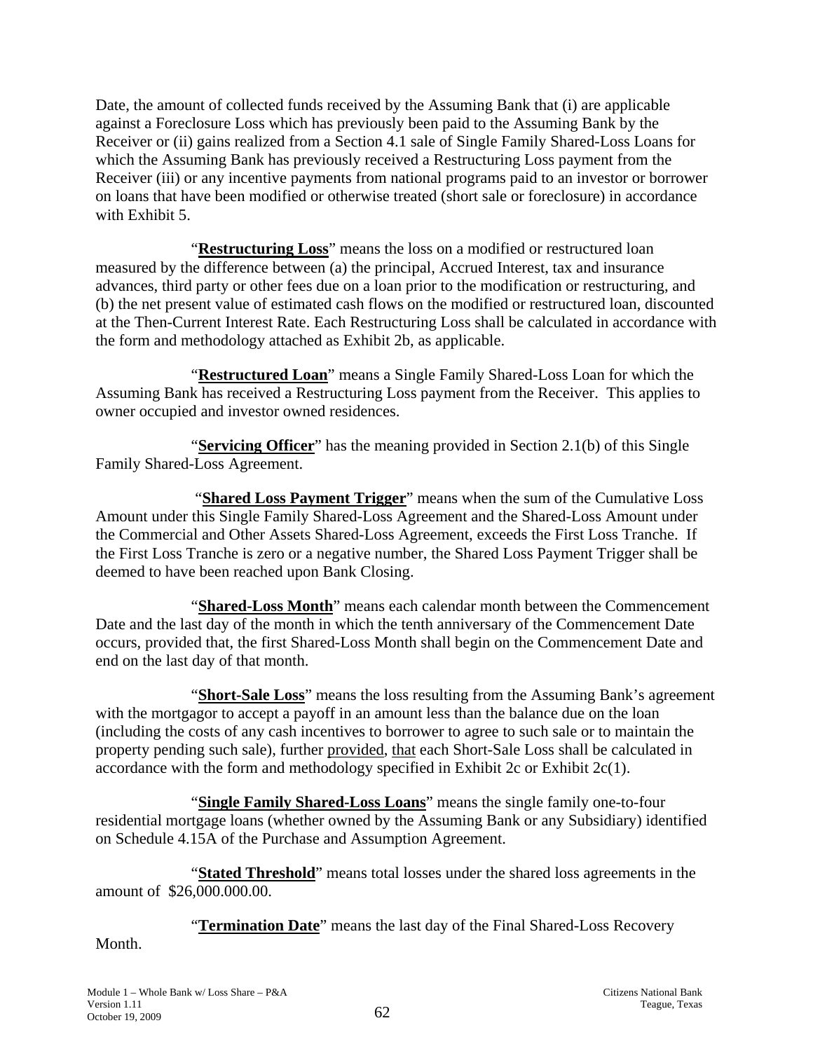Date, the amount of collected funds received by the Assuming Bank that (i) are applicable against a Foreclosure Loss which has previously been paid to the Assuming Bank by the Receiver or (ii) gains realized from a Section 4.1 sale of Single Family Shared-Loss Loans for which the Assuming Bank has previously received a Restructuring Loss payment from the Receiver (iii) or any incentive payments from national programs paid to an investor or borrower on loans that have been modified or otherwise treated (short sale or foreclosure) in accordance with Exhibit 5.

"**Restructuring Loss**" means the loss on a modified or restructured loan measured by the difference between (a) the principal, Accrued Interest, tax and insurance advances, third party or other fees due on a loan prior to the modification or restructuring, and (b) the net present value of estimated cash flows on the modified or restructured loan, discounted at the Then-Current Interest Rate. Each Restructuring Loss shall be calculated in accordance with the form and methodology attached as Exhibit 2b, as applicable.

"**Restructured Loan**" means a Single Family Shared-Loss Loan for which the Assuming Bank has received a Restructuring Loss payment from the Receiver. This applies to owner occupied and investor owned residences.

"**Servicing Officer**" has the meaning provided in Section 2.1(b) of this Single Family Shared-Loss Agreement.

"**Shared Loss Payment Trigger**" means when the sum of the Cumulative Loss Amount under this Single Family Shared-Loss Agreement and the Shared-Loss Amount under the Commercial and Other Assets Shared-Loss Agreement, exceeds the First Loss Tranche. If the First Loss Tranche is zero or a negative number, the Shared Loss Payment Trigger shall be deemed to have been reached upon Bank Closing.

"**Shared-Loss Month**" means each calendar month between the Commencement Date and the last day of the month in which the tenth anniversary of the Commencement Date occurs, provided that, the first Shared-Loss Month shall begin on the Commencement Date and end on the last day of that month.

"**Short-Sale Loss**" means the loss resulting from the Assuming Bank's agreement with the mortgagor to accept a payoff in an amount less than the balance due on the loan (including the costs of any cash incentives to borrower to agree to such sale or to maintain the property pending such sale), further provided, that each Short-Sale Loss shall be calculated in accordance with the form and methodology specified in Exhibit 2c or Exhibit 2c(1).

"**Single Family Shared-Loss Loans**" means the single family one-to-four residential mortgage loans (whether owned by the Assuming Bank or any Subsidiary) identified on Schedule 4.15A of the Purchase and Assumption Agreement.

"**Stated Threshold**" means total losses under the shared loss agreements in the amount of $26,000.000.00.

"**Termination Date**" means the last day of the Final Shared-Loss Recovery Month.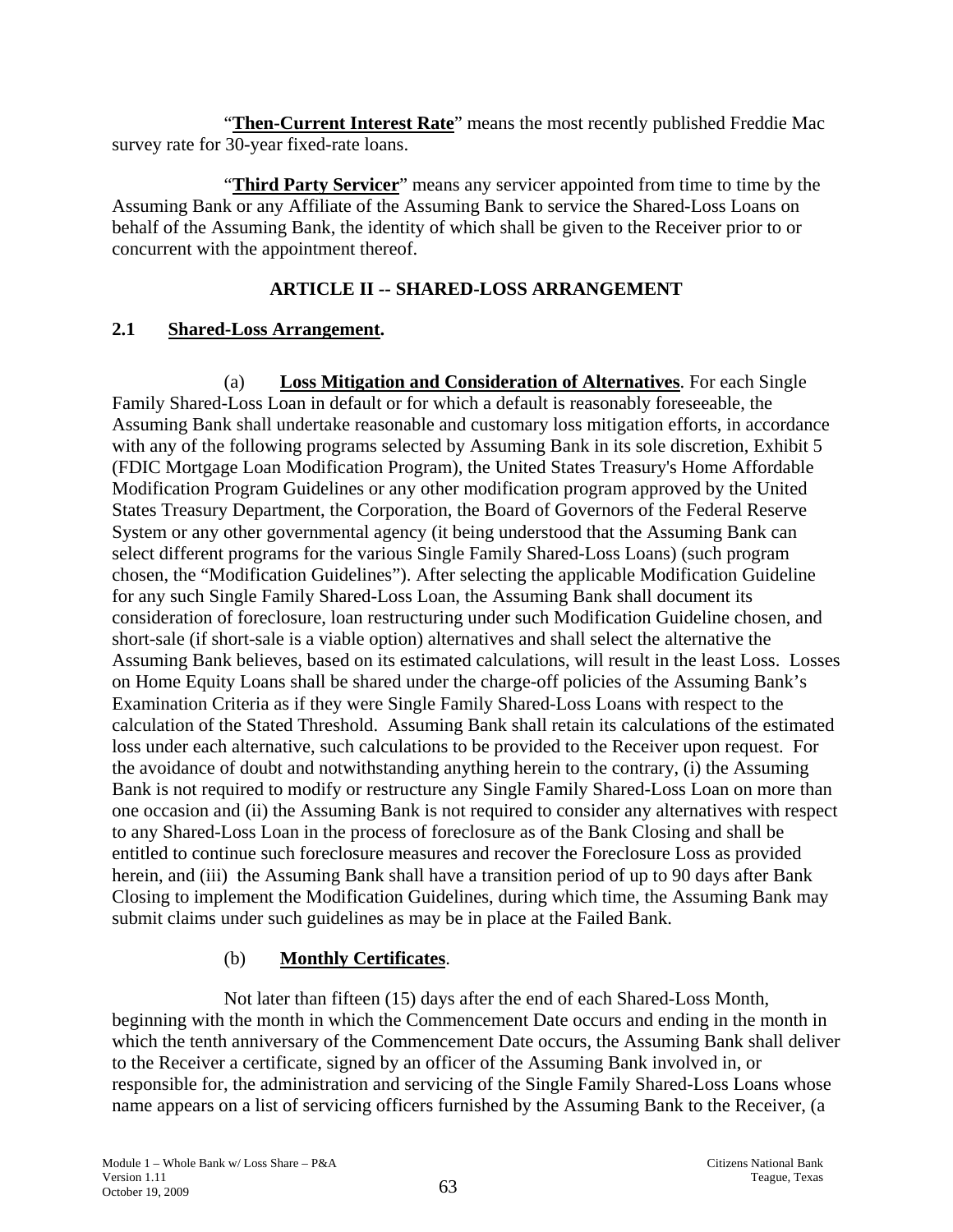"**Then-Current Interest Rate**" means the most recently published Freddie Mac survey rate for 30-year fixed-rate loans.

"**Third Party Servicer**" means any servicer appointed from time to time by the Assuming Bank or any Affiliate of the Assuming Bank to service the Shared-Loss Loans on behalf of the Assuming Bank, the identity of which shall be given to the Receiver prior to or concurrent with the appointment thereof.

## ARTICLE II -- SHARED-LOSS ARRANGEMENT

### 2.1 Shared-Loss Arrangement.

(a) **Loss Mitigation and Consideration of Alternatives**. For each Single Family Shared-Loss Loan in default or for which a default is reasonably foreseeable, the Assuming Bank shall undertake reasonable and customary loss mitigation efforts, in accordance with any of the following programs selected by Assuming Bank in its sole discretion, Exhibit 5 (FDIC Mortgage Loan Modification Program), the United States Treasury's Home Affordable Modification Program Guidelines or any other modification program approved by the United States Treasury Department, the Corporation, the Board of Governors of the Federal Reserve System or any other governmental agency (it being understood that the Assuming Bank can select different programs for the various Single Family Shared-Loss Loans) (such program chosen, the "Modification Guidelines"). After selecting the applicable Modification Guideline for any such Single Family Shared-Loss Loan, the Assuming Bank shall document its consideration of foreclosure, loan restructuring under such Modification Guideline chosen, and short-sale (if short-sale is a viable option) alternatives and shall select the alternative the Assuming Bank believes, based on its estimated calculations, will result in the least Loss. Losses on Home Equity Loans shall be shared under the charge-off policies of the Assuming Bank's Examination Criteria as if they were Single Family Shared-Loss Loans with respect to the calculation of the Stated Threshold. Assuming Bank shall retain its calculations of the estimated loss under each alternative, such calculations to be provided to the Receiver upon request. For the avoidance of doubt and notwithstanding anything herein to the contrary, (i) the Assuming Bank is not required to modify or restructure any Single Family Shared-Loss Loan on more than one occasion and (ii) the Assuming Bank is not required to consider any alternatives with respect to any Shared-Loss Loan in the process of foreclosure as of the Bank Closing and shall be entitled to continue such foreclosure measures and recover the Foreclosure Loss as provided herein, and (iii) the Assuming Bank shall have a transition period of up to 90 days after Bank Closing to implement the Modification Guidelines, during which time, the Assuming Bank may submit claims under such guidelines as may be in place at the Failed Bank.

(b) **Monthly Certificates**.

Not later than fifteen (15) days after the end of each Shared-Loss Month, beginning with the month in which the Commencement Date occurs and ending in the month in which the tenth anniversary of the Commencement Date occurs, the Assuming Bank shall deliver to the Receiver a certificate, signed by an officer of the Assuming Bank involved in, or responsible for, the administration and servicing of the Single Family Shared-Loss Loans whose name appears on a list of servicing officers furnished by the Assuming Bank to the Receiver, (a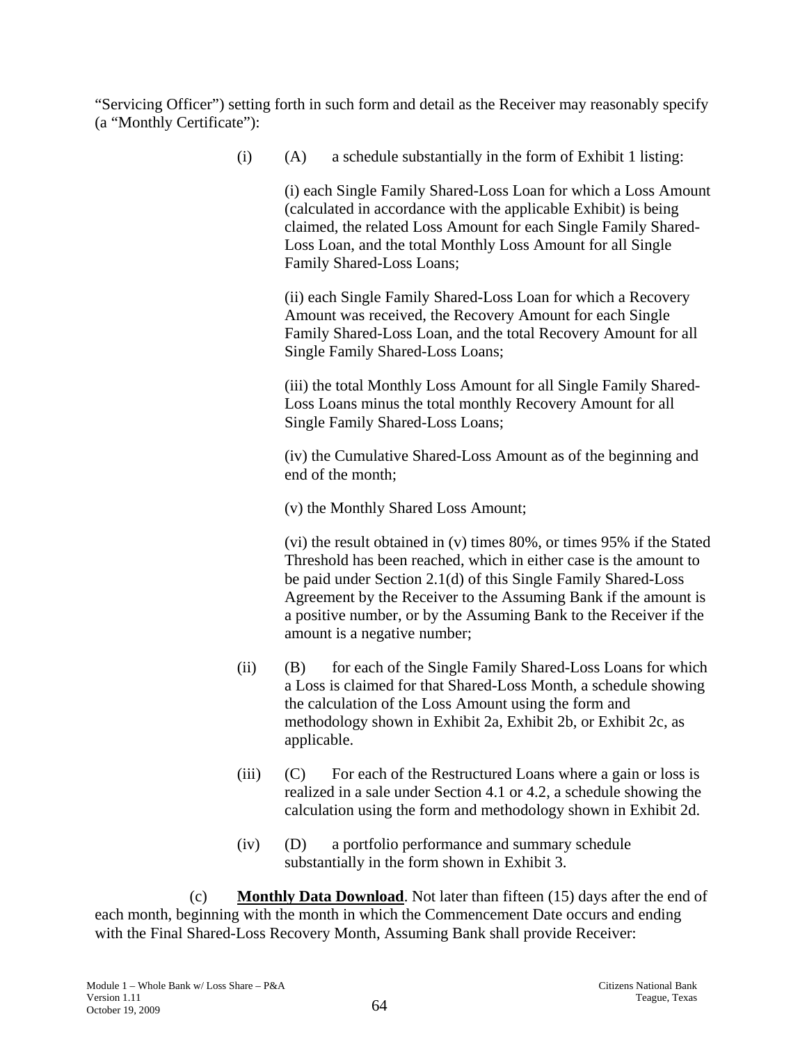"Servicing Officer") setting forth in such form and detail as the Receiver may reasonably specify (a "Monthly Certificate"):

(i) (A) a schedule substantially in the form of Exhibit 1 listing:

(i) each Single Family Shared-Loss Loan for which a Loss Amount (calculated in accordance with the applicable Exhibit) is being claimed, the related Loss Amount for each Single Family Shared-Loss Loan, and the total Monthly Loss Amount for all Single Family Shared-Loss Loans;

(ii) each Single Family Shared-Loss Loan for which a Recovery Amount was received, the Recovery Amount for each Single Family Shared-Loss Loan, and the total Recovery Amount for all Single Family Shared-Loss Loans;

(iii) the total Monthly Loss Amount for all Single Family Shared-Loss Loans minus the total monthly Recovery Amount for all Single Family Shared-Loss Loans;

(iv) the Cumulative Shared-Loss Amount as of the beginning and end of the month;

(v) the Monthly Shared Loss Amount;

(vi) the result obtained in (v) times 80%, or times 95% if the Stated Threshold has been reached, which in either case is the amount to be paid under Section 2.1(d) of this Single Family Shared-Loss Agreement by the Receiver to the Assuming Bank if the amount is a positive number, or by the Assuming Bank to the Receiver if the amount is a negative number;

(ii) (B) for each of the Single Family Shared-Loss Loans for which a Loss is claimed for that Shared-Loss Month, a schedule showing the calculation of the Loss Amount using the form and methodology shown in Exhibit 2a, Exhibit 2b, or Exhibit 2c, as applicable.

(iii) (C) For each of the Restructured Loans where a gain or loss is realized in a sale under Section 4.1 or 4.2, a schedule showing the calculation using the form and methodology shown in Exhibit 2d.

(iv) (D) a portfolio performance and summary schedule substantially in the form shown in Exhibit 3.

(c) **<u>Monthly Data Download</u>**. Not later than fifteen (15) days after the end of each month, beginning with the month in which the Commencement Date occurs and ending with the Final Shared-Loss Recovery Month, Assuming Bank shall provide Receiver: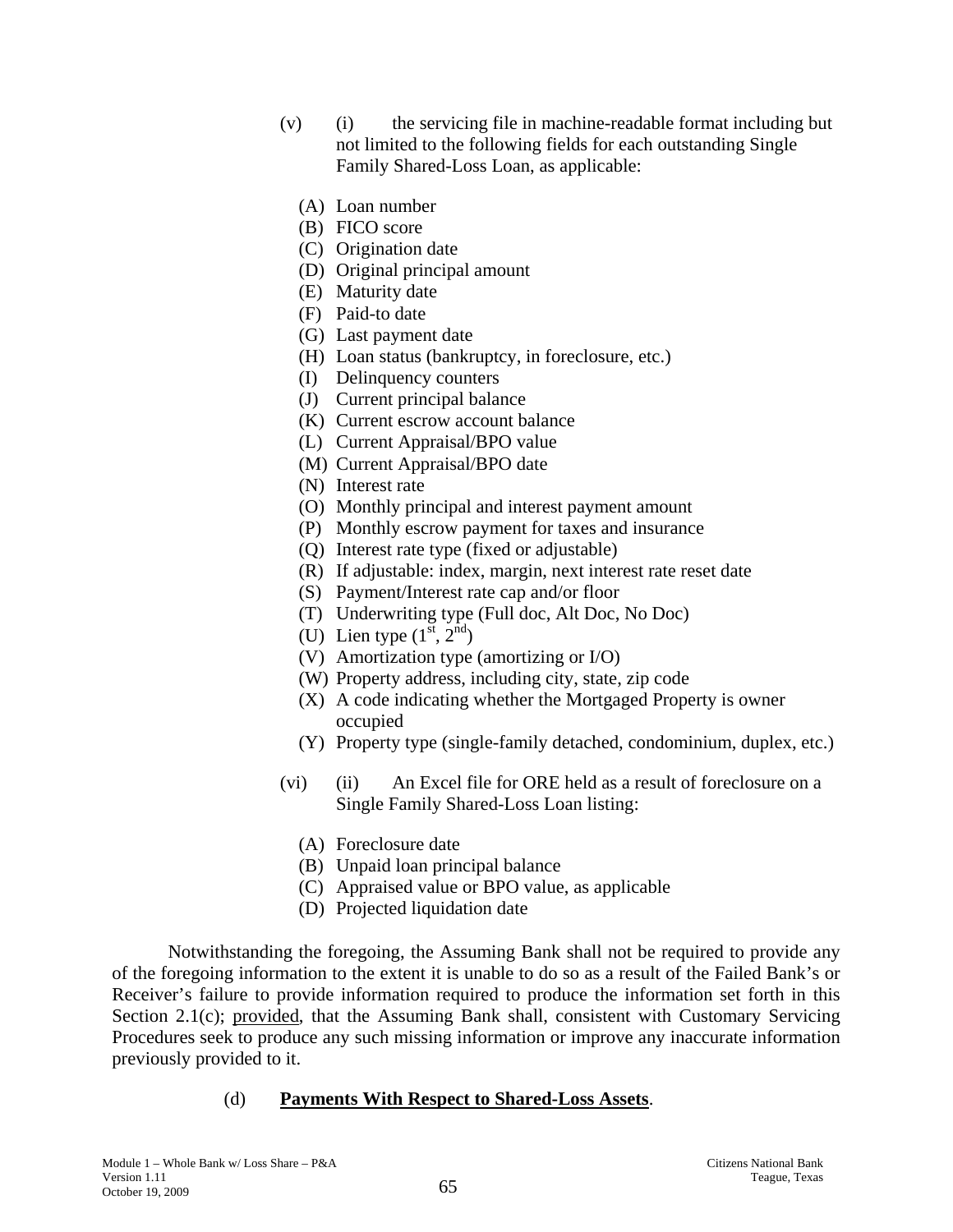(v) (i) the servicing file in machine-readable format including but not limited to the following fields for each outstanding Single Family Shared-Loss Loan, as applicable:

(A) Loan number
(B) FICO score
(C) Origination date
(D) Original principal amount
(E) Maturity date
(F) Paid-to date
(G) Last payment date
(H) Loan status (bankruptcy, in foreclosure, etc.)
(I) Delinquency counters
(J) Current principal balance
(K) Current escrow account balance
(L) Current Appraisal/BPO value
(M) Current Appraisal/BPO date
(N) Interest rate
(O) Monthly principal and interest payment amount
(P) Monthly escrow payment for taxes and insurance
(Q) Interest rate type (fixed or adjustable)
(R) If adjustable: index, margin, next interest rate reset date
(S) Payment/Interest rate cap and/or floor
(T) Underwriting type (Full doc, Alt Doc, No Doc)
(U) Lien type (1st, 2nd)
(V) Amortization type (amortizing or I/O)
(W) Property address, including city, state, zip code
(X) A code indicating whether the Mortgaged Property is owner occupied
(Y) Property type (single-family detached, condominium, duplex, etc.)

(vi) (ii) An Excel file for ORE held as a result of foreclosure on a Single Family Shared-Loss Loan listing:

(A) Foreclosure date
(B) Unpaid loan principal balance
(C) Appraised value or BPO value, as applicable
(D) Projected liquidation date

Notwithstanding the foregoing, the Assuming Bank shall not be required to provide any of the foregoing information to the extent it is unable to do so as a result of the Failed Bank's or Receiver's failure to provide information required to produce the information set forth in this Section 2.1(c); provided, that the Assuming Bank shall, consistent with Customary Servicing Procedures seek to produce any such missing information or improve any inaccurate information previously provided to it.

(d) **Payments With Respect to Shared-Loss Assets**.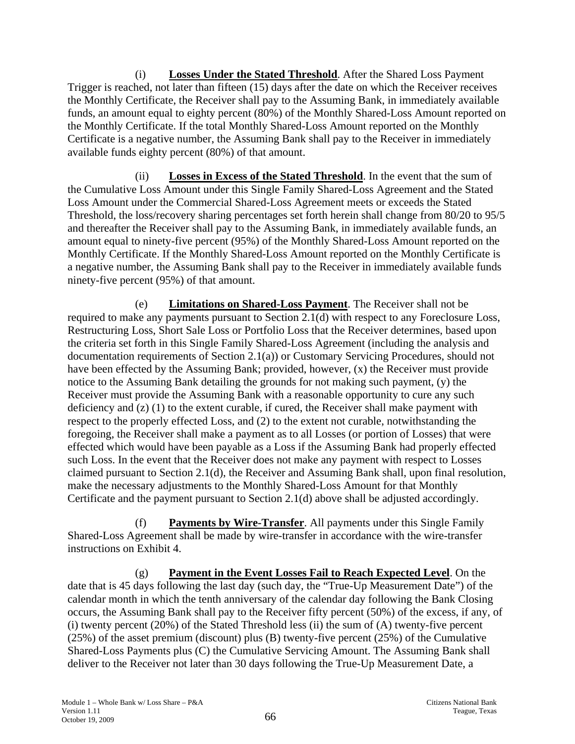(i) **Losses Under the Stated Threshold**. After the Shared Loss Payment Trigger is reached, not later than fifteen (15) days after the date on which the Receiver receives the Monthly Certificate, the Receiver shall pay to the Assuming Bank, in immediately available funds, an amount equal to eighty percent (80%) of the Monthly Shared-Loss Amount reported on the Monthly Certificate. If the total Monthly Shared-Loss Amount reported on the Monthly Certificate is a negative number, the Assuming Bank shall pay to the Receiver in immediately available funds eighty percent (80%) of that amount.

(ii) **Losses in Excess of the Stated Threshold**. In the event that the sum of the Cumulative Loss Amount under this Single Family Shared-Loss Agreement and the Stated Loss Amount under the Commercial Shared-Loss Agreement meets or exceeds the Stated Threshold, the loss/recovery sharing percentages set forth herein shall change from 80/20 to 95/5 and thereafter the Receiver shall pay to the Assuming Bank, in immediately available funds, an amount equal to ninety-five percent (95%) of the Monthly Shared-Loss Amount reported on the Monthly Certificate. If the Monthly Shared-Loss Amount reported on the Monthly Certificate is a negative number, the Assuming Bank shall pay to the Receiver in immediately available funds ninety-five percent (95%) of that amount.

(e) **Limitations on Shared-Loss Payment**. The Receiver shall not be required to make any payments pursuant to Section 2.1(d) with respect to any Foreclosure Loss, Restructuring Loss, Short Sale Loss or Portfolio Loss that the Receiver determines, based upon the criteria set forth in this Single Family Shared-Loss Agreement (including the analysis and documentation requirements of Section 2.1(a)) or Customary Servicing Procedures, should not have been effected by the Assuming Bank; provided, however, (x) the Receiver must provide notice to the Assuming Bank detailing the grounds for not making such payment, (y) the Receiver must provide the Assuming Bank with a reasonable opportunity to cure any such deficiency and (z) (1) to the extent curable, if cured, the Receiver shall make payment with respect to the properly effected Loss, and (2) to the extent not curable, notwithstanding the foregoing, the Receiver shall make a payment as to all Losses (or portion of Losses) that were effected which would have been payable as a Loss if the Assuming Bank had properly effected such Loss. In the event that the Receiver does not make any payment with respect to Losses claimed pursuant to Section 2.1(d), the Receiver and Assuming Bank shall, upon final resolution, make the necessary adjustments to the Monthly Shared-Loss Amount for that Monthly Certificate and the payment pursuant to Section 2.1(d) above shall be adjusted accordingly.

(f) **Payments by Wire-Transfer**. All payments under this Single Family Shared-Loss Agreement shall be made by wire-transfer in accordance with the wire-transfer instructions on Exhibit 4.

(g) **Payment in the Event Losses Fail to Reach Expected Level**. On the date that is 45 days following the last day (such day, the "True-Up Measurement Date") of the calendar month in which the tenth anniversary of the calendar day following the Bank Closing occurs, the Assuming Bank shall pay to the Receiver fifty percent (50%) of the excess, if any, of (i) twenty percent (20%) of the Stated Threshold less (ii) the sum of (A) twenty-five percent (25%) of the asset premium (discount) plus (B) twenty-five percent (25%) of the Cumulative Shared-Loss Payments plus (C) the Cumulative Servicing Amount. The Assuming Bank shall deliver to the Receiver not later than 30 days following the True-Up Measurement Date, a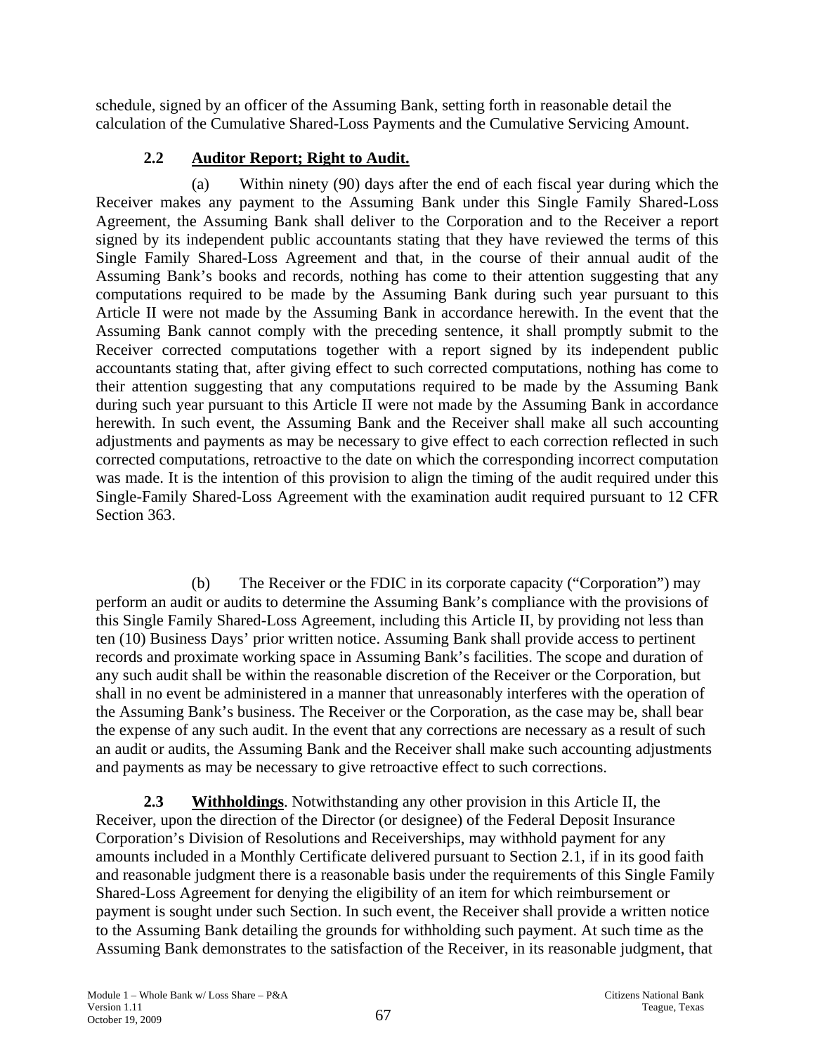schedule, signed by an officer of the Assuming Bank, setting forth in reasonable detail the calculation of the Cumulative Shared-Loss Payments and the Cumulative Servicing Amount.

### 2.2 Auditor Report; Right to Audit.

(a) Within ninety (90) days after the end of each fiscal year during which the Receiver makes any payment to the Assuming Bank under this Single Family Shared-Loss Agreement, the Assuming Bank shall deliver to the Corporation and to the Receiver a report signed by its independent public accountants stating that they have reviewed the terms of this Single Family Shared-Loss Agreement and that, in the course of their annual audit of the Assuming Bank's books and records, nothing has come to their attention suggesting that any computations required to be made by the Assuming Bank during such year pursuant to this Article II were not made by the Assuming Bank in accordance herewith. In the event that the Assuming Bank cannot comply with the preceding sentence, it shall promptly submit to the Receiver corrected computations together with a report signed by its independent public accountants stating that, after giving effect to such corrected computations, nothing has come to their attention suggesting that any computations required to be made by the Assuming Bank during such year pursuant to this Article II were not made by the Assuming Bank in accordance herewith. In such event, the Assuming Bank and the Receiver shall make all such accounting adjustments and payments as may be necessary to give effect to each correction reflected in such corrected computations, retroactive to the date on which the corresponding incorrect computation was made. It is the intention of this provision to align the timing of the audit required under this Single-Family Shared-Loss Agreement with the examination audit required pursuant to 12 CFR Section 363.

(b) The Receiver or the FDIC in its corporate capacity ("Corporation") may perform an audit or audits to determine the Assuming Bank's compliance with the provisions of this Single Family Shared-Loss Agreement, including this Article II, by providing not less than ten (10) Business Days' prior written notice. Assuming Bank shall provide access to pertinent records and proximate working space in Assuming Bank's facilities. The scope and duration of any such audit shall be within the reasonable discretion of the Receiver or the Corporation, but shall in no event be administered in a manner that unreasonably interferes with the operation of the Assuming Bank's business. The Receiver or the Corporation, as the case may be, shall bear the expense of any such audit. In the event that any corrections are necessary as a result of such an audit or audits, the Assuming Bank and the Receiver shall make such accounting adjustments and payments as may be necessary to give retroactive effect to such corrections.

**2.3 Withholdings**. Notwithstanding any other provision in this Article II, the Receiver, upon the direction of the Director (or designee) of the Federal Deposit Insurance Corporation's Division of Resolutions and Receiverships, may withhold payment for any amounts included in a Monthly Certificate delivered pursuant to Section 2.1, if in its good faith and reasonable judgment there is a reasonable basis under the requirements of this Single Family Shared-Loss Agreement for denying the eligibility of an item for which reimbursement or payment is sought under such Section. In such event, the Receiver shall provide a written notice to the Assuming Bank detailing the grounds for withholding such payment. At such time as the Assuming Bank demonstrates to the satisfaction of the Receiver, in its reasonable judgment, that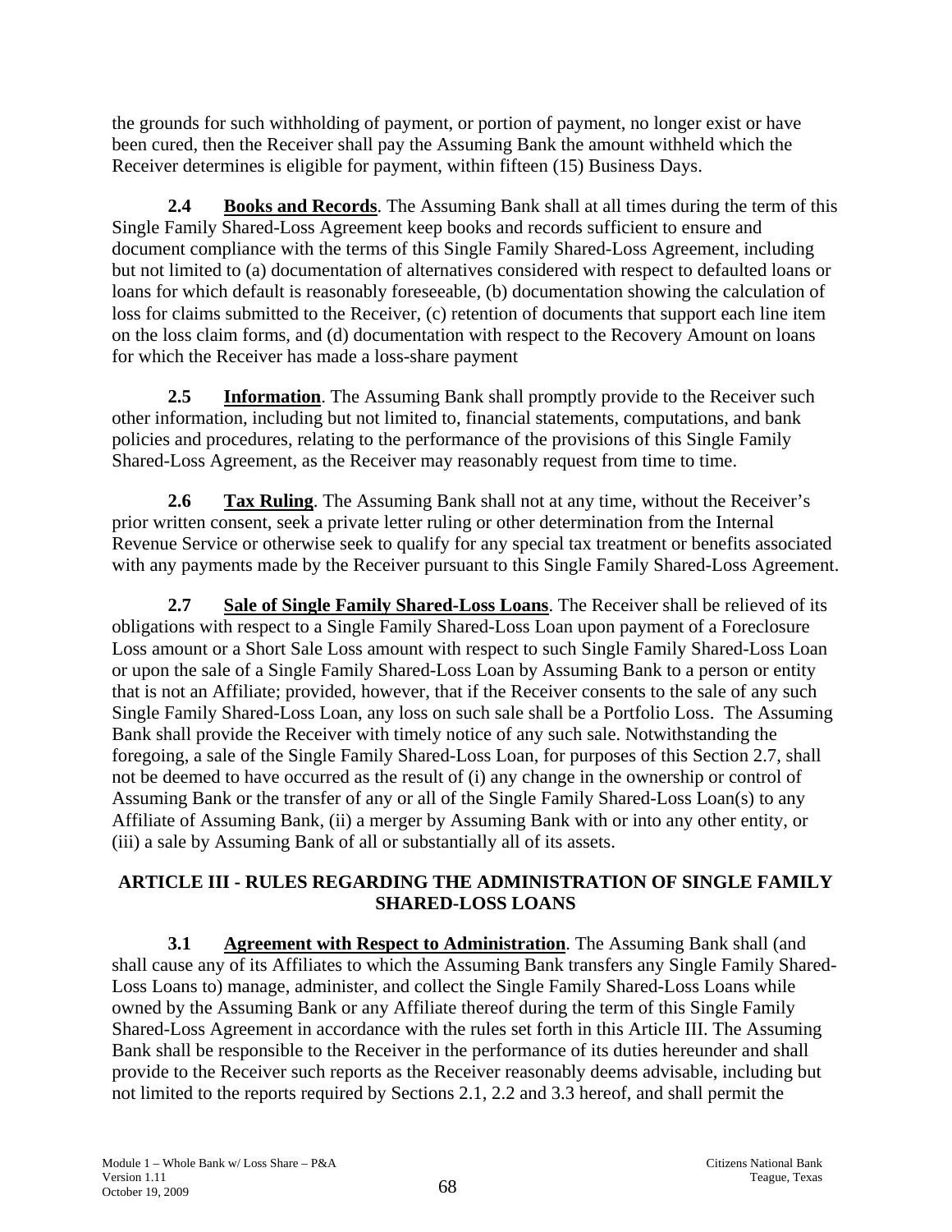the grounds for such withholding of payment, or portion of payment, no longer exist or have been cured, then the Receiver shall pay the Assuming Bank the amount withheld which the Receiver determines is eligible for payment, within fifteen (15) Business Days.

**2.4 Books and Records**. The Assuming Bank shall at all times during the term of this Single Family Shared-Loss Agreement keep books and records sufficient to ensure and document compliance with the terms of this Single Family Shared-Loss Agreement, including but not limited to (a) documentation of alternatives considered with respect to defaulted loans or loans for which default is reasonably foreseeable, (b) documentation showing the calculation of loss for claims submitted to the Receiver, (c) retention of documents that support each line item on the loss claim forms, and (d) documentation with respect to the Recovery Amount on loans for which the Receiver has made a loss-share payment

**2.5 Information**. The Assuming Bank shall promptly provide to the Receiver such other information, including but not limited to, financial statements, computations, and bank policies and procedures, relating to the performance of the provisions of this Single Family Shared-Loss Agreement, as the Receiver may reasonably request from time to time.

**2.6 Tax Ruling**. The Assuming Bank shall not at any time, without the Receiver's prior written consent, seek a private letter ruling or other determination from the Internal Revenue Service or otherwise seek to qualify for any special tax treatment or benefits associated with any payments made by the Receiver pursuant to this Single Family Shared-Loss Agreement.

**2.7 Sale of Single Family Shared-Loss Loans**. The Receiver shall be relieved of its obligations with respect to a Single Family Shared-Loss Loan upon payment of a Foreclosure Loss amount or a Short Sale Loss amount with respect to such Single Family Shared-Loss Loan or upon the sale of a Single Family Shared-Loss Loan by Assuming Bank to a person or entity that is not an Affiliate; provided, however, that if the Receiver consents to the sale of any such Single Family Shared-Loss Loan, any loss on such sale shall be a Portfolio Loss. The Assuming Bank shall provide the Receiver with timely notice of any such sale. Notwithstanding the foregoing, a sale of the Single Family Shared-Loss Loan, for purposes of this Section 2.7, shall not be deemed to have occurred as the result of (i) any change in the ownership or control of Assuming Bank or the transfer of any or all of the Single Family Shared-Loss Loan(s) to any Affiliate of Assuming Bank, (ii) a merger by Assuming Bank with or into any other entity, or (iii) a sale by Assuming Bank of all or substantially all of its assets.

## ARTICLE III - RULES REGARDING THE ADMINISTRATION OF SINGLE FAMILY SHARED-LOSS LOANS

**3.1 Agreement with Respect to Administration**. The Assuming Bank shall (and shall cause any of its Affiliates to which the Assuming Bank transfers any Single Family Shared-Loss Loans to) manage, administer, and collect the Single Family Shared-Loss Loans while owned by the Assuming Bank or any Affiliate thereof during the term of this Single Family Shared-Loss Agreement in accordance with the rules set forth in this Article III. The Assuming Bank shall be responsible to the Receiver in the performance of its duties hereunder and shall provide to the Receiver such reports as the Receiver reasonably deems advisable, including but not limited to the reports required by Sections 2.1, 2.2 and 3.3 hereof, and shall permit the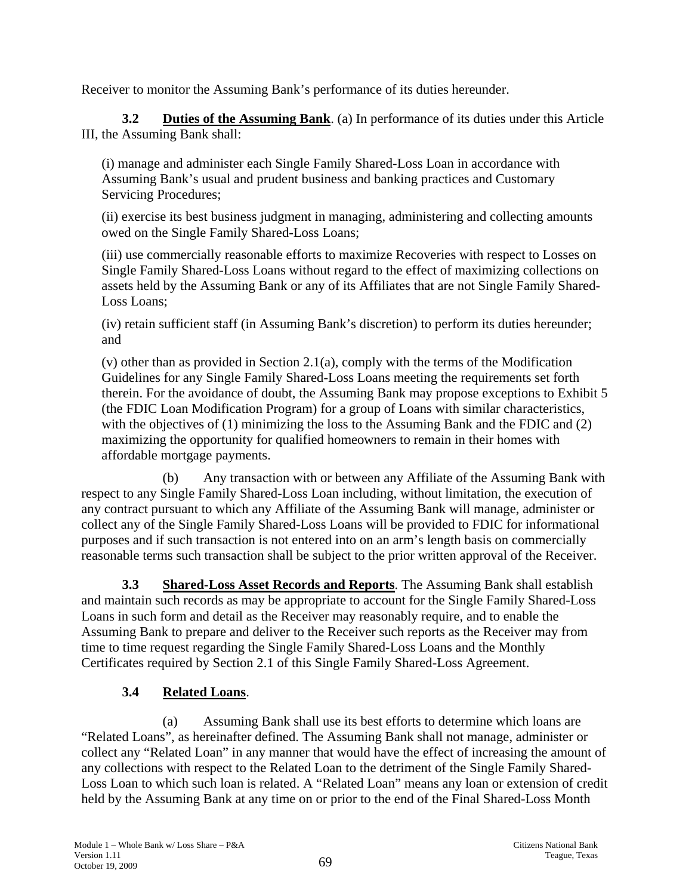Receiver to monitor the Assuming Bank's performance of its duties hereunder.

**3.2 Duties of the Assuming Bank**. (a) In performance of its duties under this Article III, the Assuming Bank shall:

(i) manage and administer each Single Family Shared-Loss Loan in accordance with Assuming Bank's usual and prudent business and banking practices and Customary Servicing Procedures;

(ii) exercise its best business judgment in managing, administering and collecting amounts owed on the Single Family Shared-Loss Loans;

(iii) use commercially reasonable efforts to maximize Recoveries with respect to Losses on Single Family Shared-Loss Loans without regard to the effect of maximizing collections on assets held by the Assuming Bank or any of its Affiliates that are not Single Family Shared-Loss Loans;

(iv) retain sufficient staff (in Assuming Bank's discretion) to perform its duties hereunder; and

(v) other than as provided in Section 2.1(a), comply with the terms of the Modification Guidelines for any Single Family Shared-Loss Loans meeting the requirements set forth therein. For the avoidance of doubt, the Assuming Bank may propose exceptions to Exhibit 5 (the FDIC Loan Modification Program) for a group of Loans with similar characteristics, with the objectives of (1) minimizing the loss to the Assuming Bank and the FDIC and (2) maximizing the opportunity for qualified homeowners to remain in their homes with affordable mortgage payments.

(b) Any transaction with or between any Affiliate of the Assuming Bank with respect to any Single Family Shared-Loss Loan including, without limitation, the execution of any contract pursuant to which any Affiliate of the Assuming Bank will manage, administer or collect any of the Single Family Shared-Loss Loans will be provided to FDIC for informational purposes and if such transaction is not entered into on an arm's length basis on commercially reasonable terms such transaction shall be subject to the prior written approval of the Receiver.

**3.3 Shared-Loss Asset Records and Reports**. The Assuming Bank shall establish and maintain such records as may be appropriate to account for the Single Family Shared-Loss Loans in such form and detail as the Receiver may reasonably require, and to enable the Assuming Bank to prepare and deliver to the Receiver such reports as the Receiver may from time to time request regarding the Single Family Shared-Loss Loans and the Monthly Certificates required by Section 2.1 of this Single Family Shared-Loss Agreement.

**3.4 Related Loans**.

(a) Assuming Bank shall use its best efforts to determine which loans are "Related Loans", as hereinafter defined. The Assuming Bank shall not manage, administer or collect any "Related Loan" in any manner that would have the effect of increasing the amount of any collections with respect to the Related Loan to the detriment of the Single Family Shared-Loss Loan to which such loan is related. A "Related Loan" means any loan or extension of credit held by the Assuming Bank at any time on or prior to the end of the Final Shared-Loss Month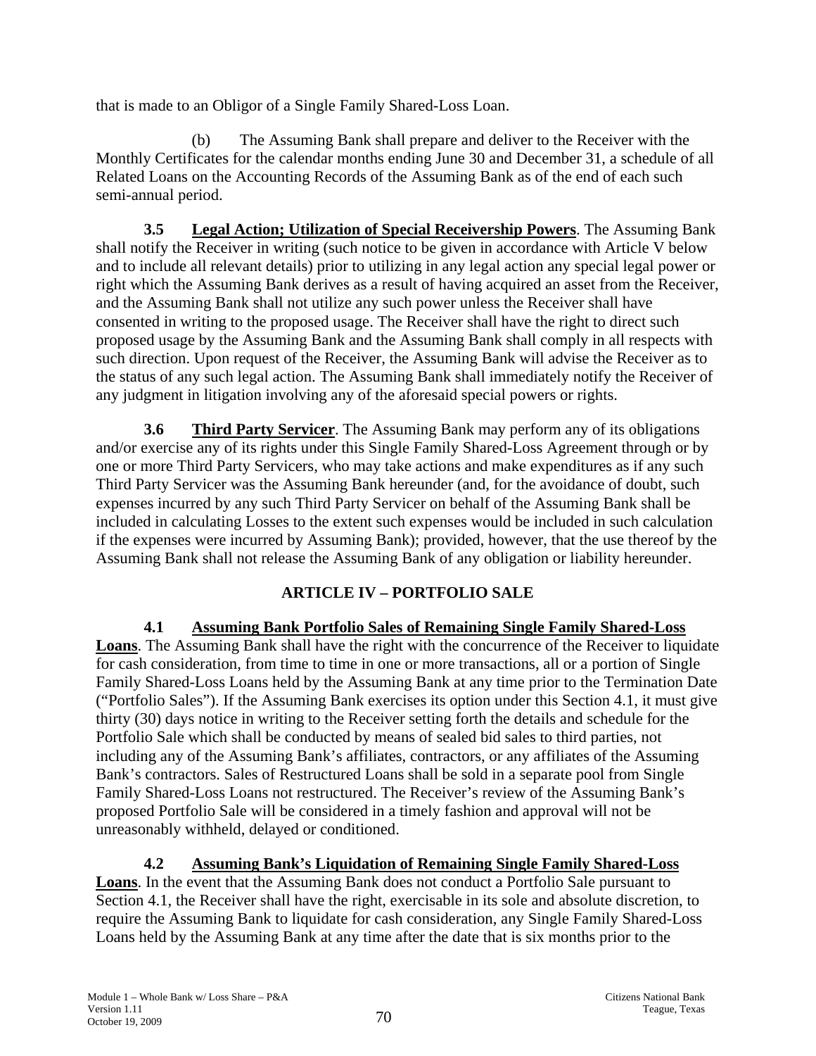that is made to an Obligor of a Single Family Shared-Loss Loan.

(b) The Assuming Bank shall prepare and deliver to the Receiver with the Monthly Certificates for the calendar months ending June 30 and December 31, a schedule of all Related Loans on the Accounting Records of the Assuming Bank as of the end of each such semi-annual period.

**3.5 Legal Action; Utilization of Special Receivership Powers**. The Assuming Bank shall notify the Receiver in writing (such notice to be given in accordance with Article V below and to include all relevant details) prior to utilizing in any legal action any special legal power or right which the Assuming Bank derives as a result of having acquired an asset from the Receiver, and the Assuming Bank shall not utilize any such power unless the Receiver shall have consented in writing to the proposed usage. The Receiver shall have the right to direct such proposed usage by the Assuming Bank and the Assuming Bank shall comply in all respects with such direction. Upon request of the Receiver, the Assuming Bank will advise the Receiver as to the status of any such legal action. The Assuming Bank shall immediately notify the Receiver of any judgment in litigation involving any of the aforesaid special powers or rights.

**3.6 Third Party Servicer**. The Assuming Bank may perform any of its obligations and/or exercise any of its rights under this Single Family Shared-Loss Agreement through or by one or more Third Party Servicers, who may take actions and make expenditures as if any such Third Party Servicer was the Assuming Bank hereunder (and, for the avoidance of doubt, such expenses incurred by any such Third Party Servicer on behalf of the Assuming Bank shall be included in calculating Losses to the extent such expenses would be included in such calculation if the expenses were incurred by Assuming Bank); provided, however, that the use thereof by the Assuming Bank shall not release the Assuming Bank of any obligation or liability hereunder.

## ARTICLE IV – PORTFOLIO SALE

**4.1 Assuming Bank Portfolio Sales of Remaining Single Family Shared-Loss Loans**. The Assuming Bank shall have the right with the concurrence of the Receiver to liquidate for cash consideration, from time to time in one or more transactions, all or a portion of Single Family Shared-Loss Loans held by the Assuming Bank at any time prior to the Termination Date ("Portfolio Sales"). If the Assuming Bank exercises its option under this Section 4.1, it must give thirty (30) days notice in writing to the Receiver setting forth the details and schedule for the Portfolio Sale which shall be conducted by means of sealed bid sales to third parties, not including any of the Assuming Bank's affiliates, contractors, or any affiliates of the Assuming Bank's contractors. Sales of Restructured Loans shall be sold in a separate pool from Single Family Shared-Loss Loans not restructured. The Receiver's review of the Assuming Bank's proposed Portfolio Sale will be considered in a timely fashion and approval will not be unreasonably withheld, delayed or conditioned.

**4.2 Assuming Bank's Liquidation of Remaining Single Family Shared-Loss Loans**. In the event that the Assuming Bank does not conduct a Portfolio Sale pursuant to Section 4.1, the Receiver shall have the right, exercisable in its sole and absolute discretion, to require the Assuming Bank to liquidate for cash consideration, any Single Family Shared-Loss Loans held by the Assuming Bank at any time after the date that is six months prior to the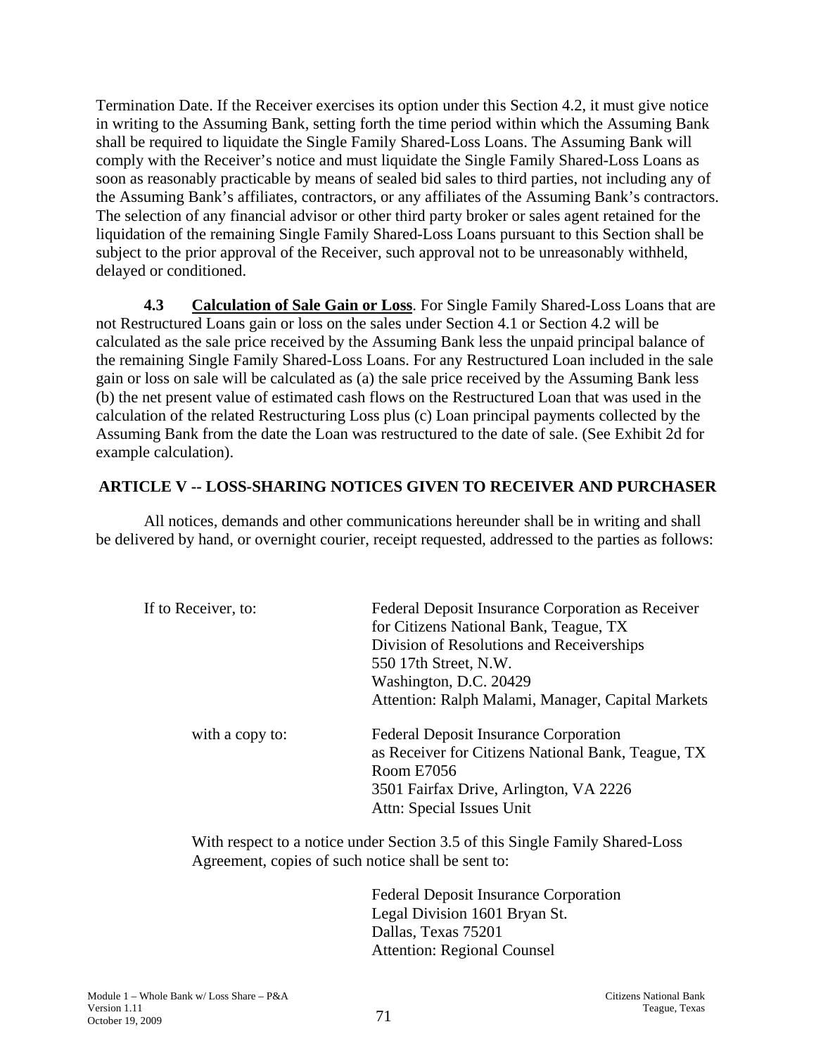Termination Date. If the Receiver exercises its option under this Section 4.2, it must give notice in writing to the Assuming Bank, setting forth the time period within which the Assuming Bank shall be required to liquidate the Single Family Shared-Loss Loans. The Assuming Bank will comply with the Receiver's notice and must liquidate the Single Family Shared-Loss Loans as soon as reasonably practicable by means of sealed bid sales to third parties, not including any of the Assuming Bank's affiliates, contractors, or any affiliates of the Assuming Bank's contractors. The selection of any financial advisor or other third party broker or sales agent retained for the liquidation of the remaining Single Family Shared-Loss Loans pursuant to this Section shall be subject to the prior approval of the Receiver, such approval not to be unreasonably withheld, delayed or conditioned.

**4.3 Calculation of Sale Gain or Loss**. For Single Family Shared-Loss Loans that are not Restructured Loans gain or loss on the sales under Section 4.1 or Section 4.2 will be calculated as the sale price received by the Assuming Bank less the unpaid principal balance of the remaining Single Family Shared-Loss Loans. For any Restructured Loan included in the sale gain or loss on sale will be calculated as (a) the sale price received by the Assuming Bank less (b) the net present value of estimated cash flows on the Restructured Loan that was used in the calculation of the related Restructuring Loss plus (c) Loan principal payments collected by the Assuming Bank from the date the Loan was restructured to the date of sale. (See Exhibit 2d for example calculation).

## ARTICLE V -- LOSS-SHARING NOTICES GIVEN TO RECEIVER AND PURCHASER

All notices, demands and other communications hereunder shall be in writing and shall be delivered by hand, or overnight courier, receipt requested, addressed to the parties as follows:

If to Receiver, to:

Federal Deposit Insurance Corporation as Receiver
for Citizens National Bank, Teague, TX
Division of Resolutions and Receiverships
550 17th Street, N.W.
Washington, D.C. 20429
Attention: Ralph Malami, Manager, Capital Markets

with a copy to:

Federal Deposit Insurance Corporation
as Receiver for Citizens National Bank, Teague, TX
Room E7056
3501 Fairfax Drive, Arlington, VA 2226
Attn: Special Issues Unit

With respect to a notice under Section 3.5 of this Single Family Shared-Loss Agreement, copies of such notice shall be sent to:

Federal Deposit Insurance Corporation
Legal Division 1601 Bryan St.
Dallas, Texas 75201
Attention: Regional Counsel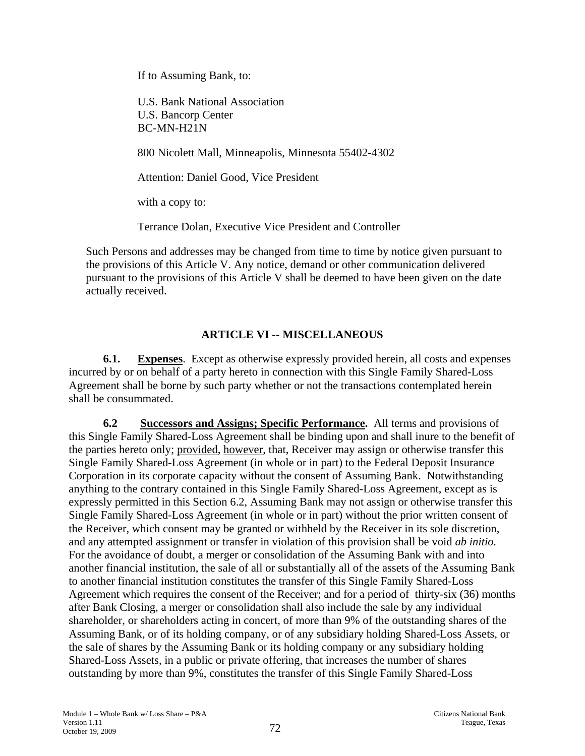If to Assuming Bank, to:

U.S. Bank National Association
U.S. Bancorp Center
BC-MN-H21N

800 Nicolett Mall, Minneapolis, Minnesota 55402-4302

Attention: Daniel Good, Vice President

with a copy to:

Terrance Dolan, Executive Vice President and Controller

Such Persons and addresses may be changed from time to time by notice given pursuant to the provisions of this Article V. Any notice, demand or other communication delivered pursuant to the provisions of this Article V shall be deemed to have been given on the date actually received.

## ARTICLE VI -- MISCELLANEOUS

**6.1. Expenses**. Except as otherwise expressly provided herein, all costs and expenses incurred by or on behalf of a party hereto in connection with this Single Family Shared-Loss Agreement shall be borne by such party whether or not the transactions contemplated herein shall be consummated.

**6.2 Successors and Assigns; Specific Performance.** All terms and provisions of this Single Family Shared-Loss Agreement shall be binding upon and shall inure to the benefit of the parties hereto only; provided, however, that, Receiver may assign or otherwise transfer this Single Family Shared-Loss Agreement (in whole or in part) to the Federal Deposit Insurance Corporation in its corporate capacity without the consent of Assuming Bank. Notwithstanding anything to the contrary contained in this Single Family Shared-Loss Agreement, except as is expressly permitted in this Section 6.2, Assuming Bank may not assign or otherwise transfer this Single Family Shared-Loss Agreement (in whole or in part) without the prior written consent of the Receiver, which consent may be granted or withheld by the Receiver in its sole discretion, and any attempted assignment or transfer in violation of this provision shall be void *ab initio.* For the avoidance of doubt, a merger or consolidation of the Assuming Bank with and into another financial institution, the sale of all or substantially all of the assets of the Assuming Bank to another financial institution constitutes the transfer of this Single Family Shared-Loss Agreement which requires the consent of the Receiver; and for a period of thirty-six (36) months after Bank Closing, a merger or consolidation shall also include the sale by any individual shareholder, or shareholders acting in concert, of more than 9% of the outstanding shares of the Assuming Bank, or of its holding company, or of any subsidiary holding Shared-Loss Assets, or the sale of shares by the Assuming Bank or its holding company or any subsidiary holding Shared-Loss Assets, in a public or private offering, that increases the number of shares outstanding by more than 9%, constitutes the transfer of this Single Family Shared-Loss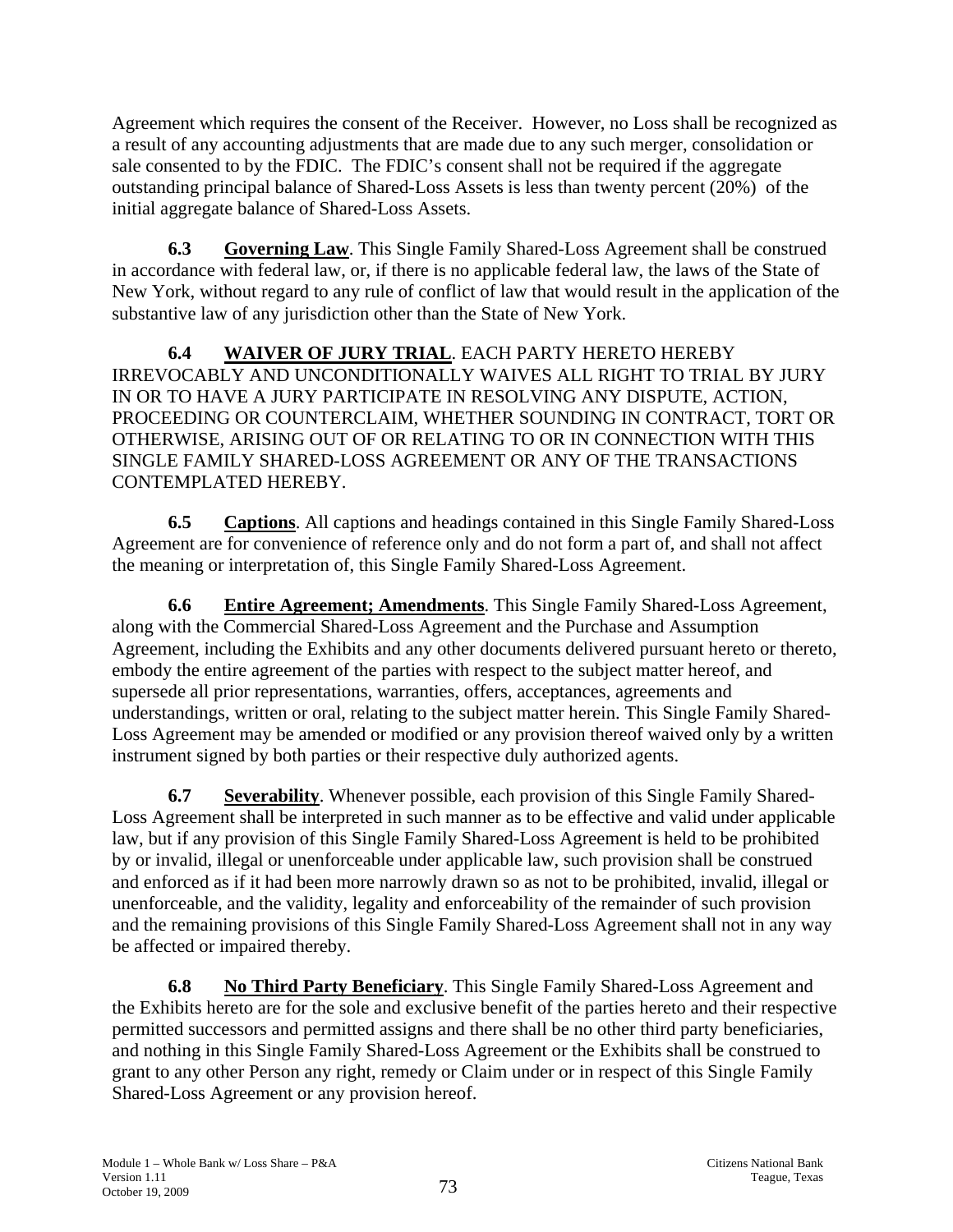Agreement which requires the consent of the Receiver. However, no Loss shall be recognized as a result of any accounting adjustments that are made due to any such merger, consolidation or sale consented to by the FDIC. The FDIC's consent shall not be required if the aggregate outstanding principal balance of Shared-Loss Assets is less than twenty percent (20%) of the initial aggregate balance of Shared-Loss Assets.

**6.3** **Governing Law**. This Single Family Shared-Loss Agreement shall be construed in accordance with federal law, or, if there is no applicable federal law, the laws of the State of New York, without regard to any rule of conflict of law that would result in the application of the substantive law of any jurisdiction other than the State of New York.

**6.4** **WAIVER OF JURY TRIAL**. EACH PARTY HERETO HEREBY IRREVOCABLY AND UNCONDITIONALLY WAIVES ALL RIGHT TO TRIAL BY JURY IN OR TO HAVE A JURY PARTICIPATE IN RESOLVING ANY DISPUTE, ACTION, PROCEEDING OR COUNTERCLAIM, WHETHER SOUNDING IN CONTRACT, TORT OR OTHERWISE, ARISING OUT OF OR RELATING TO OR IN CONNECTION WITH THIS SINGLE FAMILY SHARED-LOSS AGREEMENT OR ANY OF THE TRANSACTIONS CONTEMPLATED HEREBY.

**6.5** **Captions**. All captions and headings contained in this Single Family Shared-Loss Agreement are for convenience of reference only and do not form a part of, and shall not affect the meaning or interpretation of, this Single Family Shared-Loss Agreement.

**6.6** **Entire Agreement; Amendments**. This Single Family Shared-Loss Agreement, along with the Commercial Shared-Loss Agreement and the Purchase and Assumption Agreement, including the Exhibits and any other documents delivered pursuant hereto or thereto, embody the entire agreement of the parties with respect to the subject matter hereof, and supersede all prior representations, warranties, offers, acceptances, agreements and understandings, written or oral, relating to the subject matter herein. This Single Family Shared-Loss Agreement may be amended or modified or any provision thereof waived only by a written instrument signed by both parties or their respective duly authorized agents.

**6.7** **Severability**. Whenever possible, each provision of this Single Family Shared-Loss Agreement shall be interpreted in such manner as to be effective and valid under applicable law, but if any provision of this Single Family Shared-Loss Agreement is held to be prohibited by or invalid, illegal or unenforceable under applicable law, such provision shall be construed and enforced as if it had been more narrowly drawn so as not to be prohibited, invalid, illegal or unenforceable, and the validity, legality and enforceability of the remainder of such provision and the remaining provisions of this Single Family Shared-Loss Agreement shall not in any way be affected or impaired thereby.

**6.8** **No Third Party Beneficiary**. This Single Family Shared-Loss Agreement and the Exhibits hereto are for the sole and exclusive benefit of the parties hereto and their respective permitted successors and permitted assigns and there shall be no other third party beneficiaries, and nothing in this Single Family Shared-Loss Agreement or the Exhibits shall be construed to grant to any other Person any right, remedy or Claim under or in respect of this Single Family Shared-Loss Agreement or any provision hereof.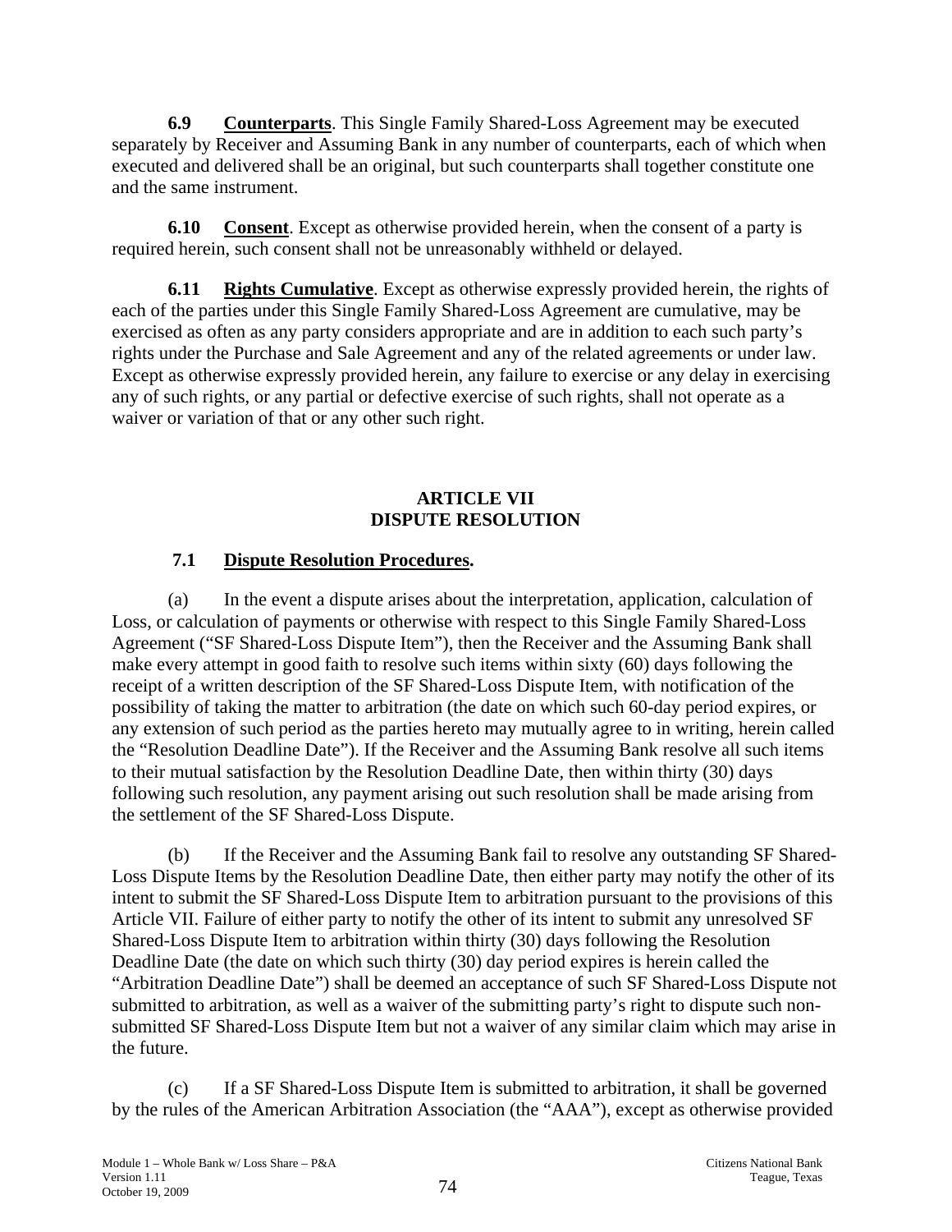**6.9 Counterparts**. This Single Family Shared-Loss Agreement may be executed separately by Receiver and Assuming Bank in any number of counterparts, each of which when executed and delivered shall be an original, but such counterparts shall together constitute one and the same instrument.

**6.10 Consent**. Except as otherwise provided herein, when the consent of a party is required herein, such consent shall not be unreasonably withheld or delayed.

**6.11 Rights Cumulative**. Except as otherwise expressly provided herein, the rights of each of the parties under this Single Family Shared-Loss Agreement are cumulative, may be exercised as often as any party considers appropriate and are in addition to each such party's rights under the Purchase and Sale Agreement and any of the related agreements or under law. Except as otherwise expressly provided herein, any failure to exercise or any delay in exercising any of such rights, or any partial or defective exercise of such rights, shall not operate as a waiver or variation of that or any other such right.

## ARTICLE VII
## DISPUTE RESOLUTION

### 7.1 Dispute Resolution Procedures.

(a) In the event a dispute arises about the interpretation, application, calculation of Loss, or calculation of payments or otherwise with respect to this Single Family Shared-Loss Agreement ("SF Shared-Loss Dispute Item"), then the Receiver and the Assuming Bank shall make every attempt in good faith to resolve such items within sixty (60) days following the receipt of a written description of the SF Shared-Loss Dispute Item, with notification of the possibility of taking the matter to arbitration (the date on which such 60-day period expires, or any extension of such period as the parties hereto may mutually agree to in writing, herein called the "Resolution Deadline Date"). If the Receiver and the Assuming Bank resolve all such items to their mutual satisfaction by the Resolution Deadline Date, then within thirty (30) days following such resolution, any payment arising out such resolution shall be made arising from the settlement of the SF Shared-Loss Dispute.

(b) If the Receiver and the Assuming Bank fail to resolve any outstanding SF Shared-Loss Dispute Items by the Resolution Deadline Date, then either party may notify the other of its intent to submit the SF Shared-Loss Dispute Item to arbitration pursuant to the provisions of this Article VII. Failure of either party to notify the other of its intent to submit any unresolved SF Shared-Loss Dispute Item to arbitration within thirty (30) days following the Resolution Deadline Date (the date on which such thirty (30) day period expires is herein called the "Arbitration Deadline Date") shall be deemed an acceptance of such SF Shared-Loss Dispute not submitted to arbitration, as well as a waiver of the submitting party's right to dispute such non-submitted SF Shared-Loss Dispute Item but not a waiver of any similar claim which may arise in the future.

(c) If a SF Shared-Loss Dispute Item is submitted to arbitration, it shall be governed by the rules of the American Arbitration Association (the "AAA"), except as otherwise provided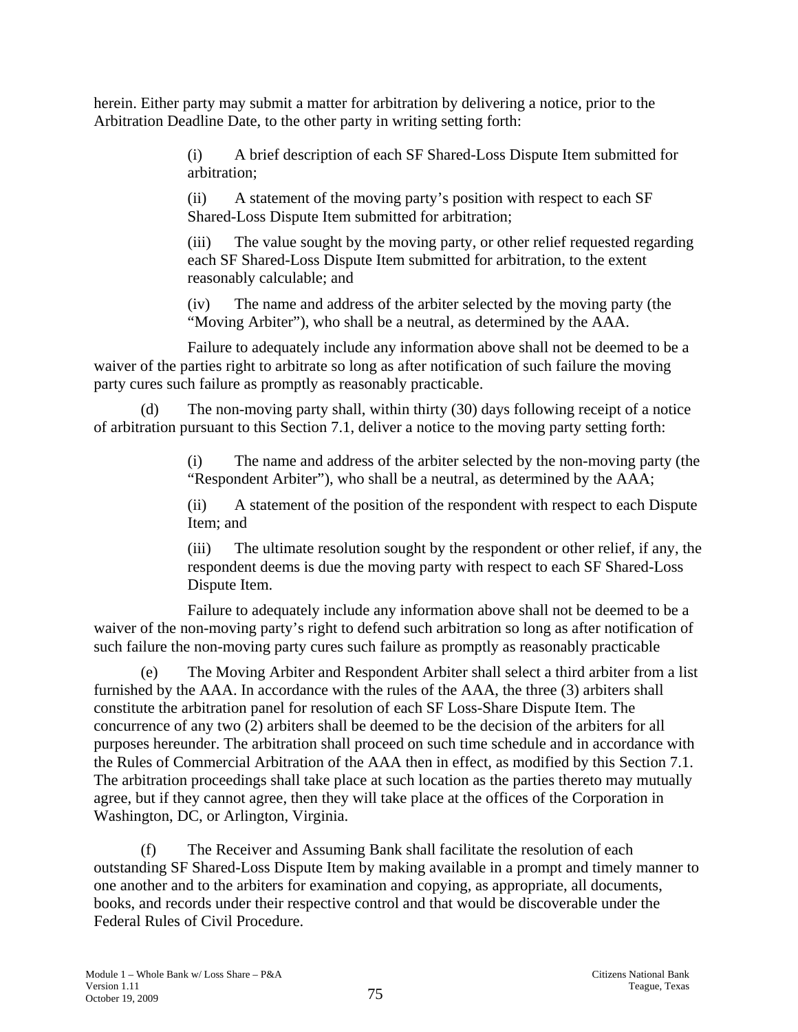herein. Either party may submit a matter for arbitration by delivering a notice, prior to the Arbitration Deadline Date, to the other party in writing setting forth:

(i) A brief description of each SF Shared-Loss Dispute Item submitted for arbitration;

(ii) A statement of the moving party's position with respect to each SF Shared-Loss Dispute Item submitted for arbitration;

(iii) The value sought by the moving party, or other relief requested regarding each SF Shared-Loss Dispute Item submitted for arbitration, to the extent reasonably calculable; and

(iv) The name and address of the arbiter selected by the moving party (the "Moving Arbiter"), who shall be a neutral, as determined by the AAA.

Failure to adequately include any information above shall not be deemed to be a waiver of the parties right to arbitrate so long as after notification of such failure the moving party cures such failure as promptly as reasonably practicable.

(d) The non-moving party shall, within thirty (30) days following receipt of a notice of arbitration pursuant to this Section 7.1, deliver a notice to the moving party setting forth:

(i) The name and address of the arbiter selected by the non-moving party (the "Respondent Arbiter"), who shall be a neutral, as determined by the AAA;

(ii) A statement of the position of the respondent with respect to each Dispute Item; and

(iii) The ultimate resolution sought by the respondent or other relief, if any, the respondent deems is due the moving party with respect to each SF Shared-Loss Dispute Item.

Failure to adequately include any information above shall not be deemed to be a waiver of the non-moving party's right to defend such arbitration so long as after notification of such failure the non-moving party cures such failure as promptly as reasonably practicable

(e) The Moving Arbiter and Respondent Arbiter shall select a third arbiter from a list furnished by the AAA. In accordance with the rules of the AAA, the three (3) arbiters shall constitute the arbitration panel for resolution of each SF Loss-Share Dispute Item. The concurrence of any two (2) arbiters shall be deemed to be the decision of the arbiters for all purposes hereunder. The arbitration shall proceed on such time schedule and in accordance with the Rules of Commercial Arbitration of the AAA then in effect, as modified by this Section 7.1. The arbitration proceedings shall take place at such location as the parties thereto may mutually agree, but if they cannot agree, then they will take place at the offices of the Corporation in Washington, DC, or Arlington, Virginia.

(f) The Receiver and Assuming Bank shall facilitate the resolution of each outstanding SF Shared-Loss Dispute Item by making available in a prompt and timely manner to one another and to the arbiters for examination and copying, as appropriate, all documents, books, and records under their respective control and that would be discoverable under the Federal Rules of Civil Procedure.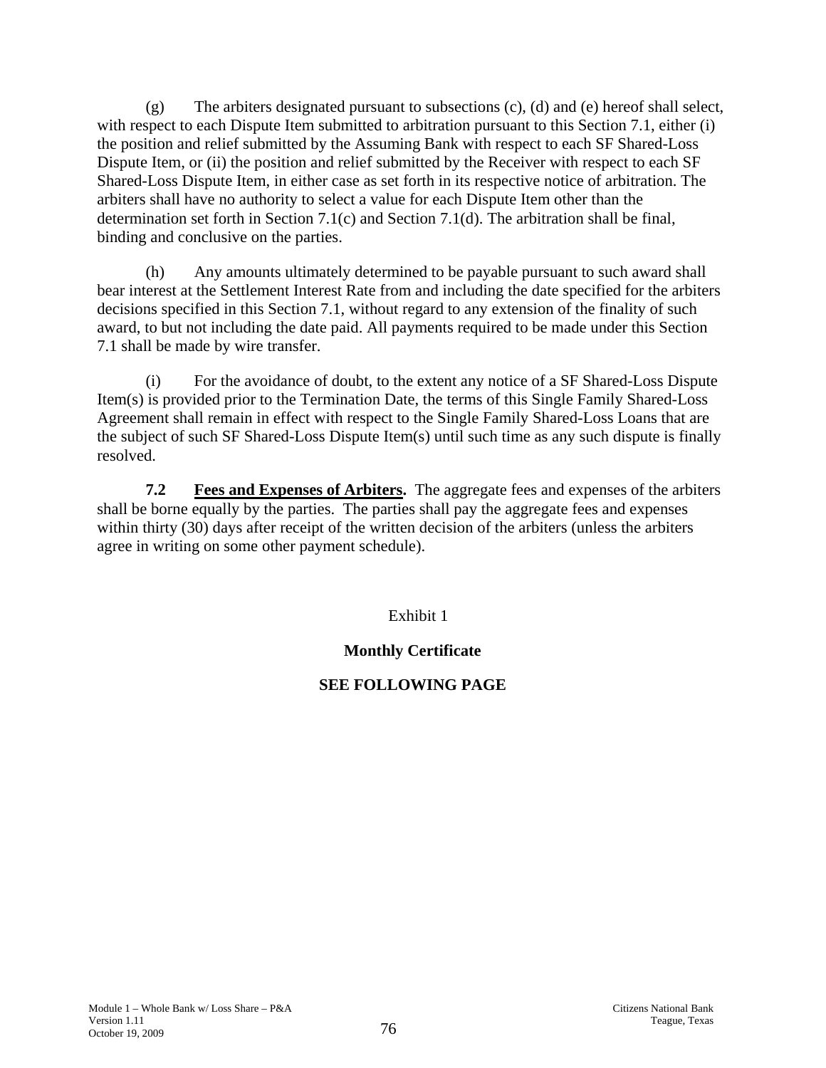(g) The arbiters designated pursuant to subsections (c), (d) and (e) hereof shall select, with respect to each Dispute Item submitted to arbitration pursuant to this Section 7.1, either (i) the position and relief submitted by the Assuming Bank with respect to each SF Shared-Loss Dispute Item, or (ii) the position and relief submitted by the Receiver with respect to each SF Shared-Loss Dispute Item, in either case as set forth in its respective notice of arbitration. The arbiters shall have no authority to select a value for each Dispute Item other than the determination set forth in Section 7.1(c) and Section 7.1(d). The arbitration shall be final, binding and conclusive on the parties.

(h) Any amounts ultimately determined to be payable pursuant to such award shall bear interest at the Settlement Interest Rate from and including the date specified for the arbiters decisions specified in this Section 7.1, without regard to any extension of the finality of such award, to but not including the date paid. All payments required to be made under this Section 7.1 shall be made by wire transfer.

(i) For the avoidance of doubt, to the extent any notice of a SF Shared-Loss Dispute Item(s) is provided prior to the Termination Date, the terms of this Single Family Shared-Loss Agreement shall remain in effect with respect to the Single Family Shared-Loss Loans that are the subject of such SF Shared-Loss Dispute Item(s) until such time as any such dispute is finally resolved.

**7.2 <u>Fees and Expenses of Arbiters</u>.** The aggregate fees and expenses of the arbiters shall be borne equally by the parties. The parties shall pay the aggregate fees and expenses within thirty (30) days after receipt of the written decision of the arbiters (unless the arbiters agree in writing on some other payment schedule).

Exhibit 1

**Monthly Certificate**

**SEE FOLLOWING PAGE**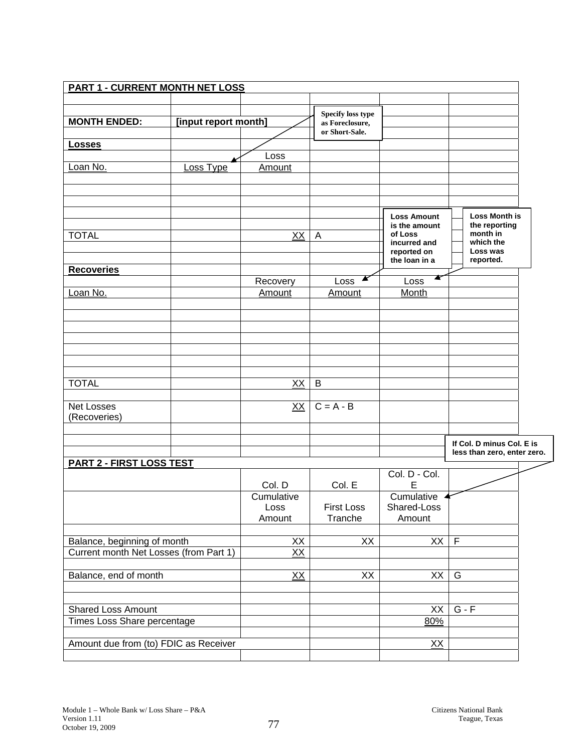**PART 1 - CURRENT MONTH NET LOSS**

| | | | | | |
|---|---|---|---|---|---|
| **MONTH ENDED:** | **[input report month]** | | | | |
| **Losses** | | | | | |
| Loan No. | Loss Type | Loss Amount | | | |
| | | | | | |
| TOTAL | | XX | A | | |
| | | | | | |
| **Recoveries** | | | | | |
| Loan No. | | Recovery Amount | Loss Amount | Loss Month | |
| | | | | | |
| TOTAL | | XX | B | | |
| | | | | | |
| Net Losses (Recoveries) | | XX | C = A - B | | |

**Specify loss type as Foreclosure, or Short-Sale.**

**Loss Amount is the amount of Loss incurred and reported on the loan in a**

**Loss Month is the reporting month in which the Loss was reported.**

**If Col. D minus Col. E is less than zero, enter zero.**

**PART 2 - FIRST LOSS TEST**

| | Col. D | Col. E | Col. D - Col. E | |
|---|---|---|---|---|
| | Cumulative Loss Amount | First Loss Tranche | Cumulative Shared-Loss Amount | |
| | | | | |
| Balance, beginning of month | XX | XX | XX | F |
| Current month Net Losses (from Part 1) | XX | | | |
| | | | | |
| Balance, end of month | XX | XX | XX | G |
| | | | | |
| Shared Loss Amount | | | XX | G - F |
| Times Loss Share percentage | | | 80% | |
| | | | | |
| Amount due from (to) FDIC as Receiver | | | XX | |

Module 1 – Whole Bank w/ Loss Share – P&A
Version 1.11
October 19, 2009

Citizens National Bank
Teague, Texas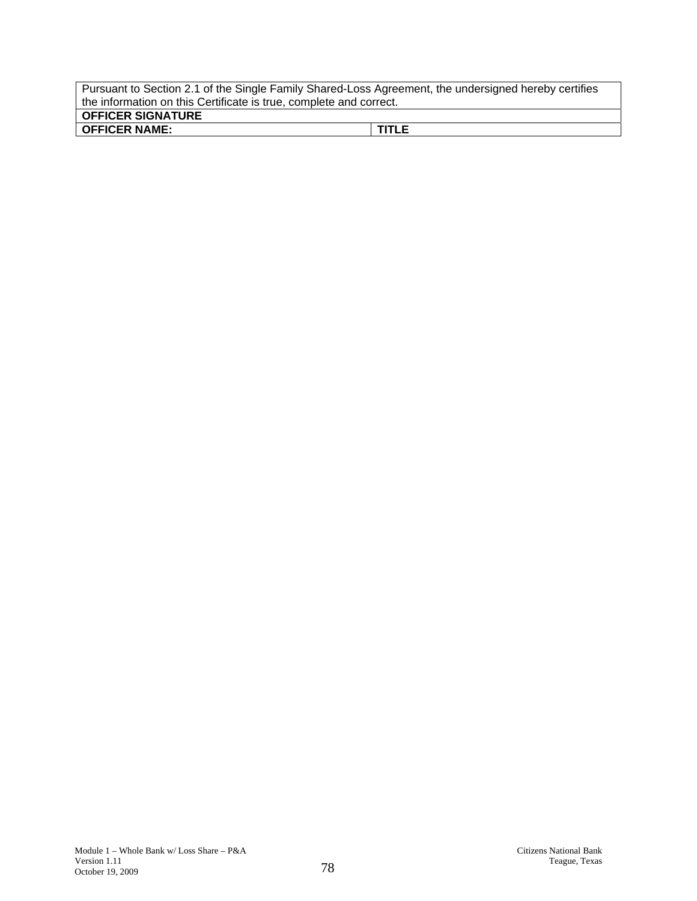| Pursuant to Section 2.1 of the Single Family Shared-Loss Agreement, the undersigned hereby certifies the information on this Certificate is true, complete and correct. | |
|---|---|
| **OFFICER SIGNATURE** | |
| **OFFICER NAME:** | **TITLE** |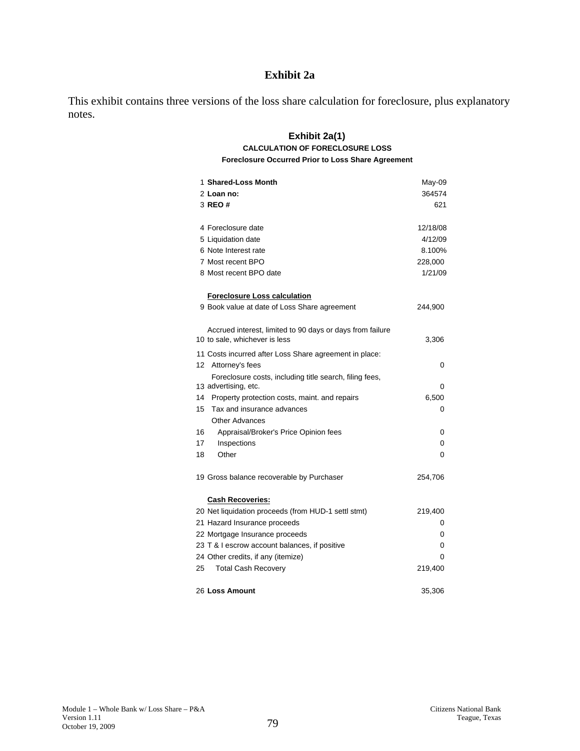# Exhibit 2a

This exhibit contains three versions of the loss share calculation for foreclosure, plus explanatory notes.

## Exhibit 2a(1)

### CALCULATION OF FORECLOSURE LOSS

#### Foreclosure Occurred Prior to Loss Share Agreement

| # | Item | Value |
|---|---|---|
| 1 | **Shared-Loss Month** | May-09 |
| 2 | **Loan no:** | 364574 |
| 3 | **REO #** | 621 |
| | | |
| 4 | Foreclosure date | 12/18/08 |
| 5 | Liquidation date | 4/12/09 |
| 6 | Note Interest rate | 8.100% |
| 7 | Most recent BPO | 228,000 |
| 8 | Most recent BPO date | 1/21/09 |
| | | |
| | **Foreclosure Loss calculation** | |
| 9 | Book value at date of Loss Share agreement | 244,900 |
| | | |
| 10 | Accrued interest, limited to 90 days or days from failure to sale, whichever is less | 3,306 |
| 11 | Costs incurred after Loss Share agreement in place: | |
| 12 | Attorney's fees | 0 |
| 13 | Foreclosure costs, including title search, filing fees, advertising, etc. | 0 |
| 14 | Property protection costs, maint. and repairs | 6,500 |
| 15 | Tax and insurance advances | 0 |
| | Other Advances | |
| 16 | Appraisal/Broker's Price Opinion fees | 0 |
| 17 | Inspections | 0 |
| 18 | Other | 0 |
| | | |
| 19 | Gross balance recoverable by Purchaser | 254,706 |
| | | |
| | **Cash Recoveries:** | |
| 20 | Net liquidation proceeds (from HUD-1 settl stmt) | 219,400 |
| 21 | Hazard Insurance proceeds | 0 |
| 22 | Mortgage Insurance proceeds | 0 |
| 23 | T & I escrow account balances, if positive | 0 |
| 24 | Other credits, if any (itemize) | 0 |
| 25 | Total Cash Recovery | 219,400 |
| | | |
| 26 | **Loss Amount** | 35,306 |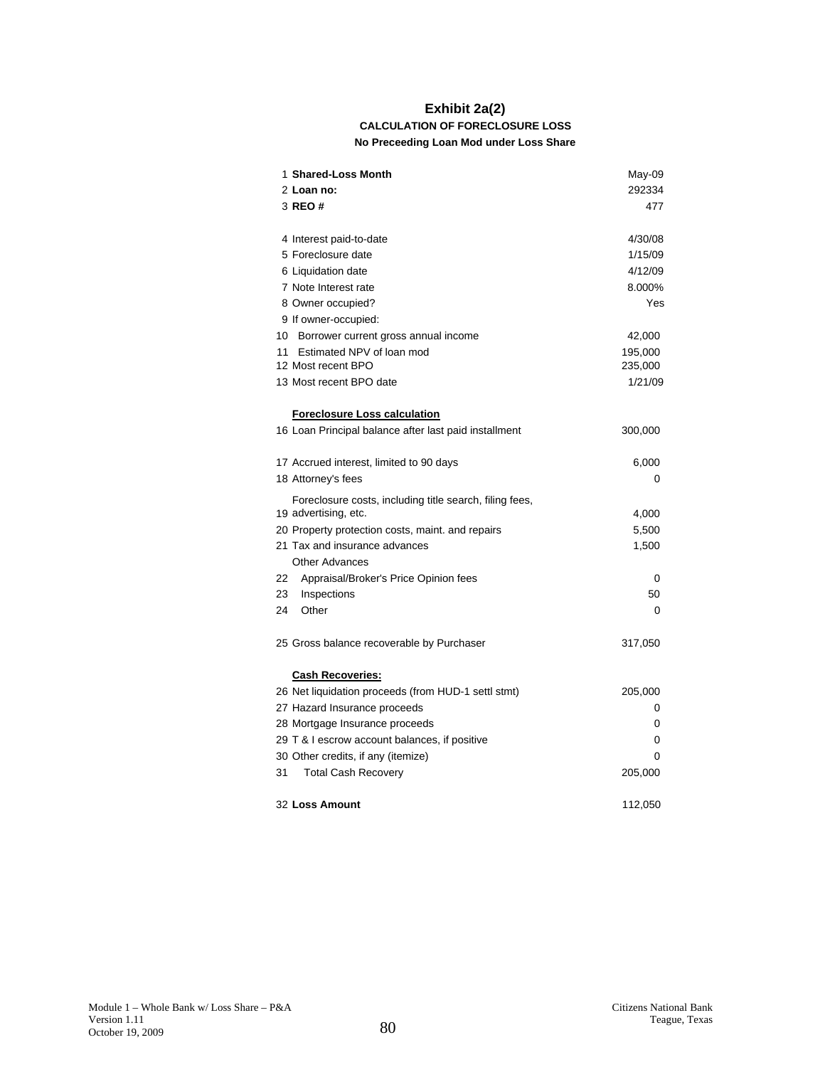# Exhibit 2a(2)

**CALCULATION OF FORECLOSURE LOSS**

**No Preceeding Loan Mod under Loss Share**

| | | |
|---|---|---|
| 1 | **Shared-Loss Month** | May-09 |
| 2 | **Loan no:** | 292334 |
| 3 | **REO #** | 477 |
| | | |
| 4 | Interest paid-to-date | 4/30/08 |
| 5 | Foreclosure date | 1/15/09 |
| 6 | Liquidation date | 4/12/09 |
| 7 | Note Interest rate | 8.000% |
| 8 | Owner occupied? | Yes |
| 9 | If owner-occupied: | |
| 10 | Borrower current gross annual income | 42,000 |
| 11 | Estimated NPV of loan mod | 195,000 |
| 12 | Most recent BPO | 235,000 |
| 13 | Most recent BPO date | 1/21/09 |
| | | |
| | **Foreclosure Loss calculation** | |
| 16 | Loan Principal balance after last paid installment | 300,000 |
| | | |
| 17 | Accrued interest, limited to 90 days | 6,000 |
| 18 | Attorney's fees | 0 |
| 19 | Foreclosure costs, including title search, filing fees, advertising, etc. | 4,000 |
| 20 | Property protection costs, maint. and repairs | 5,500 |
| 21 | Tax and insurance advances | 1,500 |
| | Other Advances | |
| 22 | Appraisal/Broker's Price Opinion fees | 0 |
| 23 | Inspections | 50 |
| 24 | Other | 0 |
| | | |
| 25 | Gross balance recoverable by Purchaser | 317,050 |
| | | |
| | **Cash Recoveries:** | |
| 26 | Net liquidation proceeds (from HUD-1 settl stmt) | 205,000 |
| 27 | Hazard Insurance proceeds | 0 |
| 28 | Mortgage Insurance proceeds | 0 |
| 29 | T & I escrow account balances, if positive | 0 |
| 30 | Other credits, if any (itemize) | 0 |
| 31 | Total Cash Recovery | 205,000 |
| | | |
| 32 | **Loss Amount** | 112,050 |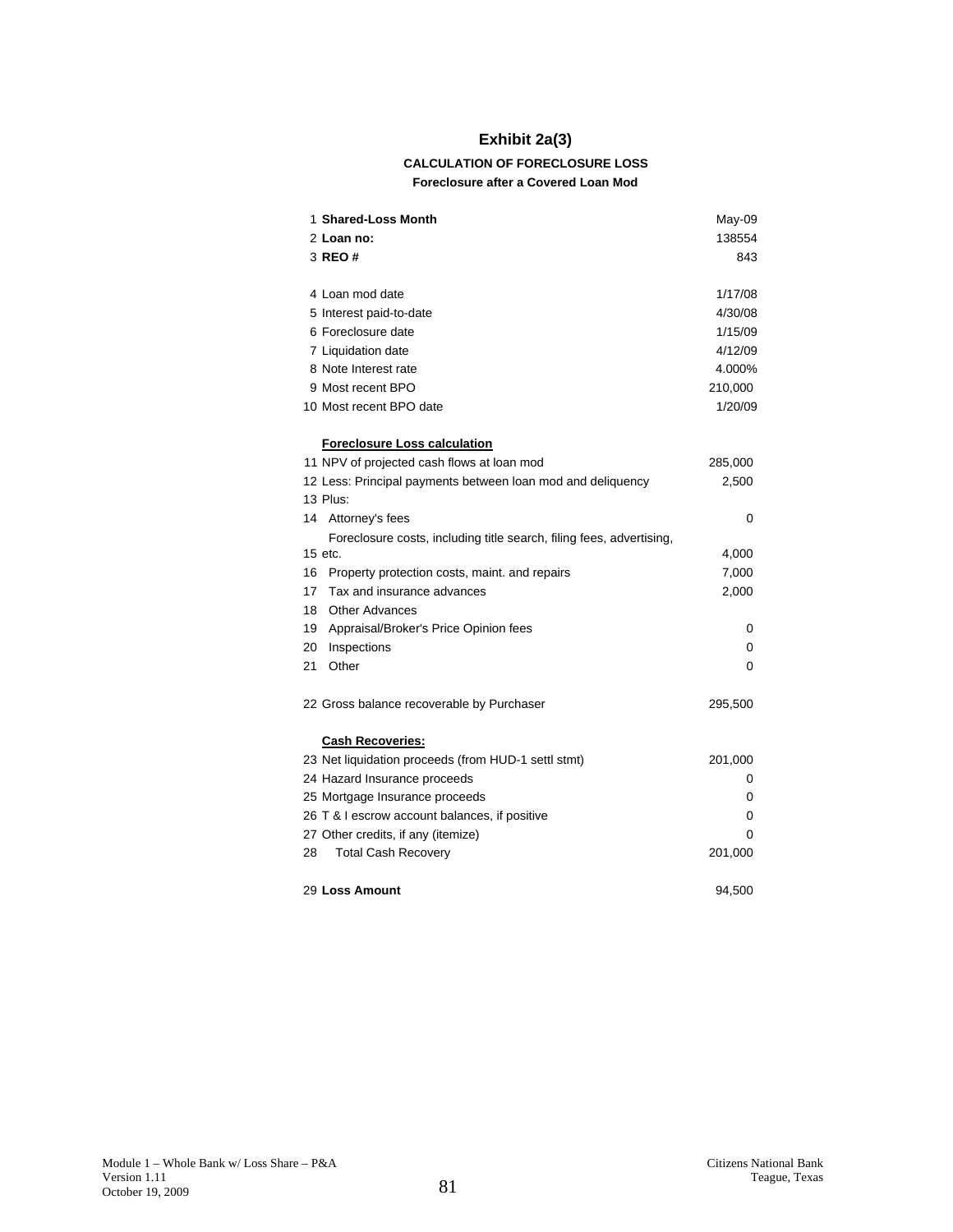# Exhibit 2a(3)

### CALCULATION OF FORECLOSURE LOSS

#### Foreclosure after a Covered Loan Mod

| # | Item | Value |
|---|---|---|
| 1 | **Shared-Loss Month** | May-09 |
| 2 | **Loan no:** | 138554 |
| 3 | **REO #** | 843 |
| | | |
| 4 | Loan mod date | 1/17/08 |
| 5 | Interest paid-to-date | 4/30/08 |
| 6 | Foreclosure date | 1/15/09 |
| 7 | Liquidation date | 4/12/09 |
| 8 | Note Interest rate | 4.000% |
| 9 | Most recent BPO | 210,000 |
| 10 | Most recent BPO date | 1/20/09 |
| | | |
| | **Foreclosure Loss calculation** | |
| 11 | NPV of projected cash flows at loan mod | 285,000 |
| 12 | Less: Principal payments between loan mod and deliquency | 2,500 |
| 13 | Plus: | |
| 14 | Attorney's fees | 0 |
| 15 | Foreclosure costs, including title search, filing fees, advertising, etc. | 4,000 |
| 16 | Property protection costs, maint. and repairs | 7,000 |
| 17 | Tax and insurance advances | 2,000 |
| 18 | Other Advances | |
| 19 | Appraisal/Broker's Price Opinion fees | 0 |
| 20 | Inspections | 0 |
| 21 | Other | 0 |
| | | |
| 22 | Gross balance recoverable by Purchaser | 295,500 |
| | | |
| | **Cash Recoveries:** | |
| 23 | Net liquidation proceeds (from HUD-1 settl stmt) | 201,000 |
| 24 | Hazard Insurance proceeds | 0 |
| 25 | Mortgage Insurance proceeds | 0 |
| 26 | T & I escrow account balances, if positive | 0 |
| 27 | Other credits, if any (itemize) | 0 |
| 28 | Total Cash Recovery | 201,000 |
| | | |
| 29 | **Loss Amount** | 94,500 |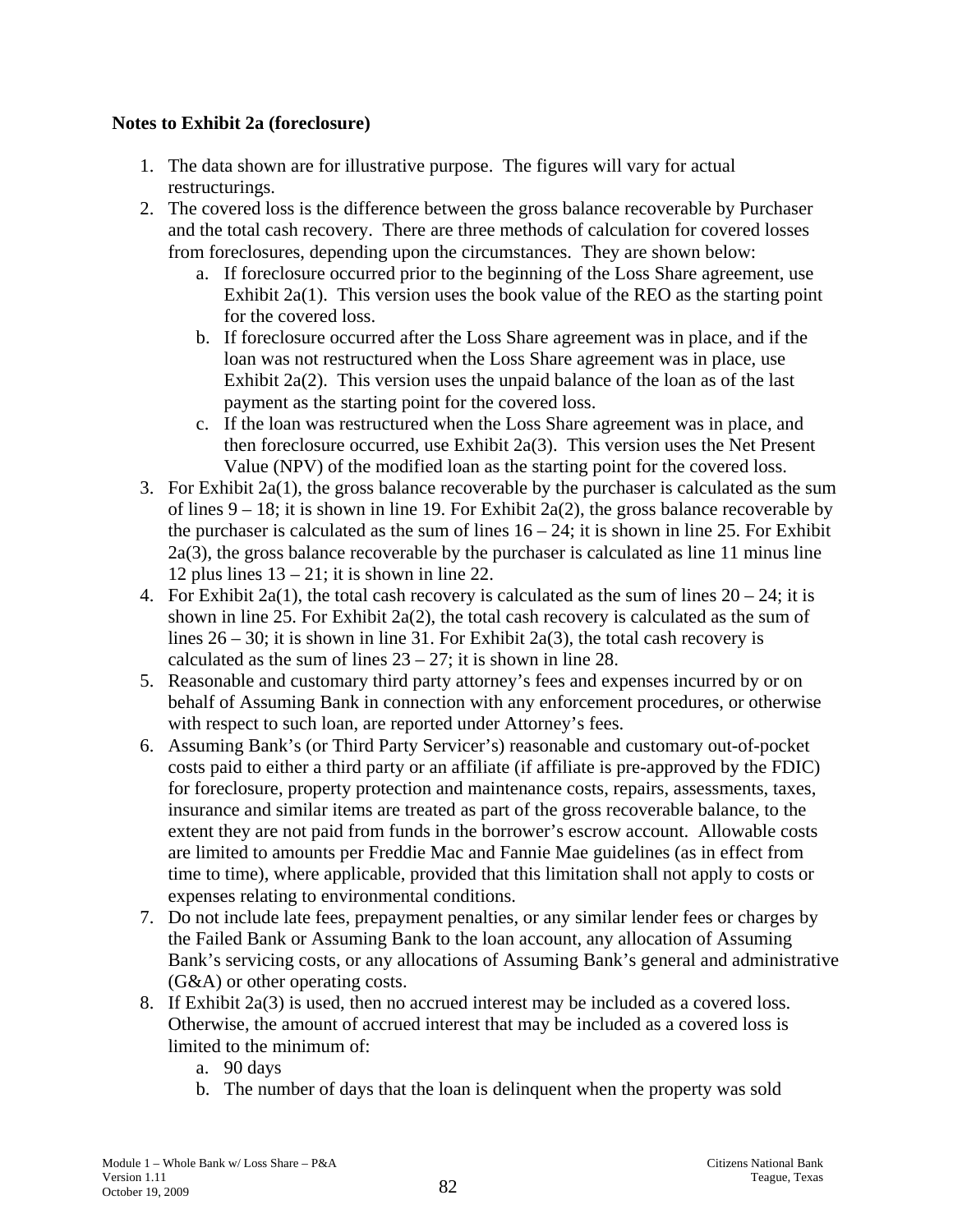**Notes to Exhibit 2a (foreclosure)**

1. The data shown are for illustrative purpose. The figures will vary for actual restructurings.
2. The covered loss is the difference between the gross balance recoverable by Purchaser and the total cash recovery. There are three methods of calculation for covered losses from foreclosures, depending upon the circumstances. They are shown below:
   a. If foreclosure occurred prior to the beginning of the Loss Share agreement, use Exhibit 2a(1). This version uses the book value of the REO as the starting point for the covered loss.
   b. If foreclosure occurred after the Loss Share agreement was in place, and if the loan was not restructured when the Loss Share agreement was in place, use Exhibit 2a(2). This version uses the unpaid balance of the loan as of the last payment as the starting point for the covered loss.
   c. If the loan was restructured when the Loss Share agreement was in place, and then foreclosure occurred, use Exhibit 2a(3). This version uses the Net Present Value (NPV) of the modified loan as the starting point for the covered loss.
3. For Exhibit 2a(1), the gross balance recoverable by the purchaser is calculated as the sum of lines 9 – 18; it is shown in line 19. For Exhibit 2a(2), the gross balance recoverable by the purchaser is calculated as the sum of lines 16 – 24; it is shown in line 25. For Exhibit 2a(3), the gross balance recoverable by the purchaser is calculated as line 11 minus line 12 plus lines 13 – 21; it is shown in line 22.
4. For Exhibit 2a(1), the total cash recovery is calculated as the sum of lines 20 – 24; it is shown in line 25. For Exhibit 2a(2), the total cash recovery is calculated as the sum of lines 26 – 30; it is shown in line 31. For Exhibit 2a(3), the total cash recovery is calculated as the sum of lines 23 – 27; it is shown in line 28.
5. Reasonable and customary third party attorney's fees and expenses incurred by or on behalf of Assuming Bank in connection with any enforcement procedures, or otherwise with respect to such loan, are reported under Attorney's fees.
6. Assuming Bank's (or Third Party Servicer's) reasonable and customary out-of-pocket costs paid to either a third party or an affiliate (if affiliate is pre-approved by the FDIC) for foreclosure, property protection and maintenance costs, repairs, assessments, taxes, insurance and similar items are treated as part of the gross recoverable balance, to the extent they are not paid from funds in the borrower's escrow account. Allowable costs are limited to amounts per Freddie Mac and Fannie Mae guidelines (as in effect from time to time), where applicable, provided that this limitation shall not apply to costs or expenses relating to environmental conditions.
7. Do not include late fees, prepayment penalties, or any similar lender fees or charges by the Failed Bank or Assuming Bank to the loan account, any allocation of Assuming Bank's servicing costs, or any allocations of Assuming Bank's general and administrative (G&A) or other operating costs.
8. If Exhibit 2a(3) is used, then no accrued interest may be included as a covered loss. Otherwise, the amount of accrued interest that may be included as a covered loss is limited to the minimum of:
   a. 90 days
   b. The number of days that the loan is delinquent when the property was sold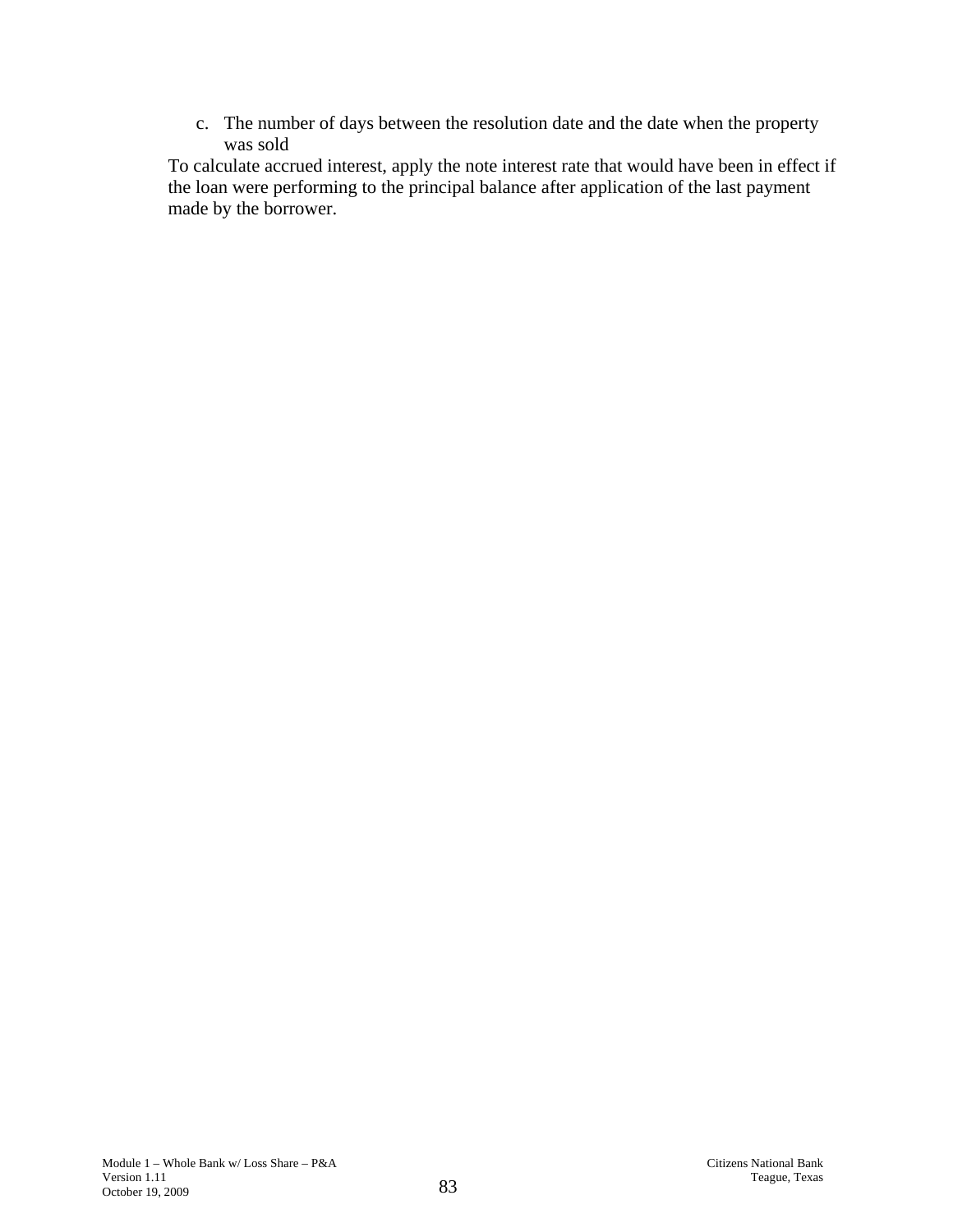c. The number of days between the resolution date and the date when the property was sold

To calculate accrued interest, apply the note interest rate that would have been in effect if the loan were performing to the principal balance after application of the last payment made by the borrower.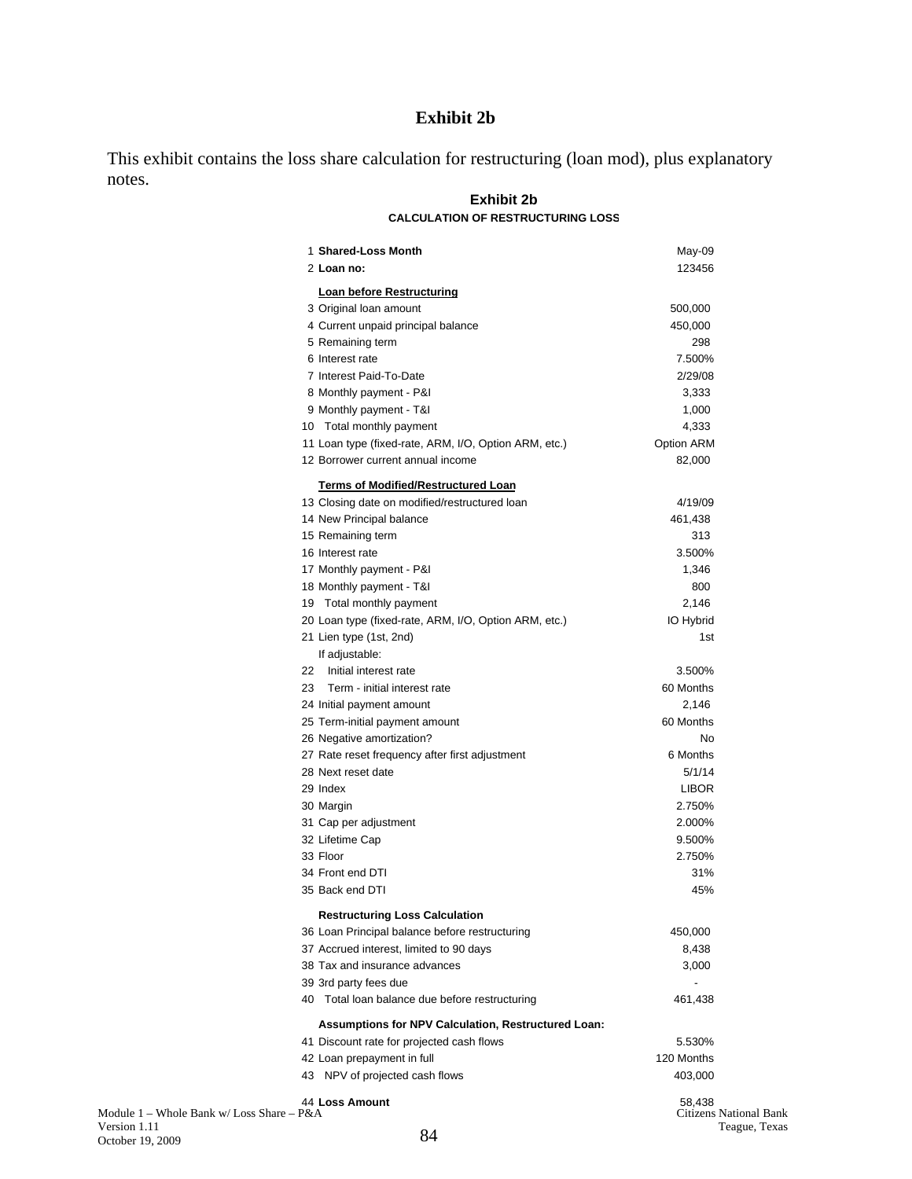# Exhibit 2b

This exhibit contains the loss share calculation for restructuring (loan mod), plus explanatory notes.

## Exhibit 2b

### CALCULATION OF RESTRUCTURING LOSS

| # | Item | Value |
|---|---|---|
| 1 | **Shared-Loss Month** | May-09 |
| 2 | **Loan no:** | 123456 |
| | **Loan before Restructuring** | |
| 3 | Original loan amount | 500,000 |
| 4 | Current unpaid principal balance | 450,000 |
| 5 | Remaining term | 298 |
| 6 | Interest rate | 7.500% |
| 7 | Interest Paid-To-Date | 2/29/08 |
| 8 | Monthly payment - P&I | 3,333 |
| 9 | Monthly payment - T&I | 1,000 |
| 10 | Total monthly payment | 4,333 |
| 11 | Loan type (fixed-rate, ARM, I/O, Option ARM, etc.) | Option ARM |
| 12 | Borrower current annual income | 82,000 |
| | **Terms of Modified/Restructured Loan** | |
| 13 | Closing date on modified/restructured loan | 4/19/09 |
| 14 | New Principal balance | 461,438 |
| 15 | Remaining term | 313 |
| 16 | Interest rate | 3.500% |
| 17 | Monthly payment - P&I | 1,346 |
| 18 | Monthly payment - T&I | 800 |
| 19 | Total monthly payment | 2,146 |
| 20 | Loan type (fixed-rate, ARM, I/O, Option ARM, etc.) | IO Hybrid |
| 21 | Lien type (1st, 2nd) | 1st |
| | If adjustable: | |
| 22 | Initial interest rate | 3.500% |
| 23 | Term - initial interest rate | 60 Months |
| 24 | Initial payment amount | 2,146 |
| 25 | Term-initial payment amount | 60 Months |
| 26 | Negative amortization? | No |
| 27 | Rate reset frequency after first adjustment | 6 Months |
| 28 | Next reset date | 5/1/14 |
| 29 | Index | LIBOR |
| 30 | Margin | 2.750% |
| 31 | Cap per adjustment | 2.000% |
| 32 | Lifetime Cap | 9.500% |
| 33 | Floor | 2.750% |
| 34 | Front end DTI | 31% |
| 35 | Back end DTI | 45% |
| | **Restructuring Loss Calculation** | |
| 36 | Loan Principal balance before restructuring | 450,000 |
| 37 | Accrued interest, limited to 90 days | 8,438 |
| 38 | Tax and insurance advances | 3,000 |
| 39 | 3rd party fees due | - |
| 40 | Total loan balance due before restructuring | 461,438 |
| | **Assumptions for NPV Calculation, Restructured Loan:** | |
| 41 | Discount rate for projected cash flows | 5.530% |
| 42 | Loan prepayment in full | 120 Months |
| 43 | NPV of projected cash flows | 403,000 |
| 44 | **Loss Amount** | 58,438 |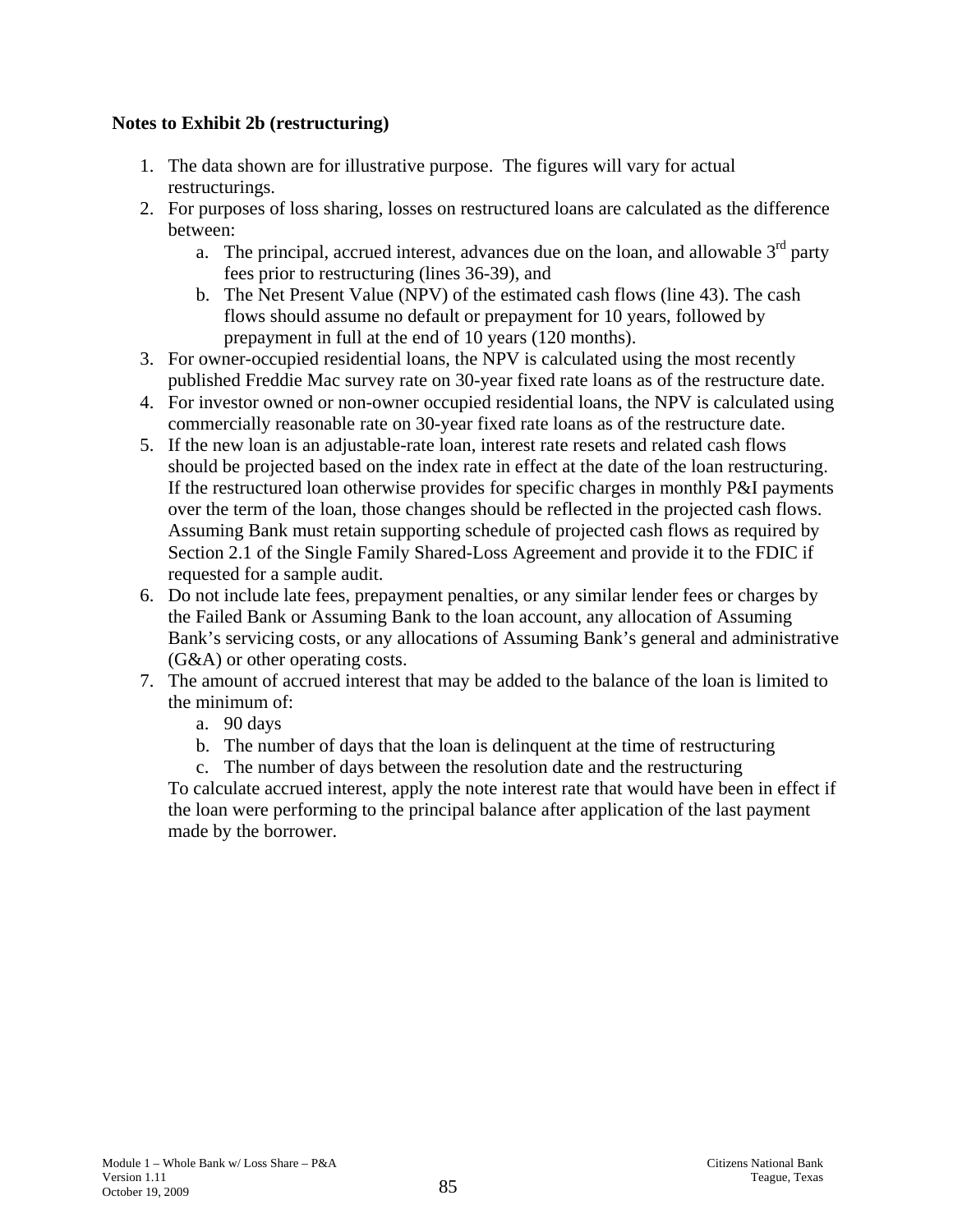**Notes to Exhibit 2b (restructuring)**

1. The data shown are for illustrative purpose. The figures will vary for actual restructurings.
2. For purposes of loss sharing, losses on restructured loans are calculated as the difference between:
   a. The principal, accrued interest, advances due on the loan, and allowable 3rd party fees prior to restructuring (lines 36-39), and
   b. The Net Present Value (NPV) of the estimated cash flows (line 43). The cash flows should assume no default or prepayment for 10 years, followed by prepayment in full at the end of 10 years (120 months).
3. For owner-occupied residential loans, the NPV is calculated using the most recently published Freddie Mac survey rate on 30-year fixed rate loans as of the restructure date.
4. For investor owned or non-owner occupied residential loans, the NPV is calculated using commercially reasonable rate on 30-year fixed rate loans as of the restructure date.
5. If the new loan is an adjustable-rate loan, interest rate resets and related cash flows should be projected based on the index rate in effect at the date of the loan restructuring. If the restructured loan otherwise provides for specific charges in monthly P&I payments over the term of the loan, those changes should be reflected in the projected cash flows. Assuming Bank must retain supporting schedule of projected cash flows as required by Section 2.1 of the Single Family Shared-Loss Agreement and provide it to the FDIC if requested for a sample audit.
6. Do not include late fees, prepayment penalties, or any similar lender fees or charges by the Failed Bank or Assuming Bank to the loan account, any allocation of Assuming Bank's servicing costs, or any allocations of Assuming Bank's general and administrative (G&A) or other operating costs.
7. The amount of accrued interest that may be added to the balance of the loan is limited to the minimum of:
   a. 90 days
   b. The number of days that the loan is delinquent at the time of restructuring
   c. The number of days between the resolution date and the restructuring

   To calculate accrued interest, apply the note interest rate that would have been in effect if the loan were performing to the principal balance after application of the last payment made by the borrower.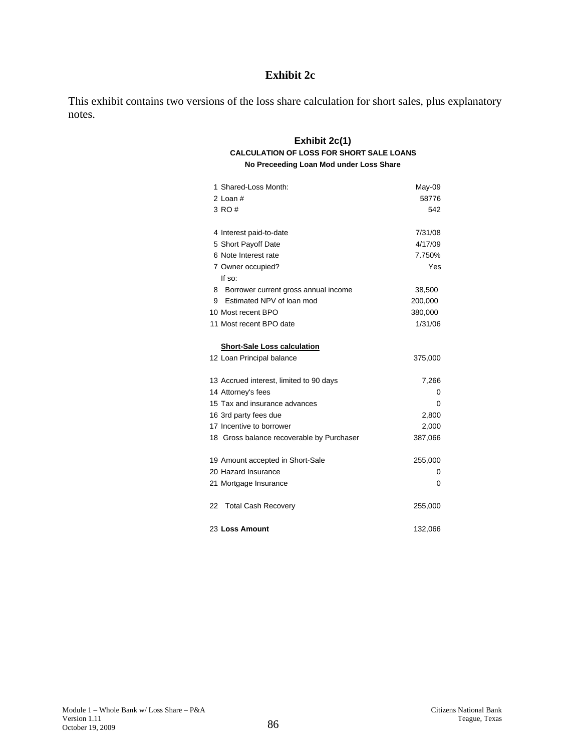# Exhibit 2c

This exhibit contains two versions of the loss share calculation for short sales, plus explanatory notes.

## Exhibit 2c(1)

**CALCULATION OF LOSS FOR SHORT SALE LOANS**

**No Preceeding Loan Mod under Loss Share**

| | | |
|---|---|---|
| 1 | Shared-Loss Month: | May-09 |
| 2 | Loan # | 58776 |
| 3 | RO # | 542 |
| | | |
| 4 | Interest paid-to-date | 7/31/08 |
| 5 | Short Payoff Date | 4/17/09 |
| 6 | Note Interest rate | 7.750% |
| 7 | Owner occupied? | Yes |
| | If so: | |
| 8 | Borrower current gross annual income | 38,500 |
| 9 | Estimated NPV of loan mod | 200,000 |
| 10 | Most recent BPO | 380,000 |
| 11 | Most recent BPO date | 1/31/06 |
| | | |
| | **Short-Sale Loss calculation** | |
| 12 | Loan Principal balance | 375,000 |
| | | |
| 13 | Accrued interest, limited to 90 days | 7,266 |
| 14 | Attorney's fees | 0 |
| 15 | Tax and insurance advances | 0 |
| 16 | 3rd party fees due | 2,800 |
| 17 | Incentive to borrower | 2,000 |
| 18 | Gross balance recoverable by Purchaser | 387,066 |
| | | |
| 19 | Amount accepted in Short-Sale | 255,000 |
| 20 | Hazard Insurance | 0 |
| 21 | Mortgage Insurance | 0 |
| | | |
| 22 | Total Cash Recovery | 255,000 |
| | | |
| 23 | **Loss Amount** | 132,066 |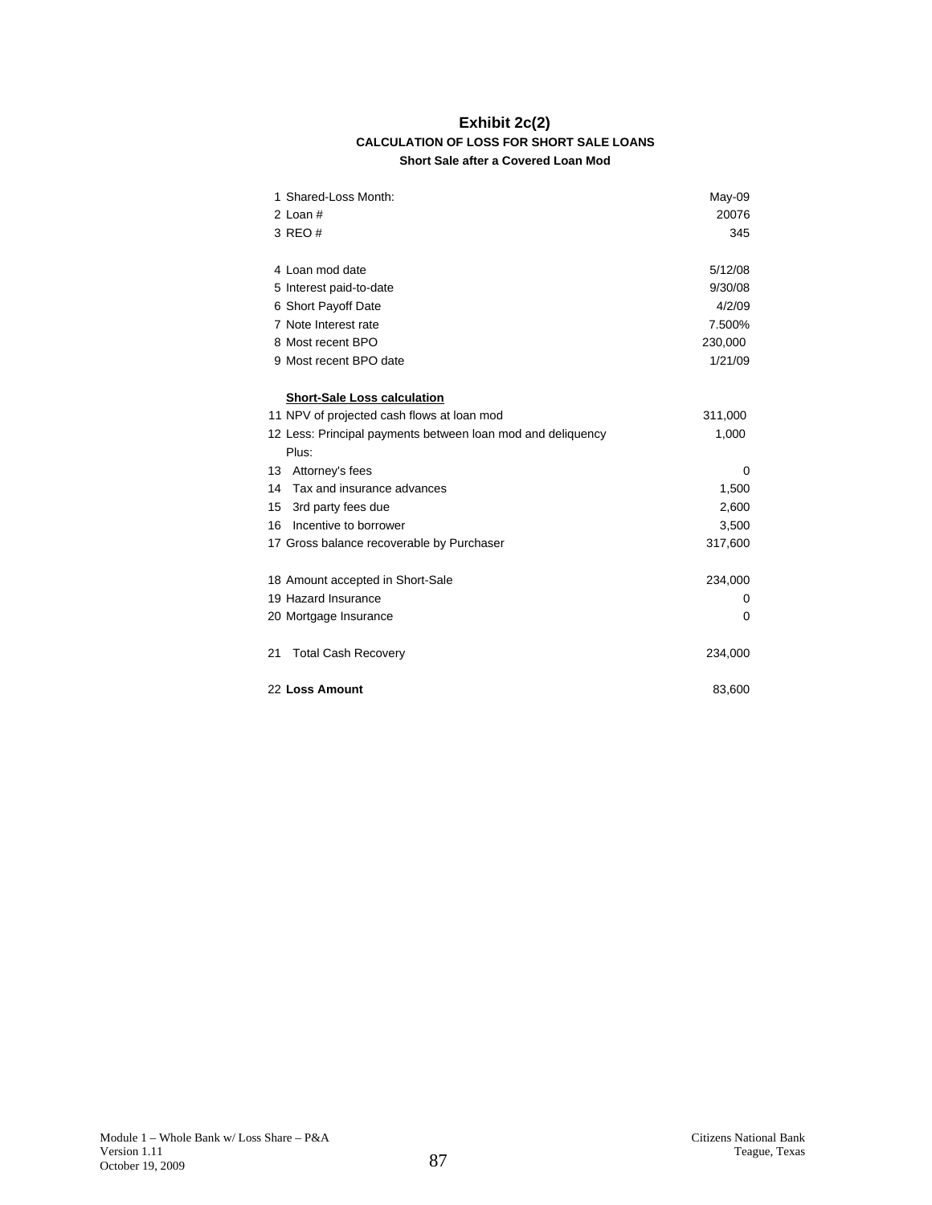# Exhibit 2c(2)

## CALCULATION OF LOSS FOR SHORT SALE LOANS

### Short Sale after a Covered Loan Mod

| | | |
|---|---|---|
| 1 | Shared-Loss Month: | May-09 |
| 2 | Loan # | 20076 |
| 3 | REO # | 345 |
| | | |
| 4 | Loan mod date | 5/12/08 |
| 5 | Interest paid-to-date | 9/30/08 |
| 6 | Short Payoff Date | 4/2/09 |
| 7 | Note Interest rate | 7.500% |
| 8 | Most recent BPO | 230,000 |
| 9 | Most recent BPO date | 1/21/09 |
| | | |
| | **Short-Sale Loss calculation** | |
| 11 | NPV of projected cash flows at loan mod | 311,000 |
| 12 | Less: Principal payments between loan mod and deliquency | 1,000 |
| | Plus: | |
| 13 | Attorney's fees | 0 |
| 14 | Tax and insurance advances | 1,500 |
| 15 | 3rd party fees due | 2,600 |
| 16 | Incentive to borrower | 3,500 |
| 17 | Gross balance recoverable by Purchaser | 317,600 |
| | | |
| 18 | Amount accepted in Short-Sale | 234,000 |
| 19 | Hazard Insurance | 0 |
| 20 | Mortgage Insurance | 0 |
| | | |
| 21 | Total Cash Recovery | 234,000 |
| | | |
| 22 | **Loss Amount** | 83,600 |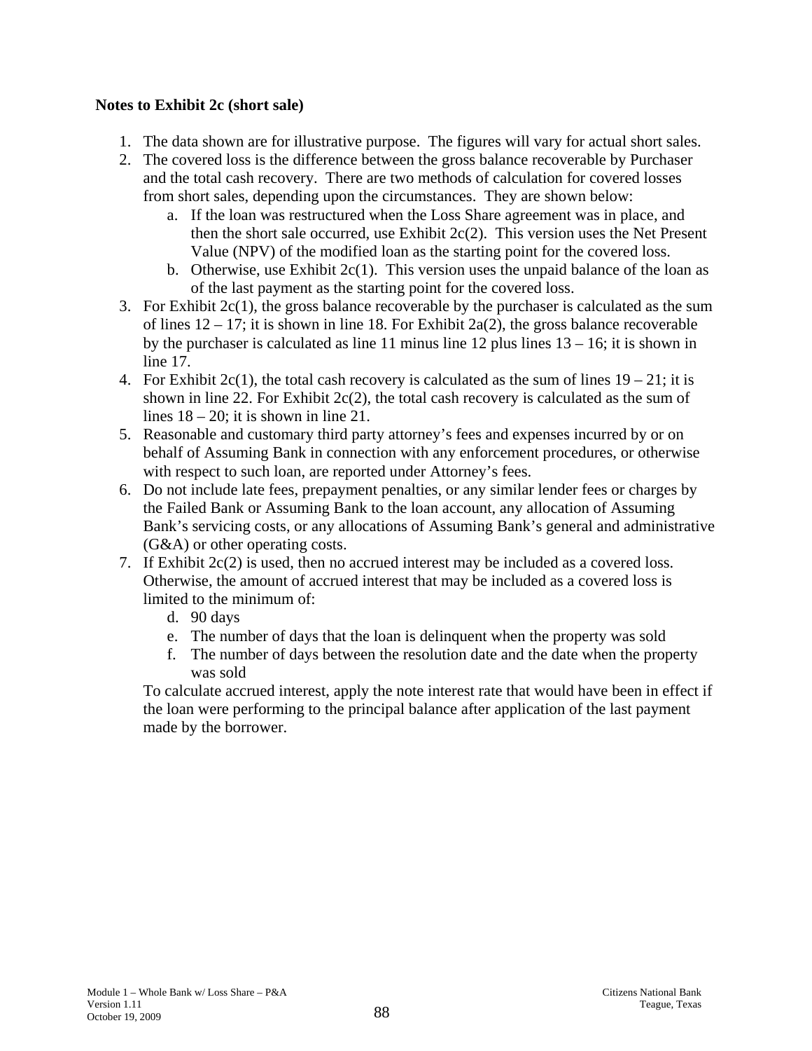**Notes to Exhibit 2c (short sale)**

1. The data shown are for illustrative purpose. The figures will vary for actual short sales.
2. The covered loss is the difference between the gross balance recoverable by Purchaser and the total cash recovery. There are two methods of calculation for covered losses from short sales, depending upon the circumstances. They are shown below:
    a. If the loan was restructured when the Loss Share agreement was in place, and then the short sale occurred, use Exhibit 2c(2). This version uses the Net Present Value (NPV) of the modified loan as the starting point for the covered loss.
    b. Otherwise, use Exhibit 2c(1). This version uses the unpaid balance of the loan as of the last payment as the starting point for the covered loss.
3. For Exhibit 2c(1), the gross balance recoverable by the purchaser is calculated as the sum of lines 12 – 17; it is shown in line 18. For Exhibit 2a(2), the gross balance recoverable by the purchaser is calculated as line 11 minus line 12 plus lines 13 – 16; it is shown in line 17.
4. For Exhibit 2c(1), the total cash recovery is calculated as the sum of lines 19 – 21; it is shown in line 22. For Exhibit 2c(2), the total cash recovery is calculated as the sum of lines 18 – 20; it is shown in line 21.
5. Reasonable and customary third party attorney's fees and expenses incurred by or on behalf of Assuming Bank in connection with any enforcement procedures, or otherwise with respect to such loan, are reported under Attorney's fees.
6. Do not include late fees, prepayment penalties, or any similar lender fees or charges by the Failed Bank or Assuming Bank to the loan account, any allocation of Assuming Bank's servicing costs, or any allocations of Assuming Bank's general and administrative (G&A) or other operating costs.
7. If Exhibit 2c(2) is used, then no accrued interest may be included as a covered loss. Otherwise, the amount of accrued interest that may be included as a covered loss is limited to the minimum of:
    d. 90 days
    e. The number of days that the loan is delinquent when the property was sold
    f. The number of days between the resolution date and the date when the property was sold

   To calculate accrued interest, apply the note interest rate that would have been in effect if the loan were performing to the principal balance after application of the last payment made by the borrower.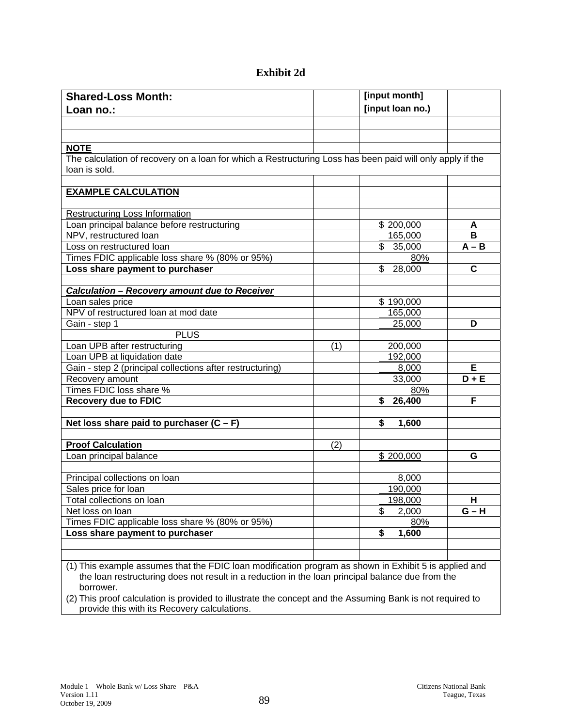# Exhibit 2d

| Shared-Loss Month: | | [input month] | |
|---|---|---|---|
| Loan no.: | | [input loan no.) | |
| | | | |
| | | | |
| **NOTE** | | | |
| The calculation of recovery on a loan for which a Restructuring Loss has been paid will only apply if the loan is sold. | | | |
| | | | |
| **EXAMPLE CALCULATION** | | | |
| | | | |
| Restructuring Loss Information | | | |
| Loan principal balance before restructuring | | $ 200,000 | A |
| NPV, restructured loan | | 165,000 | B |
| Loss on restructured loan | | $ 35,000 | A – B |
| Times FDIC applicable loss share % (80% or 95%) | | 80% | |
| **Loss share payment to purchaser** | | $ 28,000 | C |
| | | | |
| ***Calculation – Recovery amount due to Receiver*** | | | |
| Loan sales price | | $ 190,000 | |
| NPV of restructured loan at mod date | | 165,000 | |
| Gain - step 1 | | 25,000 | D |
| PLUS | | | |
| Loan UPB after restructuring | (1) | 200,000 | |
| Loan UPB at liquidation date | | 192,000 | |
| Gain - step 2 (principal collections after restructuring) | | 8,000 | E |
| Recovery amount | | 33,000 | D + E |
| Times FDIC loss share % | | 80% | |
| **Recovery due to FDIC** | | **$ 26,400** | F |
| | | | |
| **Net loss share paid to purchaser (C – F)** | | **$ 1,600** | |
| | | | |
| **Proof Calculation** | (2) | | |
| Loan principal balance | | $ 200,000 | G |
| | | | |
| Principal collections on loan | | 8,000 | |
| Sales price for loan | | 190,000 | |
| Total collections on loan | | 198,000 | H |
| Net loss on loan | | $ 2,000 | G – H |
| Times FDIC applicable loss share % (80% or 95%) | | 80% | |
| **Loss share payment to purchaser** | | **$ 1,600** | |
| | | | |
| | | | |
| (1) This example assumes that the FDIC loan modification program as shown in Exhibit 5 is applied and the loan restructuring does not result in a reduction in the loan principal balance due from the borrower. | | | |
| (2) This proof calculation is provided to illustrate the concept and the Assuming Bank is not required to provide this with its Recovery calculations. | | | |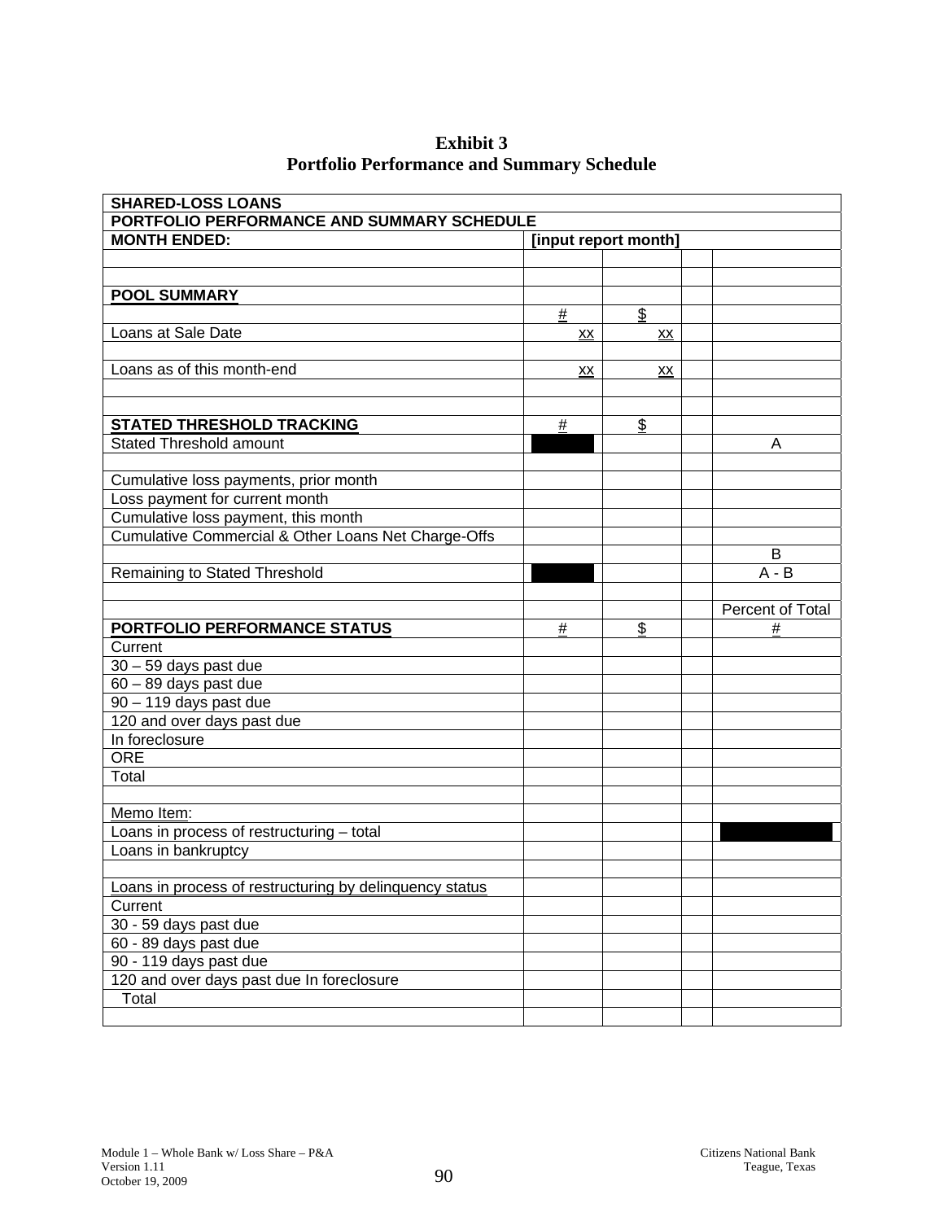# Exhibit 3
## Portfolio Performance and Summary Schedule

| SHARED-LOSS LOANS | | | | |
|---|---|---|---|---|
| PORTFOLIO PERFORMANCE AND SUMMARY SCHEDULE | | | | |
| MONTH ENDED: | [input report month] | | | |
| | | | | |
| | | | | |
| POOL SUMMARY | | | | |
| | # | $ | | |
| Loans at Sale Date | xx | xx | | |
| | | | | |
| Loans as of this month-end | xx | xx | | |
| | | | | |
| | | | | |
| STATED THRESHOLD TRACKING | # | $ | | |
| Stated Threshold amount | ■ | | | A |
| | | | | |
| Cumulative loss payments, prior month | | | | |
| Loss payment for current month | | | | |
| Cumulative loss payment, this month | | | | |
| Cumulative Commercial & Other Loans Net Charge-Offs | | | | |
| | | | | B |
| Remaining to Stated Threshold | ■ | | | A - B |
| | | | | |
| | | | | Percent of Total |
| PORTFOLIO PERFORMANCE STATUS | # | $ | | # |
| Current | | | | |
| 30 – 59 days past due | | | | |
| 60 – 89 days past due | | | | |
| 90 – 119 days past due | | | | |
| 120 and over days past due | | | | |
| In foreclosure | | | | |
| ORE | | | | |
| Total | | | | |
| | | | | |
| Memo Item: | | | | |
| Loans in process of restructuring – total | | | | ■ |
| Loans in bankruptcy | | | | |
| | | | | |
| Loans in process of restructuring by delinquency status | | | | |
| Current | | | | |
| 30 - 59 days past due | | | | |
| 60 - 89 days past due | | | | |
| 90 - 119 days past due | | | | |
| 120 and over days past due In foreclosure | | | | |
| Total | | | | |
| | | | | |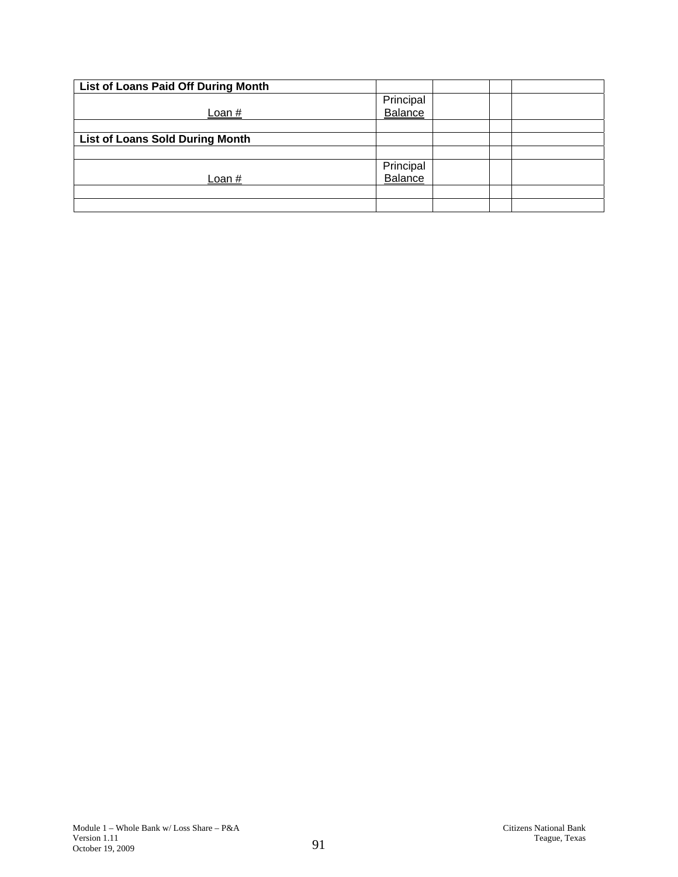| List of Loans Paid Off During Month | | | | |
|---|---|---|---|---|
| Loan # | Principal Balance | | | |
| | | | | |
| **List of Loans Sold During Month** | | | | |
| | | | | |
| Loan # | Principal Balance | | | |
| | | | | |
| | | | | |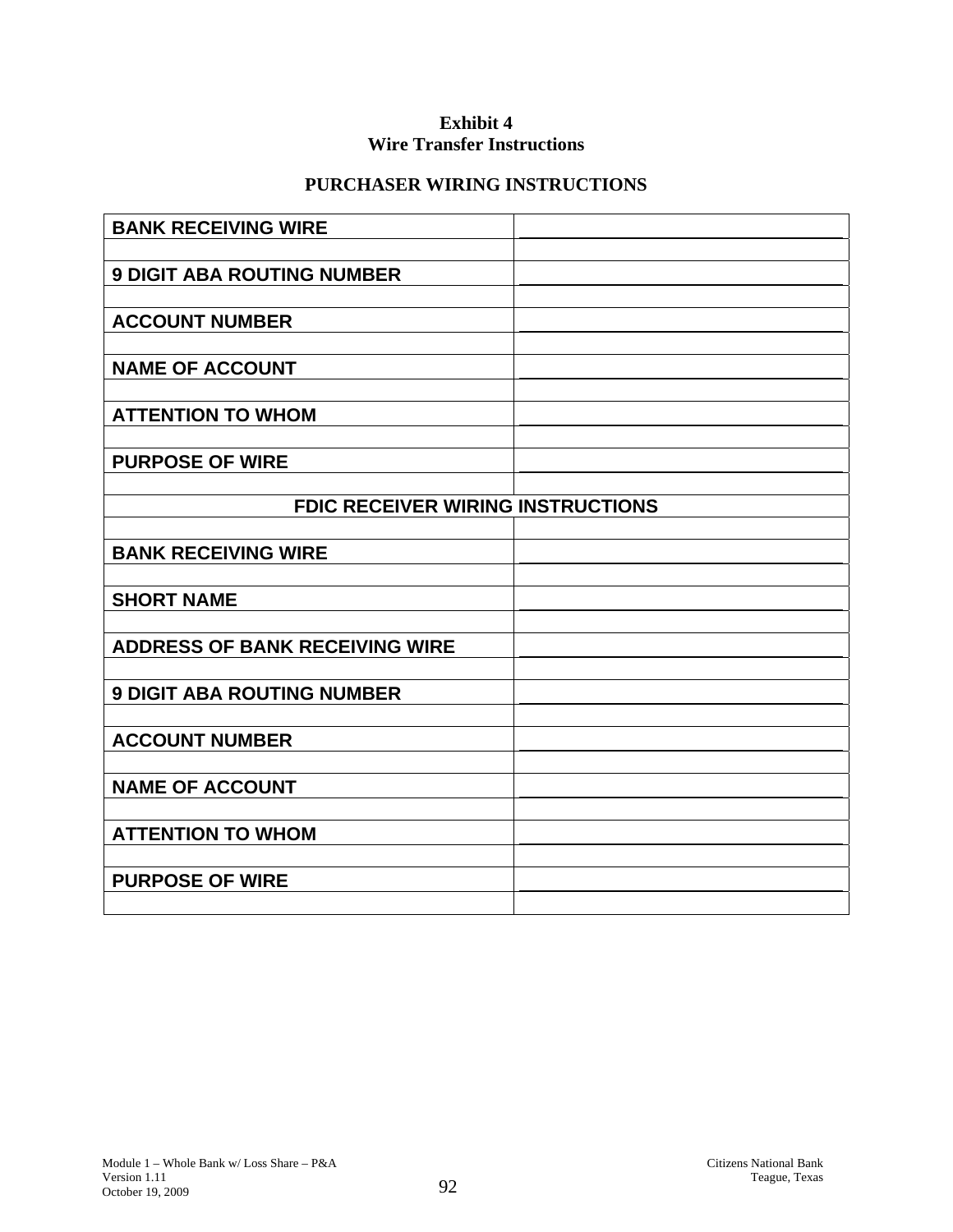**Exhibit 4**
**Wire Transfer Instructions**

**PURCHASER WIRING INSTRUCTIONS**

| | |
|---|---|
| **BANK RECEIVING WIRE** | |
| | |
| **9 DIGIT ABA ROUTING NUMBER** | |
| | |
| **ACCOUNT NUMBER** | |
| | |
| **NAME OF ACCOUNT** | |
| | |
| **ATTENTION TO WHOM** | |
| | |
| **PURPOSE OF WIRE** | |
| | |
| **FDIC RECEIVER WIRING INSTRUCTIONS** | |
| | |
| **BANK RECEIVING WIRE** | |
| | |
| **SHORT NAME** | |
| | |
| **ADDRESS OF BANK RECEIVING WIRE** | |
| | |
| **9 DIGIT ABA ROUTING NUMBER** | |
| | |
| **ACCOUNT NUMBER** | |
| | |
| **NAME OF ACCOUNT** | |
| | |
| **ATTENTION TO WHOM** | |
| | |
| **PURPOSE OF WIRE** | |
| | |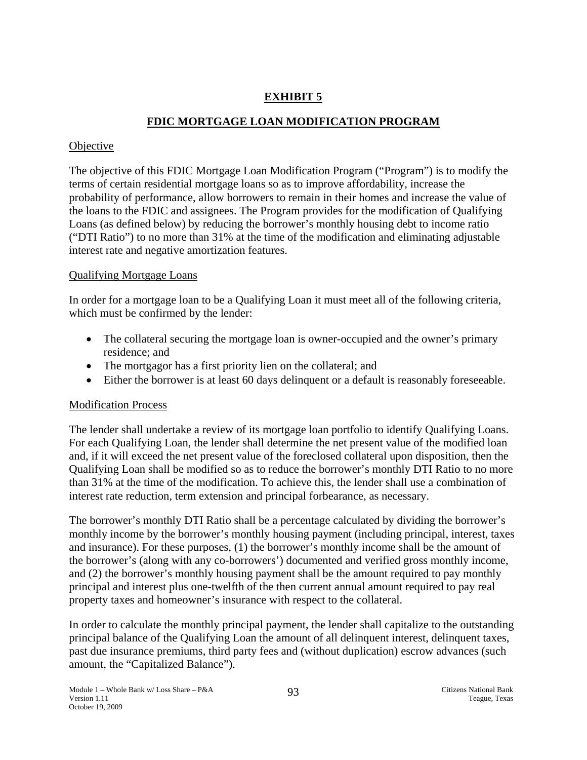## EXHIBIT 5

## FDIC MORTGAGE LOAN MODIFICATION PROGRAM

### Objective

The objective of this FDIC Mortgage Loan Modification Program ("Program") is to modify the terms of certain residential mortgage loans so as to improve affordability, increase the probability of performance, allow borrowers to remain in their homes and increase the value of the loans to the FDIC and assignees. The Program provides for the modification of Qualifying Loans (as defined below) by reducing the borrower's monthly housing debt to income ratio ("DTI Ratio") to no more than 31% at the time of the modification and eliminating adjustable interest rate and negative amortization features.

### Qualifying Mortgage Loans

In order for a mortgage loan to be a Qualifying Loan it must meet all of the following criteria, which must be confirmed by the lender:

- The collateral securing the mortgage loan is owner-occupied and the owner's primary residence; and
- The mortgagor has a first priority lien on the collateral; and
- Either the borrower is at least 60 days delinquent or a default is reasonably foreseeable.

### Modification Process

The lender shall undertake a review of its mortgage loan portfolio to identify Qualifying Loans. For each Qualifying Loan, the lender shall determine the net present value of the modified loan and, if it will exceed the net present value of the foreclosed collateral upon disposition, then the Qualifying Loan shall be modified so as to reduce the borrower's monthly DTI Ratio to no more than 31% at the time of the modification. To achieve this, the lender shall use a combination of interest rate reduction, term extension and principal forbearance, as necessary.

The borrower's monthly DTI Ratio shall be a percentage calculated by dividing the borrower's monthly income by the borrower's monthly housing payment (including principal, interest, taxes and insurance). For these purposes, (1) the borrower's monthly income shall be the amount of the borrower's (along with any co-borrowers') documented and verified gross monthly income, and (2) the borrower's monthly housing payment shall be the amount required to pay monthly principal and interest plus one-twelfth of the then current annual amount required to pay real property taxes and homeowner's insurance with respect to the collateral.

In order to calculate the monthly principal payment, the lender shall capitalize to the outstanding principal balance of the Qualifying Loan the amount of all delinquent interest, delinquent taxes, past due insurance premiums, third party fees and (without duplication) escrow advances (such amount, the "Capitalized Balance").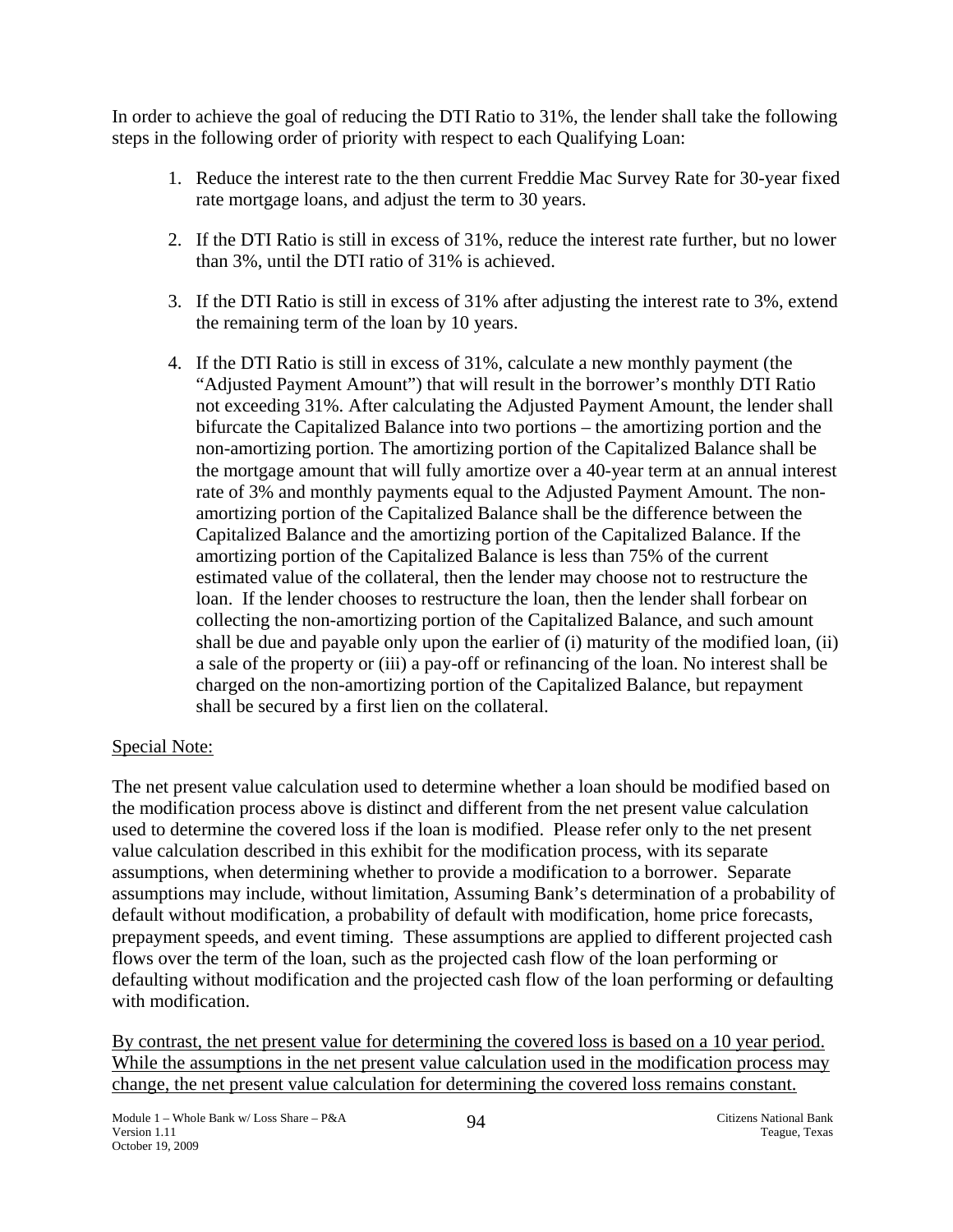In order to achieve the goal of reducing the DTI Ratio to 31%, the lender shall take the following steps in the following order of priority with respect to each Qualifying Loan:

1. Reduce the interest rate to the then current Freddie Mac Survey Rate for 30-year fixed rate mortgage loans, and adjust the term to 30 years.

2. If the DTI Ratio is still in excess of 31%, reduce the interest rate further, but no lower than 3%, until the DTI ratio of 31% is achieved.

3. If the DTI Ratio is still in excess of 31% after adjusting the interest rate to 3%, extend the remaining term of the loan by 10 years.

4. If the DTI Ratio is still in excess of 31%, calculate a new monthly payment (the "Adjusted Payment Amount") that will result in the borrower's monthly DTI Ratio not exceeding 31%. After calculating the Adjusted Payment Amount, the lender shall bifurcate the Capitalized Balance into two portions – the amortizing portion and the non-amortizing portion. The amortizing portion of the Capitalized Balance shall be the mortgage amount that will fully amortize over a 40-year term at an annual interest rate of 3% and monthly payments equal to the Adjusted Payment Amount. The non-amortizing portion of the Capitalized Balance shall be the difference between the Capitalized Balance and the amortizing portion of the Capitalized Balance. If the amortizing portion of the Capitalized Balance is less than 75% of the current estimated value of the collateral, then the lender may choose not to restructure the loan. If the lender chooses to restructure the loan, then the lender shall forbear on collecting the non-amortizing portion of the Capitalized Balance, and such amount shall be due and payable only upon the earlier of (i) maturity of the modified loan, (ii) a sale of the property or (iii) a pay-off or refinancing of the loan. No interest shall be charged on the non-amortizing portion of the Capitalized Balance, but repayment shall be secured by a first lien on the collateral.

<u>Special Note:</u>

The net present value calculation used to determine whether a loan should be modified based on the modification process above is distinct and different from the net present value calculation used to determine the covered loss if the loan is modified. Please refer only to the net present value calculation described in this exhibit for the modification process, with its separate assumptions, when determining whether to provide a modification to a borrower. Separate assumptions may include, without limitation, Assuming Bank's determination of a probability of default without modification, a probability of default with modification, home price forecasts, prepayment speeds, and event timing. These assumptions are applied to different projected cash flows over the term of the loan, such as the projected cash flow of the loan performing or defaulting without modification and the projected cash flow of the loan performing or defaulting with modification.

<u>By contrast, the net present value for determining the covered loss is based on a 10 year period. While the assumptions in the net present value calculation used in the modification process may change, the net present value calculation for determining the covered loss remains constant.</u>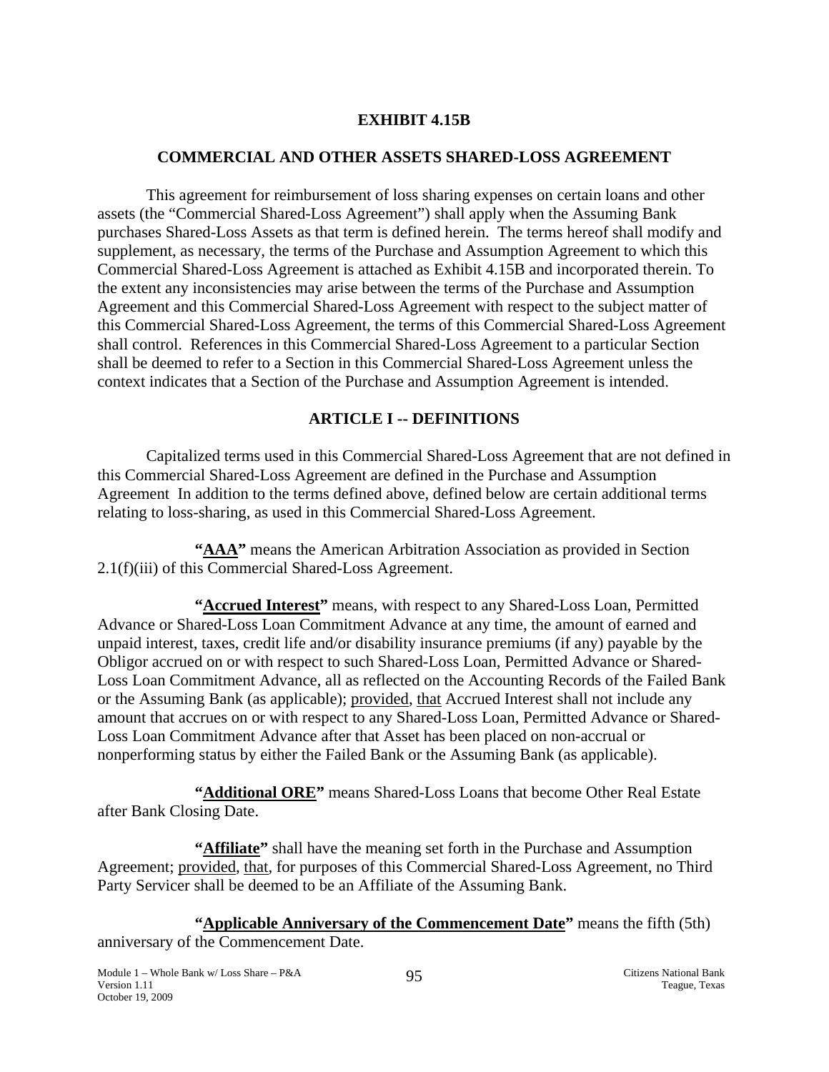**EXHIBIT 4.15B**

**COMMERCIAL AND OTHER ASSETS SHARED-LOSS AGREEMENT**

This agreement for reimbursement of loss sharing expenses on certain loans and other assets (the "Commercial Shared-Loss Agreement") shall apply when the Assuming Bank purchases Shared-Loss Assets as that term is defined herein. The terms hereof shall modify and supplement, as necessary, the terms of the Purchase and Assumption Agreement to which this Commercial Shared-Loss Agreement is attached as Exhibit 4.15B and incorporated therein. To the extent any inconsistencies may arise between the terms of the Purchase and Assumption Agreement and this Commercial Shared-Loss Agreement with respect to the subject matter of this Commercial Shared-Loss Agreement, the terms of this Commercial Shared-Loss Agreement shall control. References in this Commercial Shared-Loss Agreement to a particular Section shall be deemed to refer to a Section in this Commercial Shared-Loss Agreement unless the context indicates that a Section of the Purchase and Assumption Agreement is intended.

**ARTICLE I -- DEFINITIONS**

Capitalized terms used in this Commercial Shared-Loss Agreement that are not defined in this Commercial Shared-Loss Agreement are defined in the Purchase and Assumption Agreement In addition to the terms defined above, defined below are certain additional terms relating to loss-sharing, as used in this Commercial Shared-Loss Agreement.

**"AAA"** means the American Arbitration Association as provided in Section 2.1(f)(iii) of this Commercial Shared-Loss Agreement.

**"Accrued Interest"** means, with respect to any Shared-Loss Loan, Permitted Advance or Shared-Loss Loan Commitment Advance at any time, the amount of earned and unpaid interest, taxes, credit life and/or disability insurance premiums (if any) payable by the Obligor accrued on or with respect to such Shared-Loss Loan, Permitted Advance or Shared-Loss Loan Commitment Advance, all as reflected on the Accounting Records of the Failed Bank or the Assuming Bank (as applicable); provided, that Accrued Interest shall not include any amount that accrues on or with respect to any Shared-Loss Loan, Permitted Advance or Shared-Loss Loan Commitment Advance after that Asset has been placed on non-accrual or nonperforming status by either the Failed Bank or the Assuming Bank (as applicable).

**"Additional ORE"** means Shared-Loss Loans that become Other Real Estate after Bank Closing Date.

**"Affiliate"** shall have the meaning set forth in the Purchase and Assumption Agreement; provided, that, for purposes of this Commercial Shared-Loss Agreement, no Third Party Servicer shall be deemed to be an Affiliate of the Assuming Bank.

**"Applicable Anniversary of the Commencement Date"** means the fifth (5th) anniversary of the Commencement Date.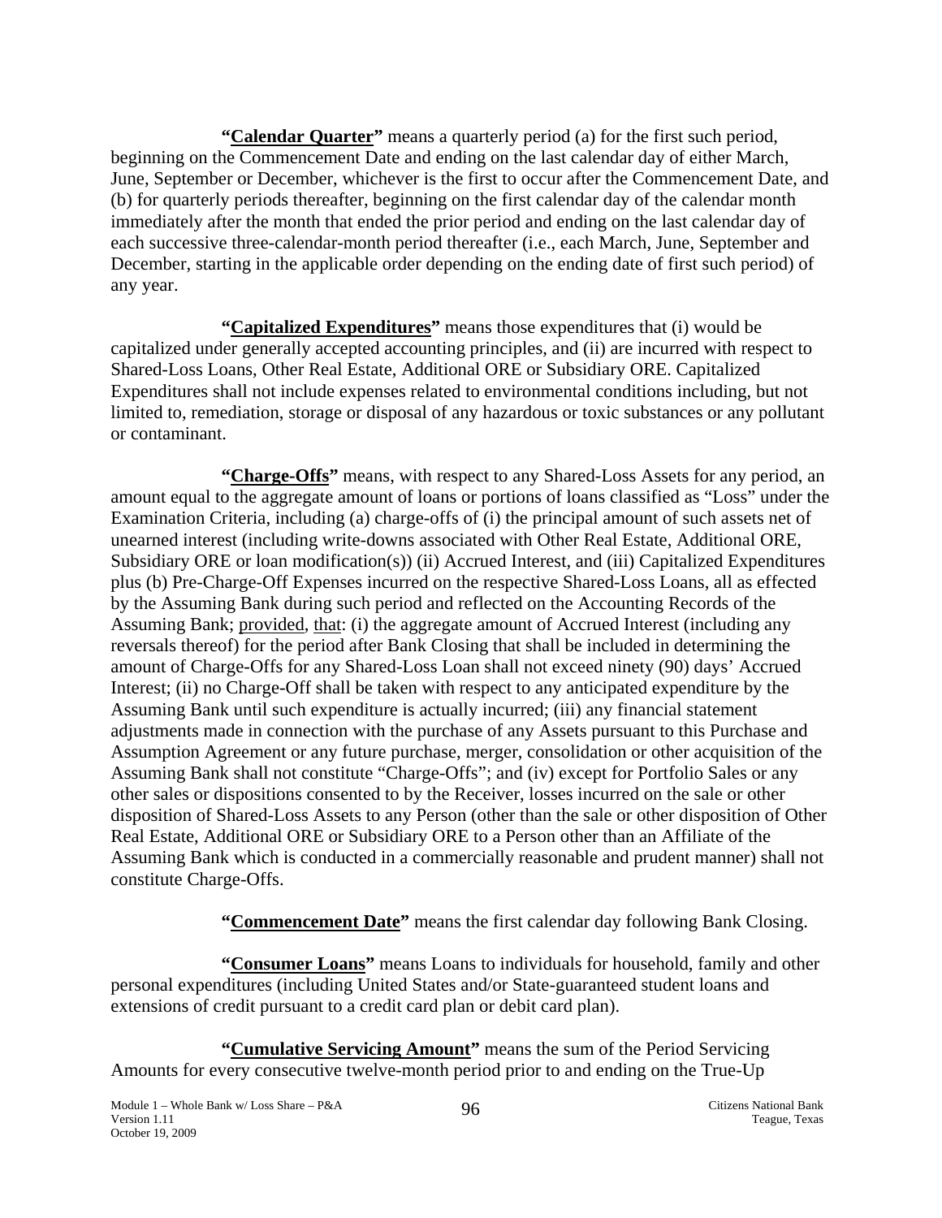**"<u>Calendar Quarter</u>"** means a quarterly period (a) for the first such period, beginning on the Commencement Date and ending on the last calendar day of either March, June, September or December, whichever is the first to occur after the Commencement Date, and (b) for quarterly periods thereafter, beginning on the first calendar day of the calendar month immediately after the month that ended the prior period and ending on the last calendar day of each successive three-calendar-month period thereafter (i.e., each March, June, September and December, starting in the applicable order depending on the ending date of first such period) of any year.

**"<u>Capitalized Expenditures</u>"** means those expenditures that (i) would be capitalized under generally accepted accounting principles, and (ii) are incurred with respect to Shared-Loss Loans, Other Real Estate, Additional ORE or Subsidiary ORE. Capitalized Expenditures shall not include expenses related to environmental conditions including, but not limited to, remediation, storage or disposal of any hazardous or toxic substances or any pollutant or contaminant.

**"<u>Charge-Offs</u>"** means, with respect to any Shared-Loss Assets for any period, an amount equal to the aggregate amount of loans or portions of loans classified as "Loss" under the Examination Criteria, including (a) charge-offs of (i) the principal amount of such assets net of unearned interest (including write-downs associated with Other Real Estate, Additional ORE, Subsidiary ORE or loan modification(s)) (ii) Accrued Interest, and (iii) Capitalized Expenditures plus (b) Pre-Charge-Off Expenses incurred on the respective Shared-Loss Loans, all as effected by the Assuming Bank during such period and reflected on the Accounting Records of the Assuming Bank; <u>provided</u>, <u>that</u>: (i) the aggregate amount of Accrued Interest (including any reversals thereof) for the period after Bank Closing that shall be included in determining the amount of Charge-Offs for any Shared-Loss Loan shall not exceed ninety (90) days' Accrued Interest; (ii) no Charge-Off shall be taken with respect to any anticipated expenditure by the Assuming Bank until such expenditure is actually incurred; (iii) any financial statement adjustments made in connection with the purchase of any Assets pursuant to this Purchase and Assumption Agreement or any future purchase, merger, consolidation or other acquisition of the Assuming Bank shall not constitute "Charge-Offs"; and (iv) except for Portfolio Sales or any other sales or dispositions consented to by the Receiver, losses incurred on the sale or other disposition of Shared-Loss Assets to any Person (other than the sale or other disposition of Other Real Estate, Additional ORE or Subsidiary ORE to a Person other than an Affiliate of the Assuming Bank which is conducted in a commercially reasonable and prudent manner) shall not constitute Charge-Offs.

**"<u>Commencement Date</u>"** means the first calendar day following Bank Closing.

**"<u>Consumer Loans</u>"** means Loans to individuals for household, family and other personal expenditures (including United States and/or State-guaranteed student loans and extensions of credit pursuant to a credit card plan or debit card plan).

**"<u>Cumulative Servicing Amount</u>"** means the sum of the Period Servicing Amounts for every consecutive twelve-month period prior to and ending on the True-Up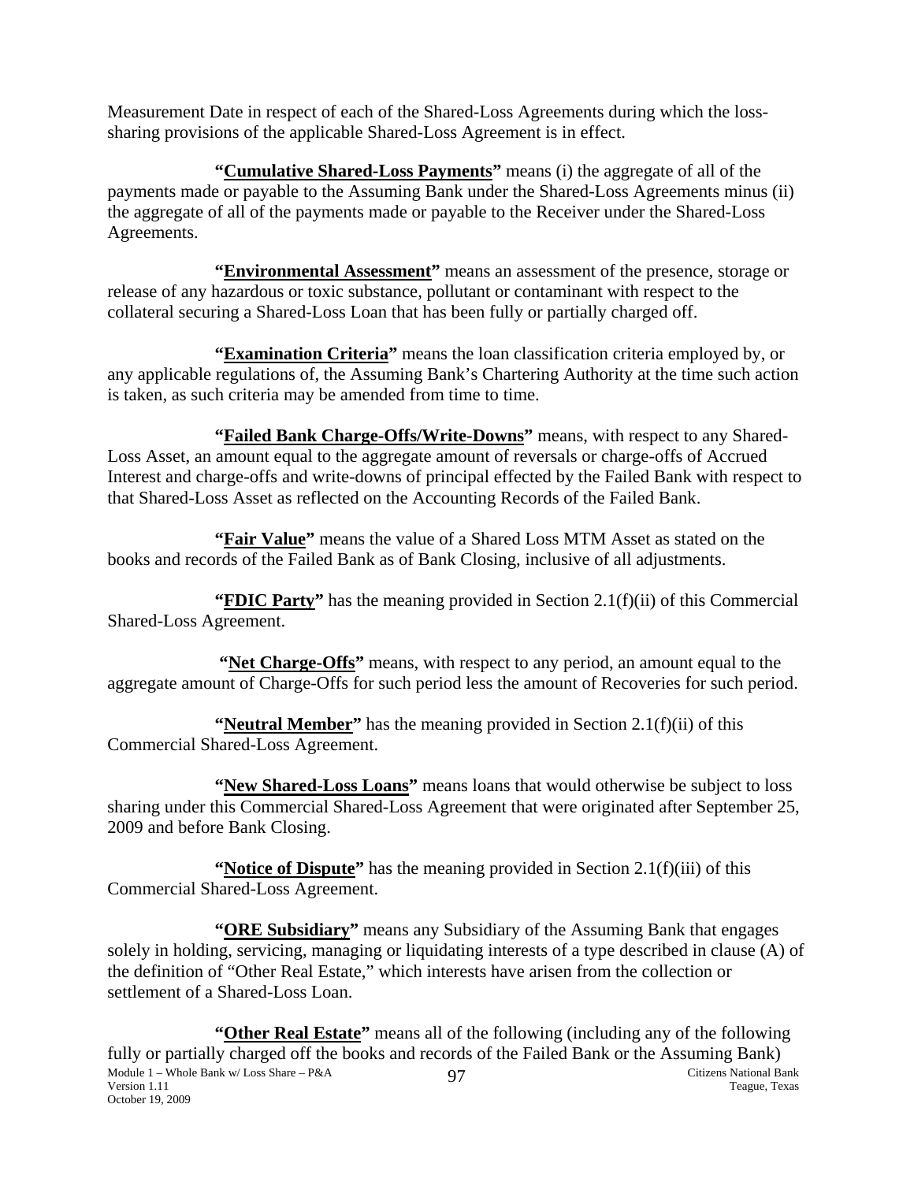Measurement Date in respect of each of the Shared-Loss Agreements during which the loss-sharing provisions of the applicable Shared-Loss Agreement is in effect.

**"Cumulative Shared-Loss Payments"** means (i) the aggregate of all of the payments made or payable to the Assuming Bank under the Shared-Loss Agreements minus (ii) the aggregate of all of the payments made or payable to the Receiver under the Shared-Loss Agreements.

**"Environmental Assessment"** means an assessment of the presence, storage or release of any hazardous or toxic substance, pollutant or contaminant with respect to the collateral securing a Shared-Loss Loan that has been fully or partially charged off.

**"Examination Criteria"** means the loan classification criteria employed by, or any applicable regulations of, the Assuming Bank's Chartering Authority at the time such action is taken, as such criteria may be amended from time to time.

**"Failed Bank Charge-Offs/Write-Downs"** means, with respect to any Shared-Loss Asset, an amount equal to the aggregate amount of reversals or charge-offs of Accrued Interest and charge-offs and write-downs of principal effected by the Failed Bank with respect to that Shared-Loss Asset as reflected on the Accounting Records of the Failed Bank.

**"Fair Value"** means the value of a Shared Loss MTM Asset as stated on the books and records of the Failed Bank as of Bank Closing, inclusive of all adjustments.

**"FDIC Party"** has the meaning provided in Section 2.1(f)(ii) of this Commercial Shared-Loss Agreement.

**"Net Charge-Offs"** means, with respect to any period, an amount equal to the aggregate amount of Charge-Offs for such period less the amount of Recoveries for such period.

**"Neutral Member"** has the meaning provided in Section 2.1(f)(ii) of this Commercial Shared-Loss Agreement.

**"New Shared-Loss Loans"** means loans that would otherwise be subject to loss sharing under this Commercial Shared-Loss Agreement that were originated after September 25, 2009 and before Bank Closing.

**"Notice of Dispute"** has the meaning provided in Section 2.1(f)(iii) of this Commercial Shared-Loss Agreement.

**"ORE Subsidiary"** means any Subsidiary of the Assuming Bank that engages solely in holding, servicing, managing or liquidating interests of a type described in clause (A) of the definition of "Other Real Estate," which interests have arisen from the collection or settlement of a Shared-Loss Loan.

**"Other Real Estate"** means all of the following (including any of the following fully or partially charged off the books and records of the Failed Bank or the Assuming Bank)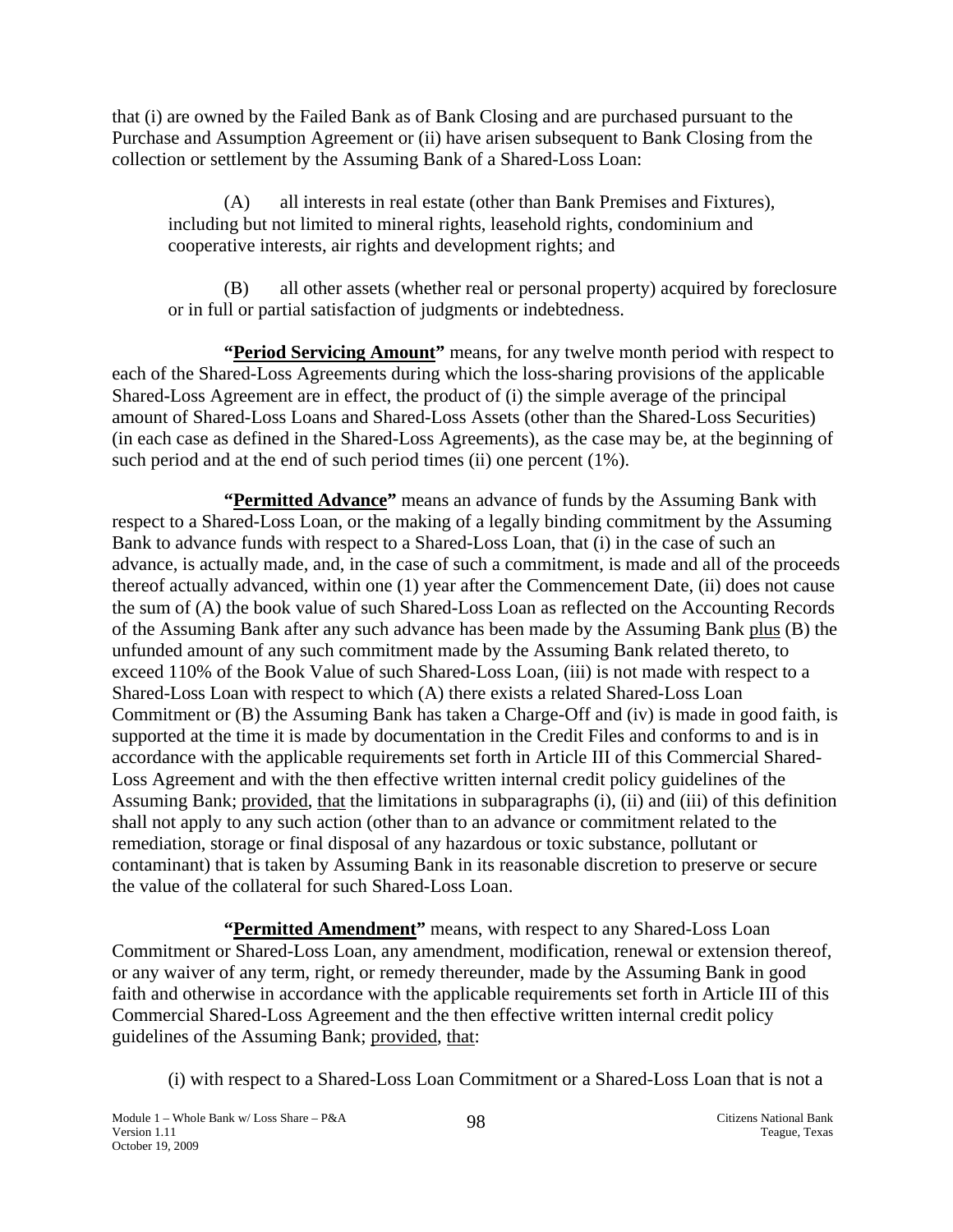that (i) are owned by the Failed Bank as of Bank Closing and are purchased pursuant to the Purchase and Assumption Agreement or (ii) have arisen subsequent to Bank Closing from the collection or settlement by the Assuming Bank of a Shared-Loss Loan:

(A) all interests in real estate (other than Bank Premises and Fixtures), including but not limited to mineral rights, leasehold rights, condominium and cooperative interests, air rights and development rights; and

(B) all other assets (whether real or personal property) acquired by foreclosure or in full or partial satisfaction of judgments or indebtedness.

**"Period Servicing Amount"** means, for any twelve month period with respect to each of the Shared-Loss Agreements during which the loss-sharing provisions of the applicable Shared-Loss Agreement are in effect, the product of (i) the simple average of the principal amount of Shared-Loss Loans and Shared-Loss Assets (other than the Shared-Loss Securities) (in each case as defined in the Shared-Loss Agreements), as the case may be, at the beginning of such period and at the end of such period times (ii) one percent (1%).

**"Permitted Advance"** means an advance of funds by the Assuming Bank with respect to a Shared-Loss Loan, or the making of a legally binding commitment by the Assuming Bank to advance funds with respect to a Shared-Loss Loan, that (i) in the case of such an advance, is actually made, and, in the case of such a commitment, is made and all of the proceeds thereof actually advanced, within one (1) year after the Commencement Date, (ii) does not cause the sum of (A) the book value of such Shared-Loss Loan as reflected on the Accounting Records of the Assuming Bank after any such advance has been made by the Assuming Bank plus (B) the unfunded amount of any such commitment made by the Assuming Bank related thereto, to exceed 110% of the Book Value of such Shared-Loss Loan, (iii) is not made with respect to a Shared-Loss Loan with respect to which (A) there exists a related Shared-Loss Loan Commitment or (B) the Assuming Bank has taken a Charge-Off and (iv) is made in good faith, is supported at the time it is made by documentation in the Credit Files and conforms to and is in accordance with the applicable requirements set forth in Article III of this Commercial Shared-Loss Agreement and with the then effective written internal credit policy guidelines of the Assuming Bank; provided, that the limitations in subparagraphs (i), (ii) and (iii) of this definition shall not apply to any such action (other than to an advance or commitment related to the remediation, storage or final disposal of any hazardous or toxic substance, pollutant or contaminant) that is taken by Assuming Bank in its reasonable discretion to preserve or secure the value of the collateral for such Shared-Loss Loan.

**"Permitted Amendment"** means, with respect to any Shared-Loss Loan Commitment or Shared-Loss Loan, any amendment, modification, renewal or extension thereof, or any waiver of any term, right, or remedy thereunder, made by the Assuming Bank in good faith and otherwise in accordance with the applicable requirements set forth in Article III of this Commercial Shared-Loss Agreement and the then effective written internal credit policy guidelines of the Assuming Bank; provided, that:

(i) with respect to a Shared-Loss Loan Commitment or a Shared-Loss Loan that is not a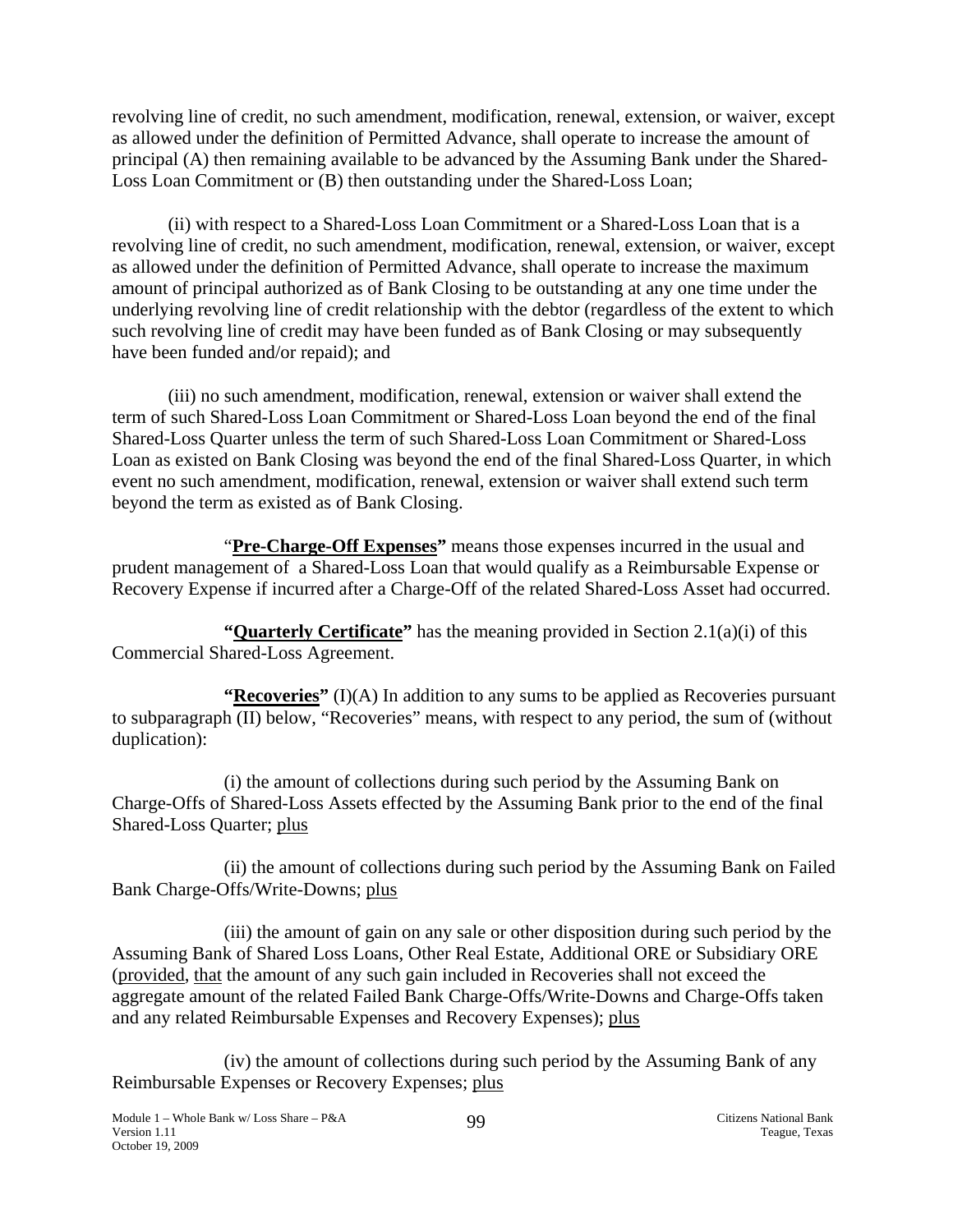revolving line of credit, no such amendment, modification, renewal, extension, or waiver, except as allowed under the definition of Permitted Advance, shall operate to increase the amount of principal (A) then remaining available to be advanced by the Assuming Bank under the Shared-Loss Loan Commitment or (B) then outstanding under the Shared-Loss Loan;

(ii) with respect to a Shared-Loss Loan Commitment or a Shared-Loss Loan that is a revolving line of credit, no such amendment, modification, renewal, extension, or waiver, except as allowed under the definition of Permitted Advance, shall operate to increase the maximum amount of principal authorized as of Bank Closing to be outstanding at any one time under the underlying revolving line of credit relationship with the debtor (regardless of the extent to which such revolving line of credit may have been funded as of Bank Closing or may subsequently have been funded and/or repaid); and

(iii) no such amendment, modification, renewal, extension or waiver shall extend the term of such Shared-Loss Loan Commitment or Shared-Loss Loan beyond the end of the final Shared-Loss Quarter unless the term of such Shared-Loss Loan Commitment or Shared-Loss Loan as existed on Bank Closing was beyond the end of the final Shared-Loss Quarter, in which event no such amendment, modification, renewal, extension or waiver shall extend such term beyond the term as existed as of Bank Closing.

"**Pre-Charge-Off Expenses**" means those expenses incurred in the usual and prudent management of a Shared-Loss Loan that would qualify as a Reimbursable Expense or Recovery Expense if incurred after a Charge-Off of the related Shared-Loss Asset had occurred.

**"Quarterly Certificate"** has the meaning provided in Section 2.1(a)(i) of this Commercial Shared-Loss Agreement.

**"Recoveries"** (I)(A) In addition to any sums to be applied as Recoveries pursuant to subparagraph (II) below, "Recoveries" means, with respect to any period, the sum of (without duplication):

(i) the amount of collections during such period by the Assuming Bank on Charge-Offs of Shared-Loss Assets effected by the Assuming Bank prior to the end of the final Shared-Loss Quarter; plus

(ii) the amount of collections during such period by the Assuming Bank on Failed Bank Charge-Offs/Write-Downs; plus

(iii) the amount of gain on any sale or other disposition during such period by the Assuming Bank of Shared Loss Loans, Other Real Estate, Additional ORE or Subsidiary ORE (provided, that the amount of any such gain included in Recoveries shall not exceed the aggregate amount of the related Failed Bank Charge-Offs/Write-Downs and Charge-Offs taken and any related Reimbursable Expenses and Recovery Expenses); plus

(iv) the amount of collections during such period by the Assuming Bank of any Reimbursable Expenses or Recovery Expenses; plus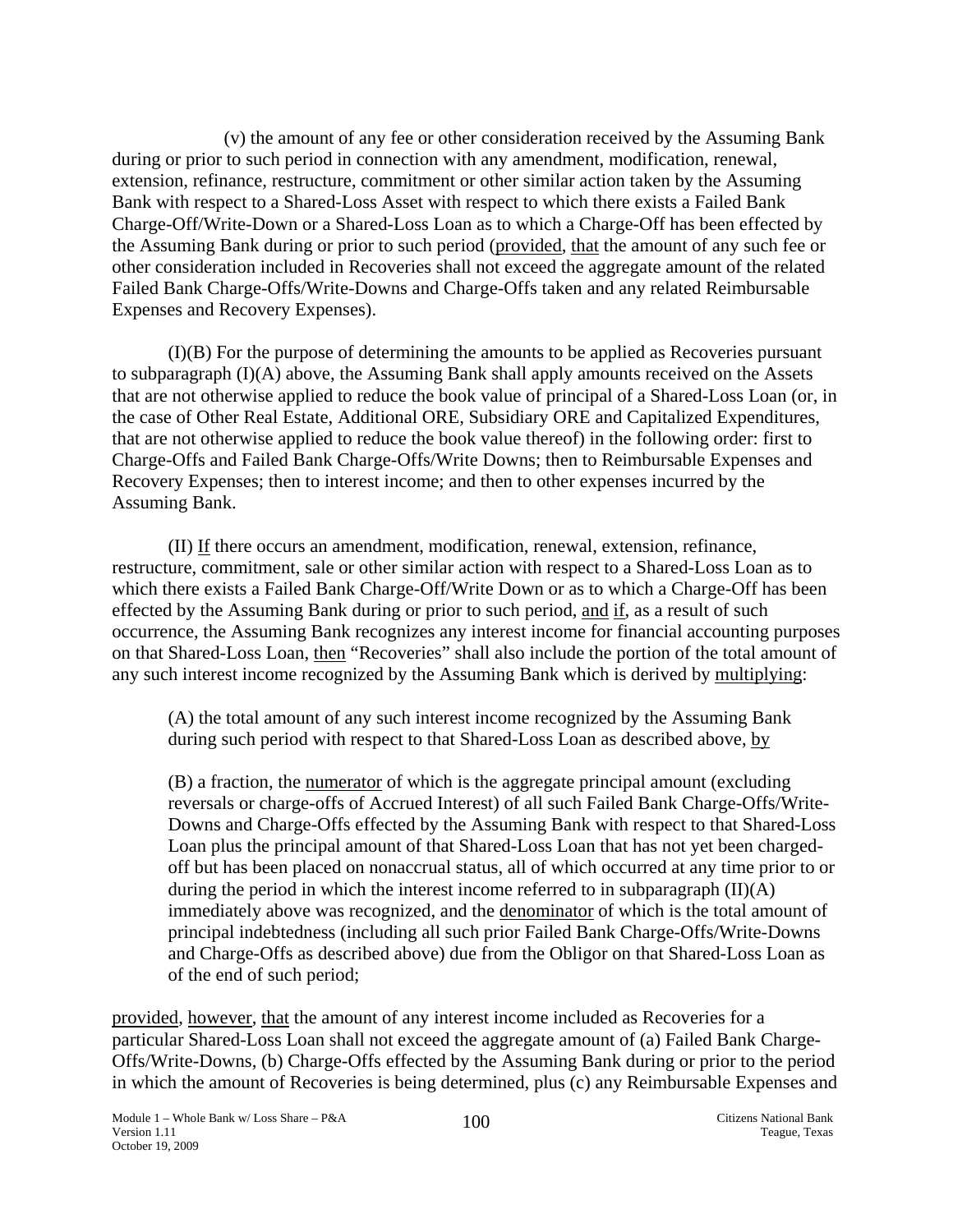(v) the amount of any fee or other consideration received by the Assuming Bank during or prior to such period in connection with any amendment, modification, renewal, extension, refinance, restructure, commitment or other similar action taken by the Assuming Bank with respect to a Shared-Loss Asset with respect to which there exists a Failed Bank Charge-Off/Write-Down or a Shared-Loss Loan as to which a Charge-Off has been effected by the Assuming Bank during or prior to such period (provided, that the amount of any such fee or other consideration included in Recoveries shall not exceed the aggregate amount of the related Failed Bank Charge-Offs/Write-Downs and Charge-Offs taken and any related Reimbursable Expenses and Recovery Expenses).

(I)(B) For the purpose of determining the amounts to be applied as Recoveries pursuant to subparagraph (I)(A) above, the Assuming Bank shall apply amounts received on the Assets that are not otherwise applied to reduce the book value of principal of a Shared-Loss Loan (or, in the case of Other Real Estate, Additional ORE, Subsidiary ORE and Capitalized Expenditures, that are not otherwise applied to reduce the book value thereof) in the following order: first to Charge-Offs and Failed Bank Charge-Offs/Write Downs; then to Reimbursable Expenses and Recovery Expenses; then to interest income; and then to other expenses incurred by the Assuming Bank.

(II) If there occurs an amendment, modification, renewal, extension, refinance, restructure, commitment, sale or other similar action with respect to a Shared-Loss Loan as to which there exists a Failed Bank Charge-Off/Write Down or as to which a Charge-Off has been effected by the Assuming Bank during or prior to such period, and if, as a result of such occurrence, the Assuming Bank recognizes any interest income for financial accounting purposes on that Shared-Loss Loan, then "Recoveries" shall also include the portion of the total amount of any such interest income recognized by the Assuming Bank which is derived by multiplying:

(A) the total amount of any such interest income recognized by the Assuming Bank during such period with respect to that Shared-Loss Loan as described above, by

(B) a fraction, the numerator of which is the aggregate principal amount (excluding reversals or charge-offs of Accrued Interest) of all such Failed Bank Charge-Offs/Write-Downs and Charge-Offs effected by the Assuming Bank with respect to that Shared-Loss Loan plus the principal amount of that Shared-Loss Loan that has not yet been charged-off but has been placed on nonaccrual status, all of which occurred at any time prior to or during the period in which the interest income referred to in subparagraph (II)(A) immediately above was recognized, and the denominator of which is the total amount of principal indebtedness (including all such prior Failed Bank Charge-Offs/Write-Downs and Charge-Offs as described above) due from the Obligor on that Shared-Loss Loan as of the end of such period;

provided, however, that the amount of any interest income included as Recoveries for a particular Shared-Loss Loan shall not exceed the aggregate amount of (a) Failed Bank Charge-Offs/Write-Downs, (b) Charge-Offs effected by the Assuming Bank during or prior to the period in which the amount of Recoveries is being determined, plus (c) any Reimbursable Expenses and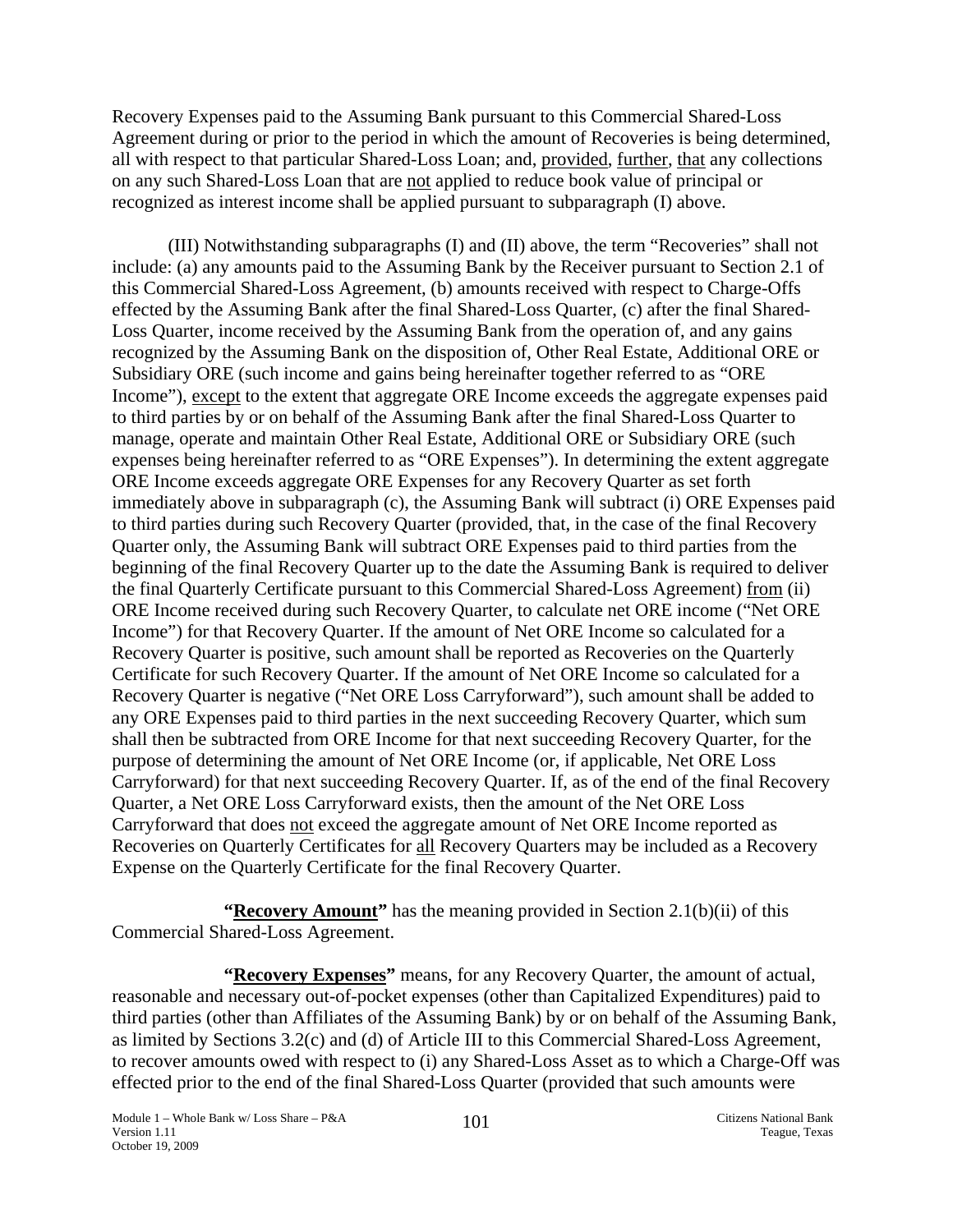Recovery Expenses paid to the Assuming Bank pursuant to this Commercial Shared-Loss Agreement during or prior to the period in which the amount of Recoveries is being determined, all with respect to that particular Shared-Loss Loan; and, provided, further, that any collections on any such Shared-Loss Loan that are not applied to reduce book value of principal or recognized as interest income shall be applied pursuant to subparagraph (I) above.

(III) Notwithstanding subparagraphs (I) and (II) above, the term "Recoveries" shall not include: (a) any amounts paid to the Assuming Bank by the Receiver pursuant to Section 2.1 of this Commercial Shared-Loss Agreement, (b) amounts received with respect to Charge-Offs effected by the Assuming Bank after the final Shared-Loss Quarter, (c) after the final Shared-Loss Quarter, income received by the Assuming Bank from the operation of, and any gains recognized by the Assuming Bank on the disposition of, Other Real Estate, Additional ORE or Subsidiary ORE (such income and gains being hereinafter together referred to as "ORE Income"), except to the extent that aggregate ORE Income exceeds the aggregate expenses paid to third parties by or on behalf of the Assuming Bank after the final Shared-Loss Quarter to manage, operate and maintain Other Real Estate, Additional ORE or Subsidiary ORE (such expenses being hereinafter referred to as "ORE Expenses"). In determining the extent aggregate ORE Income exceeds aggregate ORE Expenses for any Recovery Quarter as set forth immediately above in subparagraph (c), the Assuming Bank will subtract (i) ORE Expenses paid to third parties during such Recovery Quarter (provided, that, in the case of the final Recovery Quarter only, the Assuming Bank will subtract ORE Expenses paid to third parties from the beginning of the final Recovery Quarter up to the date the Assuming Bank is required to deliver the final Quarterly Certificate pursuant to this Commercial Shared-Loss Agreement) from (ii) ORE Income received during such Recovery Quarter, to calculate net ORE income ("Net ORE Income") for that Recovery Quarter. If the amount of Net ORE Income so calculated for a Recovery Quarter is positive, such amount shall be reported as Recoveries on the Quarterly Certificate for such Recovery Quarter. If the amount of Net ORE Income so calculated for a Recovery Quarter is negative ("Net ORE Loss Carryforward"), such amount shall be added to any ORE Expenses paid to third parties in the next succeeding Recovery Quarter, which sum shall then be subtracted from ORE Income for that next succeeding Recovery Quarter, for the purpose of determining the amount of Net ORE Income (or, if applicable, Net ORE Loss Carryforward) for that next succeeding Recovery Quarter. If, as of the end of the final Recovery Quarter, a Net ORE Loss Carryforward exists, then the amount of the Net ORE Loss Carryforward that does not exceed the aggregate amount of Net ORE Income reported as Recoveries on Quarterly Certificates for all Recovery Quarters may be included as a Recovery Expense on the Quarterly Certificate for the final Recovery Quarter.

**"Recovery Amount"** has the meaning provided in Section 2.1(b)(ii) of this Commercial Shared-Loss Agreement.

**"Recovery Expenses"** means, for any Recovery Quarter, the amount of actual, reasonable and necessary out-of-pocket expenses (other than Capitalized Expenditures) paid to third parties (other than Affiliates of the Assuming Bank) by or on behalf of the Assuming Bank, as limited by Sections 3.2(c) and (d) of Article III to this Commercial Shared-Loss Agreement, to recover amounts owed with respect to (i) any Shared-Loss Asset as to which a Charge-Off was effected prior to the end of the final Shared-Loss Quarter (provided that such amounts were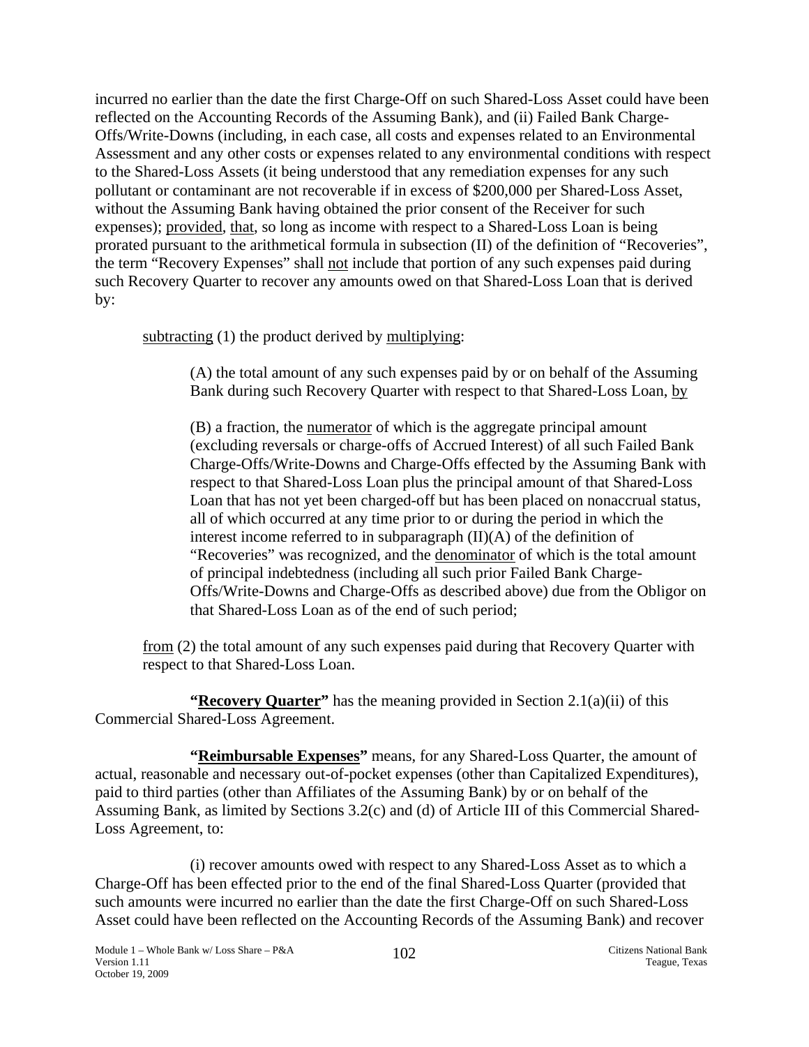incurred no earlier than the date the first Charge-Off on such Shared-Loss Asset could have been reflected on the Accounting Records of the Assuming Bank), and (ii) Failed Bank Charge-Offs/Write-Downs (including, in each case, all costs and expenses related to an Environmental Assessment and any other costs or expenses related to any environmental conditions with respect to the Shared-Loss Assets (it being understood that any remediation expenses for any such pollutant or contaminant are not recoverable if in excess of $200,000 per Shared-Loss Asset, without the Assuming Bank having obtained the prior consent of the Receiver for such expenses); provided, that, so long as income with respect to a Shared-Loss Loan is being prorated pursuant to the arithmetical formula in subsection (II) of the definition of "Recoveries", the term "Recovery Expenses" shall not include that portion of any such expenses paid during such Recovery Quarter to recover any amounts owed on that Shared-Loss Loan that is derived by:

subtracting (1) the product derived by multiplying:

(A) the total amount of any such expenses paid by or on behalf of the Assuming Bank during such Recovery Quarter with respect to that Shared-Loss Loan, by

(B) a fraction, the numerator of which is the aggregate principal amount (excluding reversals or charge-offs of Accrued Interest) of all such Failed Bank Charge-Offs/Write-Downs and Charge-Offs effected by the Assuming Bank with respect to that Shared-Loss Loan plus the principal amount of that Shared-Loss Loan that has not yet been charged-off but has been placed on nonaccrual status, all of which occurred at any time prior to or during the period in which the interest income referred to in subparagraph (II)(A) of the definition of "Recoveries" was recognized, and the denominator of which is the total amount of principal indebtedness (including all such prior Failed Bank Charge-Offs/Write-Downs and Charge-Offs as described above) due from the Obligor on that Shared-Loss Loan as of the end of such period;

from (2) the total amount of any such expenses paid during that Recovery Quarter with respect to that Shared-Loss Loan.

**"Recovery Quarter"** has the meaning provided in Section 2.1(a)(ii) of this Commercial Shared-Loss Agreement.

**"Reimbursable Expenses"** means, for any Shared-Loss Quarter, the amount of actual, reasonable and necessary out-of-pocket expenses (other than Capitalized Expenditures), paid to third parties (other than Affiliates of the Assuming Bank) by or on behalf of the Assuming Bank, as limited by Sections 3.2(c) and (d) of Article III of this Commercial Shared-Loss Agreement, to:

(i) recover amounts owed with respect to any Shared-Loss Asset as to which a Charge-Off has been effected prior to the end of the final Shared-Loss Quarter (provided that such amounts were incurred no earlier than the date the first Charge-Off on such Shared-Loss Asset could have been reflected on the Accounting Records of the Assuming Bank) and recover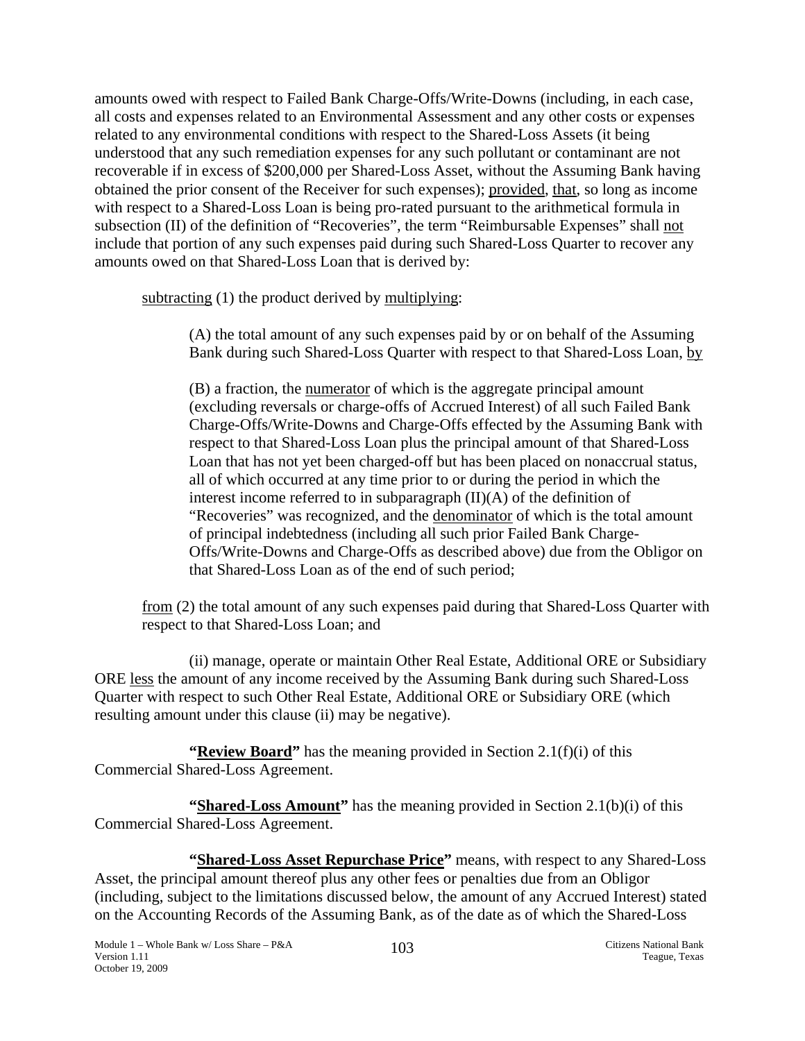amounts owed with respect to Failed Bank Charge-Offs/Write-Downs (including, in each case, all costs and expenses related to an Environmental Assessment and any other costs or expenses related to any environmental conditions with respect to the Shared-Loss Assets (it being understood that any such remediation expenses for any such pollutant or contaminant are not recoverable if in excess of $200,000 per Shared-Loss Asset, without the Assuming Bank having obtained the prior consent of the Receiver for such expenses); provided, that, so long as income with respect to a Shared-Loss Loan is being pro-rated pursuant to the arithmetical formula in subsection (II) of the definition of "Recoveries", the term "Reimbursable Expenses" shall not include that portion of any such expenses paid during such Shared-Loss Quarter to recover any amounts owed on that Shared-Loss Loan that is derived by:

subtracting (1) the product derived by multiplying:

(A) the total amount of any such expenses paid by or on behalf of the Assuming Bank during such Shared-Loss Quarter with respect to that Shared-Loss Loan, by

(B) a fraction, the numerator of which is the aggregate principal amount (excluding reversals or charge-offs of Accrued Interest) of all such Failed Bank Charge-Offs/Write-Downs and Charge-Offs effected by the Assuming Bank with respect to that Shared-Loss Loan plus the principal amount of that Shared-Loss Loan that has not yet been charged-off but has been placed on nonaccrual status, all of which occurred at any time prior to or during the period in which the interest income referred to in subparagraph (II)(A) of the definition of "Recoveries" was recognized, and the denominator of which is the total amount of principal indebtedness (including all such prior Failed Bank Charge-Offs/Write-Downs and Charge-Offs as described above) due from the Obligor on that Shared-Loss Loan as of the end of such period;

from (2) the total amount of any such expenses paid during that Shared-Loss Quarter with respect to that Shared-Loss Loan; and

(ii) manage, operate or maintain Other Real Estate, Additional ORE or Subsidiary ORE less the amount of any income received by the Assuming Bank during such Shared-Loss Quarter with respect to such Other Real Estate, Additional ORE or Subsidiary ORE (which resulting amount under this clause (ii) may be negative).

**"Review Board"** has the meaning provided in Section 2.1(f)(i) of this Commercial Shared-Loss Agreement.

**"Shared-Loss Amount"** has the meaning provided in Section 2.1(b)(i) of this Commercial Shared-Loss Agreement.

**"Shared-Loss Asset Repurchase Price"** means, with respect to any Shared-Loss Asset, the principal amount thereof plus any other fees or penalties due from an Obligor (including, subject to the limitations discussed below, the amount of any Accrued Interest) stated on the Accounting Records of the Assuming Bank, as of the date as of which the Shared-Loss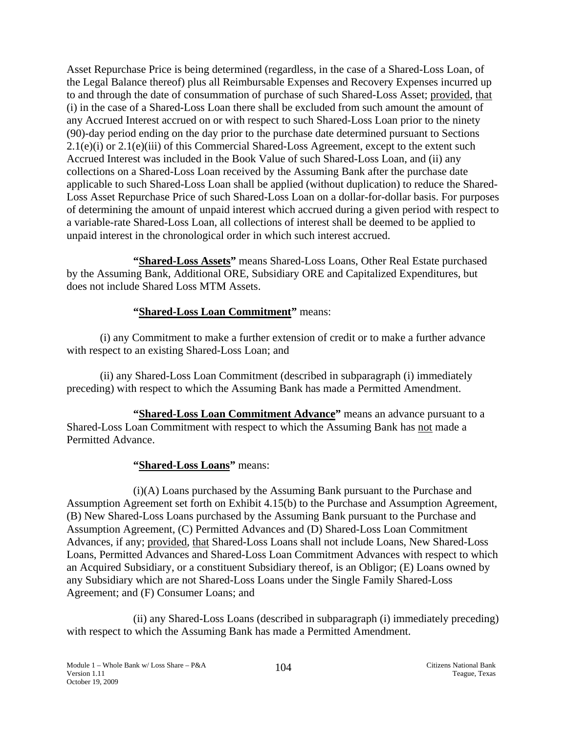Asset Repurchase Price is being determined (regardless, in the case of a Shared-Loss Loan, of the Legal Balance thereof) plus all Reimbursable Expenses and Recovery Expenses incurred up to and through the date of consummation of purchase of such Shared-Loss Asset; provided, that (i) in the case of a Shared-Loss Loan there shall be excluded from such amount the amount of any Accrued Interest accrued on or with respect to such Shared-Loss Loan prior to the ninety (90)-day period ending on the day prior to the purchase date determined pursuant to Sections 2.1(e)(i) or 2.1(e)(iii) of this Commercial Shared-Loss Agreement, except to the extent such Accrued Interest was included in the Book Value of such Shared-Loss Loan, and (ii) any collections on a Shared-Loss Loan received by the Assuming Bank after the purchase date applicable to such Shared-Loss Loan shall be applied (without duplication) to reduce the Shared-Loss Asset Repurchase Price of such Shared-Loss Loan on a dollar-for-dollar basis. For purposes of determining the amount of unpaid interest which accrued during a given period with respect to a variable-rate Shared-Loss Loan, all collections of interest shall be deemed to be applied to unpaid interest in the chronological order in which such interest accrued.

**"Shared-Loss Assets"** means Shared-Loss Loans, Other Real Estate purchased by the Assuming Bank, Additional ORE, Subsidiary ORE and Capitalized Expenditures, but does not include Shared Loss MTM Assets.

**"Shared-Loss Loan Commitment"** means:

(i) any Commitment to make a further extension of credit or to make a further advance with respect to an existing Shared-Loss Loan; and

(ii) any Shared-Loss Loan Commitment (described in subparagraph (i) immediately preceding) with respect to which the Assuming Bank has made a Permitted Amendment.

**"Shared-Loss Loan Commitment Advance"** means an advance pursuant to a Shared-Loss Loan Commitment with respect to which the Assuming Bank has not made a Permitted Advance.

**"Shared-Loss Loans"** means:

(i)(A) Loans purchased by the Assuming Bank pursuant to the Purchase and Assumption Agreement set forth on Exhibit 4.15(b) to the Purchase and Assumption Agreement, (B) New Shared-Loss Loans purchased by the Assuming Bank pursuant to the Purchase and Assumption Agreement, (C) Permitted Advances and (D) Shared-Loss Loan Commitment Advances, if any; provided, that Shared-Loss Loans shall not include Loans, New Shared-Loss Loans, Permitted Advances and Shared-Loss Loan Commitment Advances with respect to which an Acquired Subsidiary, or a constituent Subsidiary thereof, is an Obligor; (E) Loans owned by any Subsidiary which are not Shared-Loss Loans under the Single Family Shared-Loss Agreement; and (F) Consumer Loans; and

(ii) any Shared-Loss Loans (described in subparagraph (i) immediately preceding) with respect to which the Assuming Bank has made a Permitted Amendment.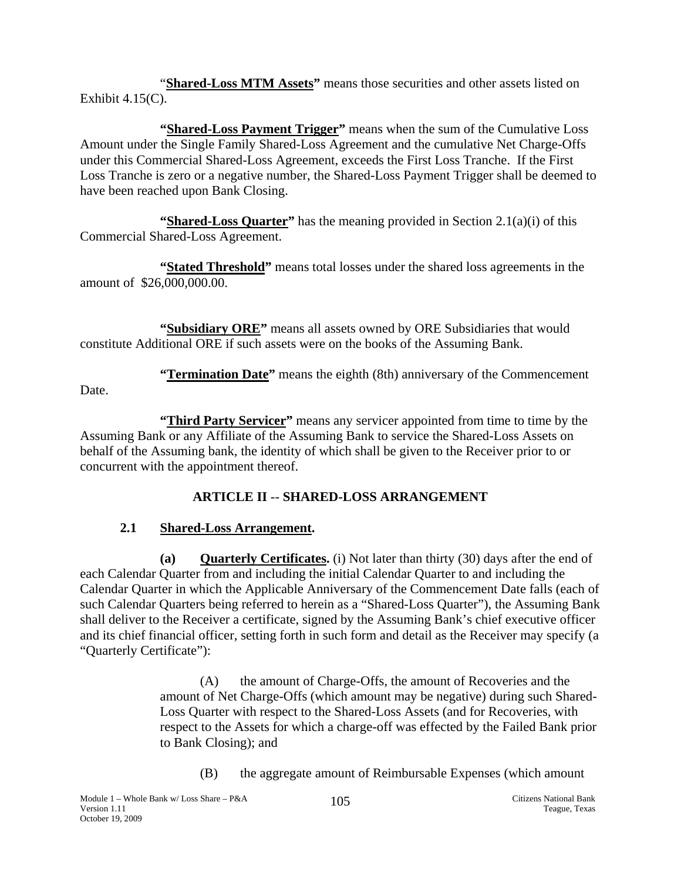"**Shared-Loss MTM Assets"** means those securities and other assets listed on Exhibit 4.15(C).

**"Shared-Loss Payment Trigger"** means when the sum of the Cumulative Loss Amount under the Single Family Shared-Loss Agreement and the cumulative Net Charge-Offs under this Commercial Shared-Loss Agreement, exceeds the First Loss Tranche. If the First Loss Tranche is zero or a negative number, the Shared-Loss Payment Trigger shall be deemed to have been reached upon Bank Closing.

**"Shared-Loss Quarter"** has the meaning provided in Section 2.1(a)(i) of this Commercial Shared-Loss Agreement.

**"Stated Threshold"** means total losses under the shared loss agreements in the amount of $26,000,000.00.

**"Subsidiary ORE"** means all assets owned by ORE Subsidiaries that would constitute Additional ORE if such assets were on the books of the Assuming Bank.

**"Termination Date"** means the eighth (8th) anniversary of the Commencement Date.

**"Third Party Servicer"** means any servicer appointed from time to time by the Assuming Bank or any Affiliate of the Assuming Bank to service the Shared-Loss Assets on behalf of the Assuming bank, the identity of which shall be given to the Receiver prior to or concurrent with the appointment thereof.

## ARTICLE II -- SHARED-LOSS ARRANGEMENT

### 2.1 Shared-Loss Arrangement.

**(a) Quarterly Certificates.** (i) Not later than thirty (30) days after the end of each Calendar Quarter from and including the initial Calendar Quarter to and including the Calendar Quarter in which the Applicable Anniversary of the Commencement Date falls (each of such Calendar Quarters being referred to herein as a "Shared-Loss Quarter"), the Assuming Bank shall deliver to the Receiver a certificate, signed by the Assuming Bank's chief executive officer and its chief financial officer, setting forth in such form and detail as the Receiver may specify (a "Quarterly Certificate"):

(A) the amount of Charge-Offs, the amount of Recoveries and the amount of Net Charge-Offs (which amount may be negative) during such Shared-Loss Quarter with respect to the Shared-Loss Assets (and for Recoveries, with respect to the Assets for which a charge-off was effected by the Failed Bank prior to Bank Closing); and

(B) the aggregate amount of Reimbursable Expenses (which amount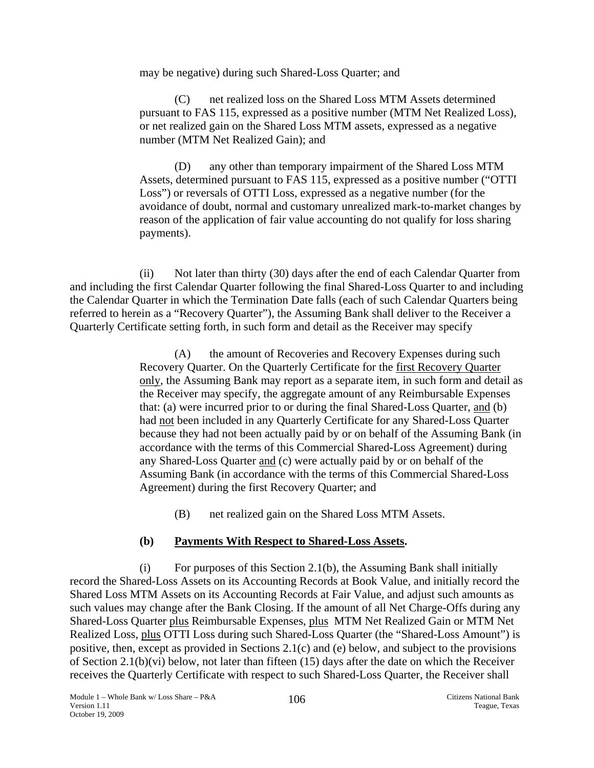may be negative) during such Shared-Loss Quarter; and

(C) net realized loss on the Shared Loss MTM Assets determined pursuant to FAS 115, expressed as a positive number (MTM Net Realized Loss), or net realized gain on the Shared Loss MTM assets, expressed as a negative number (MTM Net Realized Gain); and

(D) any other than temporary impairment of the Shared Loss MTM Assets, determined pursuant to FAS 115, expressed as a positive number ("OTTI Loss") or reversals of OTTI Loss, expressed as a negative number (for the avoidance of doubt, normal and customary unrealized mark-to-market changes by reason of the application of fair value accounting do not qualify for loss sharing payments).

(ii) Not later than thirty (30) days after the end of each Calendar Quarter from and including the first Calendar Quarter following the final Shared-Loss Quarter to and including the Calendar Quarter in which the Termination Date falls (each of such Calendar Quarters being referred to herein as a "Recovery Quarter"), the Assuming Bank shall deliver to the Receiver a Quarterly Certificate setting forth, in such form and detail as the Receiver may specify

(A) the amount of Recoveries and Recovery Expenses during such Recovery Quarter. On the Quarterly Certificate for the first Recovery Quarter only, the Assuming Bank may report as a separate item, in such form and detail as the Receiver may specify, the aggregate amount of any Reimbursable Expenses that: (a) were incurred prior to or during the final Shared-Loss Quarter, and (b) had not been included in any Quarterly Certificate for any Shared-Loss Quarter because they had not been actually paid by or on behalf of the Assuming Bank (in accordance with the terms of this Commercial Shared-Loss Agreement) during any Shared-Loss Quarter and (c) were actually paid by or on behalf of the Assuming Bank (in accordance with the terms of this Commercial Shared-Loss Agreement) during the first Recovery Quarter; and

(B) net realized gain on the Shared Loss MTM Assets.

**(b) Payments With Respect to Shared-Loss Assets.**

(i) For purposes of this Section 2.1(b), the Assuming Bank shall initially record the Shared-Loss Assets on its Accounting Records at Book Value, and initially record the Shared Loss MTM Assets on its Accounting Records at Fair Value, and adjust such amounts as such values may change after the Bank Closing. If the amount of all Net Charge-Offs during any Shared-Loss Quarter plus Reimbursable Expenses, plus MTM Net Realized Gain or MTM Net Realized Loss, plus OTTI Loss during such Shared-Loss Quarter (the "Shared-Loss Amount") is positive, then, except as provided in Sections 2.1(c) and (e) below, and subject to the provisions of Section 2.1(b)(vi) below, not later than fifteen (15) days after the date on which the Receiver receives the Quarterly Certificate with respect to such Shared-Loss Quarter, the Receiver shall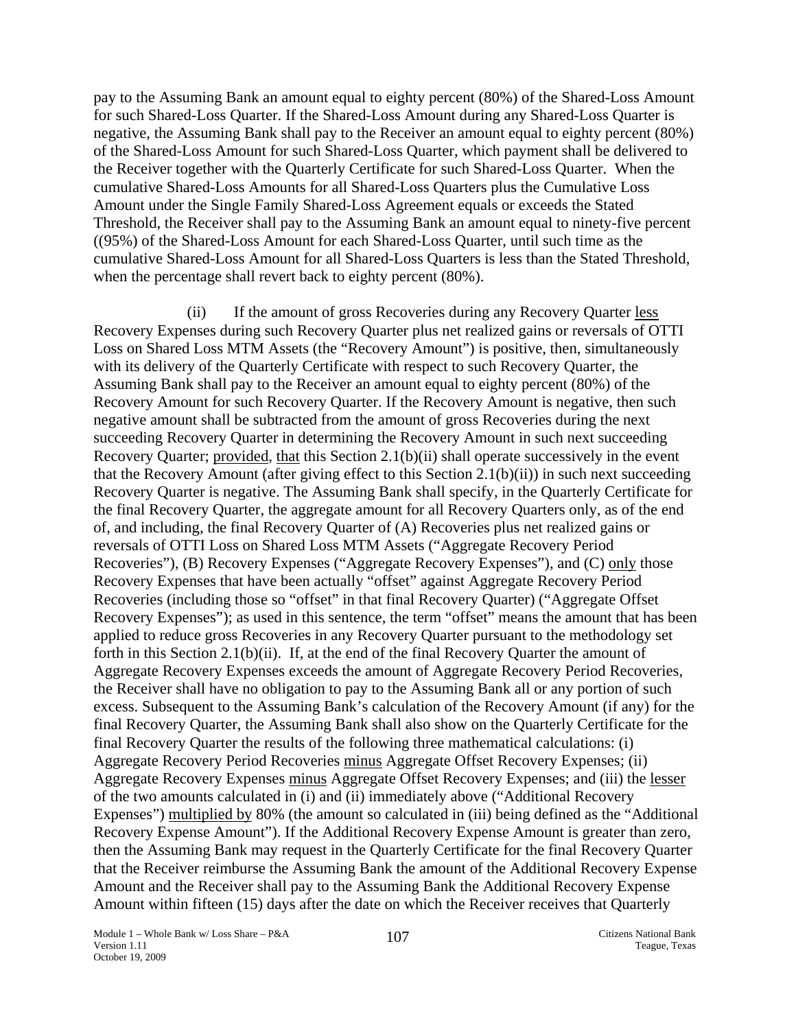pay to the Assuming Bank an amount equal to eighty percent (80%) of the Shared-Loss Amount for such Shared-Loss Quarter. If the Shared-Loss Amount during any Shared-Loss Quarter is negative, the Assuming Bank shall pay to the Receiver an amount equal to eighty percent (80%) of the Shared-Loss Amount for such Shared-Loss Quarter, which payment shall be delivered to the Receiver together with the Quarterly Certificate for such Shared-Loss Quarter. When the cumulative Shared-Loss Amounts for all Shared-Loss Quarters plus the Cumulative Loss Amount under the Single Family Shared-Loss Agreement equals or exceeds the Stated Threshold, the Receiver shall pay to the Assuming Bank an amount equal to ninety-five percent ((95%) of the Shared-Loss Amount for each Shared-Loss Quarter, until such time as the cumulative Shared-Loss Amount for all Shared-Loss Quarters is less than the Stated Threshold, when the percentage shall revert back to eighty percent (80%).

(ii) If the amount of gross Recoveries during any Recovery Quarter less Recovery Expenses during such Recovery Quarter plus net realized gains or reversals of OTTI Loss on Shared Loss MTM Assets (the "Recovery Amount") is positive, then, simultaneously with its delivery of the Quarterly Certificate with respect to such Recovery Quarter, the Assuming Bank shall pay to the Receiver an amount equal to eighty percent (80%) of the Recovery Amount for such Recovery Quarter. If the Recovery Amount is negative, then such negative amount shall be subtracted from the amount of gross Recoveries during the next succeeding Recovery Quarter in determining the Recovery Amount in such next succeeding Recovery Quarter; provided, that this Section 2.1(b)(ii) shall operate successively in the event that the Recovery Amount (after giving effect to this Section 2.1(b)(ii)) in such next succeeding Recovery Quarter is negative. The Assuming Bank shall specify, in the Quarterly Certificate for the final Recovery Quarter, the aggregate amount for all Recovery Quarters only, as of the end of, and including, the final Recovery Quarter of (A) Recoveries plus net realized gains or reversals of OTTI Loss on Shared Loss MTM Assets ("Aggregate Recovery Period Recoveries"), (B) Recovery Expenses ("Aggregate Recovery Expenses"), and (C) only those Recovery Expenses that have been actually "offset" against Aggregate Recovery Period Recoveries (including those so "offset" in that final Recovery Quarter) ("Aggregate Offset Recovery Expenses"); as used in this sentence, the term "offset" means the amount that has been applied to reduce gross Recoveries in any Recovery Quarter pursuant to the methodology set forth in this Section 2.1(b)(ii). If, at the end of the final Recovery Quarter the amount of Aggregate Recovery Expenses exceeds the amount of Aggregate Recovery Period Recoveries, the Receiver shall have no obligation to pay to the Assuming Bank all or any portion of such excess. Subsequent to the Assuming Bank's calculation of the Recovery Amount (if any) for the final Recovery Quarter, the Assuming Bank shall also show on the Quarterly Certificate for the final Recovery Quarter the results of the following three mathematical calculations: (i) Aggregate Recovery Period Recoveries minus Aggregate Offset Recovery Expenses; (ii) Aggregate Recovery Expenses minus Aggregate Offset Recovery Expenses; and (iii) the lesser of the two amounts calculated in (i) and (ii) immediately above ("Additional Recovery Expenses") multiplied by 80% (the amount so calculated in (iii) being defined as the "Additional Recovery Expense Amount"). If the Additional Recovery Expense Amount is greater than zero, then the Assuming Bank may request in the Quarterly Certificate for the final Recovery Quarter that the Receiver reimburse the Assuming Bank the amount of the Additional Recovery Expense Amount and the Receiver shall pay to the Assuming Bank the Additional Recovery Expense Amount within fifteen (15) days after the date on which the Receiver receives that Quarterly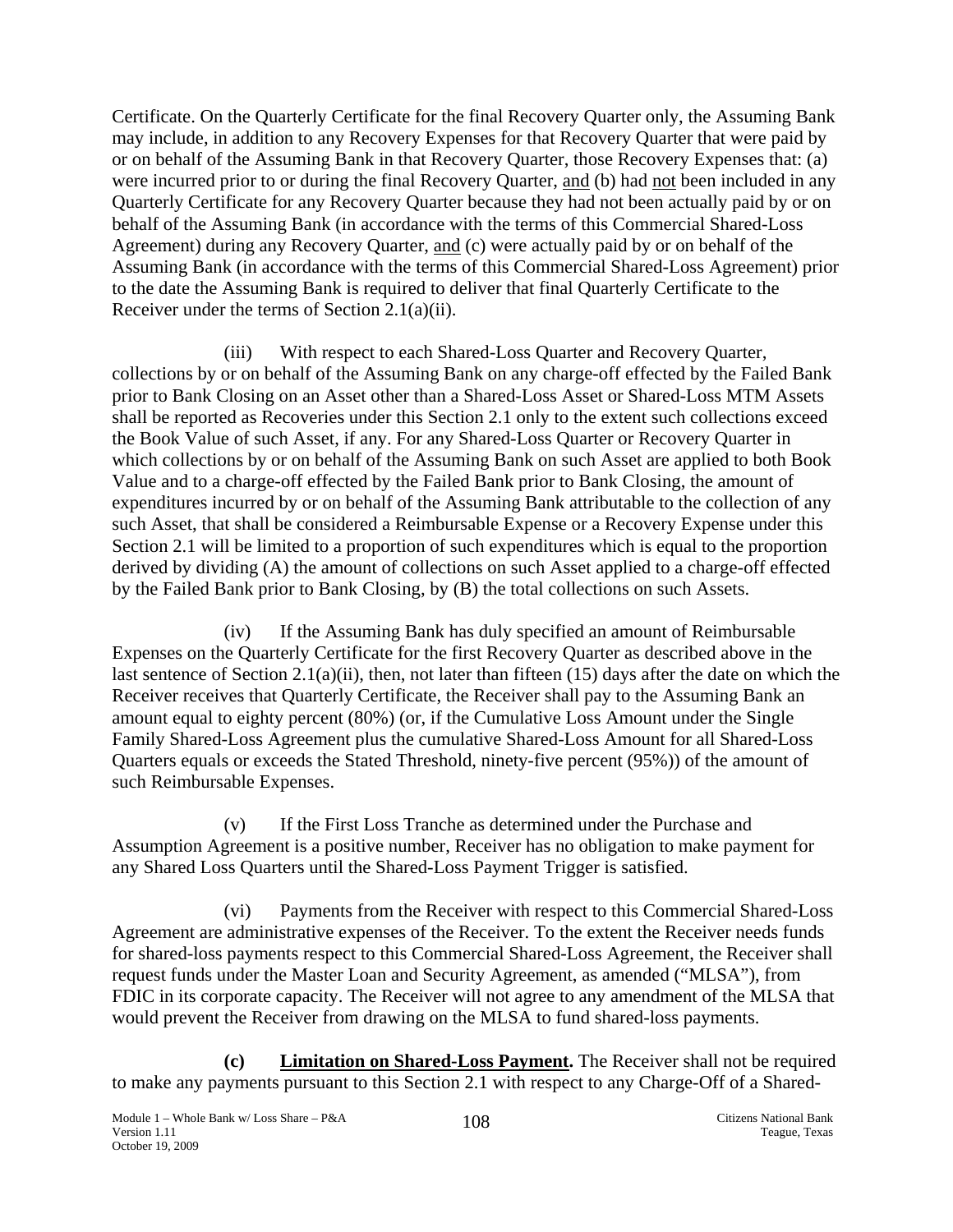Certificate. On the Quarterly Certificate for the final Recovery Quarter only, the Assuming Bank may include, in addition to any Recovery Expenses for that Recovery Quarter that were paid by or on behalf of the Assuming Bank in that Recovery Quarter, those Recovery Expenses that: (a) were incurred prior to or during the final Recovery Quarter, and (b) had not been included in any Quarterly Certificate for any Recovery Quarter because they had not been actually paid by or on behalf of the Assuming Bank (in accordance with the terms of this Commercial Shared-Loss Agreement) during any Recovery Quarter, and (c) were actually paid by or on behalf of the Assuming Bank (in accordance with the terms of this Commercial Shared-Loss Agreement) prior to the date the Assuming Bank is required to deliver that final Quarterly Certificate to the Receiver under the terms of Section 2.1(a)(ii).

(iii) With respect to each Shared-Loss Quarter and Recovery Quarter, collections by or on behalf of the Assuming Bank on any charge-off effected by the Failed Bank prior to Bank Closing on an Asset other than a Shared-Loss Asset or Shared-Loss MTM Assets shall be reported as Recoveries under this Section 2.1 only to the extent such collections exceed the Book Value of such Asset, if any. For any Shared-Loss Quarter or Recovery Quarter in which collections by or on behalf of the Assuming Bank on such Asset are applied to both Book Value and to a charge-off effected by the Failed Bank prior to Bank Closing, the amount of expenditures incurred by or on behalf of the Assuming Bank attributable to the collection of any such Asset, that shall be considered a Reimbursable Expense or a Recovery Expense under this Section 2.1 will be limited to a proportion of such expenditures which is equal to the proportion derived by dividing (A) the amount of collections on such Asset applied to a charge-off effected by the Failed Bank prior to Bank Closing, by (B) the total collections on such Assets.

(iv) If the Assuming Bank has duly specified an amount of Reimbursable Expenses on the Quarterly Certificate for the first Recovery Quarter as described above in the last sentence of Section 2.1(a)(ii), then, not later than fifteen (15) days after the date on which the Receiver receives that Quarterly Certificate, the Receiver shall pay to the Assuming Bank an amount equal to eighty percent (80%) (or, if the Cumulative Loss Amount under the Single Family Shared-Loss Agreement plus the cumulative Shared-Loss Amount for all Shared-Loss Quarters equals or exceeds the Stated Threshold, ninety-five percent (95%)) of the amount of such Reimbursable Expenses.

(v) If the First Loss Tranche as determined under the Purchase and Assumption Agreement is a positive number, Receiver has no obligation to make payment for any Shared Loss Quarters until the Shared-Loss Payment Trigger is satisfied.

(vi) Payments from the Receiver with respect to this Commercial Shared-Loss Agreement are administrative expenses of the Receiver. To the extent the Receiver needs funds for shared-loss payments respect to this Commercial Shared-Loss Agreement, the Receiver shall request funds under the Master Loan and Security Agreement, as amended ("MLSA"), from FDIC in its corporate capacity. The Receiver will not agree to any amendment of the MLSA that would prevent the Receiver from drawing on the MLSA to fund shared-loss payments.

**(c) Limitation on Shared-Loss Payment.** The Receiver shall not be required to make any payments pursuant to this Section 2.1 with respect to any Charge-Off of a Shared-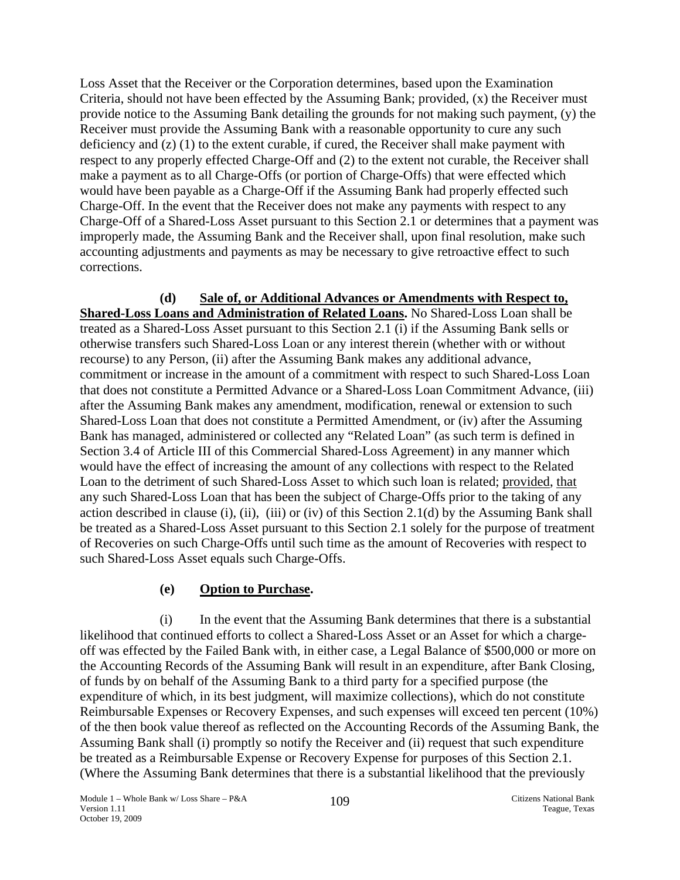Loss Asset that the Receiver or the Corporation determines, based upon the Examination Criteria, should not have been effected by the Assuming Bank; provided, (x) the Receiver must provide notice to the Assuming Bank detailing the grounds for not making such payment, (y) the Receiver must provide the Assuming Bank with a reasonable opportunity to cure any such deficiency and (z) (1) to the extent curable, if cured, the Receiver shall make payment with respect to any properly effected Charge-Off and (2) to the extent not curable, the Receiver shall make a payment as to all Charge-Offs (or portion of Charge-Offs) that were effected which would have been payable as a Charge-Off if the Assuming Bank had properly effected such Charge-Off. In the event that the Receiver does not make any payments with respect to any Charge-Off of a Shared-Loss Asset pursuant to this Section 2.1 or determines that a payment was improperly made, the Assuming Bank and the Receiver shall, upon final resolution, make such accounting adjustments and payments as may be necessary to give retroactive effect to such corrections.

**(d) Sale of, or Additional Advances or Amendments with Respect to, Shared-Loss Loans and Administration of Related Loans.** No Shared-Loss Loan shall be treated as a Shared-Loss Asset pursuant to this Section 2.1 (i) if the Assuming Bank sells or otherwise transfers such Shared-Loss Loan or any interest therein (whether with or without recourse) to any Person, (ii) after the Assuming Bank makes any additional advance, commitment or increase in the amount of a commitment with respect to such Shared-Loss Loan that does not constitute a Permitted Advance or a Shared-Loss Loan Commitment Advance, (iii) after the Assuming Bank makes any amendment, modification, renewal or extension to such Shared-Loss Loan that does not constitute a Permitted Amendment, or (iv) after the Assuming Bank has managed, administered or collected any "Related Loan" (as such term is defined in Section 3.4 of Article III of this Commercial Shared-Loss Agreement) in any manner which would have the effect of increasing the amount of any collections with respect to the Related Loan to the detriment of such Shared-Loss Asset to which such loan is related; provided, that any such Shared-Loss Loan that has been the subject of Charge-Offs prior to the taking of any action described in clause (i), (ii), (iii) or (iv) of this Section 2.1(d) by the Assuming Bank shall be treated as a Shared-Loss Asset pursuant to this Section 2.1 solely for the purpose of treatment of Recoveries on such Charge-Offs until such time as the amount of Recoveries with respect to such Shared-Loss Asset equals such Charge-Offs.

**(e) Option to Purchase.**

(i) In the event that the Assuming Bank determines that there is a substantial likelihood that continued efforts to collect a Shared-Loss Asset or an Asset for which a charge-off was effected by the Failed Bank with, in either case, a Legal Balance of $500,000 or more on the Accounting Records of the Assuming Bank will result in an expenditure, after Bank Closing, of funds by on behalf of the Assuming Bank to a third party for a specified purpose (the expenditure of which, in its best judgment, will maximize collections), which do not constitute Reimbursable Expenses or Recovery Expenses, and such expenses will exceed ten percent (10%) of the then book value thereof as reflected on the Accounting Records of the Assuming Bank, the Assuming Bank shall (i) promptly so notify the Receiver and (ii) request that such expenditure be treated as a Reimbursable Expense or Recovery Expense for purposes of this Section 2.1. (Where the Assuming Bank determines that there is a substantial likelihood that the previously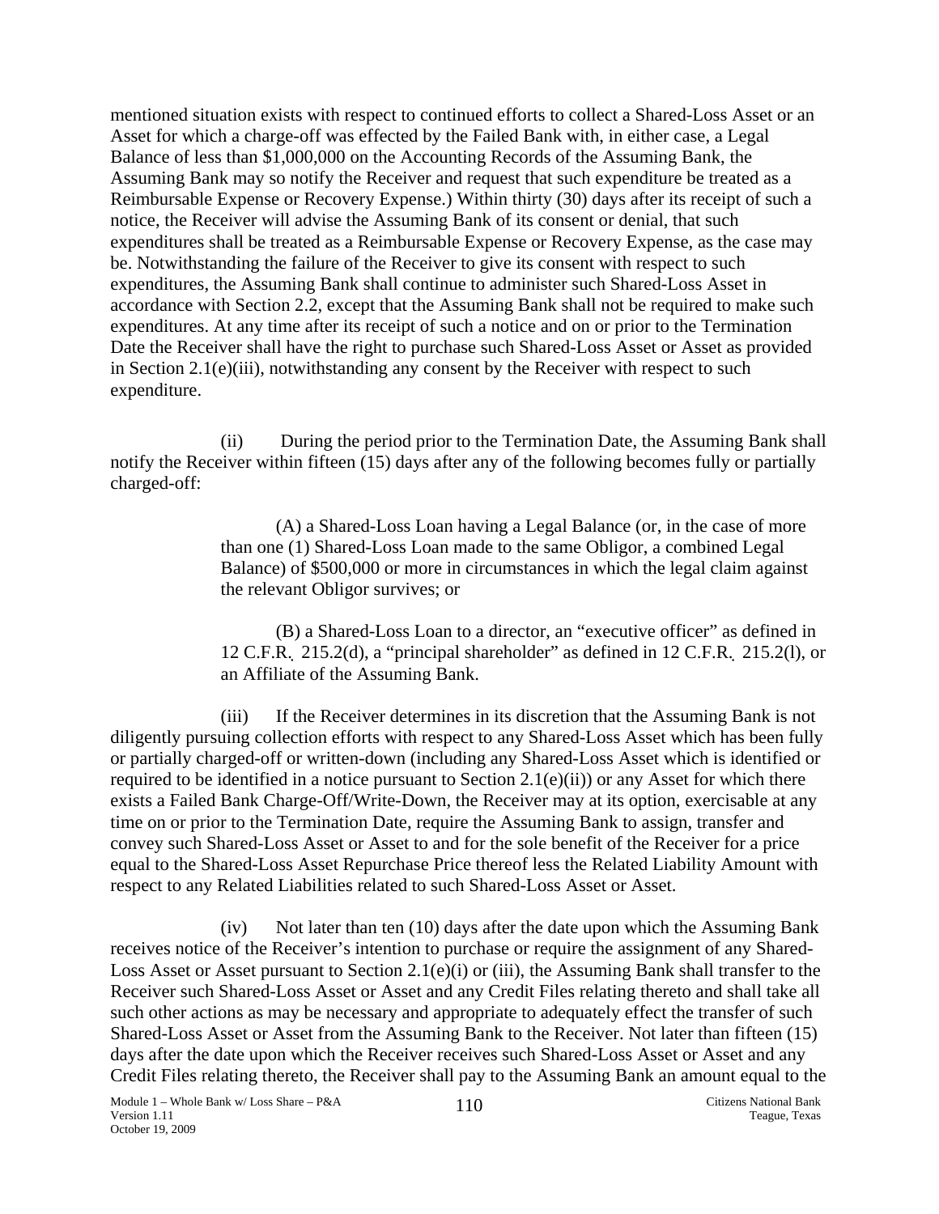mentioned situation exists with respect to continued efforts to collect a Shared-Loss Asset or an Asset for which a charge-off was effected by the Failed Bank with, in either case, a Legal Balance of less than $1,000,000 on the Accounting Records of the Assuming Bank, the Assuming Bank may so notify the Receiver and request that such expenditure be treated as a Reimbursable Expense or Recovery Expense.) Within thirty (30) days after its receipt of such a notice, the Receiver will advise the Assuming Bank of its consent or denial, that such expenditures shall be treated as a Reimbursable Expense or Recovery Expense, as the case may be. Notwithstanding the failure of the Receiver to give its consent with respect to such expenditures, the Assuming Bank shall continue to administer such Shared-Loss Asset in accordance with Section 2.2, except that the Assuming Bank shall not be required to make such expenditures. At any time after its receipt of such a notice and on or prior to the Termination Date the Receiver shall have the right to purchase such Shared-Loss Asset or Asset as provided in Section 2.1(e)(iii), notwithstanding any consent by the Receiver with respect to such expenditure.

(ii) During the period prior to the Termination Date, the Assuming Bank shall notify the Receiver within fifteen (15) days after any of the following becomes fully or partially charged-off:

> (A) a Shared-Loss Loan having a Legal Balance (or, in the case of more than one (1) Shared-Loss Loan made to the same Obligor, a combined Legal Balance) of $500,000 or more in circumstances in which the legal claim against the relevant Obligor survives; or
>
> (B) a Shared-Loss Loan to a director, an "executive officer" as defined in 12 C.F.R. 215.2(d), a "principal shareholder" as defined in 12 C.F.R. 215.2(l), or an Affiliate of the Assuming Bank.

(iii) If the Receiver determines in its discretion that the Assuming Bank is not diligently pursuing collection efforts with respect to any Shared-Loss Asset which has been fully or partially charged-off or written-down (including any Shared-Loss Asset which is identified or required to be identified in a notice pursuant to Section 2.1(e)(ii)) or any Asset for which there exists a Failed Bank Charge-Off/Write-Down, the Receiver may at its option, exercisable at any time on or prior to the Termination Date, require the Assuming Bank to assign, transfer and convey such Shared-Loss Asset or Asset to and for the sole benefit of the Receiver for a price equal to the Shared-Loss Asset Repurchase Price thereof less the Related Liability Amount with respect to any Related Liabilities related to such Shared-Loss Asset or Asset.

(iv) Not later than ten (10) days after the date upon which the Assuming Bank receives notice of the Receiver's intention to purchase or require the assignment of any Shared-Loss Asset or Asset pursuant to Section 2.1(e)(i) or (iii), the Assuming Bank shall transfer to the Receiver such Shared-Loss Asset or Asset and any Credit Files relating thereto and shall take all such other actions as may be necessary and appropriate to adequately effect the transfer of such Shared-Loss Asset or Asset from the Assuming Bank to the Receiver. Not later than fifteen (15) days after the date upon which the Receiver receives such Shared-Loss Asset or Asset and any Credit Files relating thereto, the Receiver shall pay to the Assuming Bank an amount equal to the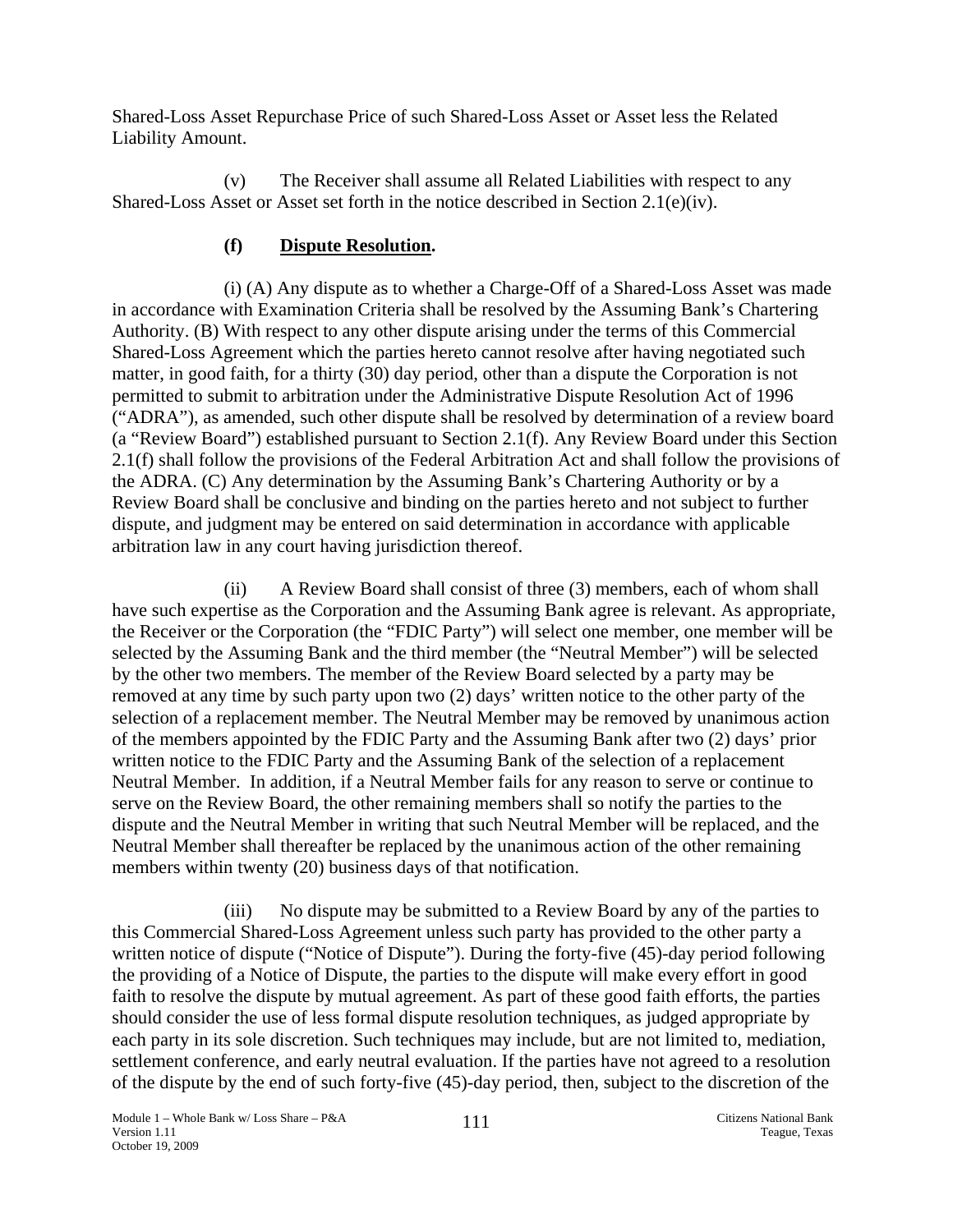Shared-Loss Asset Repurchase Price of such Shared-Loss Asset or Asset less the Related Liability Amount.

(v) The Receiver shall assume all Related Liabilities with respect to any Shared-Loss Asset or Asset set forth in the notice described in Section 2.1(e)(iv).

**(f) Dispute Resolution.**

(i) (A) Any dispute as to whether a Charge-Off of a Shared-Loss Asset was made in accordance with Examination Criteria shall be resolved by the Assuming Bank's Chartering Authority. (B) With respect to any other dispute arising under the terms of this Commercial Shared-Loss Agreement which the parties hereto cannot resolve after having negotiated such matter, in good faith, for a thirty (30) day period, other than a dispute the Corporation is not permitted to submit to arbitration under the Administrative Dispute Resolution Act of 1996 ("ADRA"), as amended, such other dispute shall be resolved by determination of a review board (a "Review Board") established pursuant to Section 2.1(f). Any Review Board under this Section 2.1(f) shall follow the provisions of the Federal Arbitration Act and shall follow the provisions of the ADRA. (C) Any determination by the Assuming Bank's Chartering Authority or by a Review Board shall be conclusive and binding on the parties hereto and not subject to further dispute, and judgment may be entered on said determination in accordance with applicable arbitration law in any court having jurisdiction thereof.

(ii) A Review Board shall consist of three (3) members, each of whom shall have such expertise as the Corporation and the Assuming Bank agree is relevant. As appropriate, the Receiver or the Corporation (the "FDIC Party") will select one member, one member will be selected by the Assuming Bank and the third member (the "Neutral Member") will be selected by the other two members. The member of the Review Board selected by a party may be removed at any time by such party upon two (2) days' written notice to the other party of the selection of a replacement member. The Neutral Member may be removed by unanimous action of the members appointed by the FDIC Party and the Assuming Bank after two (2) days' prior written notice to the FDIC Party and the Assuming Bank of the selection of a replacement Neutral Member. In addition, if a Neutral Member fails for any reason to serve or continue to serve on the Review Board, the other remaining members shall so notify the parties to the dispute and the Neutral Member in writing that such Neutral Member will be replaced, and the Neutral Member shall thereafter be replaced by the unanimous action of the other remaining members within twenty (20) business days of that notification.

(iii) No dispute may be submitted to a Review Board by any of the parties to this Commercial Shared-Loss Agreement unless such party has provided to the other party a written notice of dispute ("Notice of Dispute"). During the forty-five (45)-day period following the providing of a Notice of Dispute, the parties to the dispute will make every effort in good faith to resolve the dispute by mutual agreement. As part of these good faith efforts, the parties should consider the use of less formal dispute resolution techniques, as judged appropriate by each party in its sole discretion. Such techniques may include, but are not limited to, mediation, settlement conference, and early neutral evaluation. If the parties have not agreed to a resolution of the dispute by the end of such forty-five (45)-day period, then, subject to the discretion of the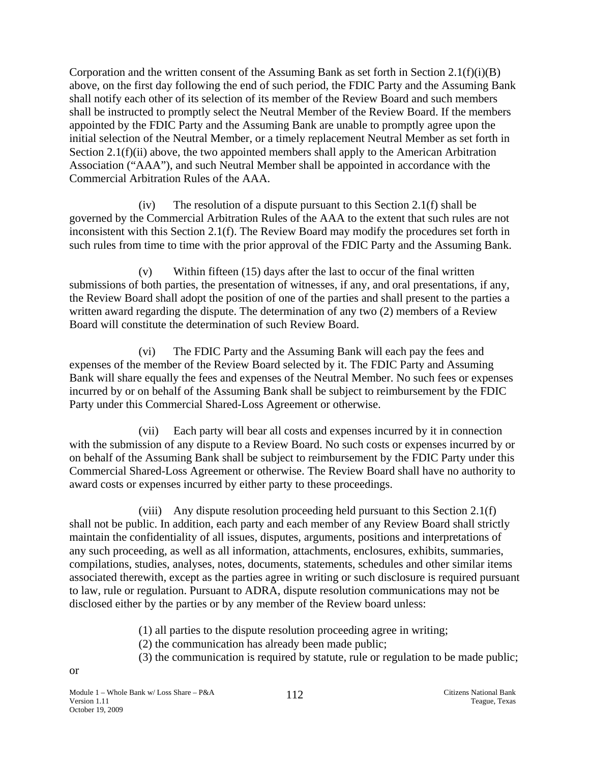Corporation and the written consent of the Assuming Bank as set forth in Section 2.1(f)(i)(B) above, on the first day following the end of such period, the FDIC Party and the Assuming Bank shall notify each other of its selection of its member of the Review Board and such members shall be instructed to promptly select the Neutral Member of the Review Board. If the members appointed by the FDIC Party and the Assuming Bank are unable to promptly agree upon the initial selection of the Neutral Member, or a timely replacement Neutral Member as set forth in Section 2.1(f)(ii) above, the two appointed members shall apply to the American Arbitration Association ("AAA"), and such Neutral Member shall be appointed in accordance with the Commercial Arbitration Rules of the AAA.

(iv) The resolution of a dispute pursuant to this Section 2.1(f) shall be governed by the Commercial Arbitration Rules of the AAA to the extent that such rules are not inconsistent with this Section 2.1(f). The Review Board may modify the procedures set forth in such rules from time to time with the prior approval of the FDIC Party and the Assuming Bank.

(v) Within fifteen (15) days after the last to occur of the final written submissions of both parties, the presentation of witnesses, if any, and oral presentations, if any, the Review Board shall adopt the position of one of the parties and shall present to the parties a written award regarding the dispute. The determination of any two (2) members of a Review Board will constitute the determination of such Review Board.

(vi) The FDIC Party and the Assuming Bank will each pay the fees and expenses of the member of the Review Board selected by it. The FDIC Party and Assuming Bank will share equally the fees and expenses of the Neutral Member. No such fees or expenses incurred by or on behalf of the Assuming Bank shall be subject to reimbursement by the FDIC Party under this Commercial Shared-Loss Agreement or otherwise.

(vii) Each party will bear all costs and expenses incurred by it in connection with the submission of any dispute to a Review Board. No such costs or expenses incurred by or on behalf of the Assuming Bank shall be subject to reimbursement by the FDIC Party under this Commercial Shared-Loss Agreement or otherwise. The Review Board shall have no authority to award costs or expenses incurred by either party to these proceedings.

(viii) Any dispute resolution proceeding held pursuant to this Section 2.1(f) shall not be public. In addition, each party and each member of any Review Board shall strictly maintain the confidentiality of all issues, disputes, arguments, positions and interpretations of any such proceeding, as well as all information, attachments, enclosures, exhibits, summaries, compilations, studies, analyses, notes, documents, statements, schedules and other similar items associated therewith, except as the parties agree in writing or such disclosure is required pursuant to law, rule or regulation. Pursuant to ADRA, dispute resolution communications may not be disclosed either by the parties or by any member of the Review board unless:

(1) all parties to the dispute resolution proceeding agree in writing;
(2) the communication has already been made public;
(3) the communication is required by statute, rule or regulation to be made public;

or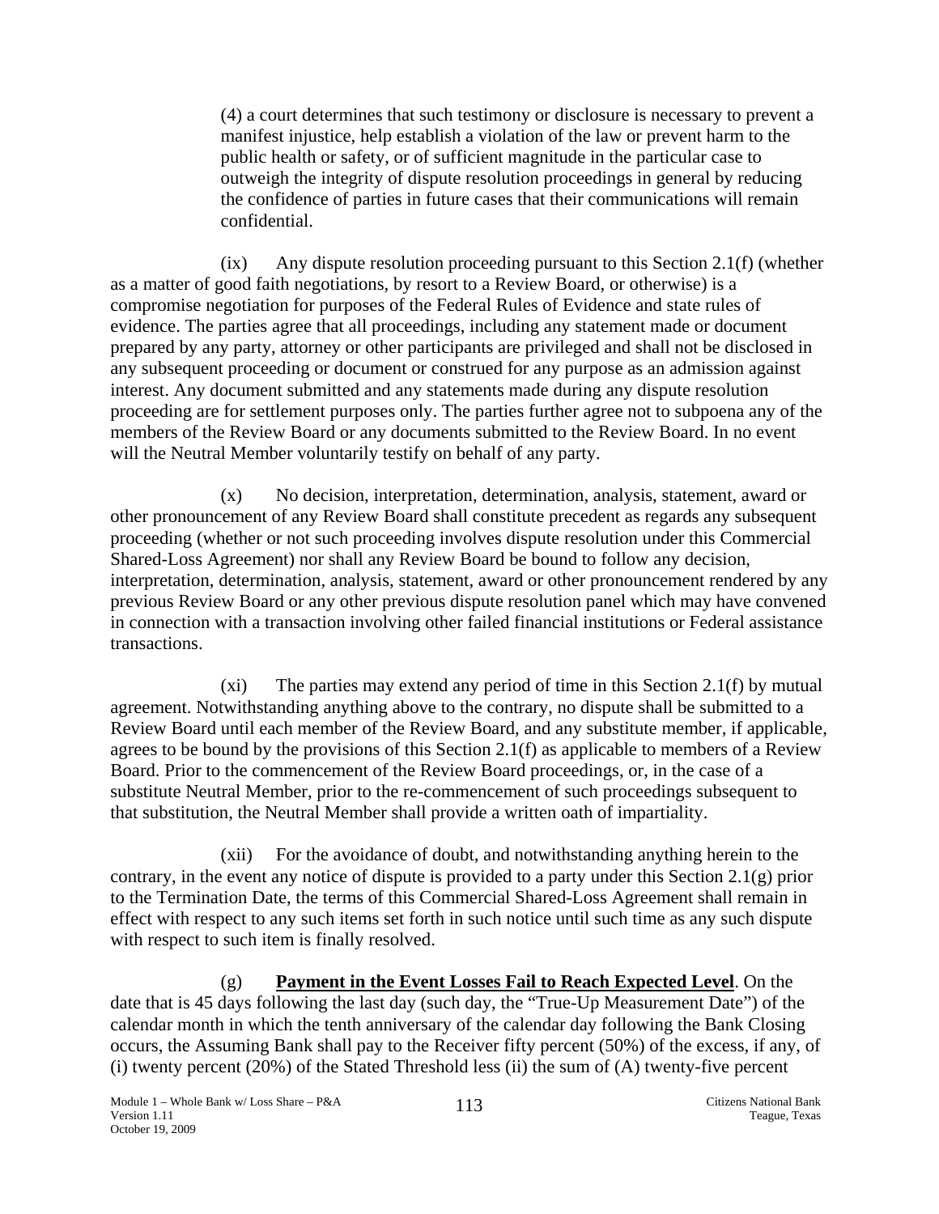(4) a court determines that such testimony or disclosure is necessary to prevent a manifest injustice, help establish a violation of the law or prevent harm to the public health or safety, or of sufficient magnitude in the particular case to outweigh the integrity of dispute resolution proceedings in general by reducing the confidence of parties in future cases that their communications will remain confidential.

(ix) Any dispute resolution proceeding pursuant to this Section 2.1(f) (whether as a matter of good faith negotiations, by resort to a Review Board, or otherwise) is a compromise negotiation for purposes of the Federal Rules of Evidence and state rules of evidence. The parties agree that all proceedings, including any statement made or document prepared by any party, attorney or other participants are privileged and shall not be disclosed in any subsequent proceeding or document or construed for any purpose as an admission against interest. Any document submitted and any statements made during any dispute resolution proceeding are for settlement purposes only. The parties further agree not to subpoena any of the members of the Review Board or any documents submitted to the Review Board. In no event will the Neutral Member voluntarily testify on behalf of any party.

(x) No decision, interpretation, determination, analysis, statement, award or other pronouncement of any Review Board shall constitute precedent as regards any subsequent proceeding (whether or not such proceeding involves dispute resolution under this Commercial Shared-Loss Agreement) nor shall any Review Board be bound to follow any decision, interpretation, determination, analysis, statement, award or other pronouncement rendered by any previous Review Board or any other previous dispute resolution panel which may have convened in connection with a transaction involving other failed financial institutions or Federal assistance transactions.

(xi) The parties may extend any period of time in this Section 2.1(f) by mutual agreement. Notwithstanding anything above to the contrary, no dispute shall be submitted to a Review Board until each member of the Review Board, and any substitute member, if applicable, agrees to be bound by the provisions of this Section 2.1(f) as applicable to members of a Review Board. Prior to the commencement of the Review Board proceedings, or, in the case of a substitute Neutral Member, prior to the re-commencement of such proceedings subsequent to that substitution, the Neutral Member shall provide a written oath of impartiality.

(xii) For the avoidance of doubt, and notwithstanding anything herein to the contrary, in the event any notice of dispute is provided to a party under this Section 2.1(g) prior to the Termination Date, the terms of this Commercial Shared-Loss Agreement shall remain in effect with respect to any such items set forth in such notice until such time as any such dispute with respect to such item is finally resolved.

(g) **Payment in the Event Losses Fail to Reach Expected Level**. On the date that is 45 days following the last day (such day, the "True-Up Measurement Date") of the calendar month in which the tenth anniversary of the calendar day following the Bank Closing occurs, the Assuming Bank shall pay to the Receiver fifty percent (50%) of the excess, if any, of (i) twenty percent (20%) of the Stated Threshold less (ii) the sum of (A) twenty-five percent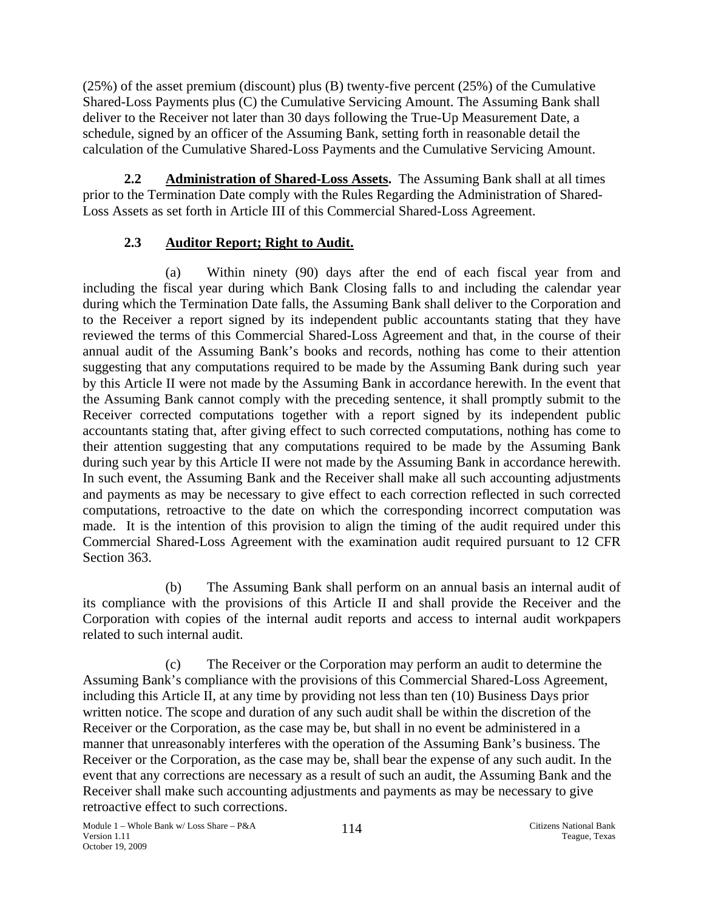(25%) of the asset premium (discount) plus (B) twenty-five percent (25%) of the Cumulative Shared-Loss Payments plus (C) the Cumulative Servicing Amount. The Assuming Bank shall deliver to the Receiver not later than 30 days following the True-Up Measurement Date, a schedule, signed by an officer of the Assuming Bank, setting forth in reasonable detail the calculation of the Cumulative Shared-Loss Payments and the Cumulative Servicing Amount.

**2.2 Administration of Shared-Loss Assets.** The Assuming Bank shall at all times prior to the Termination Date comply with the Rules Regarding the Administration of Shared-Loss Assets as set forth in Article III of this Commercial Shared-Loss Agreement.

**2.3 Auditor Report; Right to Audit.**

(a) Within ninety (90) days after the end of each fiscal year from and including the fiscal year during which Bank Closing falls to and including the calendar year during which the Termination Date falls, the Assuming Bank shall deliver to the Corporation and to the Receiver a report signed by its independent public accountants stating that they have reviewed the terms of this Commercial Shared-Loss Agreement and that, in the course of their annual audit of the Assuming Bank's books and records, nothing has come to their attention suggesting that any computations required to be made by the Assuming Bank during such year by this Article II were not made by the Assuming Bank in accordance herewith. In the event that the Assuming Bank cannot comply with the preceding sentence, it shall promptly submit to the Receiver corrected computations together with a report signed by its independent public accountants stating that, after giving effect to such corrected computations, nothing has come to their attention suggesting that any computations required to be made by the Assuming Bank during such year by this Article II were not made by the Assuming Bank in accordance herewith. In such event, the Assuming Bank and the Receiver shall make all such accounting adjustments and payments as may be necessary to give effect to each correction reflected in such corrected computations, retroactive to the date on which the corresponding incorrect computation was made. It is the intention of this provision to align the timing of the audit required under this Commercial Shared-Loss Agreement with the examination audit required pursuant to 12 CFR Section 363.

(b) The Assuming Bank shall perform on an annual basis an internal audit of its compliance with the provisions of this Article II and shall provide the Receiver and the Corporation with copies of the internal audit reports and access to internal audit workpapers related to such internal audit.

(c) The Receiver or the Corporation may perform an audit to determine the Assuming Bank's compliance with the provisions of this Commercial Shared-Loss Agreement, including this Article II, at any time by providing not less than ten (10) Business Days prior written notice. The scope and duration of any such audit shall be within the discretion of the Receiver or the Corporation, as the case may be, but shall in no event be administered in a manner that unreasonably interferes with the operation of the Assuming Bank's business. The Receiver or the Corporation, as the case may be, shall bear the expense of any such audit. In the event that any corrections are necessary as a result of such an audit, the Assuming Bank and the Receiver shall make such accounting adjustments and payments as may be necessary to give retroactive effect to such corrections.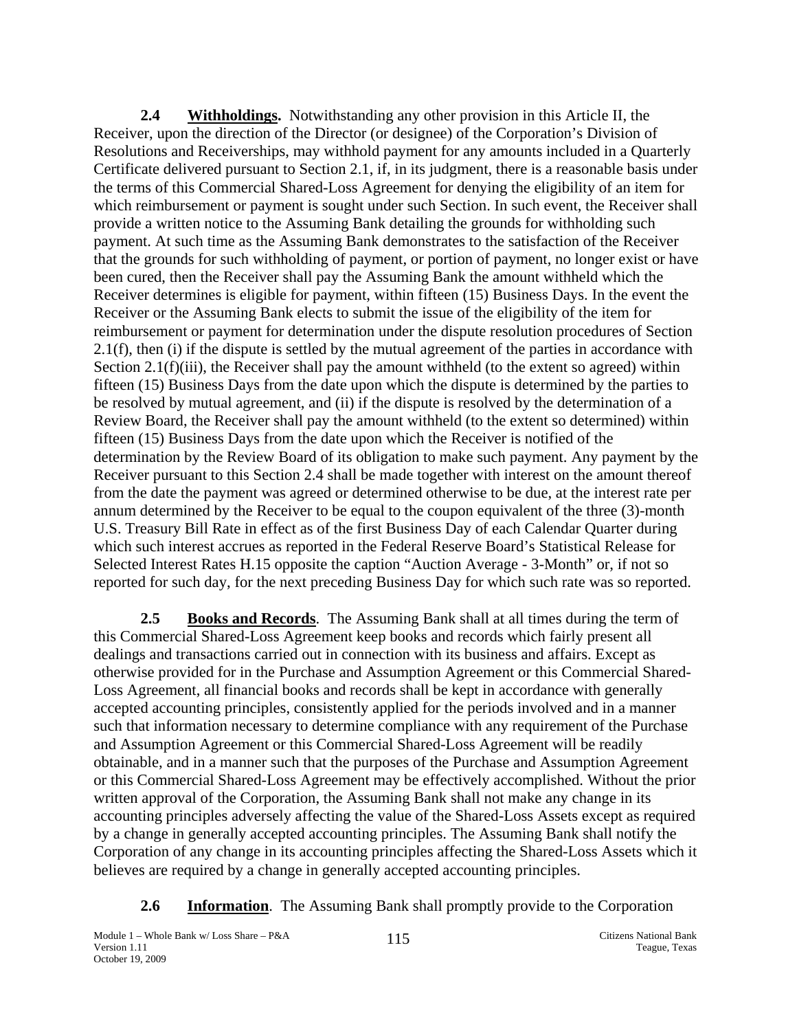**2.4 Withholdings.** Notwithstanding any other provision in this Article II, the Receiver, upon the direction of the Director (or designee) of the Corporation's Division of Resolutions and Receiverships, may withhold payment for any amounts included in a Quarterly Certificate delivered pursuant to Section 2.1, if, in its judgment, there is a reasonable basis under the terms of this Commercial Shared-Loss Agreement for denying the eligibility of an item for which reimbursement or payment is sought under such Section. In such event, the Receiver shall provide a written notice to the Assuming Bank detailing the grounds for withholding such payment. At such time as the Assuming Bank demonstrates to the satisfaction of the Receiver that the grounds for such withholding of payment, or portion of payment, no longer exist or have been cured, then the Receiver shall pay the Assuming Bank the amount withheld which the Receiver determines is eligible for payment, within fifteen (15) Business Days. In the event the Receiver or the Assuming Bank elects to submit the issue of the eligibility of the item for reimbursement or payment for determination under the dispute resolution procedures of Section 2.1(f), then (i) if the dispute is settled by the mutual agreement of the parties in accordance with Section 2.1(f)(iii), the Receiver shall pay the amount withheld (to the extent so agreed) within fifteen (15) Business Days from the date upon which the dispute is determined by the parties to be resolved by mutual agreement, and (ii) if the dispute is resolved by the determination of a Review Board, the Receiver shall pay the amount withheld (to the extent so determined) within fifteen (15) Business Days from the date upon which the Receiver is notified of the determination by the Review Board of its obligation to make such payment. Any payment by the Receiver pursuant to this Section 2.4 shall be made together with interest on the amount thereof from the date the payment was agreed or determined otherwise to be due, at the interest rate per annum determined by the Receiver to be equal to the coupon equivalent of the three (3)-month U.S. Treasury Bill Rate in effect as of the first Business Day of each Calendar Quarter during which such interest accrues as reported in the Federal Reserve Board's Statistical Release for Selected Interest Rates H.15 opposite the caption "Auction Average - 3-Month" or, if not so reported for such day, for the next preceding Business Day for which such rate was so reported.

**2.5 Books and Records**. The Assuming Bank shall at all times during the term of this Commercial Shared-Loss Agreement keep books and records which fairly present all dealings and transactions carried out in connection with its business and affairs. Except as otherwise provided for in the Purchase and Assumption Agreement or this Commercial Shared-Loss Agreement, all financial books and records shall be kept in accordance with generally accepted accounting principles, consistently applied for the periods involved and in a manner such that information necessary to determine compliance with any requirement of the Purchase and Assumption Agreement or this Commercial Shared-Loss Agreement will be readily obtainable, and in a manner such that the purposes of the Purchase and Assumption Agreement or this Commercial Shared-Loss Agreement may be effectively accomplished. Without the prior written approval of the Corporation, the Assuming Bank shall not make any change in its accounting principles adversely affecting the value of the Shared-Loss Assets except as required by a change in generally accepted accounting principles. The Assuming Bank shall notify the Corporation of any change in its accounting principles affecting the Shared-Loss Assets which it believes are required by a change in generally accepted accounting principles.

**2.6 Information**. The Assuming Bank shall promptly provide to the Corporation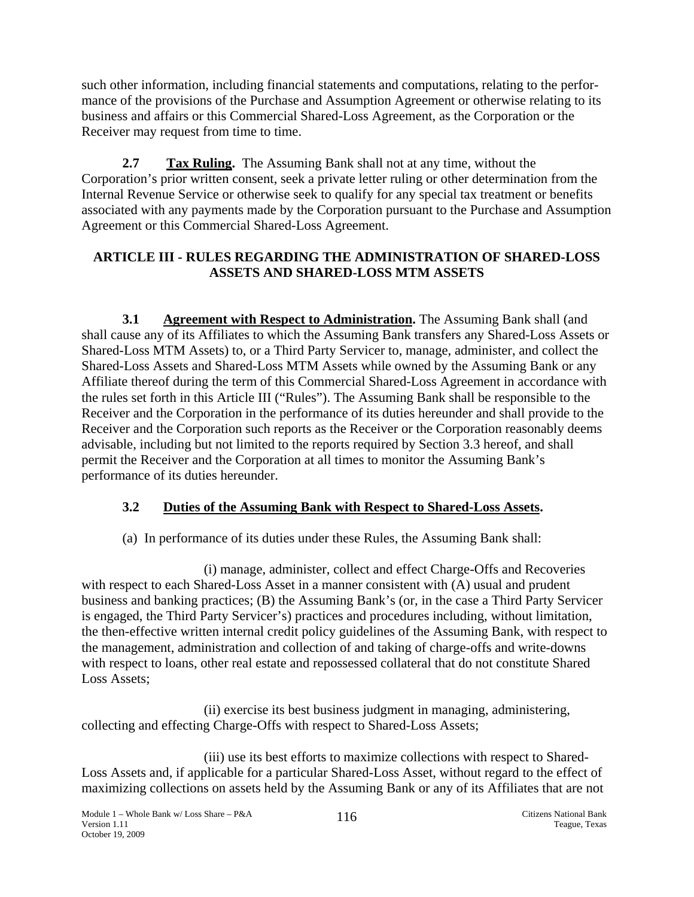such other information, including financial statements and computations, relating to the performance of the provisions of the Purchase and Assumption Agreement or otherwise relating to its business and affairs or this Commercial Shared-Loss Agreement, as the Corporation or the Receiver may request from time to time.

**2.7 Tax Ruling.** The Assuming Bank shall not at any time, without the Corporation's prior written consent, seek a private letter ruling or other determination from the Internal Revenue Service or otherwise seek to qualify for any special tax treatment or benefits associated with any payments made by the Corporation pursuant to the Purchase and Assumption Agreement or this Commercial Shared-Loss Agreement.

## ARTICLE III - RULES REGARDING THE ADMINISTRATION OF SHARED-LOSS ASSETS AND SHARED-LOSS MTM ASSETS

**3.1 Agreement with Respect to Administration.** The Assuming Bank shall (and shall cause any of its Affiliates to which the Assuming Bank transfers any Shared-Loss Assets or Shared-Loss MTM Assets) to, or a Third Party Servicer to, manage, administer, and collect the Shared-Loss Assets and Shared-Loss MTM Assets while owned by the Assuming Bank or any Affiliate thereof during the term of this Commercial Shared-Loss Agreement in accordance with the rules set forth in this Article III ("Rules"). The Assuming Bank shall be responsible to the Receiver and the Corporation in the performance of its duties hereunder and shall provide to the Receiver and the Corporation such reports as the Receiver or the Corporation reasonably deems advisable, including but not limited to the reports required by Section 3.3 hereof, and shall permit the Receiver and the Corporation at all times to monitor the Assuming Bank's performance of its duties hereunder.

**3.2 Duties of the Assuming Bank with Respect to Shared-Loss Assets.**

(a) In performance of its duties under these Rules, the Assuming Bank shall:

(i) manage, administer, collect and effect Charge-Offs and Recoveries with respect to each Shared-Loss Asset in a manner consistent with (A) usual and prudent business and banking practices; (B) the Assuming Bank's (or, in the case a Third Party Servicer is engaged, the Third Party Servicer's) practices and procedures including, without limitation, the then-effective written internal credit policy guidelines of the Assuming Bank, with respect to the management, administration and collection of and taking of charge-offs and write-downs with respect to loans, other real estate and repossessed collateral that do not constitute Shared Loss Assets;

(ii) exercise its best business judgment in managing, administering, collecting and effecting Charge-Offs with respect to Shared-Loss Assets;

(iii) use its best efforts to maximize collections with respect to Shared-Loss Assets and, if applicable for a particular Shared-Loss Asset, without regard to the effect of maximizing collections on assets held by the Assuming Bank or any of its Affiliates that are not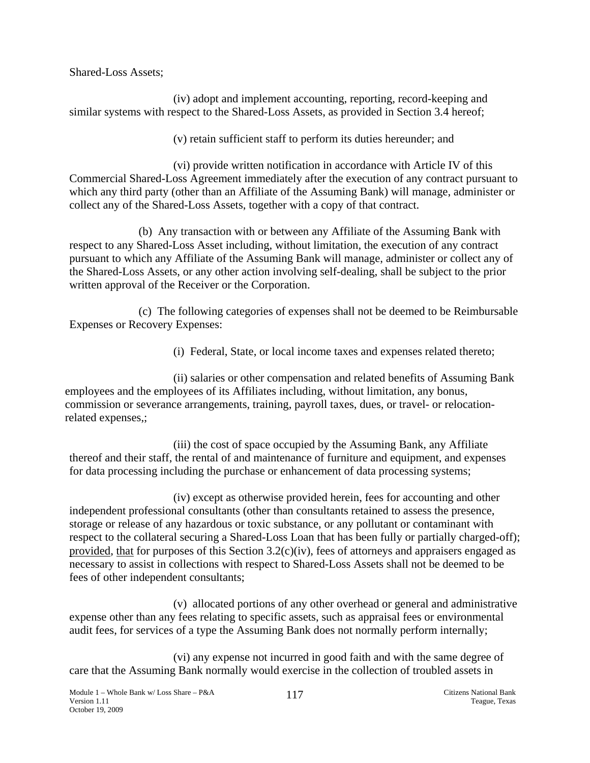Shared-Loss Assets;

(iv) adopt and implement accounting, reporting, record-keeping and similar systems with respect to the Shared-Loss Assets, as provided in Section 3.4 hereof;

(v) retain sufficient staff to perform its duties hereunder; and

(vi) provide written notification in accordance with Article IV of this Commercial Shared-Loss Agreement immediately after the execution of any contract pursuant to which any third party (other than an Affiliate of the Assuming Bank) will manage, administer or collect any of the Shared-Loss Assets, together with a copy of that contract.

(b) Any transaction with or between any Affiliate of the Assuming Bank with respect to any Shared-Loss Asset including, without limitation, the execution of any contract pursuant to which any Affiliate of the Assuming Bank will manage, administer or collect any of the Shared-Loss Assets, or any other action involving self-dealing, shall be subject to the prior written approval of the Receiver or the Corporation.

(c) The following categories of expenses shall not be deemed to be Reimbursable Expenses or Recovery Expenses:

(i) Federal, State, or local income taxes and expenses related thereto;

(ii) salaries or other compensation and related benefits of Assuming Bank employees and the employees of its Affiliates including, without limitation, any bonus, commission or severance arrangements, training, payroll taxes, dues, or travel- or relocation-related expenses,;

(iii) the cost of space occupied by the Assuming Bank, any Affiliate thereof and their staff, the rental of and maintenance of furniture and equipment, and expenses for data processing including the purchase or enhancement of data processing systems;

(iv) except as otherwise provided herein, fees for accounting and other independent professional consultants (other than consultants retained to assess the presence, storage or release of any hazardous or toxic substance, or any pollutant or contaminant with respect to the collateral securing a Shared-Loss Loan that has been fully or partially charged-off); provided, that for purposes of this Section 3.2(c)(iv), fees of attorneys and appraisers engaged as necessary to assist in collections with respect to Shared-Loss Assets shall not be deemed to be fees of other independent consultants;

(v) allocated portions of any other overhead or general and administrative expense other than any fees relating to specific assets, such as appraisal fees or environmental audit fees, for services of a type the Assuming Bank does not normally perform internally;

(vi) any expense not incurred in good faith and with the same degree of care that the Assuming Bank normally would exercise in the collection of troubled assets in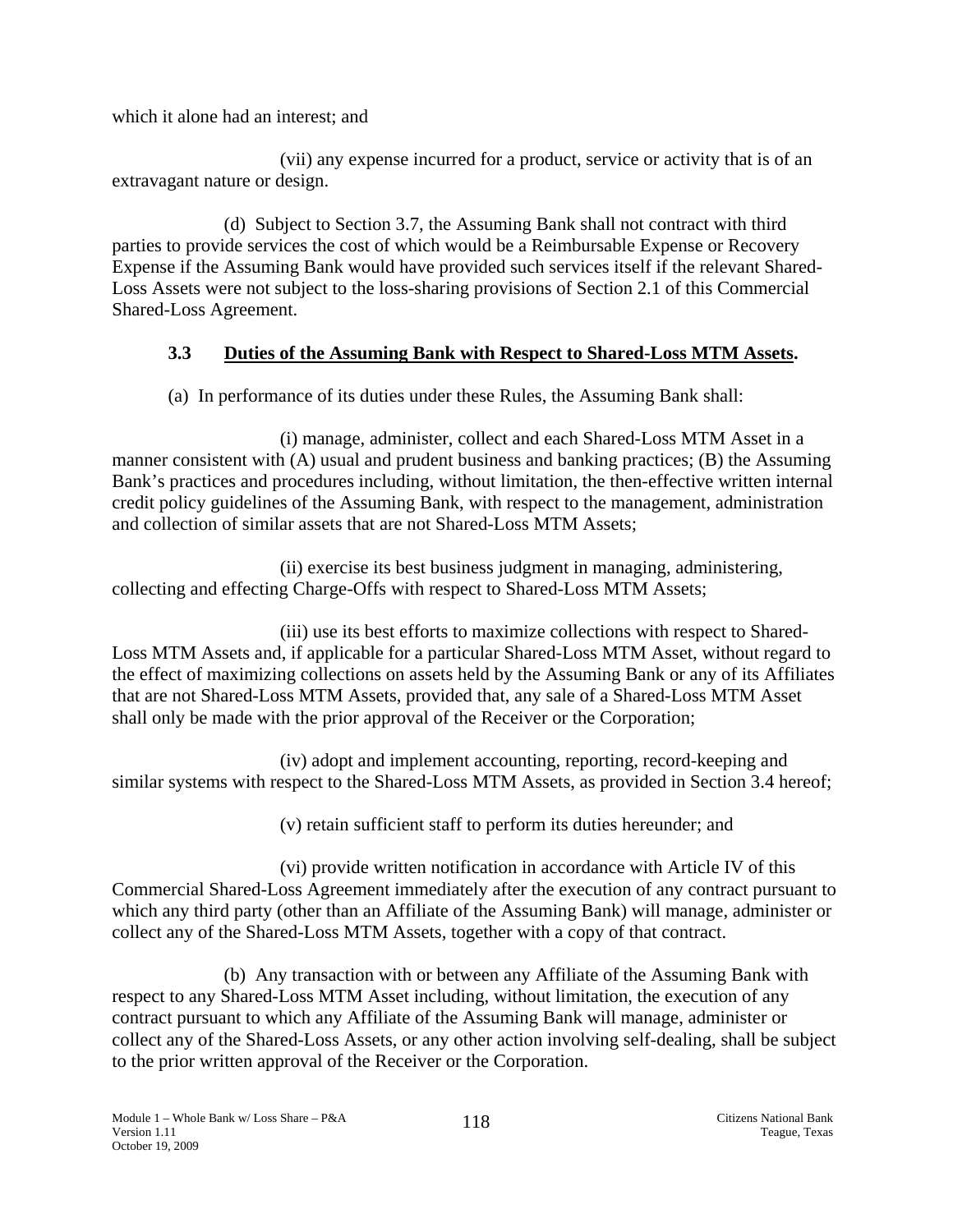which it alone had an interest; and

(vii) any expense incurred for a product, service or activity that is of an extravagant nature or design.

(d) Subject to Section 3.7, the Assuming Bank shall not contract with third parties to provide services the cost of which would be a Reimbursable Expense or Recovery Expense if the Assuming Bank would have provided such services itself if the relevant Shared-Loss Assets were not subject to the loss-sharing provisions of Section 2.1 of this Commercial Shared-Loss Agreement.

### 3.3 Duties of the Assuming Bank with Respect to Shared-Loss MTM Assets.

(a) In performance of its duties under these Rules, the Assuming Bank shall:

(i) manage, administer, collect and each Shared-Loss MTM Asset in a manner consistent with (A) usual and prudent business and banking practices; (B) the Assuming Bank's practices and procedures including, without limitation, the then-effective written internal credit policy guidelines of the Assuming Bank, with respect to the management, administration and collection of similar assets that are not Shared-Loss MTM Assets;

(ii) exercise its best business judgment in managing, administering, collecting and effecting Charge-Offs with respect to Shared-Loss MTM Assets;

(iii) use its best efforts to maximize collections with respect to Shared-Loss MTM Assets and, if applicable for a particular Shared-Loss MTM Asset, without regard to the effect of maximizing collections on assets held by the Assuming Bank or any of its Affiliates that are not Shared-Loss MTM Assets, provided that, any sale of a Shared-Loss MTM Asset shall only be made with the prior approval of the Receiver or the Corporation;

(iv) adopt and implement accounting, reporting, record-keeping and similar systems with respect to the Shared-Loss MTM Assets, as provided in Section 3.4 hereof;

(v) retain sufficient staff to perform its duties hereunder; and

(vi) provide written notification in accordance with Article IV of this Commercial Shared-Loss Agreement immediately after the execution of any contract pursuant to which any third party (other than an Affiliate of the Assuming Bank) will manage, administer or collect any of the Shared-Loss MTM Assets, together with a copy of that contract.

(b) Any transaction with or between any Affiliate of the Assuming Bank with respect to any Shared-Loss MTM Asset including, without limitation, the execution of any contract pursuant to which any Affiliate of the Assuming Bank will manage, administer or collect any of the Shared-Loss Assets, or any other action involving self-dealing, shall be subject to the prior written approval of the Receiver or the Corporation.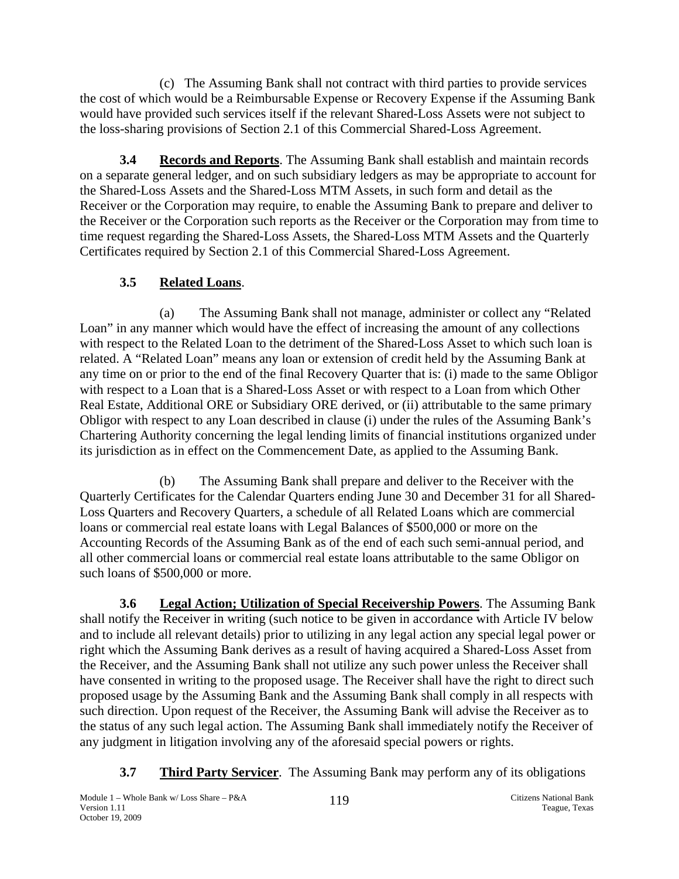(c) The Assuming Bank shall not contract with third parties to provide services the cost of which would be a Reimbursable Expense or Recovery Expense if the Assuming Bank would have provided such services itself if the relevant Shared-Loss Assets were not subject to the loss-sharing provisions of Section 2.1 of this Commercial Shared-Loss Agreement.

**3.4 Records and Reports**. The Assuming Bank shall establish and maintain records on a separate general ledger, and on such subsidiary ledgers as may be appropriate to account for the Shared-Loss Assets and the Shared-Loss MTM Assets, in such form and detail as the Receiver or the Corporation may require, to enable the Assuming Bank to prepare and deliver to the Receiver or the Corporation such reports as the Receiver or the Corporation may from time to time request regarding the Shared-Loss Assets, the Shared-Loss MTM Assets and the Quarterly Certificates required by Section 2.1 of this Commercial Shared-Loss Agreement.

**3.5 Related Loans**.

(a) The Assuming Bank shall not manage, administer or collect any "Related Loan" in any manner which would have the effect of increasing the amount of any collections with respect to the Related Loan to the detriment of the Shared-Loss Asset to which such loan is related. A "Related Loan" means any loan or extension of credit held by the Assuming Bank at any time on or prior to the end of the final Recovery Quarter that is: (i) made to the same Obligor with respect to a Loan that is a Shared-Loss Asset or with respect to a Loan from which Other Real Estate, Additional ORE or Subsidiary ORE derived, or (ii) attributable to the same primary Obligor with respect to any Loan described in clause (i) under the rules of the Assuming Bank's Chartering Authority concerning the legal lending limits of financial institutions organized under its jurisdiction as in effect on the Commencement Date, as applied to the Assuming Bank.

(b) The Assuming Bank shall prepare and deliver to the Receiver with the Quarterly Certificates for the Calendar Quarters ending June 30 and December 31 for all Shared-Loss Quarters and Recovery Quarters, a schedule of all Related Loans which are commercial loans or commercial real estate loans with Legal Balances of $500,000 or more on the Accounting Records of the Assuming Bank as of the end of each such semi-annual period, and all other commercial loans or commercial real estate loans attributable to the same Obligor on such loans of $500,000 or more.

**3.6 Legal Action; Utilization of Special Receivership Powers**. The Assuming Bank shall notify the Receiver in writing (such notice to be given in accordance with Article IV below and to include all relevant details) prior to utilizing in any legal action any special legal power or right which the Assuming Bank derives as a result of having acquired a Shared-Loss Asset from the Receiver, and the Assuming Bank shall not utilize any such power unless the Receiver shall have consented in writing to the proposed usage. The Receiver shall have the right to direct such proposed usage by the Assuming Bank and the Assuming Bank shall comply in all respects with such direction. Upon request of the Receiver, the Assuming Bank will advise the Receiver as to the status of any such legal action. The Assuming Bank shall immediately notify the Receiver of any judgment in litigation involving any of the aforesaid special powers or rights.

**3.7 Third Party Servicer**. The Assuming Bank may perform any of its obligations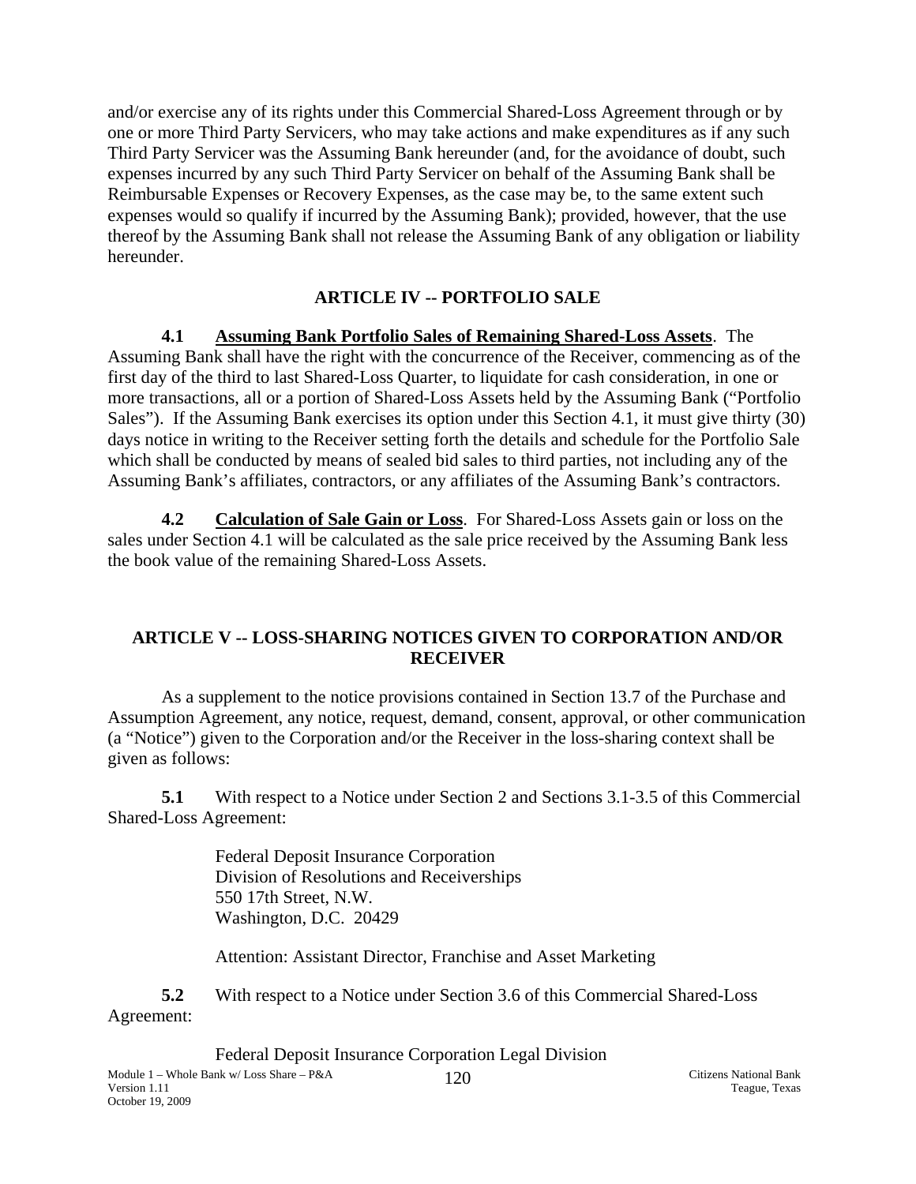and/or exercise any of its rights under this Commercial Shared-Loss Agreement through or by one or more Third Party Servicers, who may take actions and make expenditures as if any such Third Party Servicer was the Assuming Bank hereunder (and, for the avoidance of doubt, such expenses incurred by any such Third Party Servicer on behalf of the Assuming Bank shall be Reimbursable Expenses or Recovery Expenses, as the case may be, to the same extent such expenses would so qualify if incurred by the Assuming Bank); provided, however, that the use thereof by the Assuming Bank shall not release the Assuming Bank of any obligation or liability hereunder.

## ARTICLE IV -- PORTFOLIO SALE

**4.1 Assuming Bank Portfolio Sales of Remaining Shared-Loss Assets**. The Assuming Bank shall have the right with the concurrence of the Receiver, commencing as of the first day of the third to last Shared-Loss Quarter, to liquidate for cash consideration, in one or more transactions, all or a portion of Shared-Loss Assets held by the Assuming Bank ("Portfolio Sales"). If the Assuming Bank exercises its option under this Section 4.1, it must give thirty (30) days notice in writing to the Receiver setting forth the details and schedule for the Portfolio Sale which shall be conducted by means of sealed bid sales to third parties, not including any of the Assuming Bank's affiliates, contractors, or any affiliates of the Assuming Bank's contractors.

**4.2 Calculation of Sale Gain or Loss**. For Shared-Loss Assets gain or loss on the sales under Section 4.1 will be calculated as the sale price received by the Assuming Bank less the book value of the remaining Shared-Loss Assets.

## ARTICLE V -- LOSS-SHARING NOTICES GIVEN TO CORPORATION AND/OR RECEIVER

As a supplement to the notice provisions contained in Section 13.7 of the Purchase and Assumption Agreement, any notice, request, demand, consent, approval, or other communication (a "Notice") given to the Corporation and/or the Receiver in the loss-sharing context shall be given as follows:

**5.1** With respect to a Notice under Section 2 and Sections 3.1-3.5 of this Commercial Shared-Loss Agreement:

Federal Deposit Insurance Corporation
Division of Resolutions and Receiverships
550 17th Street, N.W.
Washington, D.C. 20429

Attention: Assistant Director, Franchise and Asset Marketing

**5.2** With respect to a Notice under Section 3.6 of this Commercial Shared-Loss Agreement:

Federal Deposit Insurance Corporation Legal Division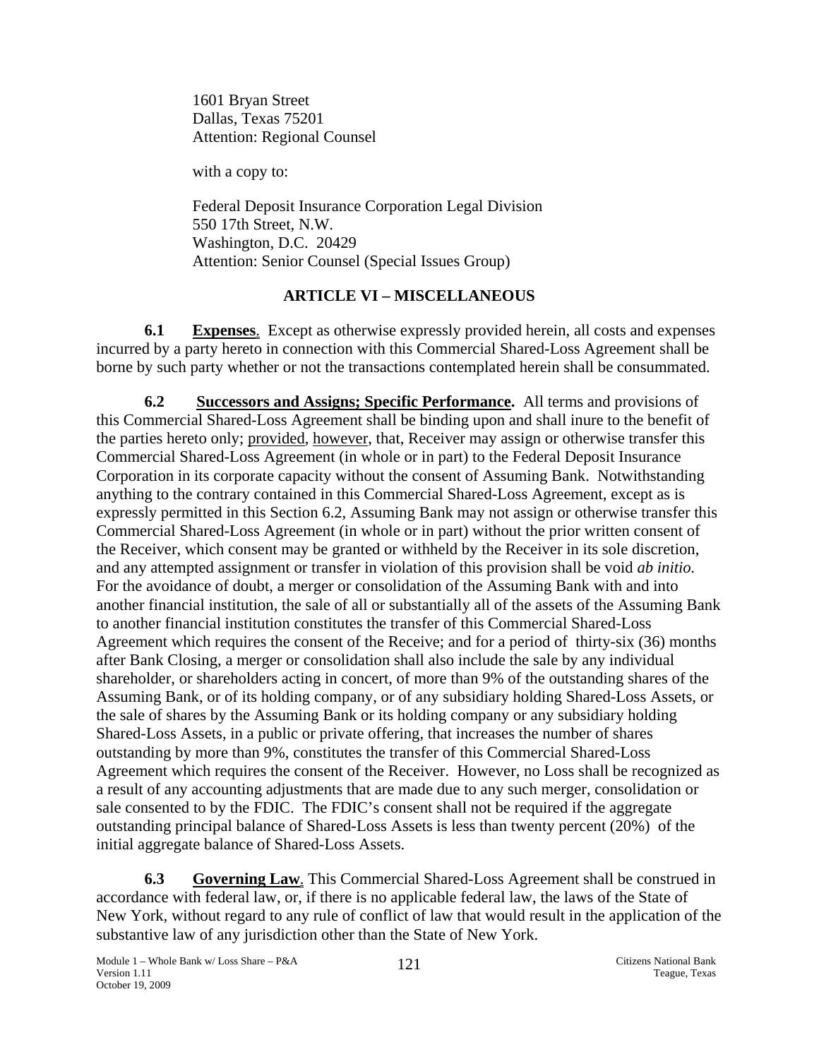1601 Bryan Street
Dallas, Texas 75201
Attention: Regional Counsel

with a copy to:

Federal Deposit Insurance Corporation Legal Division
550 17th Street, N.W.
Washington, D.C. 20429
Attention: Senior Counsel (Special Issues Group)

## ARTICLE VI – MISCELLANEOUS

**6.1 Expenses**. Except as otherwise expressly provided herein, all costs and expenses incurred by a party hereto in connection with this Commercial Shared-Loss Agreement shall be borne by such party whether or not the transactions contemplated herein shall be consummated.

**6.2 Successors and Assigns; Specific Performance.** All terms and provisions of this Commercial Shared-Loss Agreement shall be binding upon and shall inure to the benefit of the parties hereto only; provided, however, that, Receiver may assign or otherwise transfer this Commercial Shared-Loss Agreement (in whole or in part) to the Federal Deposit Insurance Corporation in its corporate capacity without the consent of Assuming Bank. Notwithstanding anything to the contrary contained in this Commercial Shared-Loss Agreement, except as is expressly permitted in this Section 6.2, Assuming Bank may not assign or otherwise transfer this Commercial Shared-Loss Agreement (in whole or in part) without the prior written consent of the Receiver, which consent may be granted or withheld by the Receiver in its sole discretion, and any attempted assignment or transfer in violation of this provision shall be void *ab initio.* For the avoidance of doubt, a merger or consolidation of the Assuming Bank with and into another financial institution, the sale of all or substantially all of the assets of the Assuming Bank to another financial institution constitutes the transfer of this Commercial Shared-Loss Agreement which requires the consent of the Receive; and for a period of thirty-six (36) months after Bank Closing, a merger or consolidation shall also include the sale by any individual shareholder, or shareholders acting in concert, of more than 9% of the outstanding shares of the Assuming Bank, or of its holding company, or of any subsidiary holding Shared-Loss Assets, or the sale of shares by the Assuming Bank or its holding company or any subsidiary holding Shared-Loss Assets, in a public or private offering, that increases the number of shares outstanding by more than 9%, constitutes the transfer of this Commercial Shared-Loss Agreement which requires the consent of the Receiver. However, no Loss shall be recognized as a result of any accounting adjustments that are made due to any such merger, consolidation or sale consented to by the FDIC. The FDIC's consent shall not be required if the aggregate outstanding principal balance of Shared-Loss Assets is less than twenty percent (20%) of the initial aggregate balance of Shared-Loss Assets.

**6.3 Governing Law**. This Commercial Shared-Loss Agreement shall be construed in accordance with federal law, or, if there is no applicable federal law, the laws of the State of New York, without regard to any rule of conflict of law that would result in the application of the substantive law of any jurisdiction other than the State of New York.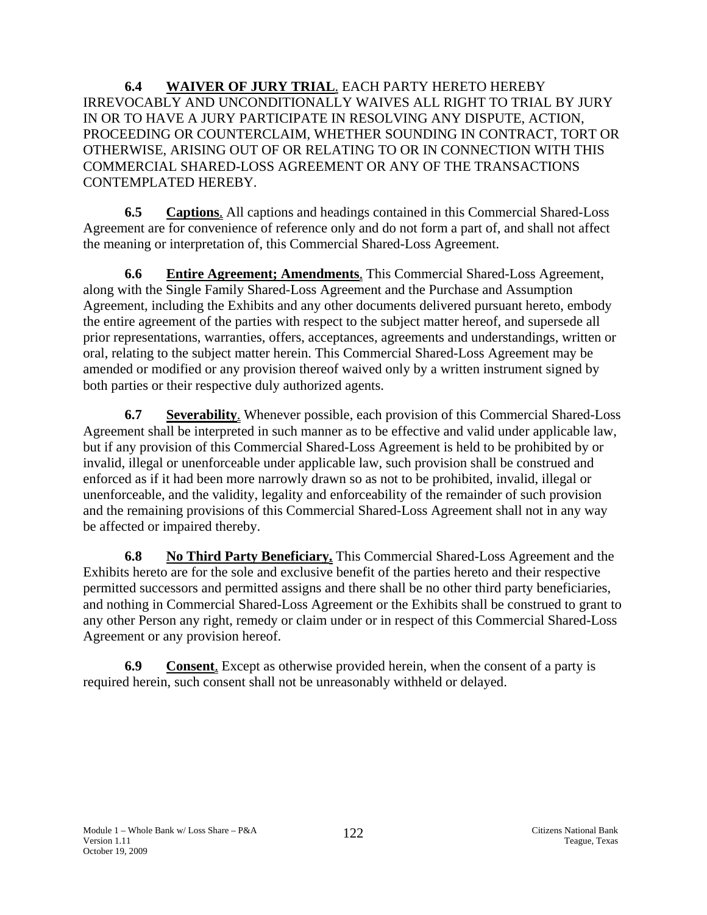**6.4 WAIVER OF JURY TRIAL**. EACH PARTY HERETO HEREBY IRREVOCABLY AND UNCONDITIONALLY WAIVES ALL RIGHT TO TRIAL BY JURY IN OR TO HAVE A JURY PARTICIPATE IN RESOLVING ANY DISPUTE, ACTION, PROCEEDING OR COUNTERCLAIM, WHETHER SOUNDING IN CONTRACT, TORT OR OTHERWISE, ARISING OUT OF OR RELATING TO OR IN CONNECTION WITH THIS COMMERCIAL SHARED-LOSS AGREEMENT OR ANY OF THE TRANSACTIONS CONTEMPLATED HEREBY.

**6.5 Captions**. All captions and headings contained in this Commercial Shared-Loss Agreement are for convenience of reference only and do not form a part of, and shall not affect the meaning or interpretation of, this Commercial Shared-Loss Agreement.

**6.6 Entire Agreement; Amendments**. This Commercial Shared-Loss Agreement, along with the Single Family Shared-Loss Agreement and the Purchase and Assumption Agreement, including the Exhibits and any other documents delivered pursuant hereto, embody the entire agreement of the parties with respect to the subject matter hereof, and supersede all prior representations, warranties, offers, acceptances, agreements and understandings, written or oral, relating to the subject matter herein. This Commercial Shared-Loss Agreement may be amended or modified or any provision thereof waived only by a written instrument signed by both parties or their respective duly authorized agents.

**6.7 Severability**. Whenever possible, each provision of this Commercial Shared-Loss Agreement shall be interpreted in such manner as to be effective and valid under applicable law, but if any provision of this Commercial Shared-Loss Agreement is held to be prohibited by or invalid, illegal or unenforceable under applicable law, such provision shall be construed and enforced as if it had been more narrowly drawn so as not to be prohibited, invalid, illegal or unenforceable, and the validity, legality and enforceability of the remainder of such provision and the remaining provisions of this Commercial Shared-Loss Agreement shall not in any way be affected or impaired thereby.

**6.8 No Third Party Beneficiary.** This Commercial Shared-Loss Agreement and the Exhibits hereto are for the sole and exclusive benefit of the parties hereto and their respective permitted successors and permitted assigns and there shall be no other third party beneficiaries, and nothing in Commercial Shared-Loss Agreement or the Exhibits shall be construed to grant to any other Person any right, remedy or claim under or in respect of this Commercial Shared-Loss Agreement or any provision hereof.

**6.9 Consent**. Except as otherwise provided herein, when the consent of a party is required herein, such consent shall not be unreasonably withheld or delayed.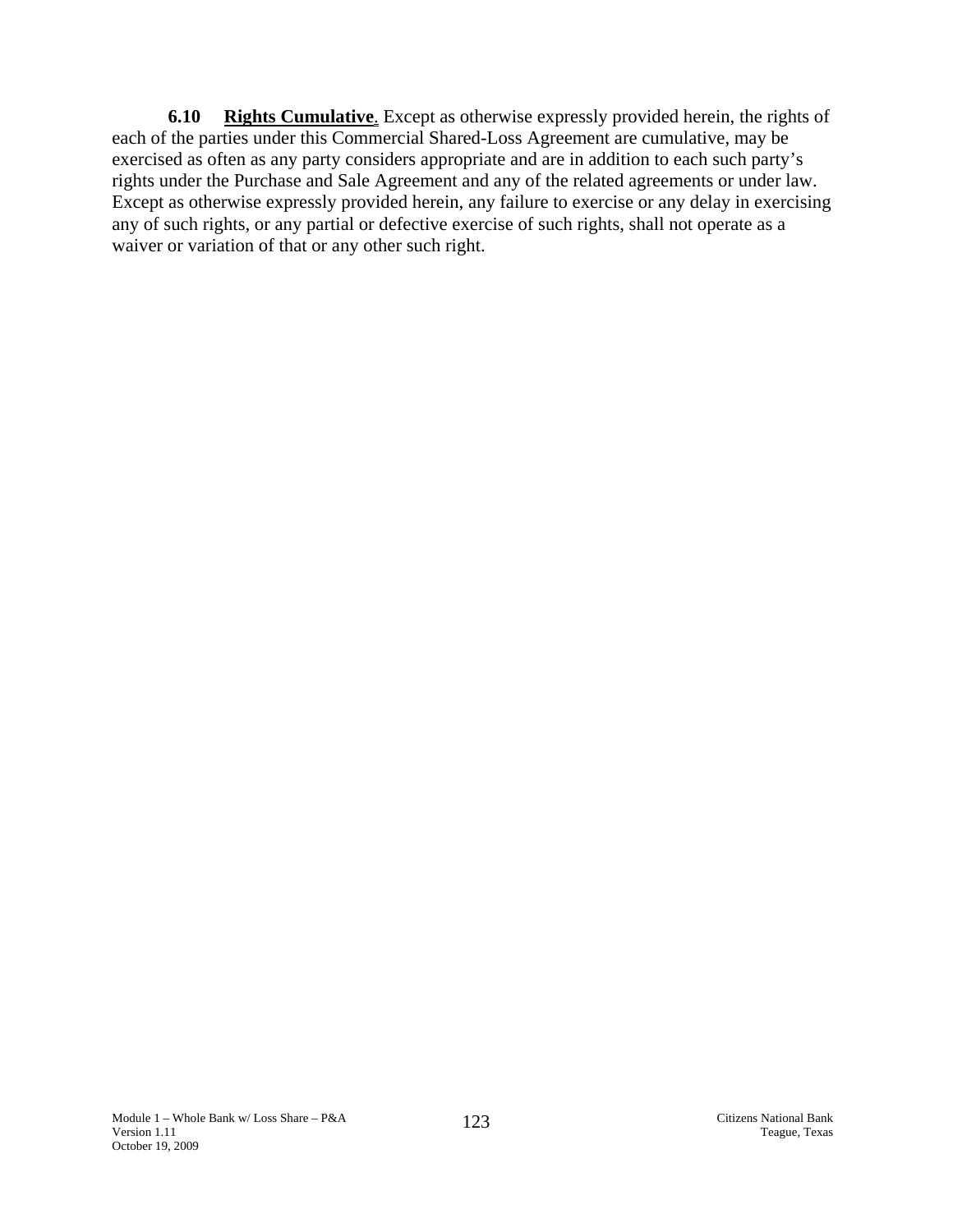**6.10 Rights Cumulative**. Except as otherwise expressly provided herein, the rights of each of the parties under this Commercial Shared-Loss Agreement are cumulative, may be exercised as often as any party considers appropriate and are in addition to each such party's rights under the Purchase and Sale Agreement and any of the related agreements or under law. Except as otherwise expressly provided herein, any failure to exercise or any delay in exercising any of such rights, or any partial or defective exercise of such rights, shall not operate as a waiver or variation of that or any other such right.